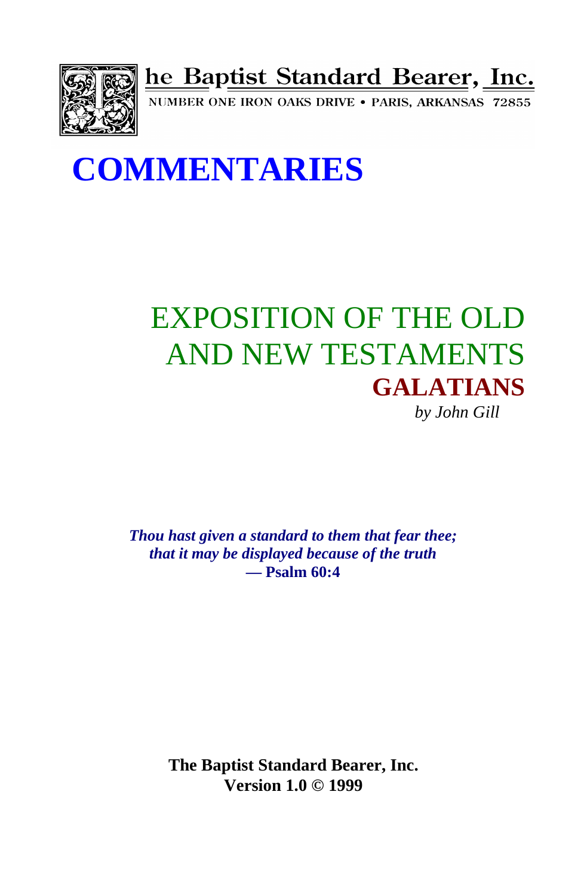The Baptist Standard Bearer, Inc.

NUMBER ONE IRON OAKS DRIVE • PARIS, ARKANSAS 72855

# COMMENTARIES

## EXPOSITION OF THE OLD AND NEW TESTAMENTS

## GALATIANS

*by John Gill*

***Thou hast given a standard to them that fear thee; that it may be displayed because of the truth***

**— Psalm 60:4**

**The Baptist Standard Bearer, Inc.**

**Version 1.0 © 1999**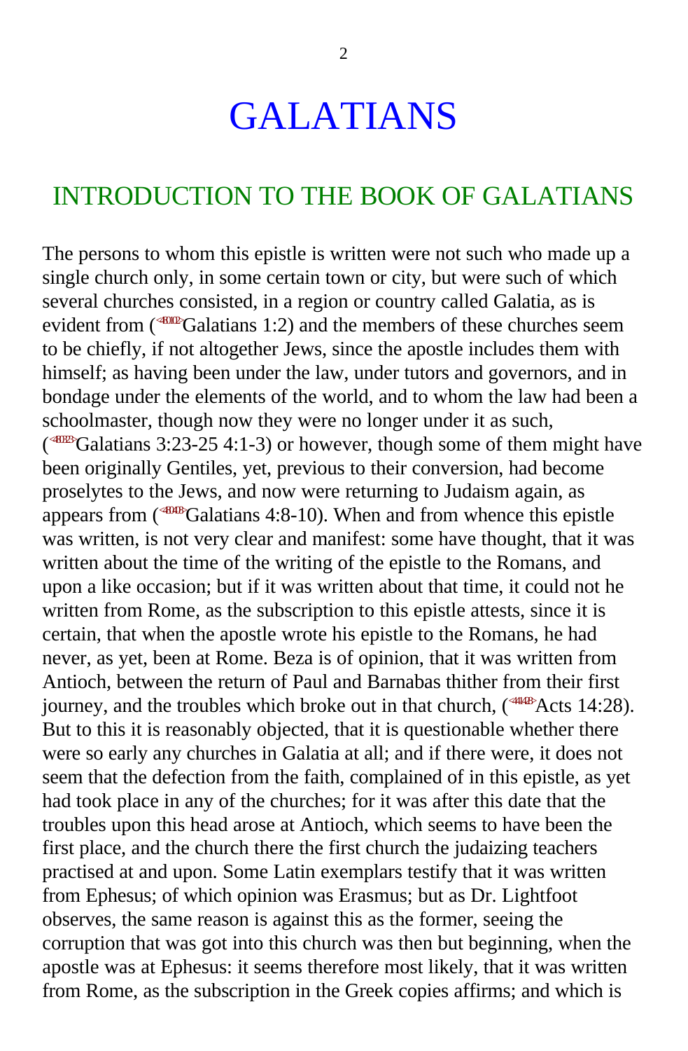# GALATIANS

## INTRODUCTION TO THE BOOK OF GALATIANS

The persons to whom this epistle is written were not such who made up a single church only, in some certain town or city, but were such of which several churches consisted, in a region or country called Galatia, as is evident from (<480102>Galatians 1:2) and the members of these churches seem to be chiefly, if not altogether Jews, since the apostle includes them with himself; as having been under the law, under tutors and governors, and in bondage under the elements of the world, and to whom the law had been a schoolmaster, though now they were no longer under it as such, (<480323>Galatians 3:23-25 4:1-3) or however, though some of them might have been originally Gentiles, yet, previous to their conversion, had become proselytes to the Jews, and now were returning to Judaism again, as appears from (<480408>Galatians 4:8-10). When and from whence this epistle was written, is not very clear and manifest: some have thought, that it was written about the time of the writing of the epistle to the Romans, and upon a like occasion; but if it was written about that time, it could not he written from Rome, as the subscription to this epistle attests, since it is certain, that when the apostle wrote his epistle to the Romans, he had never, as yet, been at Rome. Beza is of opinion, that it was written from Antioch, between the return of Paul and Barnabas thither from their first journey, and the troubles which broke out in that church, (<441428>Acts 14:28). But to this it is reasonably objected, that it is questionable whether there were so early any churches in Galatia at all; and if there were, it does not seem that the defection from the faith, complained of in this epistle, as yet had took place in any of the churches; for it was after this date that the troubles upon this head arose at Antioch, which seems to have been the first place, and the church there the first church the judaizing teachers practised at and upon. Some Latin exemplars testify that it was written from Ephesus; of which opinion was Erasmus; but as Dr. Lightfoot observes, the same reason is against this as the former, seeing the corruption that was got into this church was then but beginning, when the apostle was at Ephesus: it seems therefore most likely, that it was written from Rome, as the subscription in the Greek copies affirms; and which is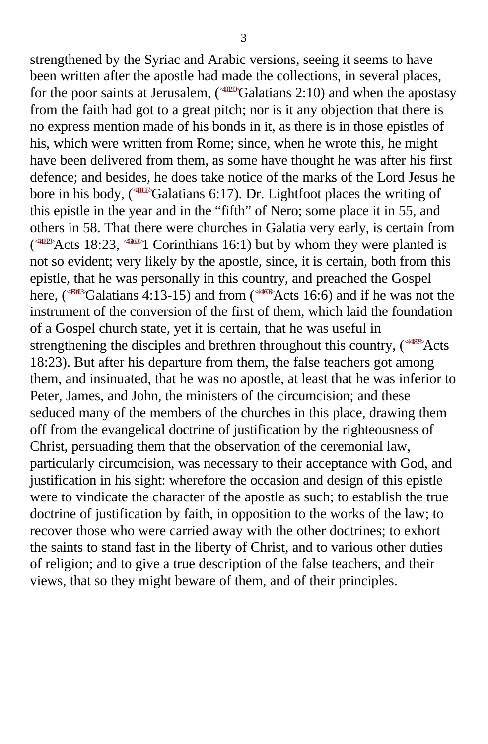strengthened by the Syriac and Arabic versions, seeing it seems to have been written after the apostle had made the collections, in several places, for the poor saints at Jerusalem, (<480210>Galatians 2:10) and when the apostasy from the faith had got to a great pitch; nor is it any objection that there is no express mention made of his bonds in it, as there is in those epistles of his, which were written from Rome; since, when he wrote this, he might have been delivered from them, as some have thought he was after his first defence; and besides, he does take notice of the marks of the Lord Jesus he bore in his body, (<480617>Galatians 6:17). Dr. Lightfoot places the writing of this epistle in the year and in the "fifth" of Nero; some place it in 55, and others in 58. That there were churches in Galatia very early, is certain from (<441823>Acts 18:23, <461601>1 Corinthians 16:1) but by whom they were planted is not so evident; very likely by the apostle, since, it is certain, both from this epistle, that he was personally in this country, and preached the Gospel here, (<480413>Galatians 4:13-15) and from (<441606>Acts 16:6) and if he was not the instrument of the conversion of the first of them, which laid the foundation of a Gospel church state, yet it is certain, that he was useful in strengthening the disciples and brethren throughout this country, (<441823>Acts 18:23). But after his departure from them, the false teachers got among them, and insinuated, that he was no apostle, at least that he was inferior to Peter, James, and John, the ministers of the circumcision; and these seduced many of the members of the churches in this place, drawing them off from the evangelical doctrine of justification by the righteousness of Christ, persuading them that the observation of the ceremonial law, particularly circumcision, was necessary to their acceptance with God, and justification in his sight: wherefore the occasion and design of this epistle were to vindicate the character of the apostle as such; to establish the true doctrine of justification by faith, in opposition to the works of the law; to recover those who were carried away with the other doctrines; to exhort the saints to stand fast in the liberty of Christ, and to various other duties of religion; and to give a true description of the false teachers, and their views, that so they might beware of them, and of their principles.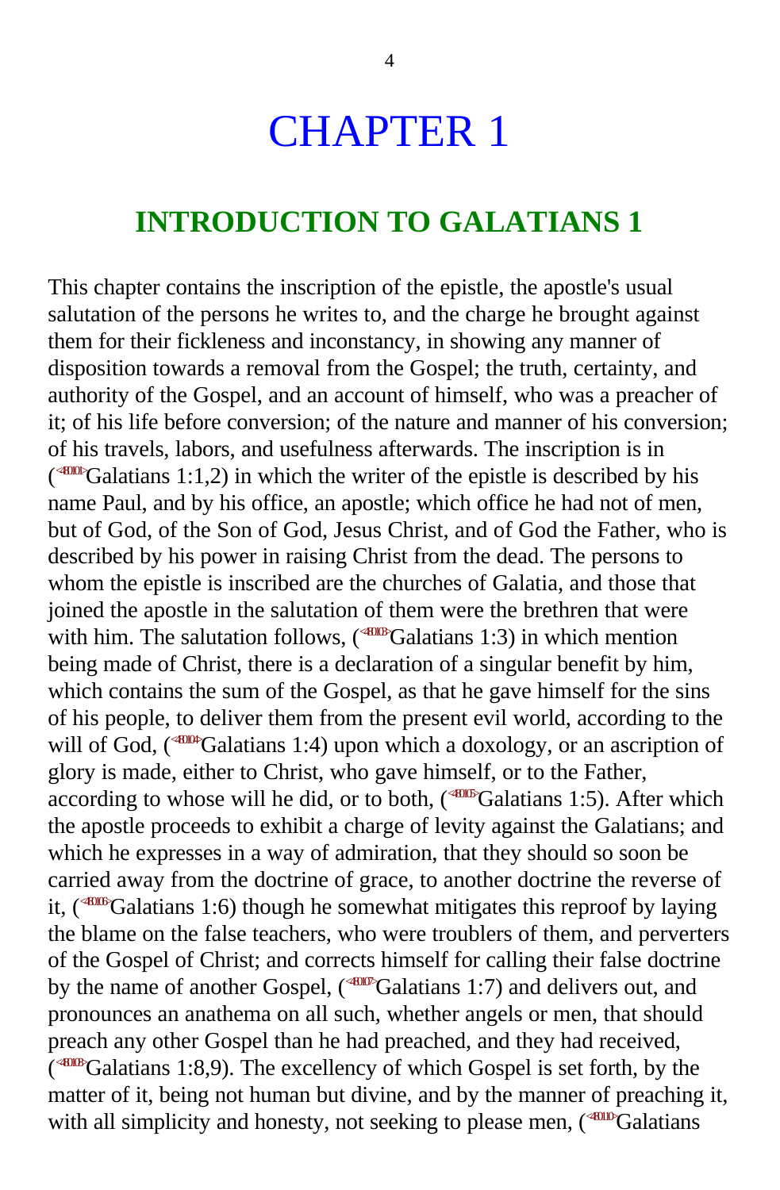# CHAPTER 1

## INTRODUCTION TO GALATIANS 1

This chapter contains the inscription of the epistle, the apostle's usual salutation of the persons he writes to, and the charge he brought against them for their fickleness and inconstancy, in showing any manner of disposition towards a removal from the Gospel; the truth, certainty, and authority of the Gospel, and an account of himself, who was a preacher of it; of his life before conversion; of the nature and manner of his conversion; of his travels, labors, and usefulness afterwards. The inscription is in (Galatians 1:1,2) in which the writer of the epistle is described by his name Paul, and by his office, an apostle; which office he had not of men, but of God, of the Son of God, Jesus Christ, and of God the Father, who is described by his power in raising Christ from the dead. The persons to whom the epistle is inscribed are the churches of Galatia, and those that joined the apostle in the salutation of them were the brethren that were with him. The salutation follows, (Galatians 1:3) in which mention being made of Christ, there is a declaration of a singular benefit by him, which contains the sum of the Gospel, as that he gave himself for the sins of his people, to deliver them from the present evil world, according to the will of God, (Galatians 1:4) upon which a doxology, or an ascription of glory is made, either to Christ, who gave himself, or to the Father, according to whose will he did, or to both, (Galatians 1:5). After which the apostle proceeds to exhibit a charge of levity against the Galatians; and which he expresses in a way of admiration, that they should so soon be carried away from the doctrine of grace, to another doctrine the reverse of it, (Galatians 1:6) though he somewhat mitigates this reproof by laying the blame on the false teachers, who were troublers of them, and perverters of the Gospel of Christ; and corrects himself for calling their false doctrine by the name of another Gospel, (Galatians 1:7) and delivers out, and pronounces an anathema on all such, whether angels or men, that should preach any other Gospel than he had preached, and they had received, (Galatians 1:8,9). The excellency of which Gospel is set forth, by the matter of it, being not human but divine, and by the manner of preaching it, with all simplicity and honesty, not seeking to please men, (Galatians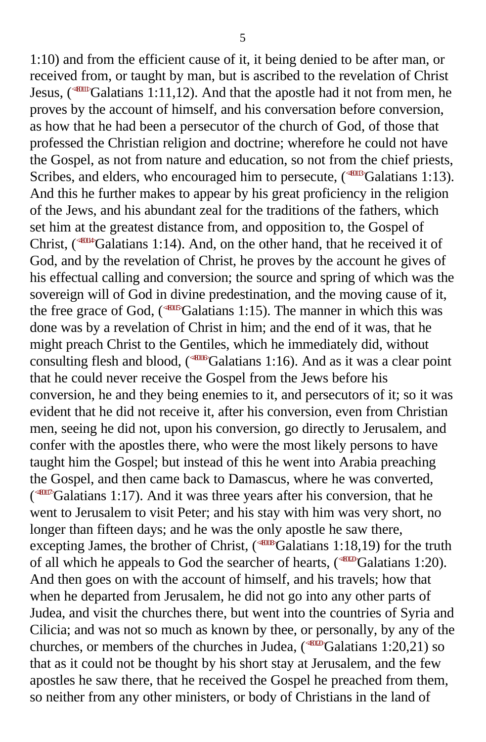1:10) and from the efficient cause of it, it being denied to be after man, or received from, or taught by man, but is ascribed to the revelation of Christ Jesus, (<480111>Galatians 1:11,12). And that the apostle had it not from men, he proves by the account of himself, and his conversation before conversion, as how that he had been a persecutor of the church of God, of those that professed the Christian religion and doctrine; wherefore he could not have the Gospel, as not from nature and education, so not from the chief priests, Scribes, and elders, who encouraged him to persecute, (<480113>Galatians 1:13). And this he further makes to appear by his great proficiency in the religion of the Jews, and his abundant zeal for the traditions of the fathers, which set him at the greatest distance from, and opposition to, the Gospel of Christ, (<480114>Galatians 1:14). And, on the other hand, that he received it of God, and by the revelation of Christ, he proves by the account he gives of his effectual calling and conversion; the source and spring of which was the sovereign will of God in divine predestination, and the moving cause of it, the free grace of God, (<480115>Galatians 1:15). The manner in which this was done was by a revelation of Christ in him; and the end of it was, that he might preach Christ to the Gentiles, which he immediately did, without consulting flesh and blood, (<480116>Galatians 1:16). And as it was a clear point that he could never receive the Gospel from the Jews before his conversion, he and they being enemies to it, and persecutors of it; so it was evident that he did not receive it, after his conversion, even from Christian men, seeing he did not, upon his conversion, go directly to Jerusalem, and confer with the apostles there, who were the most likely persons to have taught him the Gospel; but instead of this he went into Arabia preaching the Gospel, and then came back to Damascus, where he was converted, (<480117>Galatians 1:17). And it was three years after his conversion, that he went to Jerusalem to visit Peter; and his stay with him was very short, no longer than fifteen days; and he was the only apostle he saw there, excepting James, the brother of Christ, (<480118>Galatians 1:18,19) for the truth of all which he appeals to God the searcher of hearts, (<480120>Galatians 1:20). And then goes on with the account of himself, and his travels; how that when he departed from Jerusalem, he did not go into any other parts of Judea, and visit the churches there, but went into the countries of Syria and Cilicia; and was not so much as known by thee, or personally, by any of the churches, or members of the churches in Judea, (<480120>Galatians 1:20,21) so that as it could not be thought by his short stay at Jerusalem, and the few apostles he saw there, that he received the Gospel he preached from them, so neither from any other ministers, or body of Christians in the land of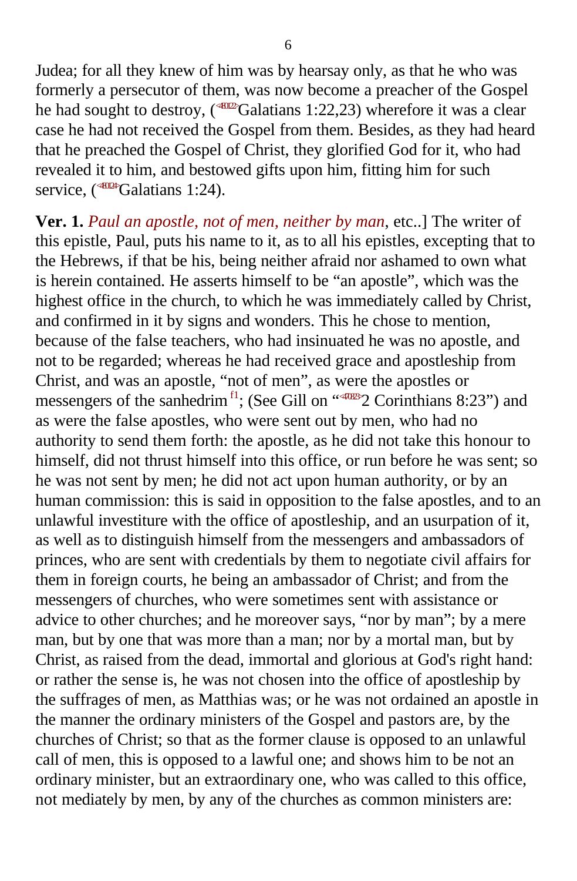Judea; for all they knew of him was by hearsay only, as that he who was formerly a persecutor of them, was now become a preacher of the Gospel he had sought to destroy, (<480122>Galatians 1:22,23) wherefore it was a clear case he had not received the Gospel from them. Besides, as they had heard that he preached the Gospel of Christ, they glorified God for it, who had revealed it to him, and bestowed gifts upon him, fitting him for such service, (<480124>Galatians 1:24).

**Ver. 1.** *Paul an apostle, not of men, neither by man*, etc..] The writer of this epistle, Paul, puts his name to it, as to all his epistles, excepting that to the Hebrews, if that be his, being neither afraid nor ashamed to own what is herein contained. He asserts himself to be "an apostle", which was the highest office in the church, to which he was immediately called by Christ, and confirmed in it by signs and wonders. This he chose to mention, because of the false teachers, who had insinuated he was no apostle, and not to be regarded; whereas he had received grace and apostleship from Christ, and was an apostle, "not of men", as were the apostles or messengers of the sanhedrim [f1]; (See Gill on "<470823>2 Corinthians 8:23") and as were the false apostles, who were sent out by men, who had no authority to send them forth: the apostle, as he did not take this honour to himself, did not thrust himself into this office, or run before he was sent; so he was not sent by men; he did not act upon human authority, or by an human commission: this is said in opposition to the false apostles, and to an unlawful investiture with the office of apostleship, and an usurpation of it, as well as to distinguish himself from the messengers and ambassadors of princes, who are sent with credentials by them to negotiate civil affairs for them in foreign courts, he being an ambassador of Christ; and from the messengers of churches, who were sometimes sent with assistance or advice to other churches; and he moreover says, "nor by man"; by a mere man, but by one that was more than a man; nor by a mortal man, but by Christ, as raised from the dead, immortal and glorious at God's right hand: or rather the sense is, he was not chosen into the office of apostleship by the suffrages of men, as Matthias was; or he was not ordained an apostle in the manner the ordinary ministers of the Gospel and pastors are, by the churches of Christ; so that as the former clause is opposed to an unlawful call of men, this is opposed to a lawful one; and shows him to be not an ordinary minister, but an extraordinary one, who was called to this office, not mediately by men, by any of the churches as common ministers are: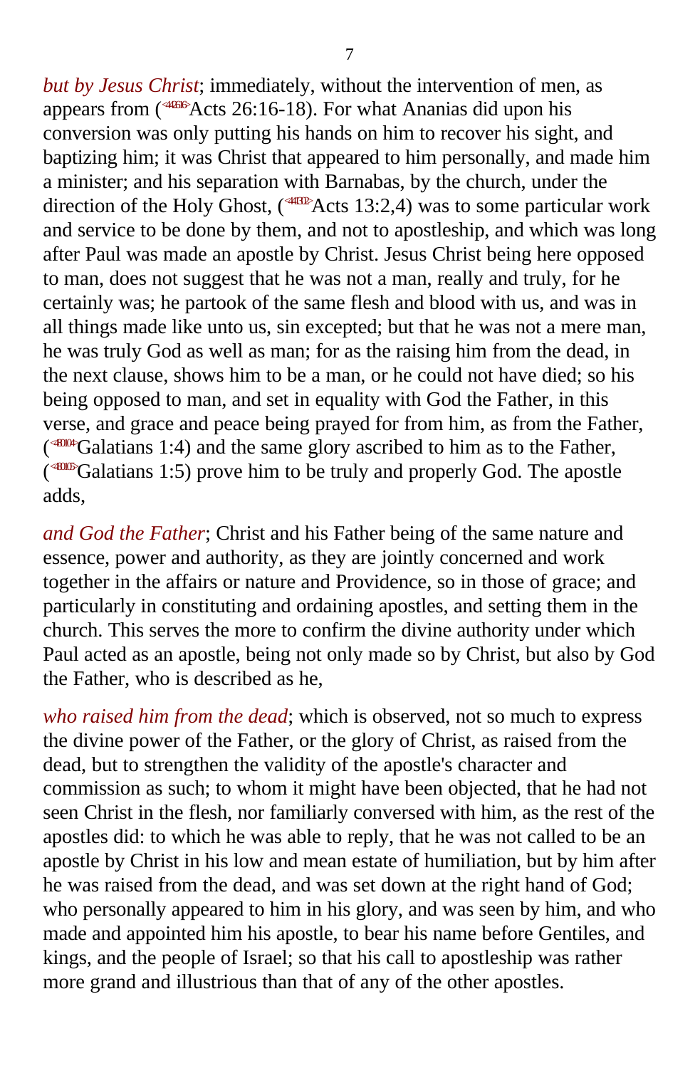*but by Jesus Christ*; immediately, without the intervention of men, as appears from (<442616>Acts 26:16-18). For what Ananias did upon his conversion was only putting his hands on him to recover his sight, and baptizing him; it was Christ that appeared to him personally, and made him a minister; and his separation with Barnabas, by the church, under the direction of the Holy Ghost, (<441302>Acts 13:2,4) was to some particular work and service to be done by them, and not to apostleship, and which was long after Paul was made an apostle by Christ. Jesus Christ being here opposed to man, does not suggest that he was not a man, really and truly, for he certainly was; he partook of the same flesh and blood with us, and was in all things made like unto us, sin excepted; but that he was not a mere man, he was truly God as well as man; for as the raising him from the dead, in the next clause, shows him to be a man, or he could not have died; so his being opposed to man, and set in equality with God the Father, in this verse, and grace and peace being prayed for from him, as from the Father, (<480104>Galatians 1:4) and the same glory ascribed to him as to the Father, (<480105>Galatians 1:5) prove him to be truly and properly God. The apostle adds,

*and God the Father*; Christ and his Father being of the same nature and essence, power and authority, as they are jointly concerned and work together in the affairs or nature and Providence, so in those of grace; and particularly in constituting and ordaining apostles, and setting them in the church. This serves the more to confirm the divine authority under which Paul acted as an apostle, being not only made so by Christ, but also by God the Father, who is described as he,

*who raised him from the dead*; which is observed, not so much to express the divine power of the Father, or the glory of Christ, as raised from the dead, but to strengthen the validity of the apostle's character and commission as such; to whom it might have been objected, that he had not seen Christ in the flesh, nor familiarly conversed with him, as the rest of the apostles did: to which he was able to reply, that he was not called to be an apostle by Christ in his low and mean estate of humiliation, but by him after he was raised from the dead, and was set down at the right hand of God; who personally appeared to him in his glory, and was seen by him, and who made and appointed him his apostle, to bear his name before Gentiles, and kings, and the people of Israel; so that his call to apostleship was rather more grand and illustrious than that of any of the other apostles.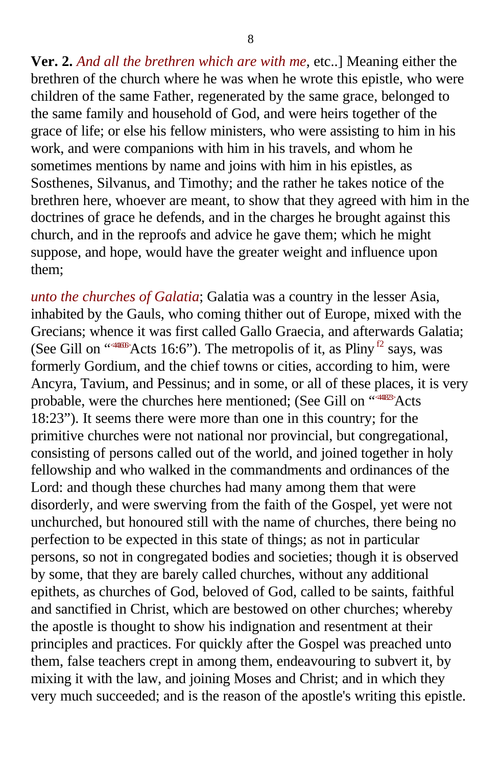**Ver. 2.** *And all the brethren which are with me*, etc..] Meaning either the brethren of the church where he was when he wrote this epistle, who were children of the same Father, regenerated by the same grace, belonged to the same family and household of God, and were heirs together of the grace of life; or else his fellow ministers, who were assisting to him in his work, and were companions with him in his travels, and whom he sometimes mentions by name and joins with him in his epistles, as Sosthenes, Silvanus, and Timothy; and the rather he takes notice of the brethren here, whoever are meant, to show that they agreed with him in the doctrines of grace he defends, and in the charges he brought against this church, and in the reproofs and advice he gave them; which he might suppose, and hope, would have the greater weight and influence upon them;

*unto the churches of Galatia*; Galatia was a country in the lesser Asia, inhabited by the Gauls, who coming thither out of Europe, mixed with the Grecians; whence it was first called Gallo Graecia, and afterwards Galatia; (See Gill on "<441606>Acts 16:6"). The metropolis of it, as Pliny[f2] says, was formerly Gordium, and the chief towns or cities, according to him, were Ancyra, Tavium, and Pessinus; and in some, or all of these places, it is very probable, were the churches here mentioned; (See Gill on "<441823>Acts 18:23"). It seems there were more than one in this country; for the primitive churches were not national nor provincial, but congregational, consisting of persons called out of the world, and joined together in holy fellowship and who walked in the commandments and ordinances of the Lord: and though these churches had many among them that were disorderly, and were swerving from the faith of the Gospel, yet were not unchurched, but honoured still with the name of churches, there being no perfection to be expected in this state of things; as not in particular persons, so not in congregated bodies and societies; though it is observed by some, that they are barely called churches, without any additional epithets, as churches of God, beloved of God, called to be saints, faithful and sanctified in Christ, which are bestowed on other churches; whereby the apostle is thought to show his indignation and resentment at their principles and practices. For quickly after the Gospel was preached unto them, false teachers crept in among them, endeavouring to subvert it, by mixing it with the law, and joining Moses and Christ; and in which they very much succeeded; and is the reason of the apostle's writing this epistle.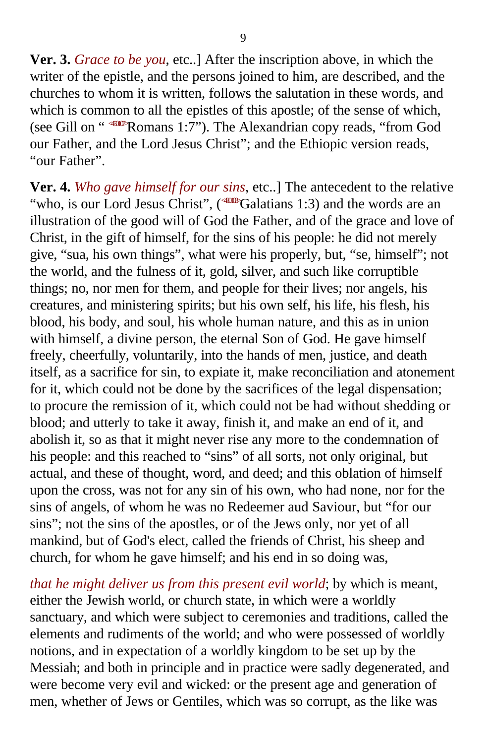**Ver. 3.** *Grace to be you*, etc..] After the inscription above, in which the writer of the epistle, and the persons joined to him, are described, and the churches to whom it is written, follows the salutation in these words, and which is common to all the epistles of this apostle; of the sense of which, (see Gill on " Romans 1:7"). The Alexandrian copy reads, "from God our Father, and the Lord Jesus Christ"; and the Ethiopic version reads, "our Father".

**Ver. 4.** *Who gave himself for our sins*, etc..] The antecedent to the relative "who, is our Lord Jesus Christ", (Galatians 1:3) and the words are an illustration of the good will of God the Father, and of the grace and love of Christ, in the gift of himself, for the sins of his people: he did not merely give, "sua, his own things", what were his properly, but, "se, himself"; not the world, and the fulness of it, gold, silver, and such like corruptible things; no, nor men for them, and people for their lives; nor angels, his creatures, and ministering spirits; but his own self, his life, his flesh, his blood, his body, and soul, his whole human nature, and this as in union with himself, a divine person, the eternal Son of God. He gave himself freely, cheerfully, voluntarily, into the hands of men, justice, and death itself, as a sacrifice for sin, to expiate it, make reconciliation and atonement for it, which could not be done by the sacrifices of the legal dispensation; to procure the remission of it, which could not be had without shedding or blood; and utterly to take it away, finish it, and make an end of it, and abolish it, so as that it might never rise any more to the condemnation of his people: and this reached to "sins" of all sorts, not only original, but actual, and these of thought, word, and deed; and this oblation of himself upon the cross, was not for any sin of his own, who had none, nor for the sins of angels, of whom he was no Redeemer aud Saviour, but "for our sins"; not the sins of the apostles, or of the Jews only, nor yet of all mankind, but of God's elect, called the friends of Christ, his sheep and church, for whom he gave himself; and his end in so doing was,

*that he might deliver us from this present evil world*; by which is meant, either the Jewish world, or church state, in which were a worldly sanctuary, and which were subject to ceremonies and traditions, called the elements and rudiments of the world; and who were possessed of worldly notions, and in expectation of a worldly kingdom to be set up by the Messiah; and both in principle and in practice were sadly degenerated, and were become very evil and wicked: or the present age and generation of men, whether of Jews or Gentiles, which was so corrupt, as the like was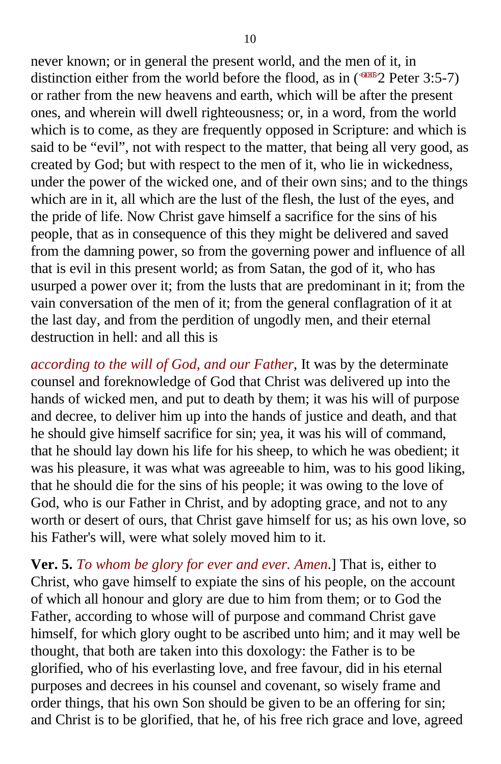never known; or in general the present world, and the men of it, in distinction either from the world before the flood, as in (<610305>2 Peter 3:5-7) or rather from the new heavens and earth, which will be after the present ones, and wherein will dwell righteousness; or, in a word, from the world which is to come, as they are frequently opposed in Scripture: and which is said to be "evil", not with respect to the matter, that being all very good, as created by God; but with respect to the men of it, who lie in wickedness, under the power of the wicked one, and of their own sins; and to the things which are in it, all which are the lust of the flesh, the lust of the eyes, and the pride of life. Now Christ gave himself a sacrifice for the sins of his people, that as in consequence of this they might be delivered and saved from the damning power, so from the governing power and influence of all that is evil in this present world; as from Satan, the god of it, who has usurped a power over it; from the lusts that are predominant in it; from the vain conversation of the men of it; from the general conflagration of it at the last day, and from the perdition of ungodly men, and their eternal destruction in hell: and all this is

*according to the will of God, and our Father*, It was by the determinate counsel and foreknowledge of God that Christ was delivered up into the hands of wicked men, and put to death by them; it was his will of purpose and decree, to deliver him up into the hands of justice and death, and that he should give himself sacrifice for sin; yea, it was his will of command, that he should lay down his life for his sheep, to which he was obedient; it was his pleasure, it was what was agreeable to him, was to his good liking, that he should die for the sins of his people; it was owing to the love of God, who is our Father in Christ, and by adopting grace, and not to any worth or desert of ours, that Christ gave himself for us; as his own love, so his Father's will, were what solely moved him to it.

**Ver. 5.** *To whom be glory for ever and ever. Amen*.] That is, either to Christ, who gave himself to expiate the sins of his people, on the account of which all honour and glory are due to him from them; or to God the Father, according to whose will of purpose and command Christ gave himself, for which glory ought to be ascribed unto him; and it may well be thought, that both are taken into this doxology: the Father is to be glorified, who of his everlasting love, and free favour, did in his eternal purposes and decrees in his counsel and covenant, so wisely frame and order things, that his own Son should be given to be an offering for sin; and Christ is to be glorified, that he, of his free rich grace and love, agreed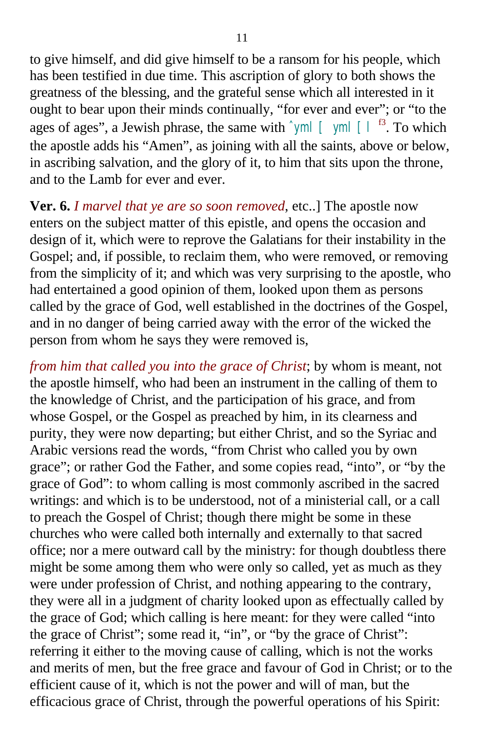to give himself, and did give himself to be a ransom for his people, which has been testified in due time. This ascription of glory to both shows the greatness of the blessing, and the grateful sense which all interested in it ought to bear upon their minds continually, "for ever and ever"; or "to the ages of ages", a Jewish phrase, the same with ˆyml [ yml [ l [f3]. To which the apostle adds his "Amen", as joining with all the saints, above or below, in ascribing salvation, and the glory of it, to him that sits upon the throne, and to the Lamb for ever and ever.

**Ver. 6.** *I marvel that ye are so soon removed*, etc..] The apostle now enters on the subject matter of this epistle, and opens the occasion and design of it, which were to reprove the Galatians for their instability in the Gospel; and, if possible, to reclaim them, who were removed, or removing from the simplicity of it; and which was very surprising to the apostle, who had entertained a good opinion of them, looked upon them as persons called by the grace of God, well established in the doctrines of the Gospel, and in no danger of being carried away with the error of the wicked the person from whom he says they were removed is,

*from him that called you into the grace of Christ*; by whom is meant, not the apostle himself, who had been an instrument in the calling of them to the knowledge of Christ, and the participation of his grace, and from whose Gospel, or the Gospel as preached by him, in its clearness and purity, they were now departing; but either Christ, and so the Syriac and Arabic versions read the words, "from Christ who called you by own grace"; or rather God the Father, and some copies read, "into", or "by the grace of God": to whom calling is most commonly ascribed in the sacred writings: and which is to be understood, not of a ministerial call, or a call to preach the Gospel of Christ; though there might be some in these churches who were called both internally and externally to that sacred office; nor a mere outward call by the ministry: for though doubtless there might be some among them who were only so called, yet as much as they were under profession of Christ, and nothing appearing to the contrary, they were all in a judgment of charity looked upon as effectually called by the grace of God; which calling is here meant: for they were called "into the grace of Christ"; some read it, "in", or "by the grace of Christ": referring it either to the moving cause of calling, which is not the works and merits of men, but the free grace and favour of God in Christ; or to the efficient cause of it, which is not the power and will of man, but the efficacious grace of Christ, through the powerful operations of his Spirit: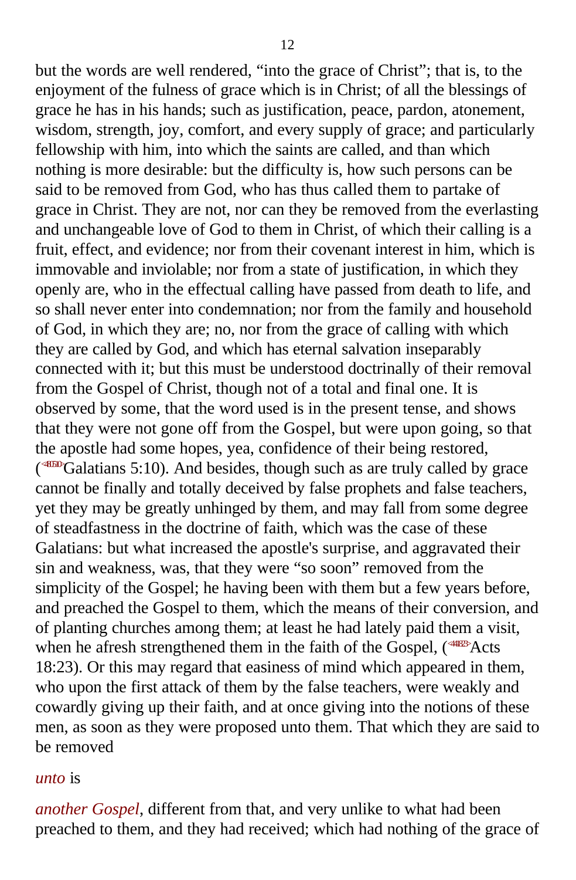but the words are well rendered, “into the grace of Christ”; that is, to the enjoyment of the fulness of grace which is in Christ; of all the blessings of grace he has in his hands; such as justification, peace, pardon, atonement, wisdom, strength, joy, comfort, and every supply of grace; and particularly fellowship with him, into which the saints are called, and than which nothing is more desirable: but the difficulty is, how such persons can be said to be removed from God, who has thus called them to partake of grace in Christ. They are not, nor can they be removed from the everlasting and unchangeable love of God to them in Christ, of which their calling is a fruit, effect, and evidence; nor from their covenant interest in him, which is immovable and inviolable; nor from a state of justification, in which they openly are, who in the effectual calling have passed from death to life, and so shall never enter into condemnation; nor from the family and household of God, in which they are; no, nor from the grace of calling with which they are called by God, and which has eternal salvation inseparably connected with it; but this must be understood doctrinally of their removal from the Gospel of Christ, though not of a total and final one. It is observed by some, that the word used is in the present tense, and shows that they were not gone off from the Gospel, but were upon going, so that the apostle had some hopes, yea, confidence of their being restored, (<480510>Galatians 5:10). And besides, though such as are truly called by grace cannot be finally and totally deceived by false prophets and false teachers, yet they may be greatly unhinged by them, and may fall from some degree of steadfastness in the doctrine of faith, which was the case of these Galatians: but what increased the apostle's surprise, and aggravated their sin and weakness, was, that they were “so soon” removed from the simplicity of the Gospel; he having been with them but a few years before, and preached the Gospel to them, which the means of their conversion, and of planting churches among them; at least he had lately paid them a visit, when he afresh strengthened them in the faith of the Gospel, (<441823>Acts 18:23). Or this may regard that easiness of mind which appeared in them, who upon the first attack of them by the false teachers, were weakly and cowardly giving up their faith, and at once giving into the notions of these men, as soon as they were proposed unto them. That which they are said to be removed

*unto* is

*another Gospel*, different from that, and very unlike to what had been preached to them, and they had received; which had nothing of the grace of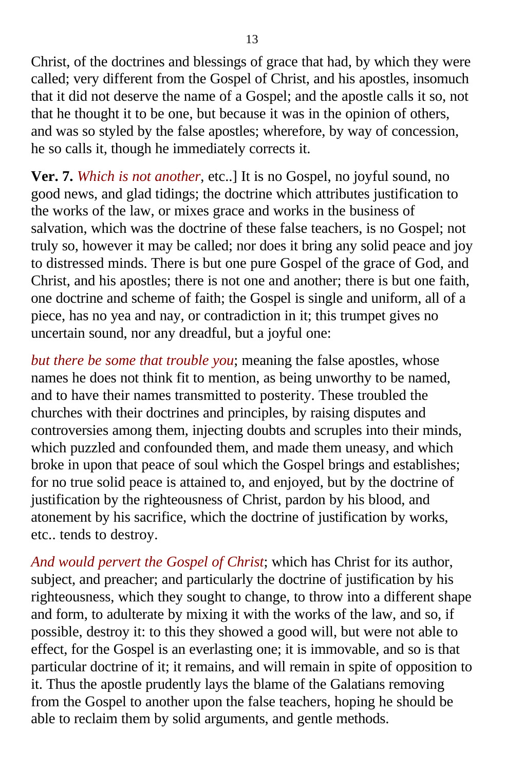Christ, of the doctrines and blessings of grace that had, by which they were called; very different from the Gospel of Christ, and his apostles, insomuch that it did not deserve the name of a Gospel; and the apostle calls it so, not that he thought it to be one, but because it was in the opinion of others, and was so styled by the false apostles; wherefore, by way of concession, he so calls it, though he immediately corrects it.

**Ver. 7.** *Which is not another*, etc..] It is no Gospel, no joyful sound, no good news, and glad tidings; the doctrine which attributes justification to the works of the law, or mixes grace and works in the business of salvation, which was the doctrine of these false teachers, is no Gospel; not truly so, however it may be called; nor does it bring any solid peace and joy to distressed minds. There is but one pure Gospel of the grace of God, and Christ, and his apostles; there is not one and another; there is but one faith, one doctrine and scheme of faith; the Gospel is single and uniform, all of a piece, has no yea and nay, or contradiction in it; this trumpet gives no uncertain sound, nor any dreadful, but a joyful one:

*but there be some that trouble you*; meaning the false apostles, whose names he does not think fit to mention, as being unworthy to be named, and to have their names transmitted to posterity. These troubled the churches with their doctrines and principles, by raising disputes and controversies among them, injecting doubts and scruples into their minds, which puzzled and confounded them, and made them uneasy, and which broke in upon that peace of soul which the Gospel brings and establishes; for no true solid peace is attained to, and enjoyed, but by the doctrine of justification by the righteousness of Christ, pardon by his blood, and atonement by his sacrifice, which the doctrine of justification by works, etc.. tends to destroy.

*And would pervert the Gospel of Christ*; which has Christ for its author, subject, and preacher; and particularly the doctrine of justification by his righteousness, which they sought to change, to throw into a different shape and form, to adulterate by mixing it with the works of the law, and so, if possible, destroy it: to this they showed a good will, but were not able to effect, for the Gospel is an everlasting one; it is immovable, and so is that particular doctrine of it; it remains, and will remain in spite of opposition to it. Thus the apostle prudently lays the blame of the Galatians removing from the Gospel to another upon the false teachers, hoping he should be able to reclaim them by solid arguments, and gentle methods.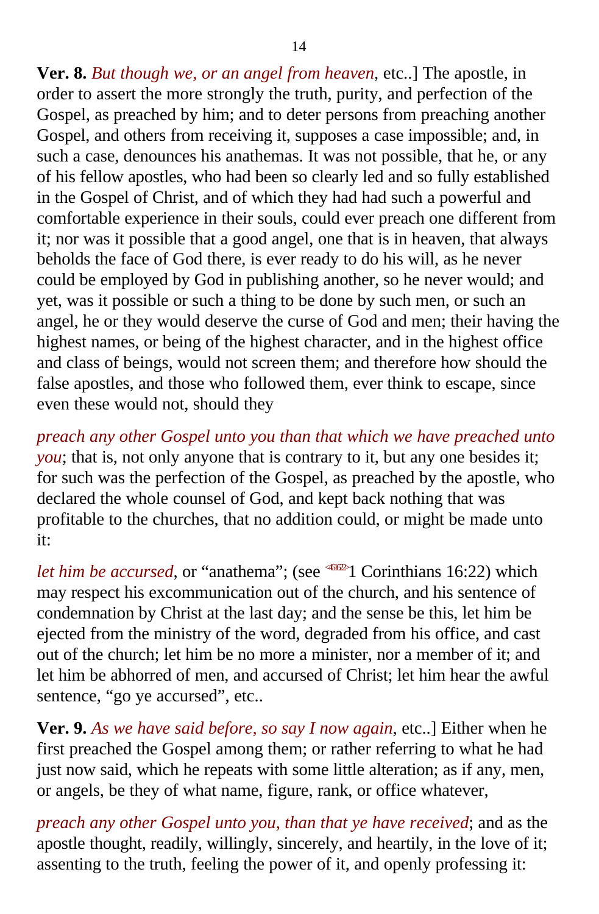**Ver. 8.** *But though we, or an angel from heaven*, etc..] The apostle, in order to assert the more strongly the truth, purity, and perfection of the Gospel, as preached by him; and to deter persons from preaching another Gospel, and others from receiving it, supposes a case impossible; and, in such a case, denounces his anathemas. It was not possible, that he, or any of his fellow apostles, who had been so clearly led and so fully established in the Gospel of Christ, and of which they had had such a powerful and comfortable experience in their souls, could ever preach one different from it; nor was it possible that a good angel, one that is in heaven, that always beholds the face of God there, is ever ready to do his will, as he never could be employed by God in publishing another, so he never would; and yet, was it possible or such a thing to be done by such men, or such an angel, he or they would deserve the curse of God and men; their having the highest names, or being of the highest character, and in the highest office and class of beings, would not screen them; and therefore how should the false apostles, and those who followed them, ever think to escape, since even these would not, should they

*preach any other Gospel unto you than that which we have preached unto you*; that is, not only anyone that is contrary to it, but any one besides it; for such was the perfection of the Gospel, as preached by the apostle, who declared the whole counsel of God, and kept back nothing that was profitable to the churches, that no addition could, or might be made unto it:

*let him be accursed*, or "anathema"; (see <461622>1 Corinthians 16:22) which may respect his excommunication out of the church, and his sentence of condemnation by Christ at the last day; and the sense be this, let him be ejected from the ministry of the word, degraded from his office, and cast out of the church; let him be no more a minister, nor a member of it; and let him be abhorred of men, and accursed of Christ; let him hear the awful sentence, "go ye accursed", etc..

**Ver. 9.** *As we have said before, so say I now again*, etc..] Either when he first preached the Gospel among them; or rather referring to what he had just now said, which he repeats with some little alteration; as if any, men, or angels, be they of what name, figure, rank, or office whatever,

*preach any other Gospel unto you, than that ye have received*; and as the apostle thought, readily, willingly, sincerely, and heartily, in the love of it; assenting to the truth, feeling the power of it, and openly professing it: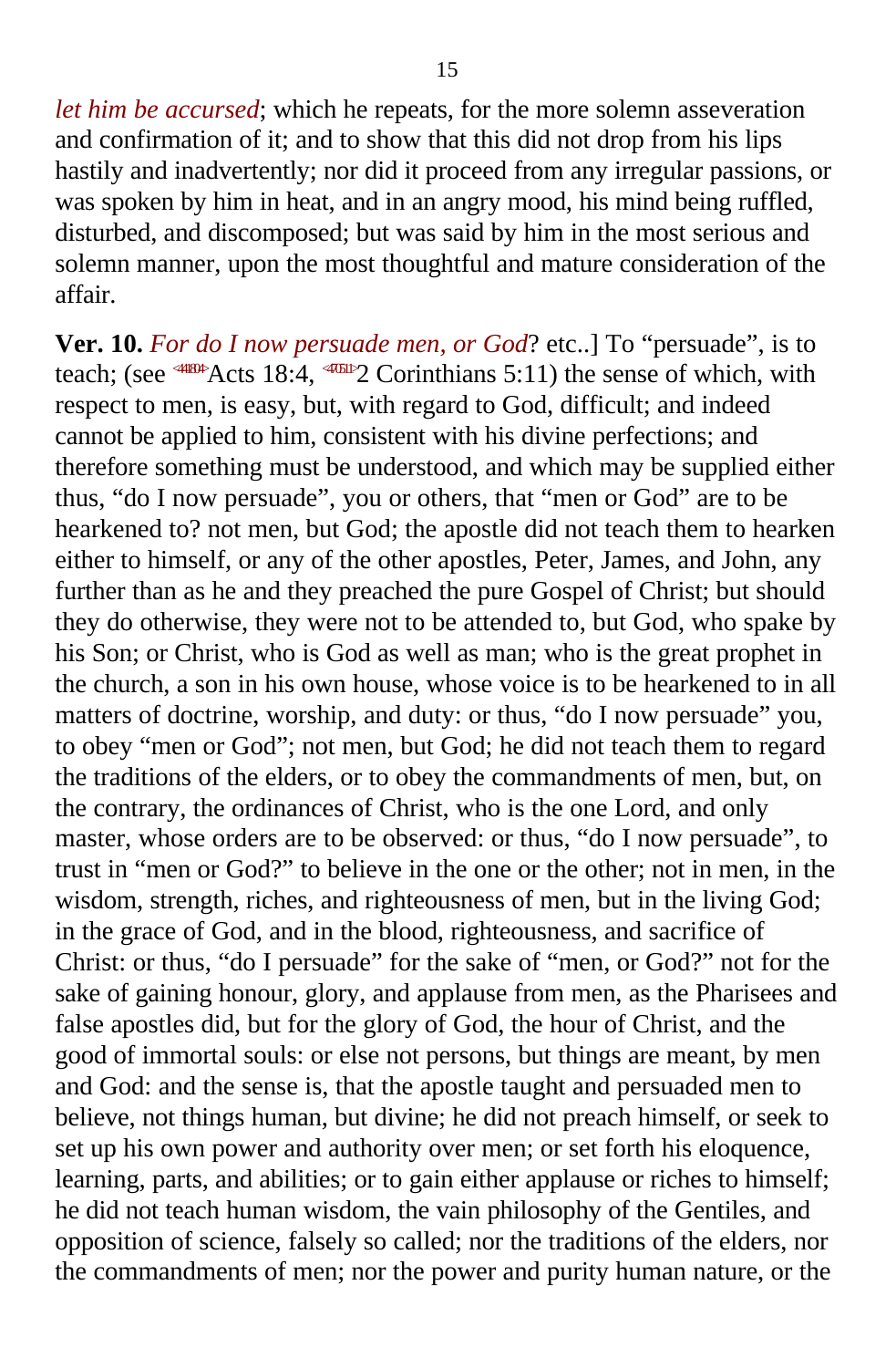*let him be accursed*; which he repeats, for the more solemn asseveration and confirmation of it; and to show that this did not drop from his lips hastily and inadvertently; nor did it proceed from any irregular passions, or was spoken by him in heat, and in an angry mood, his mind being ruffled, disturbed, and discomposed; but was said by him in the most serious and solemn manner, upon the most thoughtful and mature consideration of the affair.

**Ver. 10.** *For do I now persuade men, or God*? etc..] To “persuade”, is to teach; (see Acts 18:4, 2 Corinthians 5:11) the sense of which, with respect to men, is easy, but, with regard to God, difficult; and indeed cannot be applied to him, consistent with his divine perfections; and therefore something must be understood, and which may be supplied either thus, “do I now persuade”, you or others, that “men or God” are to be hearkened to? not men, but God; the apostle did not teach them to hearken either to himself, or any of the other apostles, Peter, James, and John, any further than as he and they preached the pure Gospel of Christ; but should they do otherwise, they were not to be attended to, but God, who spake by his Son; or Christ, who is God as well as man; who is the great prophet in the church, a son in his own house, whose voice is to be hearkened to in all matters of doctrine, worship, and duty: or thus, “do I now persuade” you, to obey “men or God”; not men, but God; he did not teach them to regard the traditions of the elders, or to obey the commandments of men, but, on the contrary, the ordinances of Christ, who is the one Lord, and only master, whose orders are to be observed: or thus, “do I now persuade”, to trust in “men or God?” to believe in the one or the other; not in men, in the wisdom, strength, riches, and righteousness of men, but in the living God; in the grace of God, and in the blood, righteousness, and sacrifice of Christ: or thus, “do I persuade” for the sake of “men, or God?” not for the sake of gaining honour, glory, and applause from men, as the Pharisees and false apostles did, but for the glory of God, the hour of Christ, and the good of immortal souls: or else not persons, but things are meant, by men and God: and the sense is, that the apostle taught and persuaded men to believe, not things human, but divine; he did not preach himself, or seek to set up his own power and authority over men; or set forth his eloquence, learning, parts, and abilities; or to gain either applause or riches to himself; he did not teach human wisdom, the vain philosophy of the Gentiles, and opposition of science, falsely so called; nor the traditions of the elders, nor the commandments of men; nor the power and purity human nature, or the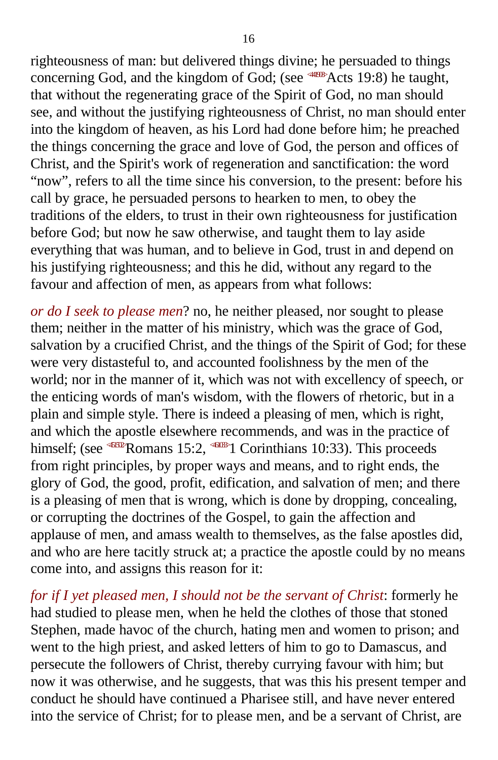righteousness of man: but delivered things divine; he persuaded to things concerning God, and the kingdom of God; (see Acts 19:8) he taught, that without the regenerating grace of the Spirit of God, no man should see, and without the justifying righteousness of Christ, no man should enter into the kingdom of heaven, as his Lord had done before him; he preached the things concerning the grace and love of God, the person and offices of Christ, and the Spirit's work of regeneration and sanctification: the word "now", refers to all the time since his conversion, to the present: before his call by grace, he persuaded persons to hearken to men, to obey the traditions of the elders, to trust in their own righteousness for justification before God; but now he saw otherwise, and taught them to lay aside everything that was human, and to believe in God, trust in and depend on his justifying righteousness; and this he did, without any regard to the favour and affection of men, as appears from what follows:

*or do I seek to please men*? no, he neither pleased, nor sought to please them; neither in the matter of his ministry, which was the grace of God, salvation by a crucified Christ, and the things of the Spirit of God; for these were very distasteful to, and accounted foolishness by the men of the world; nor in the manner of it, which was not with excellency of speech, or the enticing words of man's wisdom, with the flowers of rhetoric, but in a plain and simple style. There is indeed a pleasing of men, which is right, and which the apostle elsewhere recommends, and was in the practice of himself; (see Romans 15:2, 1 Corinthians 10:33). This proceeds from right principles, by proper ways and means, and to right ends, the glory of God, the good, profit, edification, and salvation of men; and there is a pleasing of men that is wrong, which is done by dropping, concealing, or corrupting the doctrines of the Gospel, to gain the affection and applause of men, and amass wealth to themselves, as the false apostles did, and who are here tacitly struck at; a practice the apostle could by no means come into, and assigns this reason for it:

*for if I yet pleased men, I should not be the servant of Christ*: formerly he had studied to please men, when he held the clothes of those that stoned Stephen, made havoc of the church, hating men and women to prison; and went to the high priest, and asked letters of him to go to Damascus, and persecute the followers of Christ, thereby currying favour with him; but now it was otherwise, and he suggests, that was this his present temper and conduct he should have continued a Pharisee still, and have never entered into the service of Christ; for to please men, and be a servant of Christ, are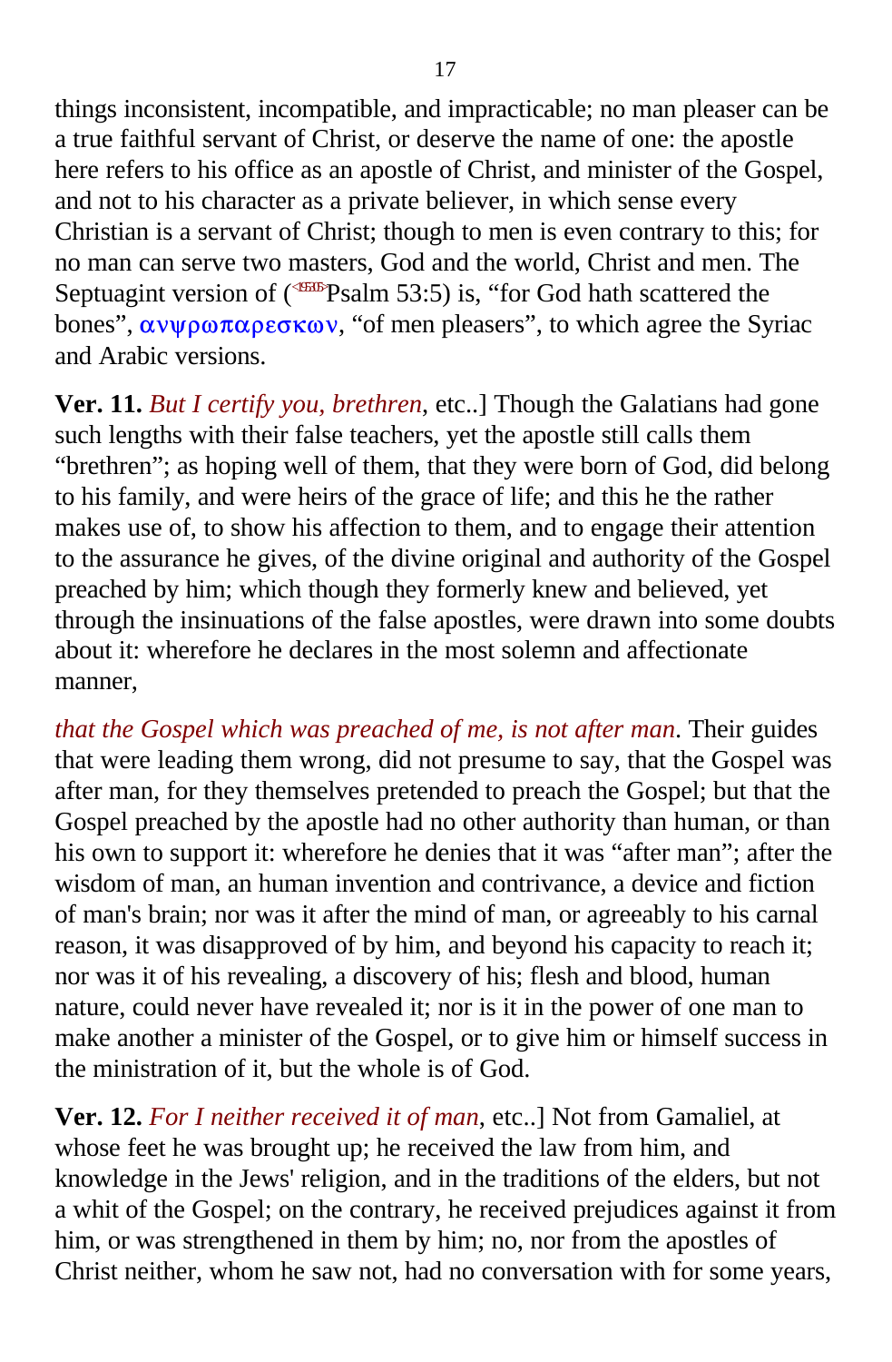things inconsistent, incompatible, and impracticable; no man pleaser can be a true faithful servant of Christ, or deserve the name of one: the apostle here refers to his office as an apostle of Christ, and minister of the Gospel, and not to his character as a private believer, in which sense every Christian is a servant of Christ; though to men is even contrary to this; for no man can serve two masters, God and the world, Christ and men. The Septuagint version of (<195305>Psalm 53:5) is, "for God hath scattered the bones", ανψρωπαρεσκων, "of men pleasers", to which agree the Syriac and Arabic versions.

**Ver. 11.** *But I certify you, brethren,* etc..] Though the Galatians had gone such lengths with their false teachers, yet the apostle still calls them "brethren"; as hoping well of them, that they were born of God, did belong to his family, and were heirs of the grace of life; and this he the rather makes use of, to show his affection to them, and to engage their attention to the assurance he gives, of the divine original and authority of the Gospel preached by him; which though they formerly knew and believed, yet through the insinuations of the false apostles, were drawn into some doubts about it: wherefore he declares in the most solemn and affectionate manner,

*that the Gospel which was preached of me, is not after man*. Their guides that were leading them wrong, did not presume to say, that the Gospel was after man, for they themselves pretended to preach the Gospel; but that the Gospel preached by the apostle had no other authority than human, or than his own to support it: wherefore he denies that it was "after man"; after the wisdom of man, an human invention and contrivance, a device and fiction of man's brain; nor was it after the mind of man, or agreeably to his carnal reason, it was disapproved of by him, and beyond his capacity to reach it; nor was it of his revealing, a discovery of his; flesh and blood, human nature, could never have revealed it; nor is it in the power of one man to make another a minister of the Gospel, or to give him or himself success in the ministration of it, but the whole is of God.

**Ver. 12.** *For I neither received it of man,* etc..] Not from Gamaliel, at whose feet he was brought up; he received the law from him, and knowledge in the Jews' religion, and in the traditions of the elders, but not a whit of the Gospel; on the contrary, he received prejudices against it from him, or was strengthened in them by him; no, nor from the apostles of Christ neither, whom he saw not, had no conversation with for some years,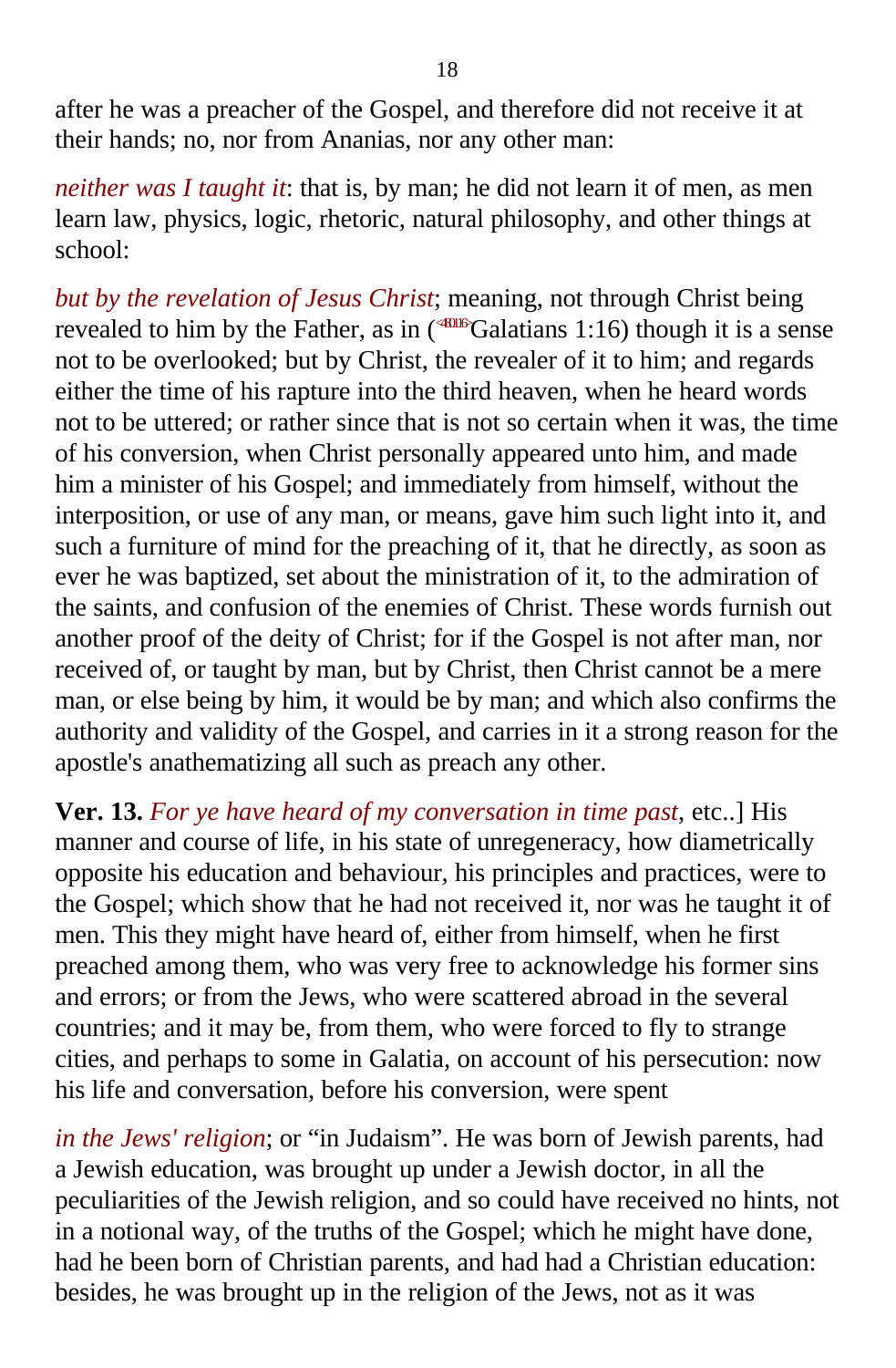after he was a preacher of the Gospel, and therefore did not receive it at their hands; no, nor from Ananias, nor any other man:

*neither was I taught it*: that is, by man; he did not learn it of men, as men learn law, physics, logic, rhetoric, natural philosophy, and other things at school:

*but by the revelation of Jesus Christ*; meaning, not through Christ being revealed to him by the Father, as in (<480116>Galatians 1:16) though it is a sense not to be overlooked; but by Christ, the revealer of it to him; and regards either the time of his rapture into the third heaven, when he heard words not to be uttered; or rather since that is not so certain when it was, the time of his conversion, when Christ personally appeared unto him, and made him a minister of his Gospel; and immediately from himself, without the interposition, or use of any man, or means, gave him such light into it, and such a furniture of mind for the preaching of it, that he directly, as soon as ever he was baptized, set about the ministration of it, to the admiration of the saints, and confusion of the enemies of Christ. These words furnish out another proof of the deity of Christ; for if the Gospel is not after man, nor received of, or taught by man, but by Christ, then Christ cannot be a mere man, or else being by him, it would be by man; and which also confirms the authority and validity of the Gospel, and carries in it a strong reason for the apostle's anathematizing all such as preach any other.

**Ver. 13.** *For ye have heard of my conversation in time past*, etc..] His manner and course of life, in his state of unregeneracy, how diametrically opposite his education and behaviour, his principles and practices, were to the Gospel; which show that he had not received it, nor was he taught it of men. This they might have heard of, either from himself, when he first preached among them, who was very free to acknowledge his former sins and errors; or from the Jews, who were scattered abroad in the several countries; and it may be, from them, who were forced to fly to strange cities, and perhaps to some in Galatia, on account of his persecution: now his life and conversation, before his conversion, were spent

*in the Jews' religion*; or "in Judaism". He was born of Jewish parents, had a Jewish education, was brought up under a Jewish doctor, in all the peculiarities of the Jewish religion, and so could have received no hints, not in a notional way, of the truths of the Gospel; which he might have done, had he been born of Christian parents, and had had a Christian education: besides, he was brought up in the religion of the Jews, not as it was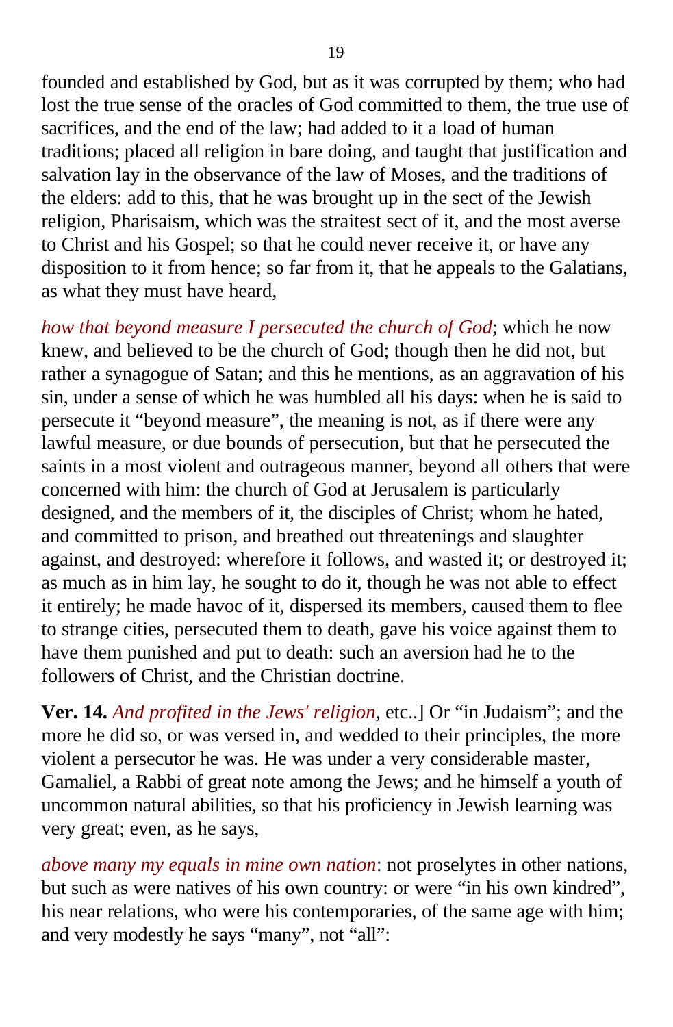founded and established by God, but as it was corrupted by them; who had lost the true sense of the oracles of God committed to them, the true use of sacrifices, and the end of the law; had added to it a load of human traditions; placed all religion in bare doing, and taught that justification and salvation lay in the observance of the law of Moses, and the traditions of the elders: add to this, that he was brought up in the sect of the Jewish religion, Pharisaism, which was the straitest sect of it, and the most averse to Christ and his Gospel; so that he could never receive it, or have any disposition to it from hence; so far from it, that he appeals to the Galatians, as what they must have heard,

*how that beyond measure I persecuted the church of God*; which he now knew, and believed to be the church of God; though then he did not, but rather a synagogue of Satan; and this he mentions, as an aggravation of his sin, under a sense of which he was humbled all his days: when he is said to persecute it "beyond measure", the meaning is not, as if there were any lawful measure, or due bounds of persecution, but that he persecuted the saints in a most violent and outrageous manner, beyond all others that were concerned with him: the church of God at Jerusalem is particularly designed, and the members of it, the disciples of Christ; whom he hated, and committed to prison, and breathed out threatenings and slaughter against, and destroyed: wherefore it follows, and wasted it; or destroyed it; as much as in him lay, he sought to do it, though he was not able to effect it entirely; he made havoc of it, dispersed its members, caused them to flee to strange cities, persecuted them to death, gave his voice against them to have them punished and put to death: such an aversion had he to the followers of Christ, and the Christian doctrine.

**Ver. 14.** *And profited in the Jews' religion*, etc..] Or "in Judaism"; and the more he did so, or was versed in, and wedded to their principles, the more violent a persecutor he was. He was under a very considerable master, Gamaliel, a Rabbi of great note among the Jews; and he himself a youth of uncommon natural abilities, so that his proficiency in Jewish learning was very great; even, as he says,

*above many my equals in mine own nation*: not proselytes in other nations, but such as were natives of his own country: or were "in his own kindred", his near relations, who were his contemporaries, of the same age with him; and very modestly he says "many", not "all":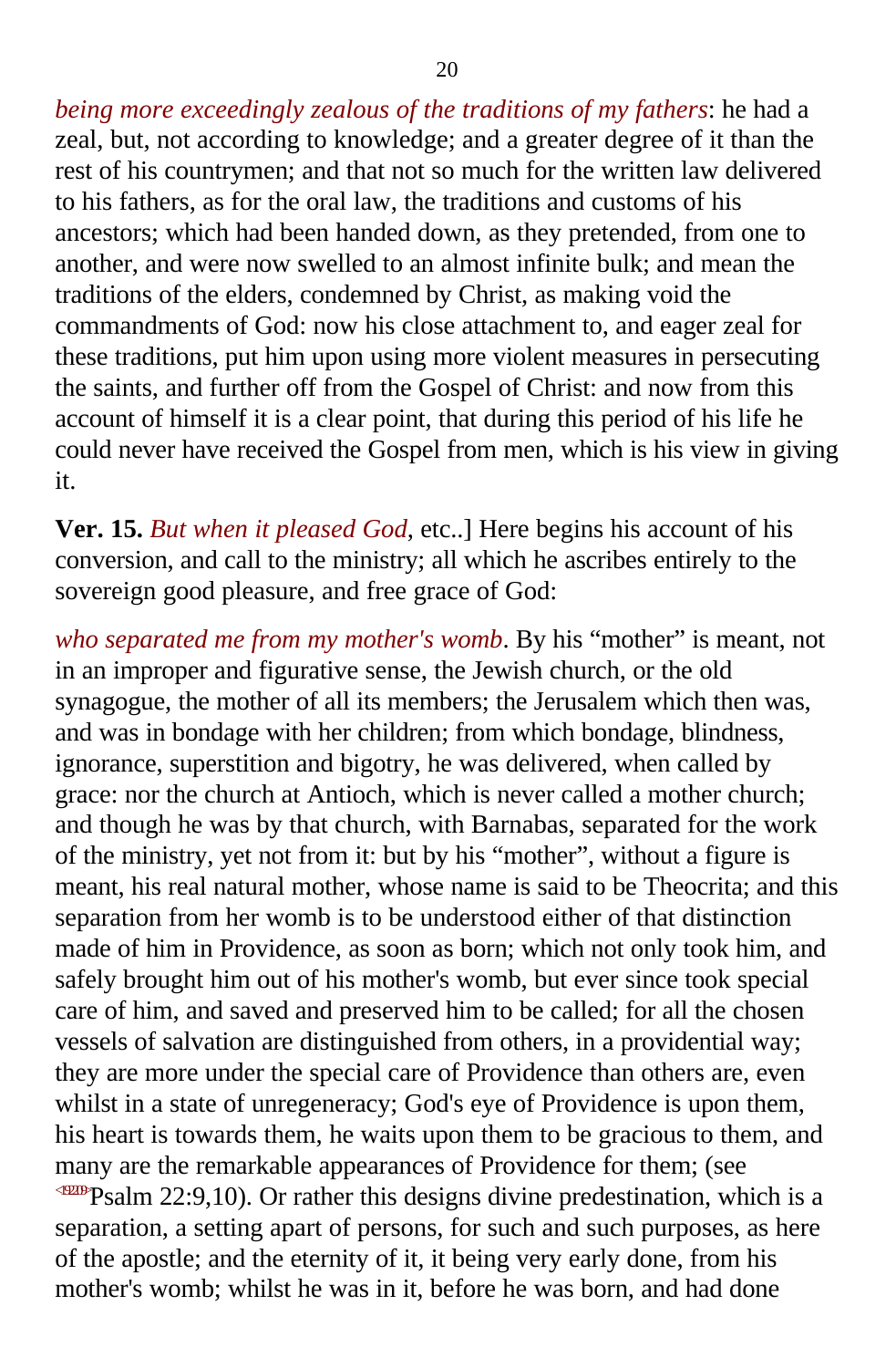*being more exceedingly zealous of the traditions of my fathers*: he had a zeal, but, not according to knowledge; and a greater degree of it than the rest of his countrymen; and that not so much for the written law delivered to his fathers, as for the oral law, the traditions and customs of his ancestors; which had been handed down, as they pretended, from one to another, and were now swelled to an almost infinite bulk; and mean the traditions of the elders, condemned by Christ, as making void the commandments of God: now his close attachment to, and eager zeal for these traditions, put him upon using more violent measures in persecuting the saints, and further off from the Gospel of Christ: and now from this account of himself it is a clear point, that during this period of his life he could never have received the Gospel from men, which is his view in giving it.

**Ver. 15.** *But when it pleased God*, etc..] Here begins his account of his conversion, and call to the ministry; all which he ascribes entirely to the sovereign good pleasure, and free grace of God:

*who separated me from my mother's womb*. By his "mother" is meant, not in an improper and figurative sense, the Jewish church, or the old synagogue, the mother of all its members; the Jerusalem which then was, and was in bondage with her children; from which bondage, blindness, ignorance, superstition and bigotry, he was delivered, when called by grace: nor the church at Antioch, which is never called a mother church; and though he was by that church, with Barnabas, separated for the work of the ministry, yet not from it: but by his "mother", without a figure is meant, his real natural mother, whose name is said to be Theocrita; and this separation from her womb is to be understood either of that distinction made of him in Providence, as soon as born; which not only took him, and safely brought him out of his mother's womb, but ever since took special care of him, and saved and preserved him to be called; for all the chosen vessels of salvation are distinguished from others, in a providential way; they are more under the special care of Providence than others are, even whilst in a state of unregeneracy; God's eye of Providence is upon them, his heart is towards them, he waits upon them to be gracious to them, and many are the remarkable appearances of Providence for them; (see <192209>Psalm 22:9,10). Or rather this designs divine predestination, which is a separation, a setting apart of persons, for such and such purposes, as here of the apostle; and the eternity of it, it being very early done, from his mother's womb; whilst he was in it, before he was born, and had done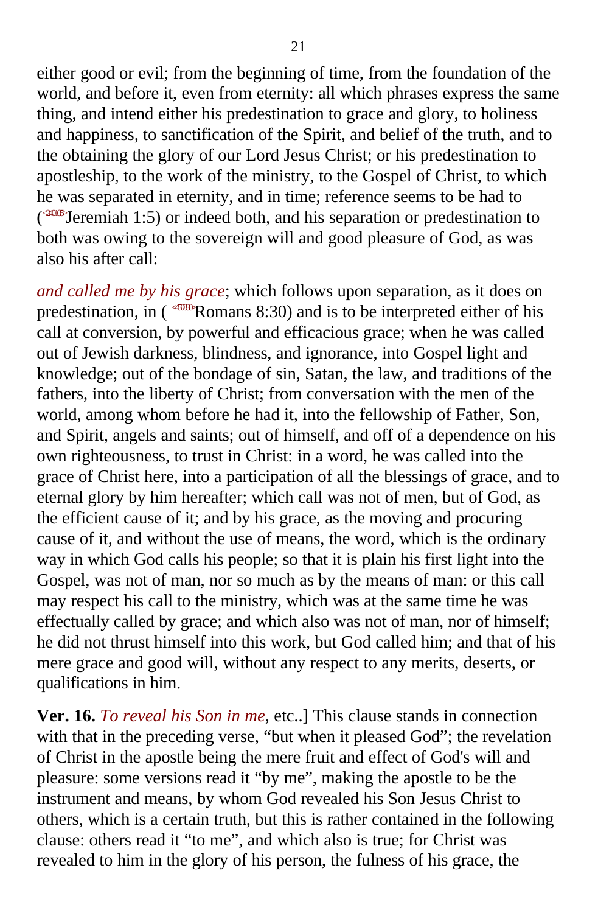either good or evil; from the beginning of time, from the foundation of the world, and before it, even from eternity: all which phrases express the same thing, and intend either his predestination to grace and glory, to holiness and happiness, to sanctification of the Spirit, and belief of the truth, and to the obtaining the glory of our Lord Jesus Christ; or his predestination to apostleship, to the work of the ministry, to the Gospel of Christ, to which he was separated in eternity, and in time; reference seems to be had to (<240105>Jeremiah 1:5) or indeed both, and his separation or predestination to both was owing to the sovereign will and good pleasure of God, as was also his after call:

*and called me by his grace*; which follows upon separation, as it does on predestination, in ( <450830>Romans 8:30) and is to be interpreted either of his call at conversion, by powerful and efficacious grace; when he was called out of Jewish darkness, blindness, and ignorance, into Gospel light and knowledge; out of the bondage of sin, Satan, the law, and traditions of the fathers, into the liberty of Christ; from conversation with the men of the world, among whom before he had it, into the fellowship of Father, Son, and Spirit, angels and saints; out of himself, and off of a dependence on his own righteousness, to trust in Christ: in a word, he was called into the grace of Christ here, into a participation of all the blessings of grace, and to eternal glory by him hereafter; which call was not of men, but of God, as the efficient cause of it; and by his grace, as the moving and procuring cause of it, and without the use of means, the word, which is the ordinary way in which God calls his people; so that it is plain his first light into the Gospel, was not of man, nor so much as by the means of man: or this call may respect his call to the ministry, which was at the same time he was effectually called by grace; and which also was not of man, nor of himself; he did not thrust himself into this work, but God called him; and that of his mere grace and good will, without any respect to any merits, deserts, or qualifications in him.

**Ver. 16.** *To reveal his Son in me*, etc..] This clause stands in connection with that in the preceding verse, "but when it pleased God"; the revelation of Christ in the apostle being the mere fruit and effect of God's will and pleasure: some versions read it "by me", making the apostle to be the instrument and means, by whom God revealed his Son Jesus Christ to others, which is a certain truth, but this is rather contained in the following clause: others read it "to me", and which also is true; for Christ was revealed to him in the glory of his person, the fulness of his grace, the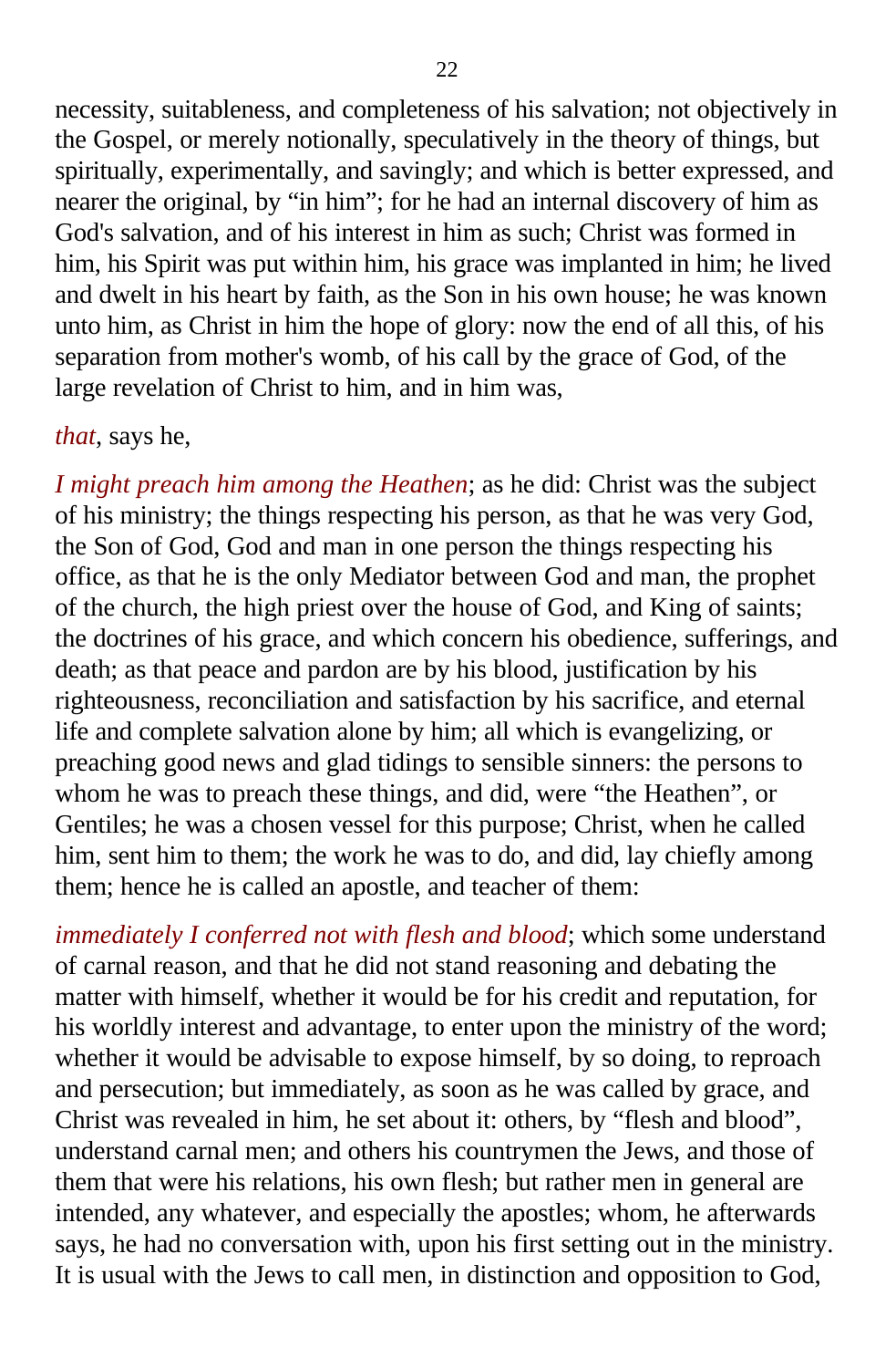necessity, suitableness, and completeness of his salvation; not objectively in the Gospel, or merely notionally, speculatively in the theory of things, but spiritually, experimentally, and savingly; and which is better expressed, and nearer the original, by “in him”; for he had an internal discovery of him as God's salvation, and of his interest in him as such; Christ was formed in him, his Spirit was put within him, his grace was implanted in him; he lived and dwelt in his heart by faith, as the Son in his own house; he was known unto him, as Christ in him the hope of glory: now the end of all this, of his separation from mother's womb, of his call by the grace of God, of the large revelation of Christ to him, and in him was,

*that*, says he,

*I might preach him among the Heathen*; as he did: Christ was the subject of his ministry; the things respecting his person, as that he was very God, the Son of God, God and man in one person the things respecting his office, as that he is the only Mediator between God and man, the prophet of the church, the high priest over the house of God, and King of saints; the doctrines of his grace, and which concern his obedience, sufferings, and death; as that peace and pardon are by his blood, justification by his righteousness, reconciliation and satisfaction by his sacrifice, and eternal life and complete salvation alone by him; all which is evangelizing, or preaching good news and glad tidings to sensible sinners: the persons to whom he was to preach these things, and did, were “the Heathen”, or Gentiles; he was a chosen vessel for this purpose; Christ, when he called him, sent him to them; the work he was to do, and did, lay chiefly among them; hence he is called an apostle, and teacher of them:

*immediately I conferred not with flesh and blood*; which some understand of carnal reason, and that he did not stand reasoning and debating the matter with himself, whether it would be for his credit and reputation, for his worldly interest and advantage, to enter upon the ministry of the word; whether it would be advisable to expose himself, by so doing, to reproach and persecution; but immediately, as soon as he was called by grace, and Christ was revealed in him, he set about it: others, by “flesh and blood”, understand carnal men; and others his countrymen the Jews, and those of them that were his relations, his own flesh; but rather men in general are intended, any whatever, and especially the apostles; whom, he afterwards says, he had no conversation with, upon his first setting out in the ministry. It is usual with the Jews to call men, in distinction and opposition to God,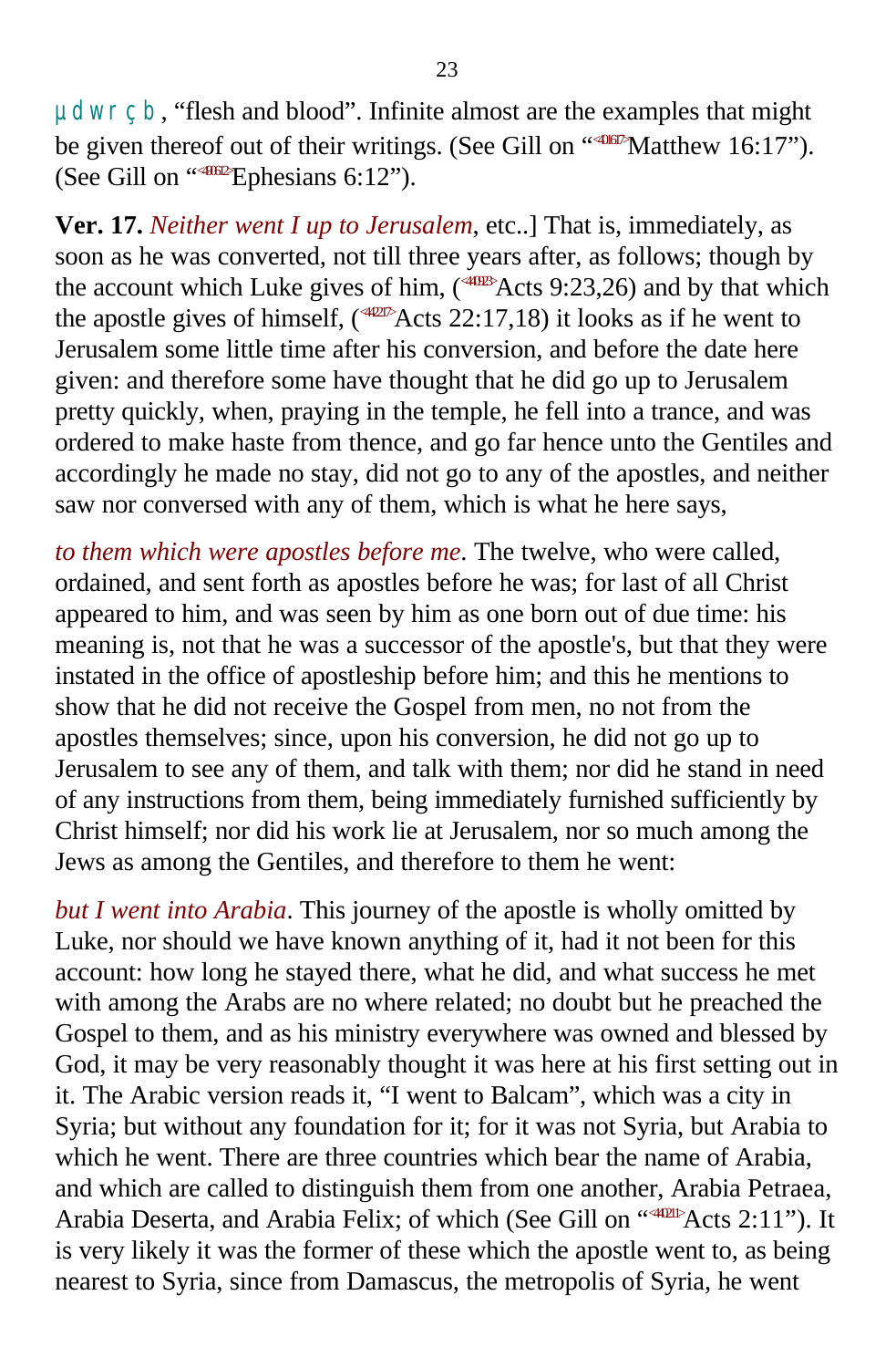µdwrçb, “flesh and blood”. Infinite almost are the examples that might be given thereof out of their writings. (See Gill on “<401617>Matthew 16:17”). (See Gill on “<490612>Ephesians 6:12”).

**Ver. 17.** *Neither went I up to Jerusalem*, etc..] That is, immediately, as soon as he was converted, not till three years after, as follows; though by the account which Luke gives of him, (<440923>Acts 9:23,26) and by that which the apostle gives of himself, (<442217>Acts 22:17,18) it looks as if he went to Jerusalem some little time after his conversion, and before the date here given: and therefore some have thought that he did go up to Jerusalem pretty quickly, when, praying in the temple, he fell into a trance, and was ordered to make haste from thence, and go far hence unto the Gentiles and accordingly he made no stay, did not go to any of the apostles, and neither saw nor conversed with any of them, which is what he here says,

*to them which were apostles before me*. The twelve, who were called, ordained, and sent forth as apostles before he was; for last of all Christ appeared to him, and was seen by him as one born out of due time: his meaning is, not that he was a successor of the apostle's, but that they were instated in the office of apostleship before him; and this he mentions to show that he did not receive the Gospel from men, no not from the apostles themselves; since, upon his conversion, he did not go up to Jerusalem to see any of them, and talk with them; nor did he stand in need of any instructions from them, being immediately furnished sufficiently by Christ himself; nor did his work lie at Jerusalem, nor so much among the Jews as among the Gentiles, and therefore to them he went:

*but I went into Arabia*. This journey of the apostle is wholly omitted by Luke, nor should we have known anything of it, had it not been for this account: how long he stayed there, what he did, and what success he met with among the Arabs are no where related; no doubt but he preached the Gospel to them, and as his ministry everywhere was owned and blessed by God, it may be very reasonably thought it was here at his first setting out in it. The Arabic version reads it, “I went to Balcam”, which was a city in Syria; but without any foundation for it; for it was not Syria, but Arabia to which he went. There are three countries which bear the name of Arabia, and which are called to distinguish them from one another, Arabia Petraea, Arabia Deserta, and Arabia Felix; of which (See Gill on “<440211>Acts 2:11”). It is very likely it was the former of these which the apostle went to, as being nearest to Syria, since from Damascus, the metropolis of Syria, he went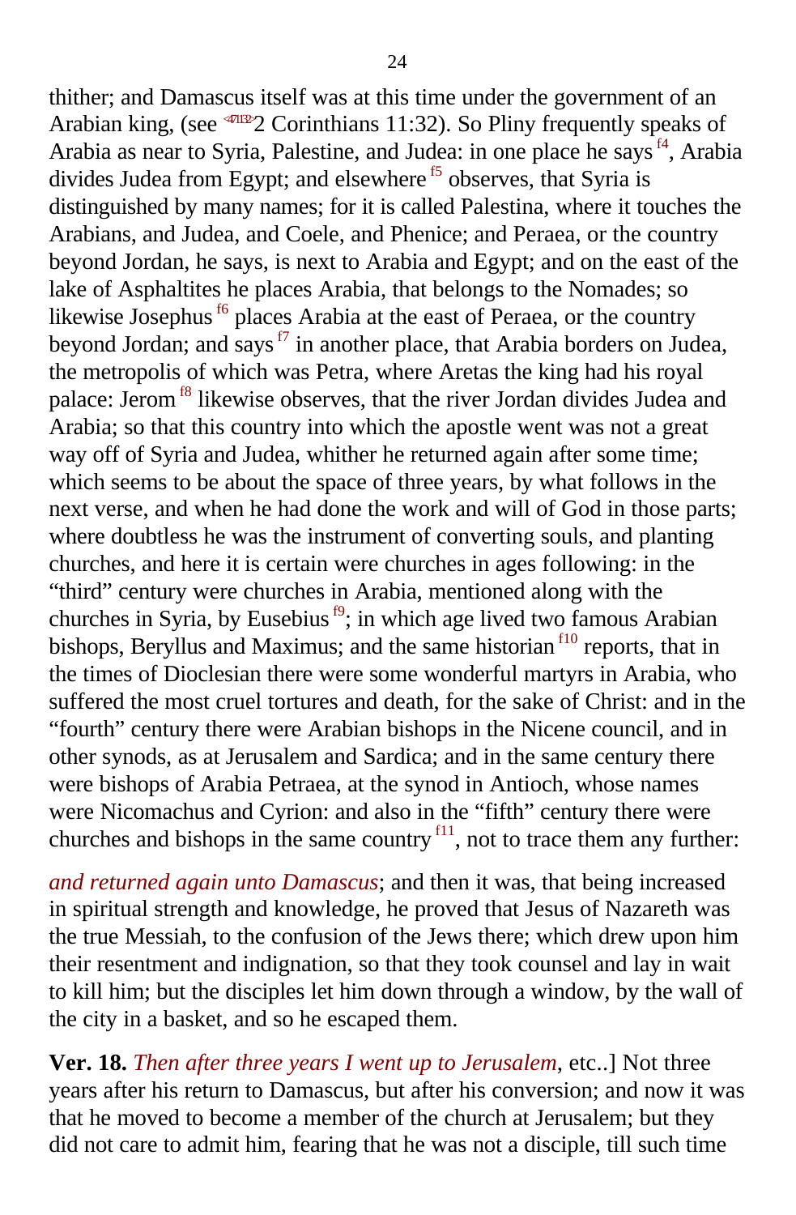thither; and Damascus itself was at this time under the government of an Arabian king, (see 2 Corinthians 11:32). So Pliny frequently speaks of Arabia as near to Syria, Palestine, and Judea: in one place he says [f4], Arabia divides Judea from Egypt; and elsewhere [f5] observes, that Syria is distinguished by many names; for it is called Palestina, where it touches the Arabians, and Judea, and Coele, and Phenice; and Peraea, or the country beyond Jordan, he says, is next to Arabia and Egypt; and on the east of the lake of Asphaltites he places Arabia, that belongs to the Nomades; so likewise Josephus [f6] places Arabia at the east of Peraea, or the country beyond Jordan; and says [f7] in another place, that Arabia borders on Judea, the metropolis of which was Petra, where Aretas the king had his royal palace: Jerom [f8] likewise observes, that the river Jordan divides Judea and Arabia; so that this country into which the apostle went was not a great way off of Syria and Judea, whither he returned again after some time; which seems to be about the space of three years, by what follows in the next verse, and when he had done the work and will of God in those parts; where doubtless he was the instrument of converting souls, and planting churches, and here it is certain were churches in ages following: in the "third" century were churches in Arabia, mentioned along with the churches in Syria, by Eusebius [f9]; in which age lived two famous Arabian bishops, Beryllus and Maximus; and the same historian [f10] reports, that in the times of Dioclesian there were some wonderful martyrs in Arabia, who suffered the most cruel tortures and death, for the sake of Christ: and in the "fourth" century there were Arabian bishops in the Nicene council, and in other synods, as at Jerusalem and Sardica; and in the same century there were bishops of Arabia Petraea, at the synod in Antioch, whose names were Nicomachus and Cyrion: and also in the "fifth" century there were churches and bishops in the same country [f11], not to trace them any further:

*and returned again unto Damascus*; and then it was, that being increased in spiritual strength and knowledge, he proved that Jesus of Nazareth was the true Messiah, to the confusion of the Jews there; which drew upon him their resentment and indignation, so that they took counsel and lay in wait to kill him; but the disciples let him down through a window, by the wall of the city in a basket, and so he escaped them.

**Ver. 18.** *Then after three years I went up to Jerusalem*, etc..] Not three years after his return to Damascus, but after his conversion; and now it was that he moved to become a member of the church at Jerusalem; but they did not care to admit him, fearing that he was not a disciple, till such time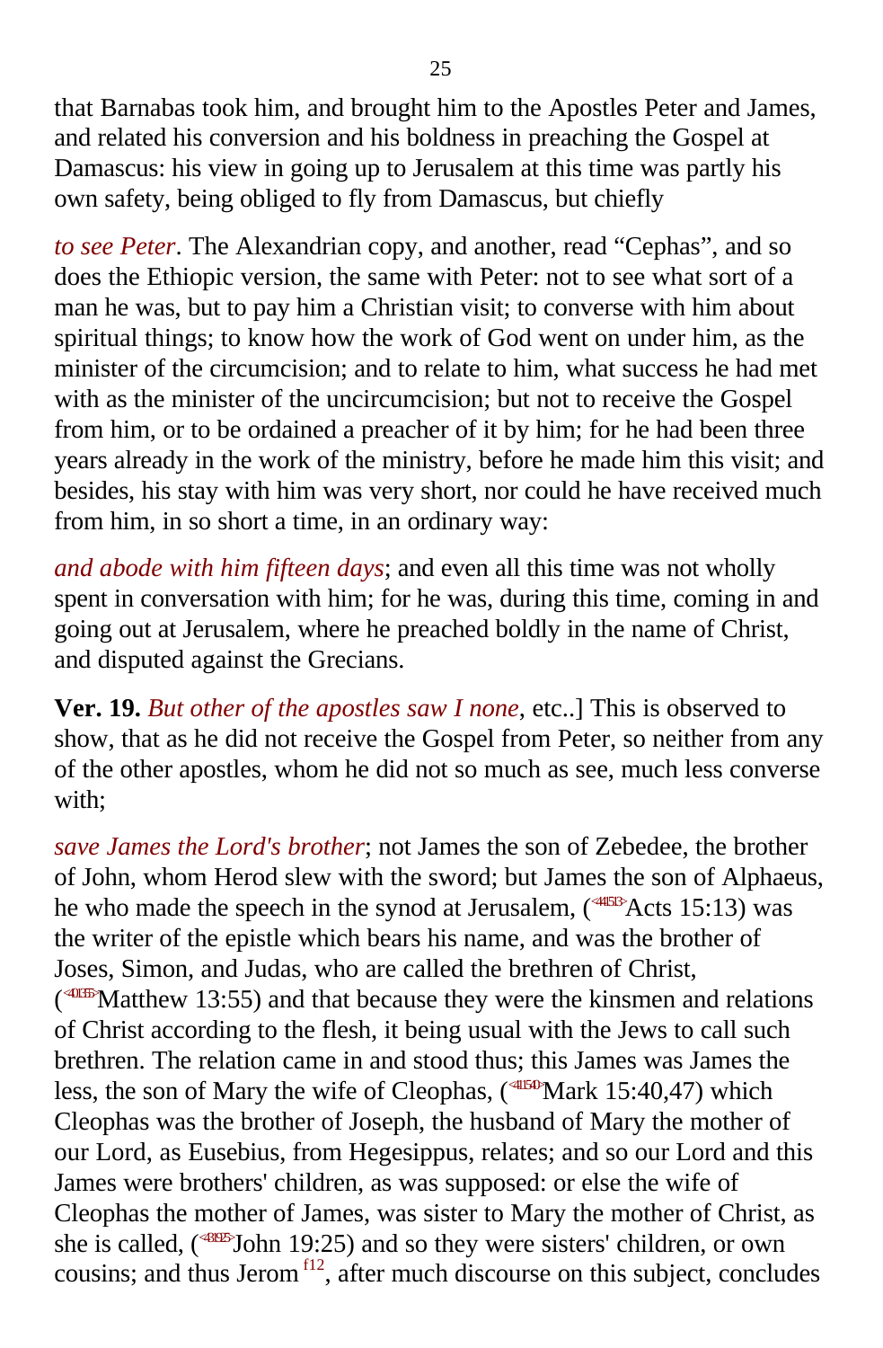that Barnabas took him, and brought him to the Apostles Peter and James, and related his conversion and his boldness in preaching the Gospel at Damascus: his view in going up to Jerusalem at this time was partly his own safety, being obliged to fly from Damascus, but chiefly

*to see Peter*. The Alexandrian copy, and another, read "Cephas", and so does the Ethiopic version, the same with Peter: not to see what sort of a man he was, but to pay him a Christian visit; to converse with him about spiritual things; to know how the work of God went on under him, as the minister of the circumcision; and to relate to him, what success he had met with as the minister of the uncircumcision; but not to receive the Gospel from him, or to be ordained a preacher of it by him; for he had been three years already in the work of the ministry, before he made him this visit; and besides, his stay with him was very short, nor could he have received much from him, in so short a time, in an ordinary way:

*and abode with him fifteen days*; and even all this time was not wholly spent in conversation with him; for he was, during this time, coming in and going out at Jerusalem, where he preached boldly in the name of Christ, and disputed against the Grecians.

**Ver. 19.** *But other of the apostles saw I none*, etc..] This is observed to show, that as he did not receive the Gospel from Peter, so neither from any of the other apostles, whom he did not so much as see, much less converse with;

*save James the Lord's brother*; not James the son of Zebedee, the brother of John, whom Herod slew with the sword; but James the son of Alphaeus, he who made the speech in the synod at Jerusalem, (<441513>Acts 15:13) was the writer of the epistle which bears his name, and was the brother of Joses, Simon, and Judas, who are called the brethren of Christ, (<401355>Matthew 13:55) and that because they were the kinsmen and relations of Christ according to the flesh, it being usual with the Jews to call such brethren. The relation came in and stood thus; this James was James the less, the son of Mary the wife of Cleophas, (<411540>Mark 15:40,47) which Cleophas was the brother of Joseph, the husband of Mary the mother of our Lord, as Eusebius, from Hegesippus, relates; and so our Lord and this James were brothers' children, as was supposed: or else the wife of Cleophas the mother of James, was sister to Mary the mother of Christ, as she is called, (<431925>John 19:25) and so they were sisters' children, or own cousins; and thus Jerom [f12], after much discourse on this subject, concludes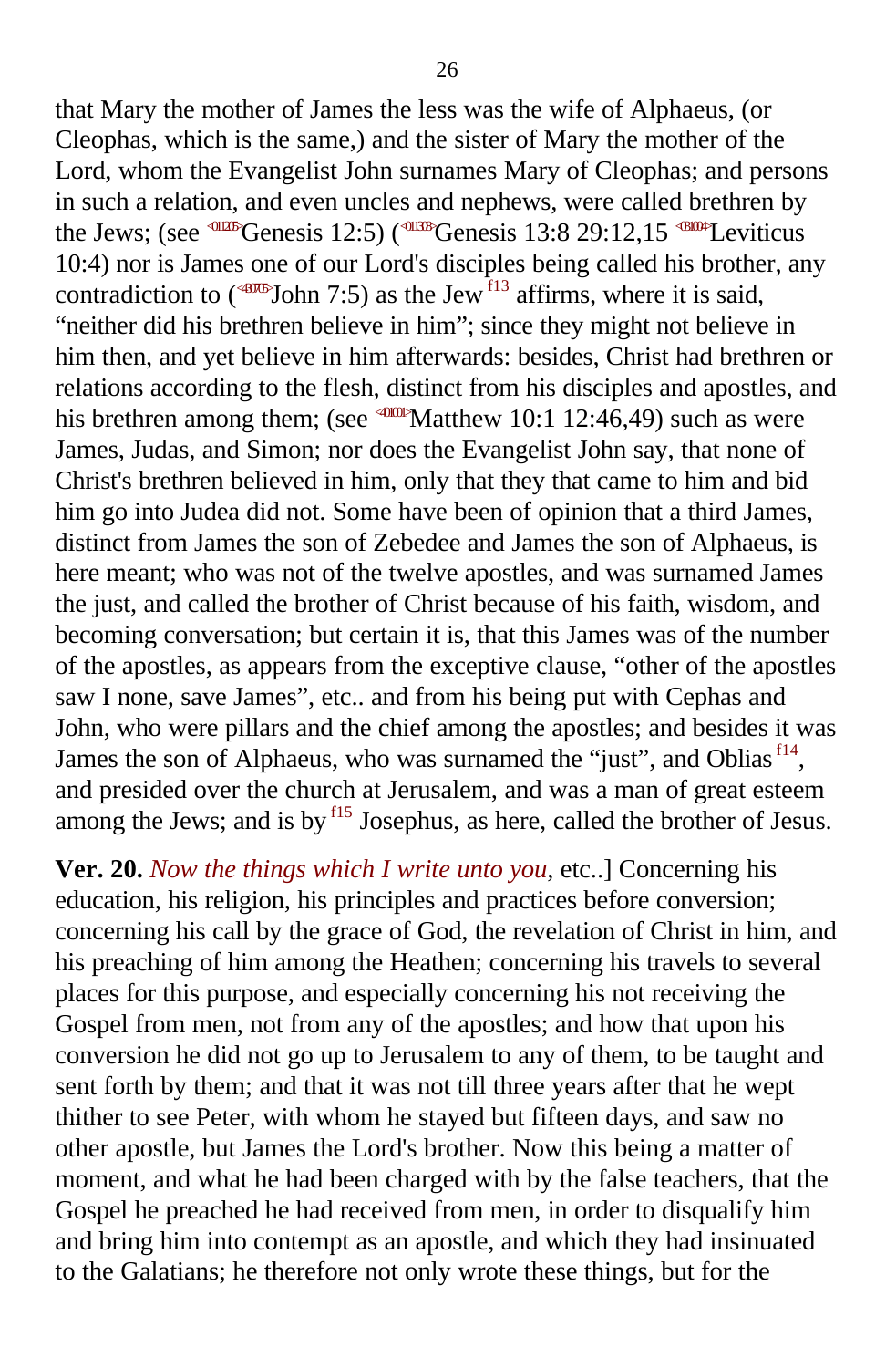that Mary the mother of James the less was the wife of Alphaeus, (or Cleophas, which is the same,) and the sister of Mary the mother of the Lord, whom the Evangelist John surnames Mary of Cleophas; and persons in such a relation, and even uncles and nephews, were called brethren by the Jews; (see Genesis 12:5) (Genesis 13:8 29:12,15 Leviticus 10:4) nor is James one of our Lord's disciples being called his brother, any contradiction to (John 7:5) as the Jew[f13] affirms, where it is said, "neither did his brethren believe in him"; since they might not believe in him then, and yet believe in him afterwards: besides, Christ had brethren or relations according to the flesh, distinct from his disciples and apostles, and his brethren among them; (see Matthew 10:1 12:46,49) such as were James, Judas, and Simon; nor does the Evangelist John say, that none of Christ's brethren believed in him, only that they that came to him and bid him go into Judea did not. Some have been of opinion that a third James, distinct from James the son of Zebedee and James the son of Alphaeus, is here meant; who was not of the twelve apostles, and was surnamed James the just, and called the brother of Christ because of his faith, wisdom, and becoming conversation; but certain it is, that this James was of the number of the apostles, as appears from the exceptive clause, "other of the apostles saw I none, save James", etc.. and from his being put with Cephas and John, who were pillars and the chief among the apostles; and besides it was James the son of Alphaeus, who was surnamed the "just", and Oblias[f14], and presided over the church at Jerusalem, and was a man of great esteem among the Jews; and is by[f15] Josephus, as here, called the brother of Jesus.

**Ver. 20.** *Now the things which I write unto you*, etc..] Concerning his education, his religion, his principles and practices before conversion; concerning his call by the grace of God, the revelation of Christ in him, and his preaching of him among the Heathen; concerning his travels to several places for this purpose, and especially concerning his not receiving the Gospel from men, not from any of the apostles; and how that upon his conversion he did not go up to Jerusalem to any of them, to be taught and sent forth by them; and that it was not till three years after that he wept thither to see Peter, with whom he stayed but fifteen days, and saw no other apostle, but James the Lord's brother. Now this being a matter of moment, and what he had been charged with by the false teachers, that the Gospel he preached he had received from men, in order to disqualify him and bring him into contempt as an apostle, and which they had insinuated to the Galatians; he therefore not only wrote these things, but for the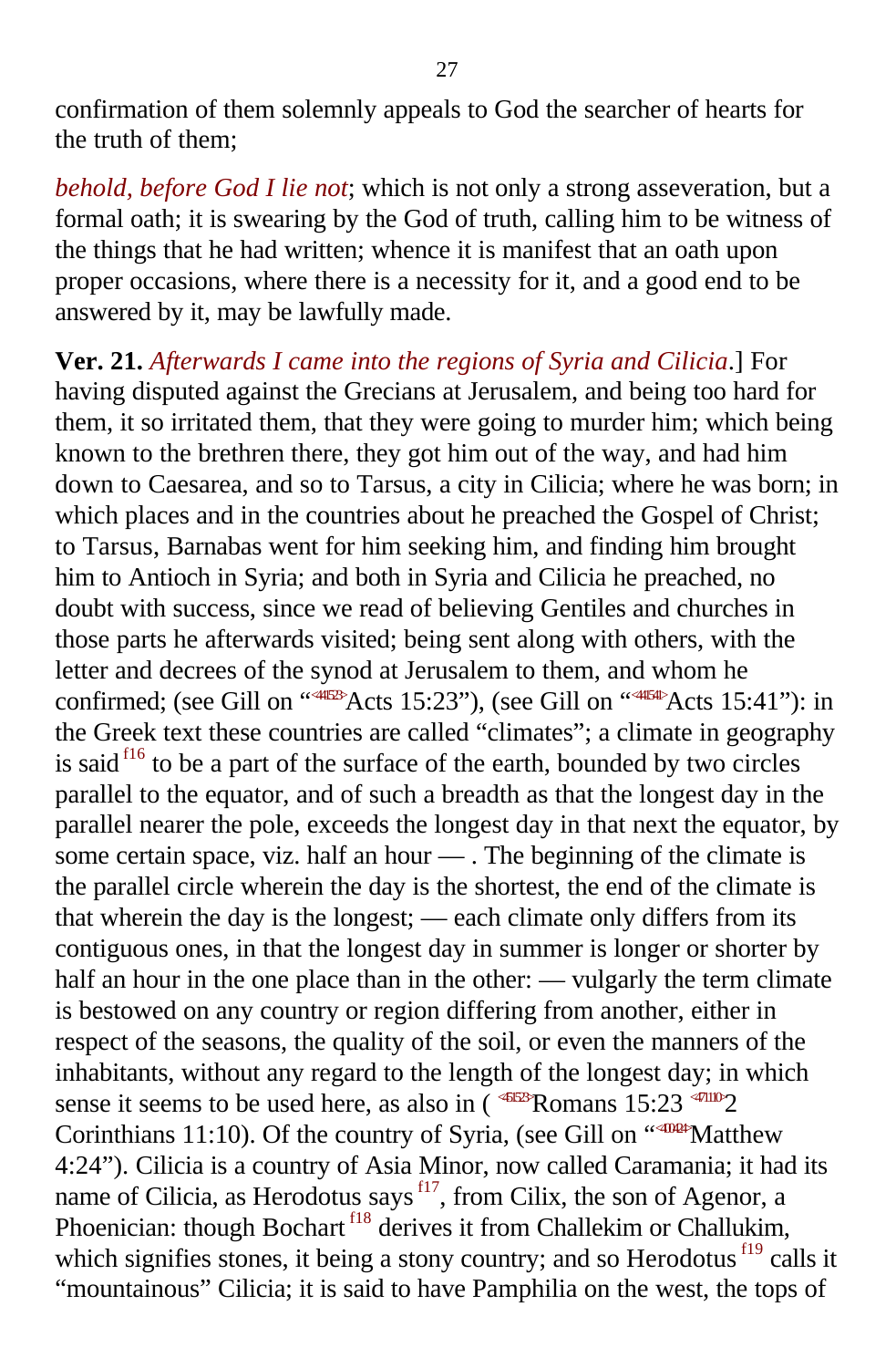confirmation of them solemnly appeals to God the searcher of hearts for the truth of them;

*behold, before God I lie not*; which is not only a strong asseveration, but a formal oath; it is swearing by the God of truth, calling him to be witness of the things that he had written; whence it is manifest that an oath upon proper occasions, where there is a necessity for it, and a good end to be answered by it, may be lawfully made.

**Ver. 21.** *Afterwards I came into the regions of Syria and Cilicia*.] For having disputed against the Grecians at Jerusalem, and being too hard for them, it so irritated them, that they were going to murder him; which being known to the brethren there, they got him out of the way, and had him down to Caesarea, and so to Tarsus, a city in Cilicia; where he was born; in which places and in the countries about he preached the Gospel of Christ; to Tarsus, Barnabas went for him seeking him, and finding him brought him to Antioch in Syria; and both in Syria and Cilicia he preached, no doubt with success, since we read of believing Gentiles and churches in those parts he afterwards visited; being sent along with others, with the letter and decrees of the synod at Jerusalem to them, and whom he confirmed; (see Gill on "Acts 15:23"), (see Gill on "Acts 15:41"): in the Greek text these countries are called "climates"; a climate in geography is said [f16] to be a part of the surface of the earth, bounded by two circles parallel to the equator, and of such a breadth as that the longest day in the parallel nearer the pole, exceeds the longest day in that next the equator, by some certain space, viz. half an hour — . The beginning of the climate is the parallel circle wherein the day is the shortest, the end of the climate is that wherein the day is the longest; — each climate only differs from its contiguous ones, in that the longest day in summer is longer or shorter by half an hour in the one place than in the other: — vulgarly the term climate is bestowed on any country or region differing from another, either in respect of the seasons, the quality of the soil, or even the manners of the inhabitants, without any regard to the length of the longest day; in which sense it seems to be used here, as also in ( Romans 15:23 2 Corinthians 11:10). Of the country of Syria, (see Gill on "Matthew 4:24"). Cilicia is a country of Asia Minor, now called Caramania; it had its name of Cilicia, as Herodotus says [f17], from Cilix, the son of Agenor, a Phoenician: though Bochart [f18] derives it from Challekim or Challukim, which signifies stones, it being a stony country; and so Herodotus [f19] calls it "mountainous" Cilicia; it is said to have Pamphilia on the west, the tops of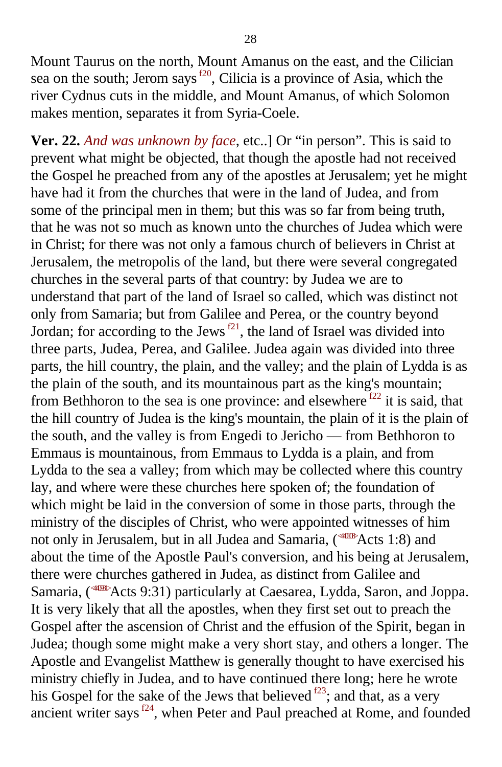Mount Taurus on the north, Mount Amanus on the east, and the Cilician sea on the south; Jerom says [f20], Cilicia is a province of Asia, which the river Cydnus cuts in the middle, and Mount Amanus, of which Solomon makes mention, separates it from Syria-Coele.

**Ver. 22.** *And was unknown by face*, etc..] Or "in person". This is said to prevent what might be objected, that though the apostle had not received the Gospel he preached from any of the apostles at Jerusalem; yet he might have had it from the churches that were in the land of Judea, and from some of the principal men in them; but this was so far from being truth, that he was not so much as known unto the churches of Judea which were in Christ; for there was not only a famous church of believers in Christ at Jerusalem, the metropolis of the land, but there were several congregated churches in the several parts of that country: by Judea we are to understand that part of the land of Israel so called, which was distinct not only from Samaria; but from Galilee and Perea, or the country beyond Jordan; for according to the Jews [f21], the land of Israel was divided into three parts, Judea, Perea, and Galilee. Judea again was divided into three parts, the hill country, the plain, and the valley; and the plain of Lydda is as the plain of the south, and its mountainous part as the king's mountain; from Bethhoron to the sea is one province: and elsewhere [f22] it is said, that the hill country of Judea is the king's mountain, the plain of it is the plain of the south, and the valley is from Engedi to Jericho — from Bethhoron to Emmaus is mountainous, from Emmaus to Lydda is a plain, and from Lydda to the sea a valley; from which may be collected where this country lay, and where were these churches here spoken of; the foundation of which might be laid in the conversion of some in those parts, through the ministry of the disciples of Christ, who were appointed witnesses of him not only in Jerusalem, but in all Judea and Samaria, (<440108>Acts 1:8) and about the time of the Apostle Paul's conversion, and his being at Jerusalem, there were churches gathered in Judea, as distinct from Galilee and Samaria, (<440931>Acts 9:31) particularly at Caesarea, Lydda, Saron, and Joppa. It is very likely that all the apostles, when they first set out to preach the Gospel after the ascension of Christ and the effusion of the Spirit, began in Judea; though some might make a very short stay, and others a longer. The Apostle and Evangelist Matthew is generally thought to have exercised his ministry chiefly in Judea, and to have continued there long; here he wrote his Gospel for the sake of the Jews that believed [f23]; and that, as a very ancient writer says [f24], when Peter and Paul preached at Rome, and founded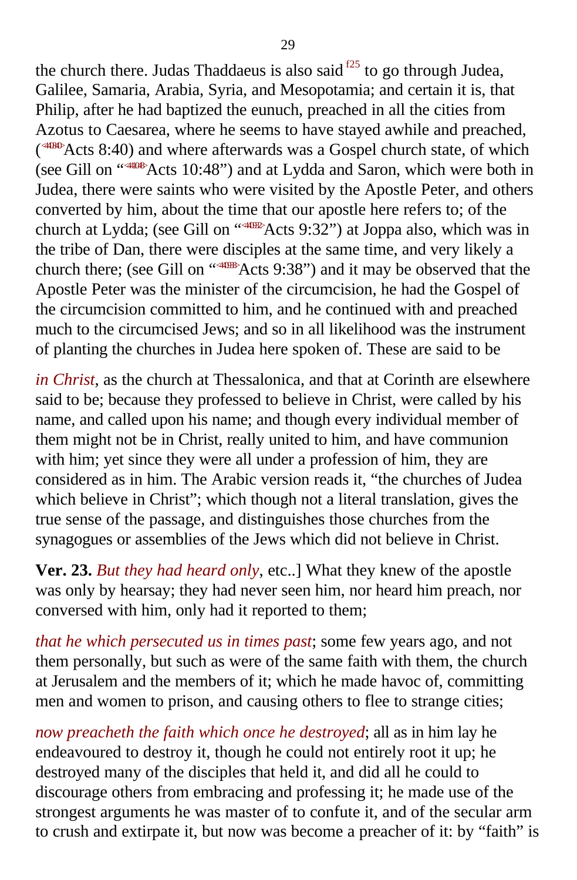the church there. Judas Thaddaeus is also said [f25] to go through Judea, Galilee, Samaria, Arabia, Syria, and Mesopotamia; and certain it is, that Philip, after he had baptized the eunuch, preached in all the cities from Azotus to Caesarea, where he seems to have stayed awhile and preached, (Acts 8:40) and where afterwards was a Gospel church state, of which (see Gill on "Acts 10:48") and at Lydda and Saron, which were both in Judea, there were saints who were visited by the Apostle Peter, and others converted by him, about the time that our apostle here refers to; of the church at Lydda; (see Gill on "Acts 9:32") at Joppa also, which was in the tribe of Dan, there were disciples at the same time, and very likely a church there; (see Gill on "Acts 9:38") and it may be observed that the Apostle Peter was the minister of the circumcision, he had the Gospel of the circumcision committed to him, and he continued with and preached much to the circumcised Jews; and so in all likelihood was the instrument of planting the churches in Judea here spoken of. These are said to be

*in Christ*, as the church at Thessalonica, and that at Corinth are elsewhere said to be; because they professed to believe in Christ, were called by his name, and called upon his name; and though every individual member of them might not be in Christ, really united to him, and have communion with him; yet since they were all under a profession of him, they are considered as in him. The Arabic version reads it, "the churches of Judea which believe in Christ"; which though not a literal translation, gives the true sense of the passage, and distinguishes those churches from the synagogues or assemblies of the Jews which did not believe in Christ.

**Ver. 23.** *But they had heard only*, etc..] What they knew of the apostle was only by hearsay; they had never seen him, nor heard him preach, nor conversed with him, only had it reported to them;

*that he which persecuted us in times past*; some few years ago, and not them personally, but such as were of the same faith with them, the church at Jerusalem and the members of it; which he made havoc of, committing men and women to prison, and causing others to flee to strange cities;

*now preacheth the faith which once he destroyed*; all as in him lay he endeavoured to destroy it, though he could not entirely root it up; he destroyed many of the disciples that held it, and did all he could to discourage others from embracing and professing it; he made use of the strongest arguments he was master of to confute it, and of the secular arm to crush and extirpate it, but now was become a preacher of it: by "faith" is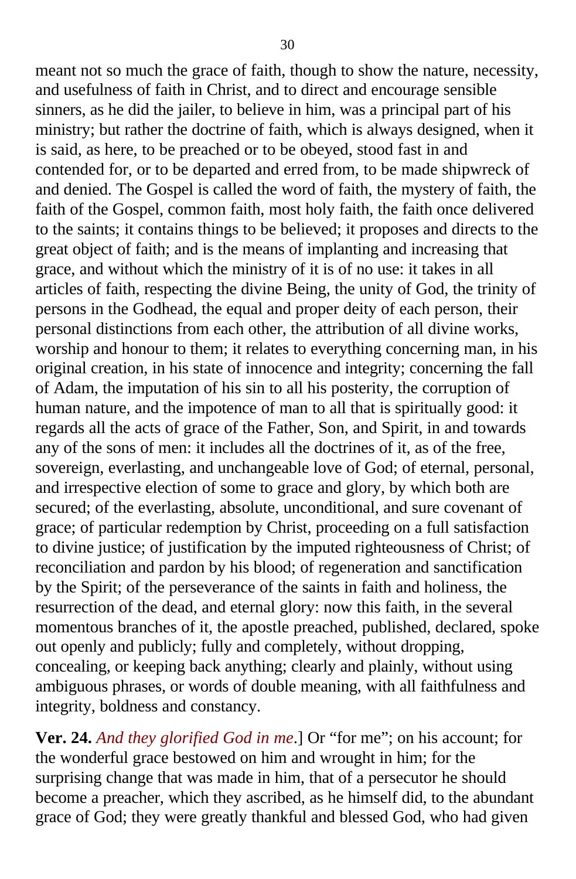meant not so much the grace of faith, though to show the nature, necessity, and usefulness of faith in Christ, and to direct and encourage sensible sinners, as he did the jailer, to believe in him, was a principal part of his ministry; but rather the doctrine of faith, which is always designed, when it is said, as here, to be preached or to be obeyed, stood fast in and contended for, or to be departed and erred from, to be made shipwreck of and denied. The Gospel is called the word of faith, the mystery of faith, the faith of the Gospel, common faith, most holy faith, the faith once delivered to the saints; it contains things to be believed; it proposes and directs to the great object of faith; and is the means of implanting and increasing that grace, and without which the ministry of it is of no use: it takes in all articles of faith, respecting the divine Being, the unity of God, the trinity of persons in the Godhead, the equal and proper deity of each person, their personal distinctions from each other, the attribution of all divine works, worship and honour to them; it relates to everything concerning man, in his original creation, in his state of innocence and integrity; concerning the fall of Adam, the imputation of his sin to all his posterity, the corruption of human nature, and the impotence of man to all that is spiritually good: it regards all the acts of grace of the Father, Son, and Spirit, in and towards any of the sons of men: it includes all the doctrines of it, as of the free, sovereign, everlasting, and unchangeable love of God; of eternal, personal, and irrespective election of some to grace and glory, by which both are secured; of the everlasting, absolute, unconditional, and sure covenant of grace; of particular redemption by Christ, proceeding on a full satisfaction to divine justice; of justification by the imputed righteousness of Christ; of reconciliation and pardon by his blood; of regeneration and sanctification by the Spirit; of the perseverance of the saints in faith and holiness, the resurrection of the dead, and eternal glory: now this faith, in the several momentous branches of it, the apostle preached, published, declared, spoke out openly and publicly; fully and completely, without dropping, concealing, or keeping back anything; clearly and plainly, without using ambiguous phrases, or words of double meaning, with all faithfulness and integrity, boldness and constancy.

**Ver. 24.** *And they glorified God in me*.] Or "for me"; on his account; for the wonderful grace bestowed on him and wrought in him; for the surprising change that was made in him, that of a persecutor he should become a preacher, which they ascribed, as he himself did, to the abundant grace of God; they were greatly thankful and blessed God, who had given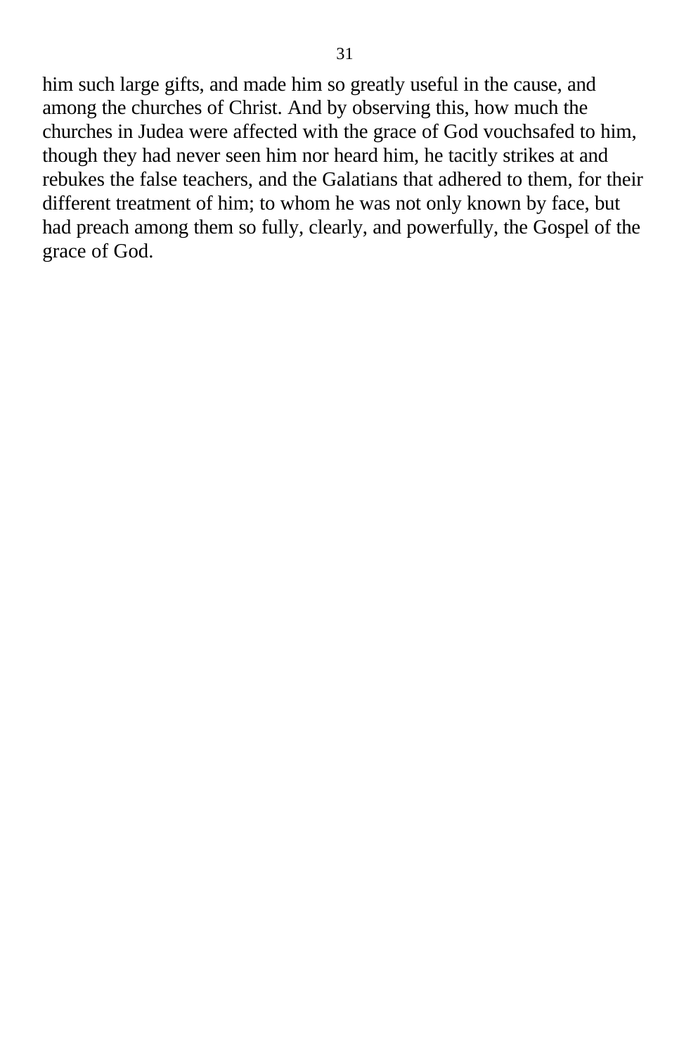him such large gifts, and made him so greatly useful in the cause, and among the churches of Christ. And by observing this, how much the churches in Judea were affected with the grace of God vouchsafed to him, though they had never seen him nor heard him, he tacitly strikes at and rebukes the false teachers, and the Galatians that adhered to them, for their different treatment of him; to whom he was not only known by face, but had preach among them so fully, clearly, and powerfully, the Gospel of the grace of God.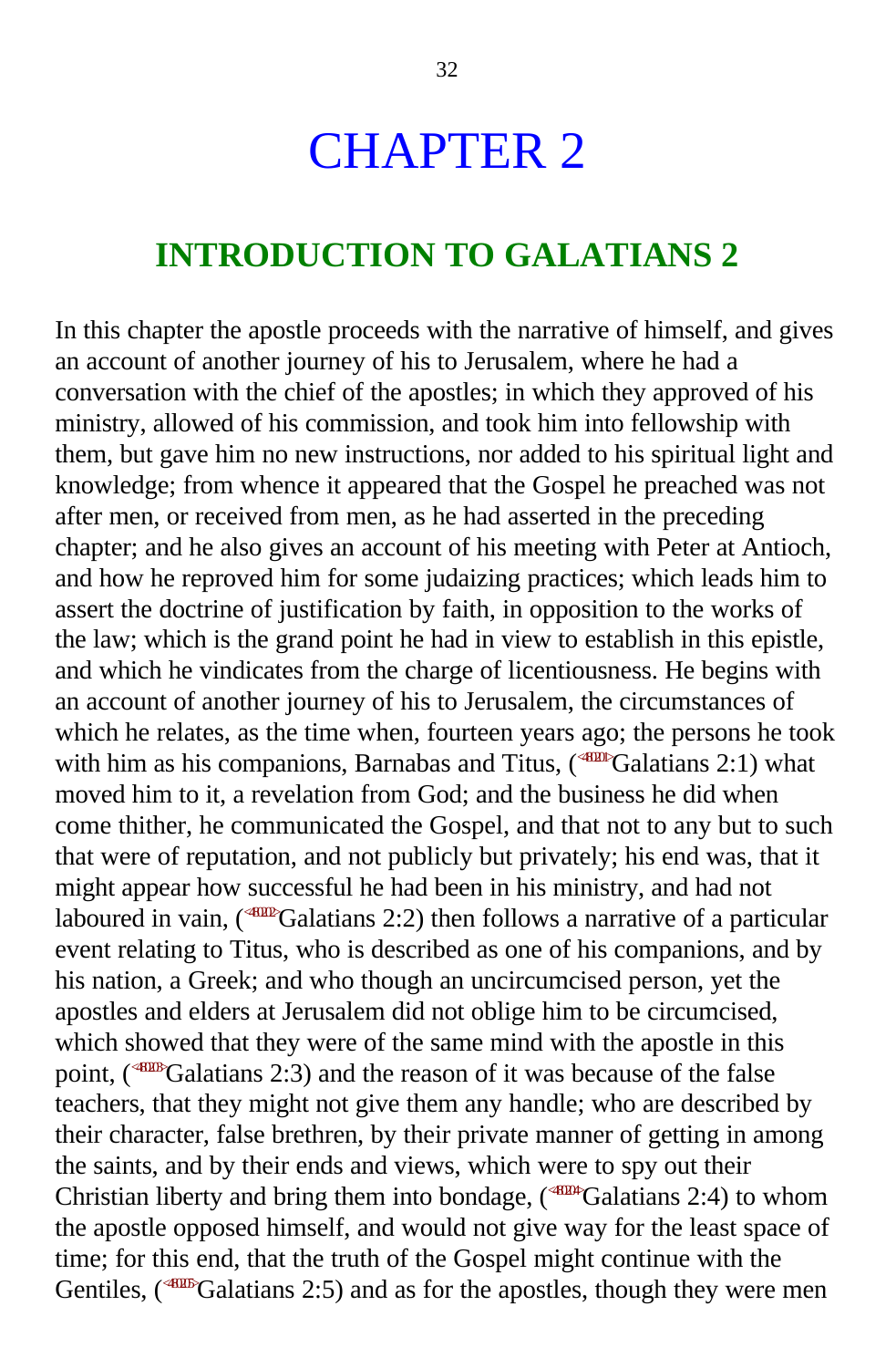# CHAPTER 2

## INTRODUCTION TO GALATIANS 2

In this chapter the apostle proceeds with the narrative of himself, and gives an account of another journey of his to Jerusalem, where he had a conversation with the chief of the apostles; in which they approved of his ministry, allowed of his commission, and took him into fellowship with them, but gave him no new instructions, nor added to his spiritual light and knowledge; from whence it appeared that the Gospel he preached was not after men, or received from men, as he had asserted in the preceding chapter; and he also gives an account of his meeting with Peter at Antioch, and how he reproved him for some judaizing practices; which leads him to assert the doctrine of justification by faith, in opposition to the works of the law; which is the grand point he had in view to establish in this epistle, and which he vindicates from the charge of licentiousness. He begins with an account of another journey of his to Jerusalem, the circumstances of which he relates, as the time when, fourteen years ago; the persons he took with him as his companions, Barnabas and Titus, (<480201>Galatians 2:1) what moved him to it, a revelation from God; and the business he did when come thither, he communicated the Gospel, and that not to any but to such that were of reputation, and not publicly but privately; his end was, that it might appear how successful he had been in his ministry, and had not laboured in vain, (<480202>Galatians 2:2) then follows a narrative of a particular event relating to Titus, who is described as one of his companions, and by his nation, a Greek; and who though an uncircumcised person, yet the apostles and elders at Jerusalem did not oblige him to be circumcised, which showed that they were of the same mind with the apostle in this point, (<480203>Galatians 2:3) and the reason of it was because of the false teachers, that they might not give them any handle; who are described by their character, false brethren, by their private manner of getting in among the saints, and by their ends and views, which were to spy out their Christian liberty and bring them into bondage, (<480204>Galatians 2:4) to whom the apostle opposed himself, and would not give way for the least space of time; for this end, that the truth of the Gospel might continue with the Gentiles, (<480205>Galatians 2:5) and as for the apostles, though they were men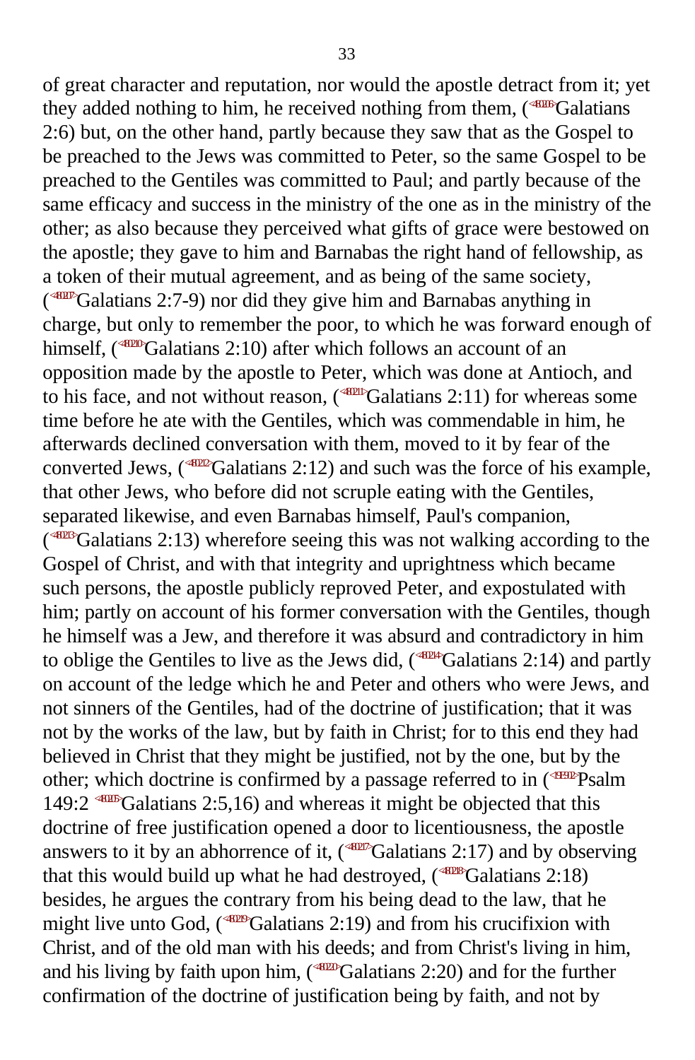of great character and reputation, nor would the apostle detract from it; yet they added nothing to him, he received nothing from them, (Galatians 2:6) but, on the other hand, partly because they saw that as the Gospel to be preached to the Jews was committed to Peter, so the same Gospel to be preached to the Gentiles was committed to Paul; and partly because of the same efficacy and success in the ministry of the one as in the ministry of the other; as also because they perceived what gifts of grace were bestowed on the apostle; they gave to him and Barnabas the right hand of fellowship, as a token of their mutual agreement, and as being of the same society, (Galatians 2:7-9) nor did they give him and Barnabas anything in charge, but only to remember the poor, to which he was forward enough of himself, (Galatians 2:10) after which follows an account of an opposition made by the apostle to Peter, which was done at Antioch, and to his face, and not without reason, (Galatians 2:11) for whereas some time before he ate with the Gentiles, which was commendable in him, he afterwards declined conversation with them, moved to it by fear of the converted Jews, (Galatians 2:12) and such was the force of his example, that other Jews, who before did not scruple eating with the Gentiles, separated likewise, and even Barnabas himself, Paul's companion, (Galatians 2:13) wherefore seeing this was not walking according to the Gospel of Christ, and with that integrity and uprightness which became such persons, the apostle publicly reproved Peter, and expostulated with him; partly on account of his former conversation with the Gentiles, though he himself was a Jew, and therefore it was absurd and contradictory in him to oblige the Gentiles to live as the Jews did, (Galatians 2:14) and partly on account of the ledge which he and Peter and others who were Jews, and not sinners of the Gentiles, had of the doctrine of justification; that it was not by the works of the law, but by faith in Christ; for to this end they had believed in Christ that they might be justified, not by the one, but by the other; which doctrine is confirmed by a passage referred to in (Psalm 149:2 Galatians 2:5,16) and whereas it might be objected that this doctrine of free justification opened a door to licentiousness, the apostle answers to it by an abhorrence of it, (Galatians 2:17) and by observing that this would build up what he had destroyed, (Galatians 2:18) besides, he argues the contrary from his being dead to the law, that he might live unto God, (Galatians 2:19) and from his crucifixion with Christ, and of the old man with his deeds; and from Christ's living in him, and his living by faith upon him, (Galatians 2:20) and for the further confirmation of the doctrine of justification being by faith, and not by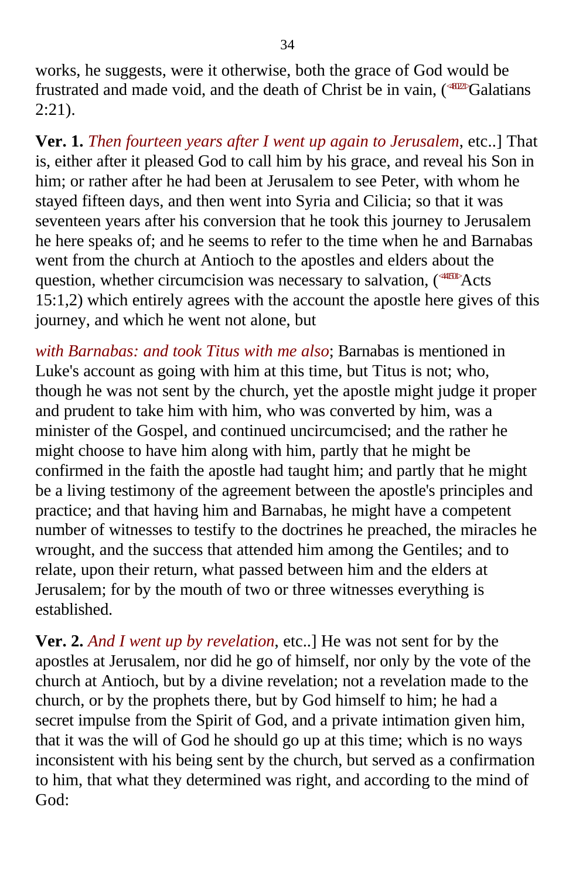works, he suggests, were it otherwise, both the grace of God would be frustrated and made void, and the death of Christ be in vain, (<480221>Galatians 2:21).

**Ver. 1.** *Then fourteen years after I went up again to Jerusalem*, etc..] That is, either after it pleased God to call him by his grace, and reveal his Son in him; or rather after he had been at Jerusalem to see Peter, with whom he stayed fifteen days, and then went into Syria and Cilicia; so that it was seventeen years after his conversion that he took this journey to Jerusalem he here speaks of; and he seems to refer to the time when he and Barnabas went from the church at Antioch to the apostles and elders about the question, whether circumcision was necessary to salvation, (<441501>Acts 15:1,2) which entirely agrees with the account the apostle here gives of this journey, and which he went not alone, but

*with Barnabas: and took Titus with me also*; Barnabas is mentioned in Luke's account as going with him at this time, but Titus is not; who, though he was not sent by the church, yet the apostle might judge it proper and prudent to take him with him, who was converted by him, was a minister of the Gospel, and continued uncircumcised; and the rather he might choose to have him along with him, partly that he might be confirmed in the faith the apostle had taught him; and partly that he might be a living testimony of the agreement between the apostle's principles and practice; and that having him and Barnabas, he might have a competent number of witnesses to testify to the doctrines he preached, the miracles he wrought, and the success that attended him among the Gentiles; and to relate, upon their return, what passed between him and the elders at Jerusalem; for by the mouth of two or three witnesses everything is established.

**Ver. 2.** *And I went up by revelation*, etc..] He was not sent for by the apostles at Jerusalem, nor did he go of himself, nor only by the vote of the church at Antioch, but by a divine revelation; not a revelation made to the church, or by the prophets there, but by God himself to him; he had a secret impulse from the Spirit of God, and a private intimation given him, that it was the will of God he should go up at this time; which is no ways inconsistent with his being sent by the church, but served as a confirmation to him, that what they determined was right, and according to the mind of God: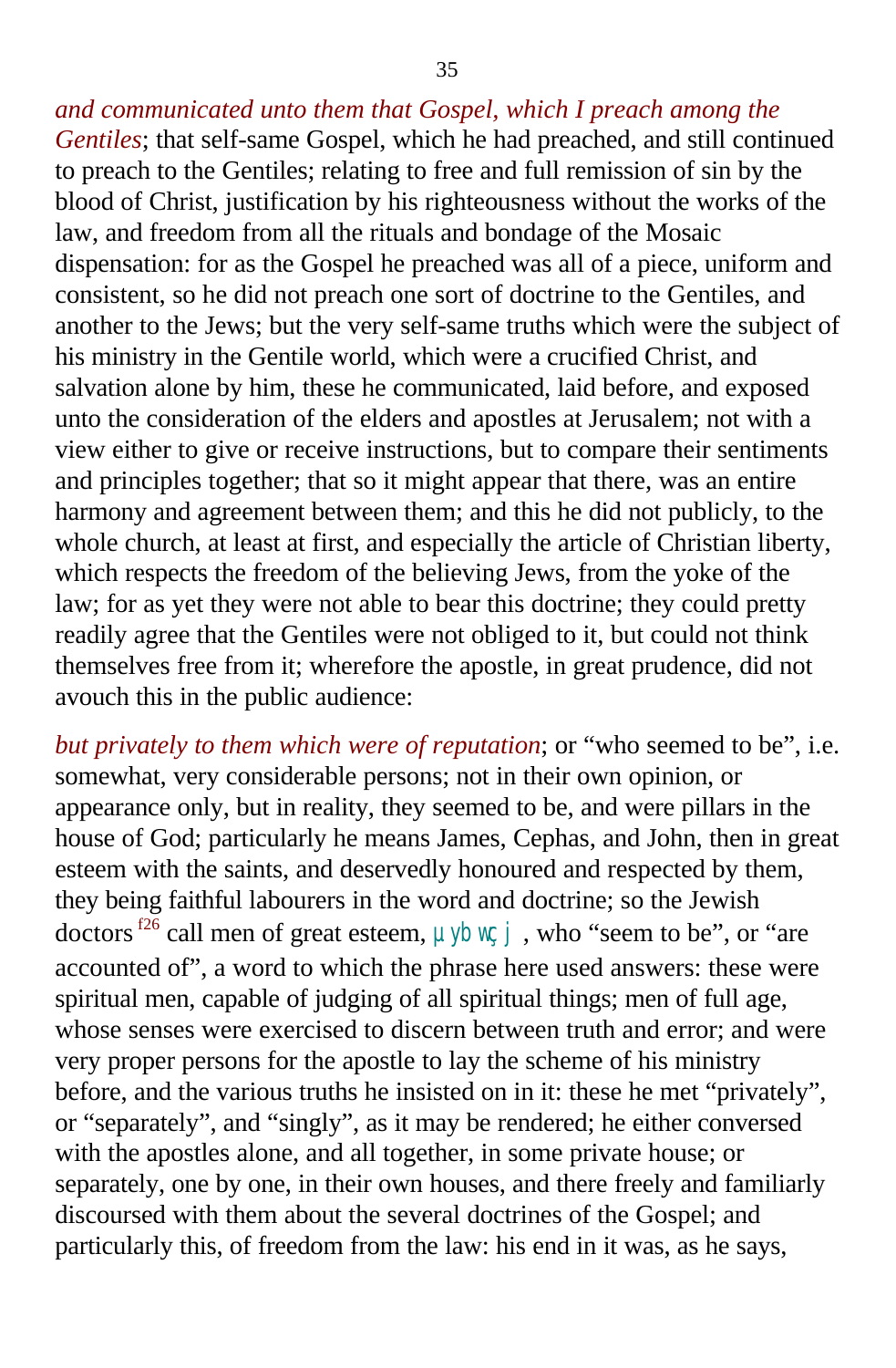*and communicated unto them that Gospel, which I preach among the Gentiles*; that self-same Gospel, which he had preached, and still continued to preach to the Gentiles; relating to free and full remission of sin by the blood of Christ, justification by his righteousness without the works of the law, and freedom from all the rituals and bondage of the Mosaic dispensation: for as the Gospel he preached was all of a piece, uniform and consistent, so he did not preach one sort of doctrine to the Gentiles, and another to the Jews; but the very self-same truths which were the subject of his ministry in the Gentile world, which were a crucified Christ, and salvation alone by him, these he communicated, laid before, and exposed unto the consideration of the elders and apostles at Jerusalem; not with a view either to give or receive instructions, but to compare their sentiments and principles together; that so it might appear that there, was an entire harmony and agreement between them; and this he did not publicly, to the whole church, at least at first, and especially the article of Christian liberty, which respects the freedom of the believing Jews, from the yoke of the law; for as yet they were not able to bear this doctrine; they could pretty readily agree that the Gentiles were not obliged to it, but could not think themselves free from it; wherefore the apostle, in great prudence, did not avouch this in the public audience:

*but privately to them which were of reputation*; or "who seemed to be", i.e. somewhat, very considerable persons; not in their own opinion, or appearance only, but in reality, they seemed to be, and were pillars in the house of God; particularly he means James, Cephas, and John, then in great esteem with the saints, and deservedly honoured and respected by them, they being faithful labourers in the word and doctrine; so the Jewish doctors [f26] call men of great esteem, µybwçj , who "seem to be", or "are accounted of", a word to which the phrase here used answers: these were spiritual men, capable of judging of all spiritual things; men of full age, whose senses were exercised to discern between truth and error; and were very proper persons for the apostle to lay the scheme of his ministry before, and the various truths he insisted on in it: these he met "privately", or "separately", and "singly", as it may be rendered; he either conversed with the apostles alone, and all together, in some private house; or separately, one by one, in their own houses, and there freely and familiarly discoursed with them about the several doctrines of the Gospel; and particularly this, of freedom from the law: his end in it was, as he says,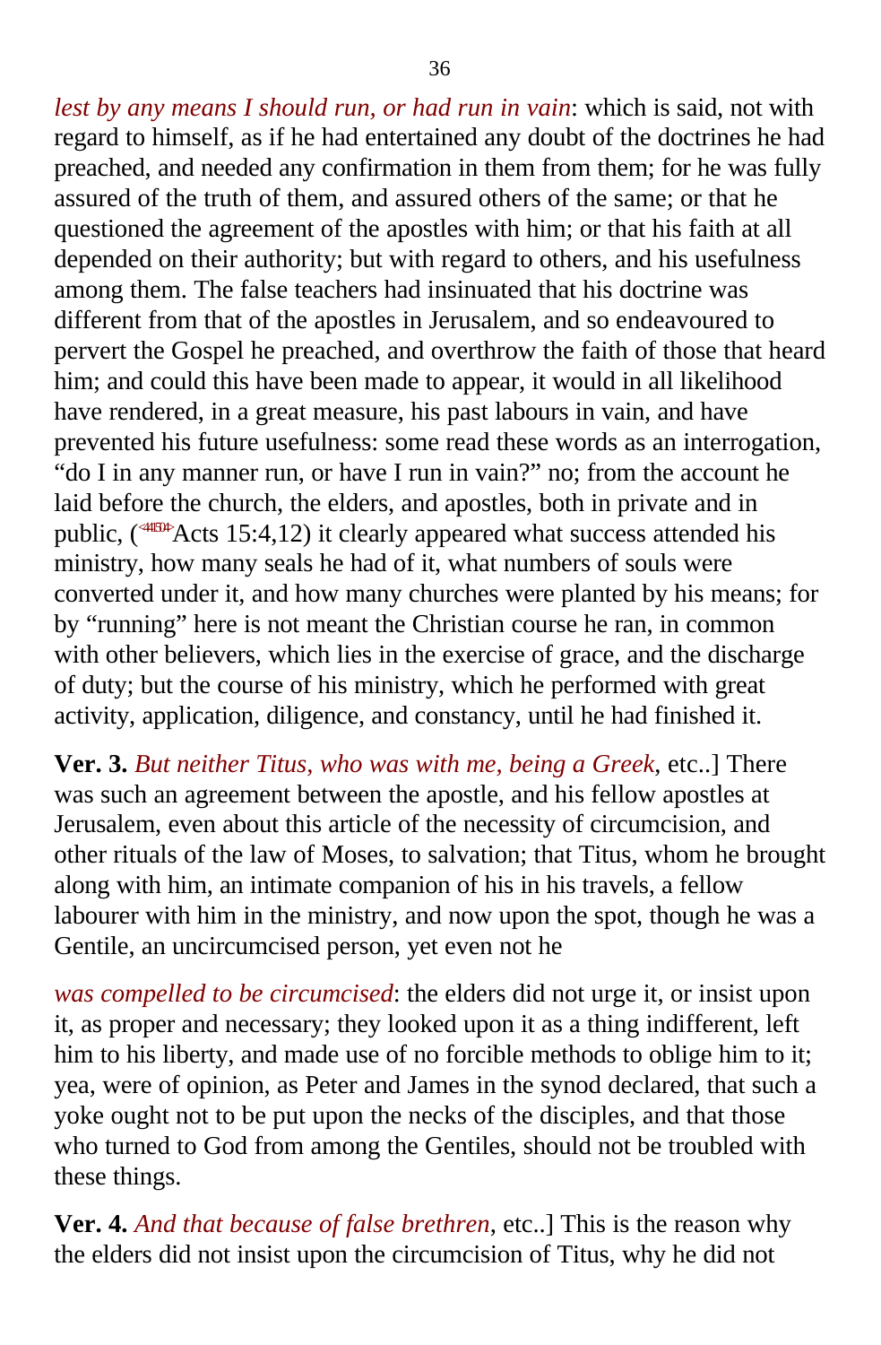*lest by any means I should run, or had run in vain*: which is said, not with regard to himself, as if he had entertained any doubt of the doctrines he had preached, and needed any confirmation in them from them; for he was fully assured of the truth of them, and assured others of the same; or that he questioned the agreement of the apostles with him; or that his faith at all depended on their authority; but with regard to others, and his usefulness among them. The false teachers had insinuated that his doctrine was different from that of the apostles in Jerusalem, and so endeavoured to pervert the Gospel he preached, and overthrow the faith of those that heard him; and could this have been made to appear, it would in all likelihood have rendered, in a great measure, his past labours in vain, and have prevented his future usefulness: some read these words as an interrogation, "do I in any manner run, or have I run in vain?" no; from the account he laid before the church, the elders, and apostles, both in private and in public, (<441504>Acts 15:4,12) it clearly appeared what success attended his ministry, how many seals he had of it, what numbers of souls were converted under it, and how many churches were planted by his means; for by "running" here is not meant the Christian course he ran, in common with other believers, which lies in the exercise of grace, and the discharge of duty; but the course of his ministry, which he performed with great activity, application, diligence, and constancy, until he had finished it.

**Ver. 3.** *But neither Titus, who was with me, being a Greek*, etc..] There was such an agreement between the apostle, and his fellow apostles at Jerusalem, even about this article of the necessity of circumcision, and other rituals of the law of Moses, to salvation; that Titus, whom he brought along with him, an intimate companion of his in his travels, a fellow labourer with him in the ministry, and now upon the spot, though he was a Gentile, an uncircumcised person, yet even not he

*was compelled to be circumcised*: the elders did not urge it, or insist upon it, as proper and necessary; they looked upon it as a thing indifferent, left him to his liberty, and made use of no forcible methods to oblige him to it; yea, were of opinion, as Peter and James in the synod declared, that such a yoke ought not to be put upon the necks of the disciples, and that those who turned to God from among the Gentiles, should not be troubled with these things.

**Ver. 4.** *And that because of false brethren*, etc..] This is the reason why the elders did not insist upon the circumcision of Titus, why he did not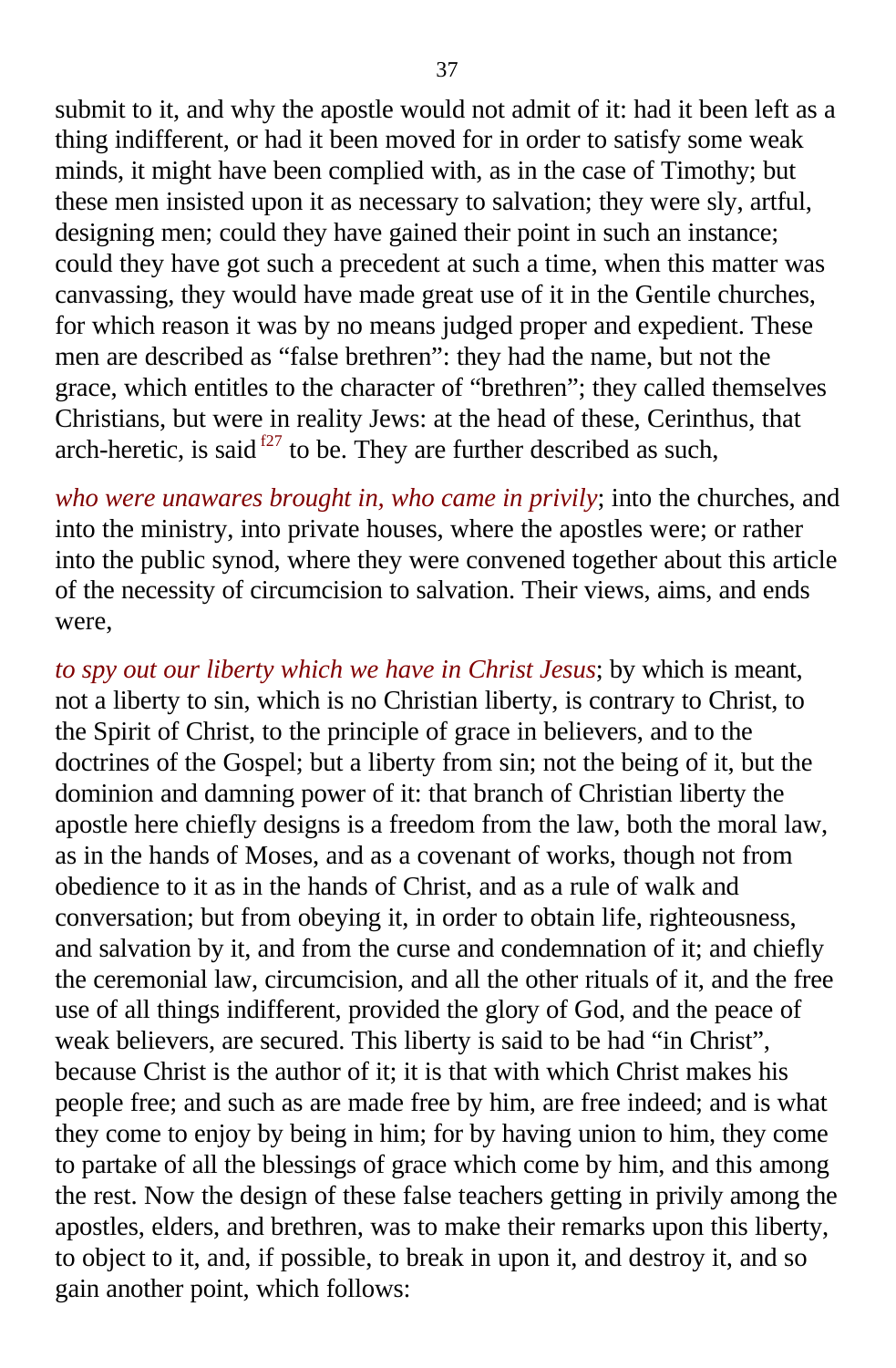submit to it, and why the apostle would not admit of it: had it been left as a thing indifferent, or had it been moved for in order to satisfy some weak minds, it might have been complied with, as in the case of Timothy; but these men insisted upon it as necessary to salvation; they were sly, artful, designing men; could they have gained their point in such an instance; could they have got such a precedent at such a time, when this matter was canvassing, they would have made great use of it in the Gentile churches, for which reason it was by no means judged proper and expedient. These men are described as "false brethren": they had the name, but not the grace, which entitles to the character of "brethren"; they called themselves Christians, but were in reality Jews: at the head of these, Cerinthus, that arch-heretic, is said [f27] to be. They are further described as such,

*who were unawares brought in, who came in privily*; into the churches, and into the ministry, into private houses, where the apostles were; or rather into the public synod, where they were convened together about this article of the necessity of circumcision to salvation. Their views, aims, and ends were,

*to spy out our liberty which we have in Christ Jesus*; by which is meant, not a liberty to sin, which is no Christian liberty, is contrary to Christ, to the Spirit of Christ, to the principle of grace in believers, and to the doctrines of the Gospel; but a liberty from sin; not the being of it, but the dominion and damning power of it: that branch of Christian liberty the apostle here chiefly designs is a freedom from the law, both the moral law, as in the hands of Moses, and as a covenant of works, though not from obedience to it as in the hands of Christ, and as a rule of walk and conversation; but from obeying it, in order to obtain life, righteousness, and salvation by it, and from the curse and condemnation of it; and chiefly the ceremonial law, circumcision, and all the other rituals of it, and the free use of all things indifferent, provided the glory of God, and the peace of weak believers, are secured. This liberty is said to be had "in Christ", because Christ is the author of it; it is that with which Christ makes his people free; and such as are made free by him, are free indeed; and is what they come to enjoy by being in him; for by having union to him, they come to partake of all the blessings of grace which come by him, and this among the rest. Now the design of these false teachers getting in privily among the apostles, elders, and brethren, was to make their remarks upon this liberty, to object to it, and, if possible, to break in upon it, and destroy it, and so gain another point, which follows: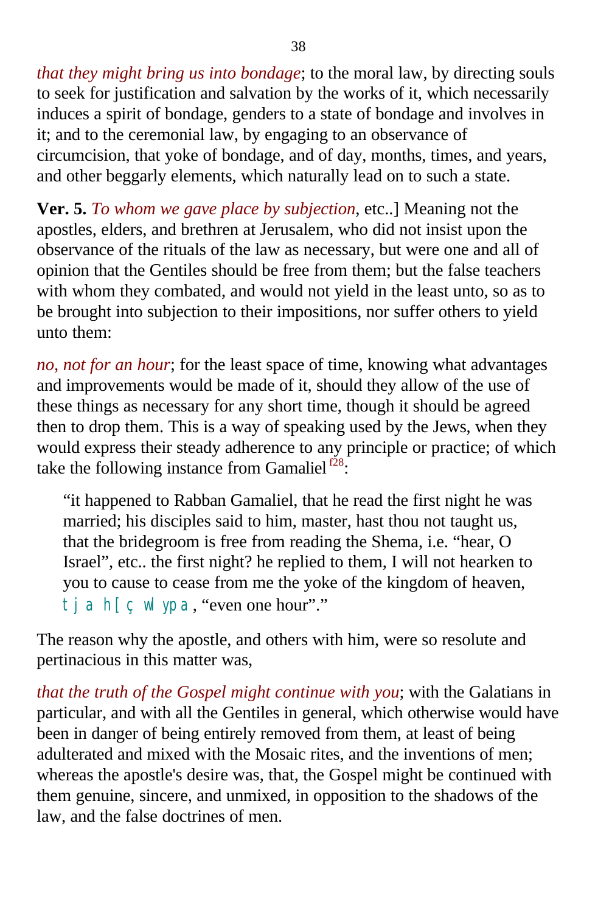*that they might bring us into bondage*; to the moral law, by directing souls to seek for justification and salvation by the works of it, which necessarily induces a spirit of bondage, genders to a state of bondage and involves in it; and to the ceremonial law, by engaging to an observance of circumcision, that yoke of bondage, and of day, months, times, and years, and other beggarly elements, which naturally lead on to such a state.

**Ver. 5.** *To whom we gave place by subjection*, etc..] Meaning not the apostles, elders, and brethren at Jerusalem, who did not insist upon the observance of the rituals of the law as necessary, but were one and all of opinion that the Gentiles should be free from them; but the false teachers with whom they combated, and would not yield in the least unto, so as to be brought into subjection to their impositions, nor suffer others to yield unto them:

*no, not for an hour*; for the least space of time, knowing what advantages and improvements would be made of it, should they allow of the use of these things as necessary for any short time, though it should be agreed then to drop them. This is a way of speaking used by the Jews, when they would express their steady adherence to any principle or practice; of which take the following instance from Gamaliel [f28]:

> "it happened to Rabban Gamaliel, that he read the first night he was married; his disciples said to him, master, hast thou not taught us, that the bridegroom is free from reading the Shema, i.e. "hear, O Israel", etc.. the first night? he replied to them, I will not hearken to you to cause to cease from me the yoke of the kingdom of heaven, tja h[ç wlypa, "even one hour"."

The reason why the apostle, and others with him, were so resolute and pertinacious in this matter was,

*that the truth of the Gospel might continue with you*; with the Galatians in particular, and with all the Gentiles in general, which otherwise would have been in danger of being entirely removed from them, at least of being adulterated and mixed with the Mosaic rites, and the inventions of men; whereas the apostle's desire was, that, the Gospel might be continued with them genuine, sincere, and unmixed, in opposition to the shadows of the law, and the false doctrines of men.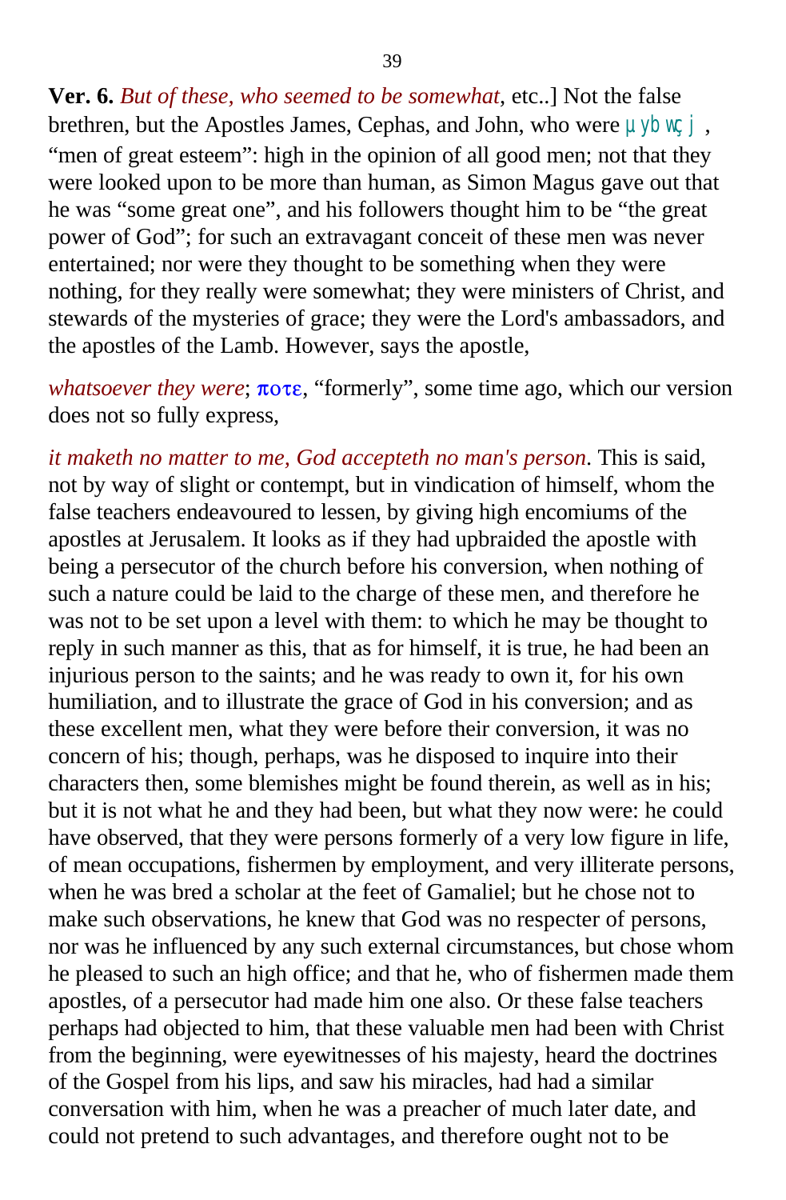**Ver. 6.** *But of these, who seemed to be somewhat*, etc..] Not the false brethren, but the Apostles James, Cephas, and John, who were µybwçj , “men of great esteem”: high in the opinion of all good men; not that they were looked upon to be more than human, as Simon Magus gave out that he was “some great one”, and his followers thought him to be “the great power of God”; for such an extravagant conceit of these men was never entertained; nor were they thought to be something when they were nothing, for they really were somewhat; they were ministers of Christ, and stewards of the mysteries of grace; they were the Lord's ambassadors, and the apostles of the Lamb. However, says the apostle,

*whatsoever they were*; ποτε, “formerly”, some time ago, which our version does not so fully express,

*it maketh no matter to me, God accepteth no man's person*. This is said, not by way of slight or contempt, but in vindication of himself, whom the false teachers endeavoured to lessen, by giving high encomiums of the apostles at Jerusalem. It looks as if they had upbraided the apostle with being a persecutor of the church before his conversion, when nothing of such a nature could be laid to the charge of these men, and therefore he was not to be set upon a level with them: to which he may be thought to reply in such manner as this, that as for himself, it is true, he had been an injurious person to the saints; and he was ready to own it, for his own humiliation, and to illustrate the grace of God in his conversion; and as these excellent men, what they were before their conversion, it was no concern of his; though, perhaps, was he disposed to inquire into their characters then, some blemishes might be found therein, as well as in his; but it is not what he and they had been, but what they now were: he could have observed, that they were persons formerly of a very low figure in life, of mean occupations, fishermen by employment, and very illiterate persons, when he was bred a scholar at the feet of Gamaliel; but he chose not to make such observations, he knew that God was no respecter of persons, nor was he influenced by any such external circumstances, but chose whom he pleased to such an high office; and that he, who of fishermen made them apostles, of a persecutor had made him one also. Or these false teachers perhaps had objected to him, that these valuable men had been with Christ from the beginning, were eyewitnesses of his majesty, heard the doctrines of the Gospel from his lips, and saw his miracles, had had a similar conversation with him, when he was a preacher of much later date, and could not pretend to such advantages, and therefore ought not to be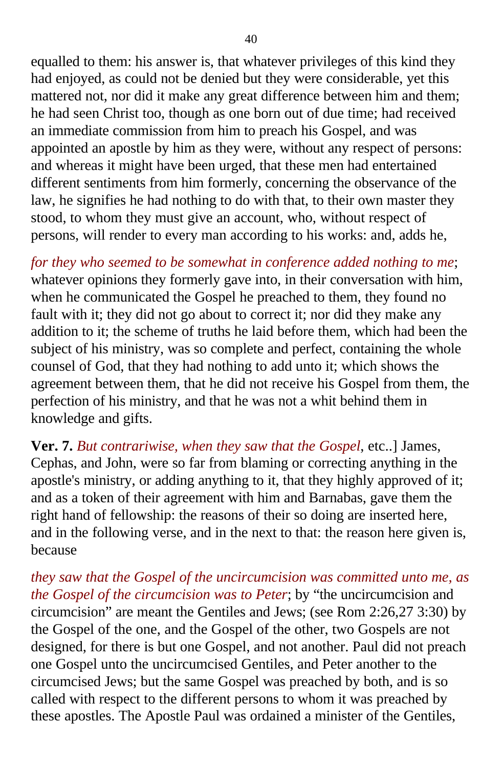equalled to them: his answer is, that whatever privileges of this kind they had enjoyed, as could not be denied but they were considerable, yet this mattered not, nor did it make any great difference between him and them; he had seen Christ too, though as one born out of due time; had received an immediate commission from him to preach his Gospel, and was appointed an apostle by him as they were, without any respect of persons: and whereas it might have been urged, that these men had entertained different sentiments from him formerly, concerning the observance of the law, he signifies he had nothing to do with that, to their own master they stood, to whom they must give an account, who, without respect of persons, will render to every man according to his works: and, adds he,

*for they who seemed to be somewhat in conference added nothing to me*; whatever opinions they formerly gave into, in their conversation with him, when he communicated the Gospel he preached to them, they found no fault with it; they did not go about to correct it; nor did they make any addition to it; the scheme of truths he laid before them, which had been the subject of his ministry, was so complete and perfect, containing the whole counsel of God, that they had nothing to add unto it; which shows the agreement between them, that he did not receive his Gospel from them, the perfection of his ministry, and that he was not a whit behind them in knowledge and gifts.

**Ver. 7.** *But contrariwise, when they saw that the Gospel*, etc..] James, Cephas, and John, were so far from blaming or correcting anything in the apostle's ministry, or adding anything to it, that they highly approved of it; and as a token of their agreement with him and Barnabas, gave them the right hand of fellowship: the reasons of their so doing are inserted here, and in the following verse, and in the next to that: the reason here given is, because

*they saw that the Gospel of the uncircumcision was committed unto me, as the Gospel of the circumcision was to Peter*; by "the uncircumcision and circumcision" are meant the Gentiles and Jews; (see Rom 2:26,27 3:30) by the Gospel of the one, and the Gospel of the other, two Gospels are not designed, for there is but one Gospel, and not another. Paul did not preach one Gospel unto the uncircumcised Gentiles, and Peter another to the circumcised Jews; but the same Gospel was preached by both, and is so called with respect to the different persons to whom it was preached by these apostles. The Apostle Paul was ordained a minister of the Gentiles,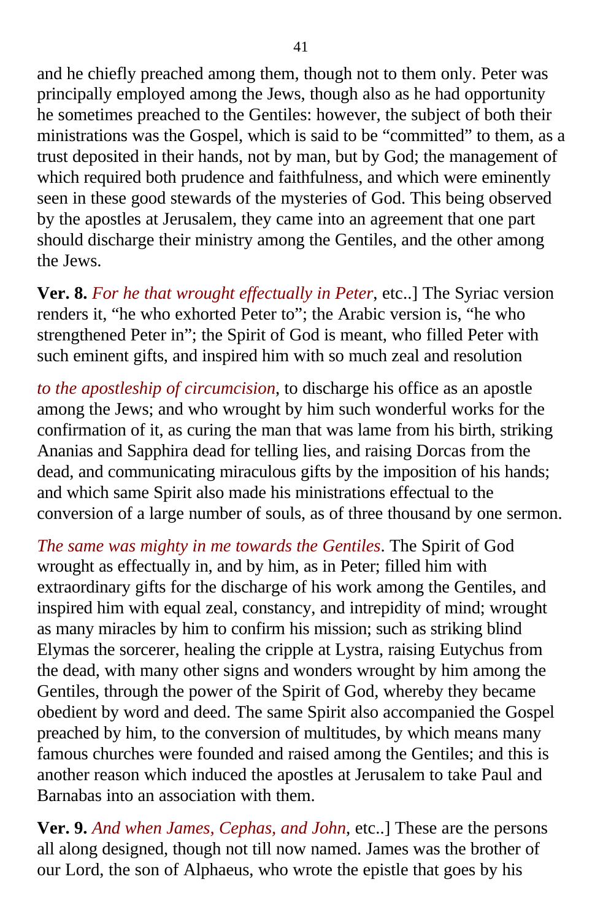and he chiefly preached among them, though not to them only. Peter was principally employed among the Jews, though also as he had opportunity he sometimes preached to the Gentiles: however, the subject of both their ministrations was the Gospel, which is said to be "committed" to them, as a trust deposited in their hands, not by man, but by God; the management of which required both prudence and faithfulness, and which were eminently seen in these good stewards of the mysteries of God. This being observed by the apostles at Jerusalem, they came into an agreement that one part should discharge their ministry among the Gentiles, and the other among the Jews.

**Ver. 8.** *For he that wrought effectually in Peter*, etc..] The Syriac version renders it, "he who exhorted Peter to"; the Arabic version is, "he who strengthened Peter in"; the Spirit of God is meant, who filled Peter with such eminent gifts, and inspired him with so much zeal and resolution

*to the apostleship of circumcision*, to discharge his office as an apostle among the Jews; and who wrought by him such wonderful works for the confirmation of it, as curing the man that was lame from his birth, striking Ananias and Sapphira dead for telling lies, and raising Dorcas from the dead, and communicating miraculous gifts by the imposition of his hands; and which same Spirit also made his ministrations effectual to the conversion of a large number of souls, as of three thousand by one sermon.

*The same was mighty in me towards the Gentiles*. The Spirit of God wrought as effectually in, and by him, as in Peter; filled him with extraordinary gifts for the discharge of his work among the Gentiles, and inspired him with equal zeal, constancy, and intrepidity of mind; wrought as many miracles by him to confirm his mission; such as striking blind Elymas the sorcerer, healing the cripple at Lystra, raising Eutychus from the dead, with many other signs and wonders wrought by him among the Gentiles, through the power of the Spirit of God, whereby they became obedient by word and deed. The same Spirit also accompanied the Gospel preached by him, to the conversion of multitudes, by which means many famous churches were founded and raised among the Gentiles; and this is another reason which induced the apostles at Jerusalem to take Paul and Barnabas into an association with them.

**Ver. 9.** *And when James, Cephas, and John*, etc..] These are the persons all along designed, though not till now named. James was the brother of our Lord, the son of Alphaeus, who wrote the epistle that goes by his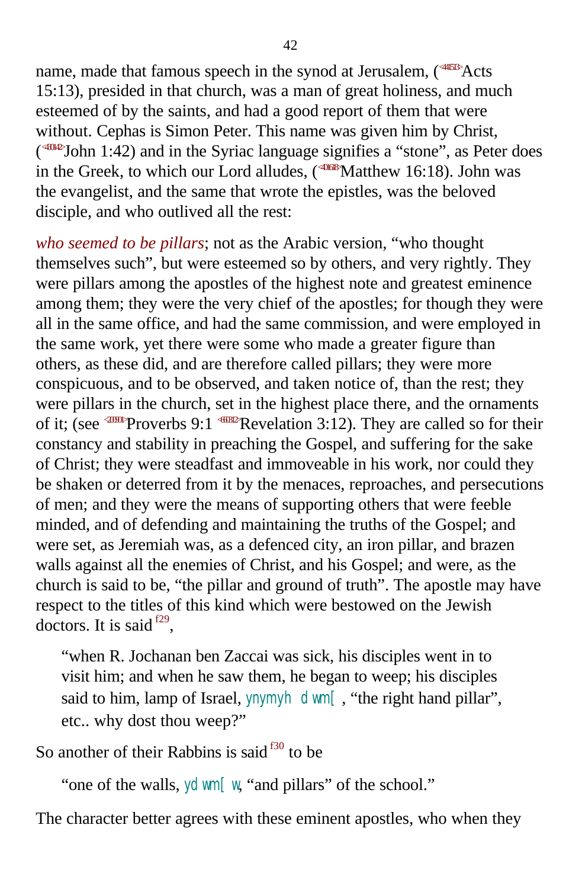name, made that famous speech in the synod at Jerusalem, (<441513>Acts 15:13), presided in that church, was a man of great holiness, and much esteemed of by the saints, and had a good report of them that were without. Cephas is Simon Peter. This name was given him by Christ, (<430142>John 1:42) and in the Syriac language signifies a "stone", as Peter does in the Greek, to which our Lord alludes, (<401618>Matthew 16:18). John was the evangelist, and the same that wrote the epistles, was the beloved disciple, and who outlived all the rest:

*who seemed to be pillars*; not as the Arabic version, "who thought themselves such", but were esteemed so by others, and very rightly. They were pillars among the apostles of the highest note and greatest eminence among them; they were the very chief of the apostles; for though they were all in the same office, and had the same commission, and were employed in the same work, yet there were some who made a greater figure than others, as these did, and are therefore called pillars; they were more conspicuous, and to be observed, and taken notice of, than the rest; they were pillars in the church, set in the highest place there, and the ornaments of it; (see <200901>Proverbs 9:1 <660312>Revelation 3:12). They are called so for their constancy and stability in preaching the Gospel, and suffering for the sake of Christ; they were steadfast and immoveable in his work, nor could they be shaken or deterred from it by the menaces, reproaches, and persecutions of men; and they were the means of supporting others that were feeble minded, and of defending and maintaining the truths of the Gospel; and were set, as Jeremiah was, as a defenced city, an iron pillar, and brazen walls against all the enemies of Christ, and his Gospel; and were, as the church is said to be, "the pillar and ground of truth". The apostle may have respect to the titles of this kind which were bestowed on the Jewish doctors. It is said[f29],

> "when R. Jochanan ben Zaccai was sick, his disciples went in to visit him; and when he saw them, he began to weep; his disciples said to him, lamp of Israel, ynymyh dwm[, "the right hand pillar", etc.. why dost thou weep?"

So another of their Rabbins is said[f30] to be

> "one of the walls, ydwm[w, "and pillars" of the school."

The character better agrees with these eminent apostles, who when they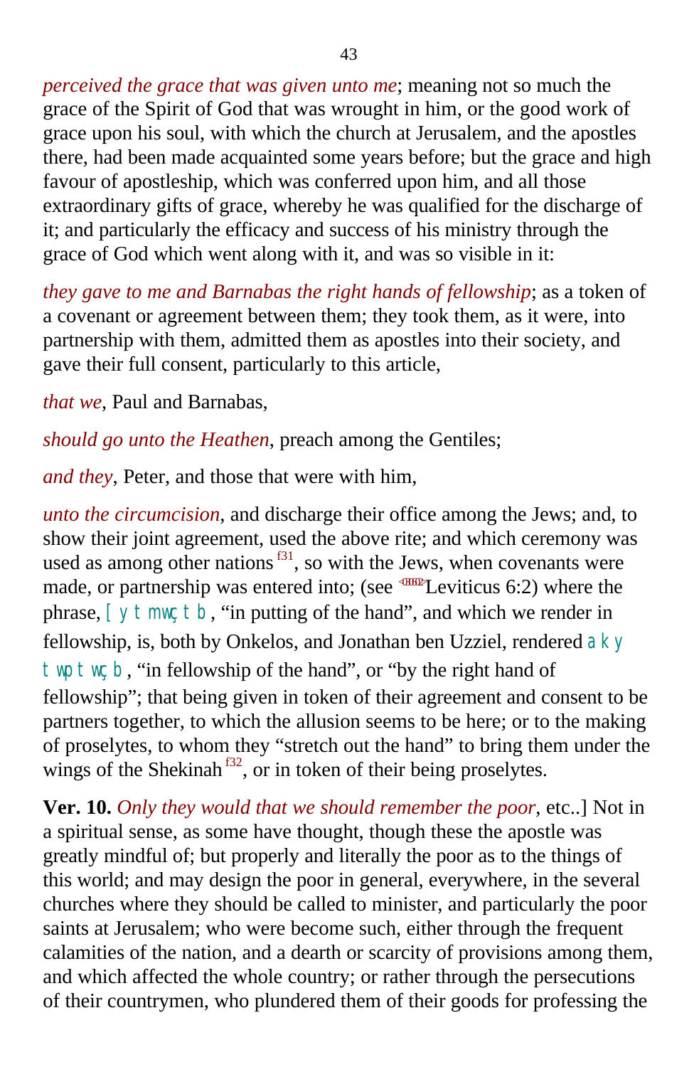*perceived the grace that was given unto me*; meaning not so much the grace of the Spirit of God that was wrought in him, or the good work of grace upon his soul, with which the church at Jerusalem, and the apostles there, had been made acquainted some years before; but the grace and high favour of apostleship, which was conferred upon him, and all those extraordinary gifts of grace, whereby he was qualified for the discharge of it; and particularly the efficacy and success of his ministry through the grace of God which went along with it, and was so visible in it:

*they gave to me and Barnabas the right hands of fellowship*; as a token of a covenant or agreement between them; they took them, as it were, into partnership with them, admitted them as apostles into their society, and gave their full consent, particularly to this article,

*that we*, Paul and Barnabas,

*should go unto the Heathen*, preach among the Gentiles;

*and they*, Peter, and those that were with him,

*unto the circumcision*, and discharge their office among the Jews; and, to show their joint agreement, used the above rite; and which ceremony was used as among other nations [f31], so with the Jews, when covenants were made, or partnership was entered into; (see Leviticus 6:2) where the phrase, [ytmwçtb, "in putting of the hand", and which we render in fellowship, is, both by Onkelos, and Jonathan ben Uzziel, rendered aky twptwçb, "in fellowship of the hand", or "by the right hand of fellowship"; that being given in token of their agreement and consent to be partners together, to which the allusion seems to be here; or to the making of proselytes, to whom they "stretch out the hand" to bring them under the wings of the Shekinah [f32], or in token of their being proselytes.

**Ver. 10.** *Only they would that we should remember the poor*, etc..] Not in a spiritual sense, as some have thought, though these the apostle was greatly mindful of; but properly and literally the poor as to the things of this world; and may design the poor in general, everywhere, in the several churches where they should be called to minister, and particularly the poor saints at Jerusalem; who were become such, either through the frequent calamities of the nation, and a dearth or scarcity of provisions among them, and which affected the whole country; or rather through the persecutions of their countrymen, who plundered them of their goods for professing the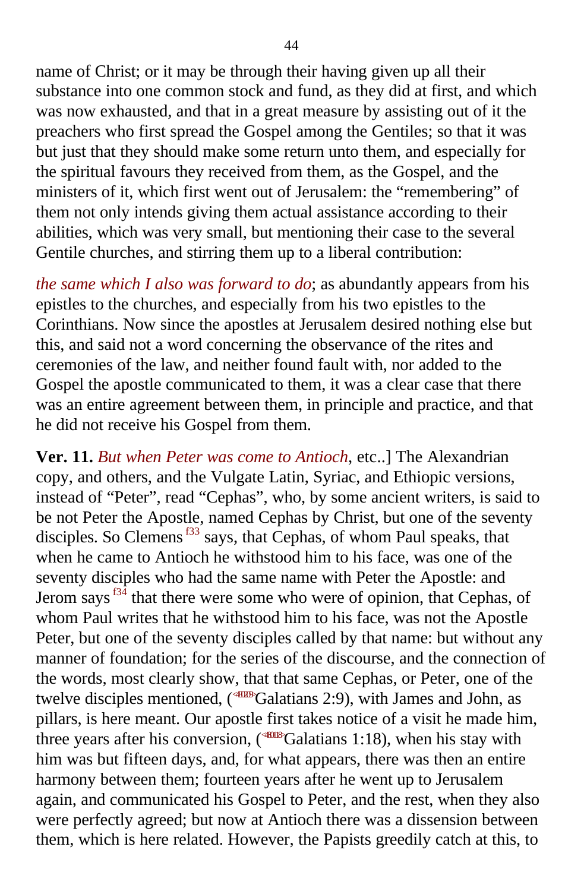name of Christ; or it may be through their having given up all their substance into one common stock and fund, as they did at first, and which was now exhausted, and that in a great measure by assisting out of it the preachers who first spread the Gospel among the Gentiles; so that it was but just that they should make some return unto them, and especially for the spiritual favours they received from them, as the Gospel, and the ministers of it, which first went out of Jerusalem: the "remembering" of them not only intends giving them actual assistance according to their abilities, which was very small, but mentioning their case to the several Gentile churches, and stirring them up to a liberal contribution:

*the same which I also was forward to do*; as abundantly appears from his epistles to the churches, and especially from his two epistles to the Corinthians. Now since the apostles at Jerusalem desired nothing else but this, and said not a word concerning the observance of the rites and ceremonies of the law, and neither found fault with, nor added to the Gospel the apostle communicated to them, it was a clear case that there was an entire agreement between them, in principle and practice, and that he did not receive his Gospel from them.

**Ver. 11.** *But when Peter was come to Antioch*, etc..] The Alexandrian copy, and others, and the Vulgate Latin, Syriac, and Ethiopic versions, instead of "Peter", read "Cephas", who, by some ancient writers, is said to be not Peter the Apostle, named Cephas by Christ, but one of the seventy disciples. So Clemens [f33] says, that Cephas, of whom Paul speaks, that when he came to Antioch he withstood him to his face, was one of the seventy disciples who had the same name with Peter the Apostle: and Jerom says [f34] that there were some who were of opinion, that Cephas, of whom Paul writes that he withstood him to his face, was not the Apostle Peter, but one of the seventy disciples called by that name: but without any manner of foundation; for the series of the discourse, and the connection of the words, most clearly show, that that same Cephas, or Peter, one of the twelve disciples mentioned, (<480209>Galatians 2:9), with James and John, as pillars, is here meant. Our apostle first takes notice of a visit he made him, three years after his conversion, (<480118>Galatians 1:18), when his stay with him was but fifteen days, and, for what appears, there was then an entire harmony between them; fourteen years after he went up to Jerusalem again, and communicated his Gospel to Peter, and the rest, when they also were perfectly agreed; but now at Antioch there was a dissension between them, which is here related. However, the Papists greedily catch at this, to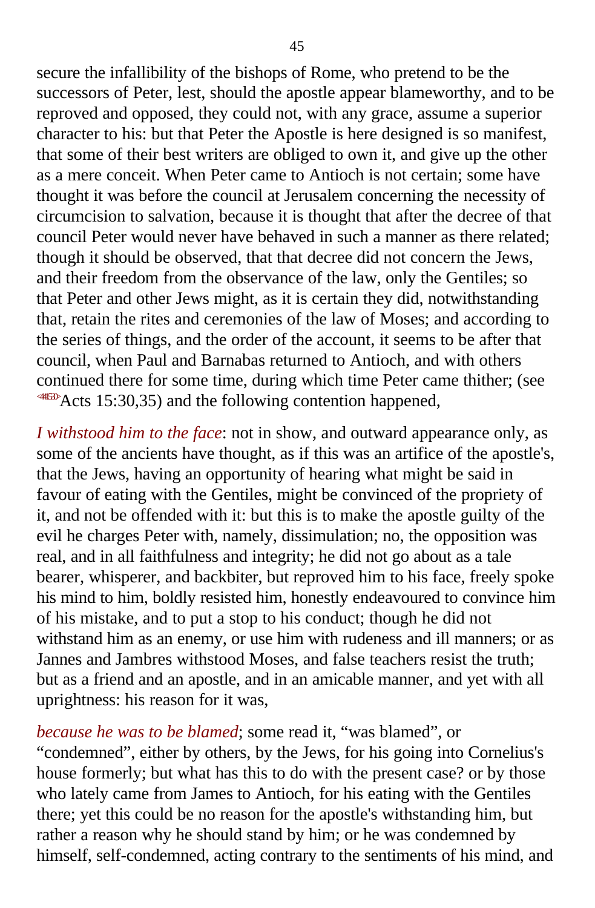secure the infallibility of the bishops of Rome, who pretend to be the successors of Peter, lest, should the apostle appear blameworthy, and to be reproved and opposed, they could not, with any grace, assume a superior character to his: but that Peter the Apostle is here designed is so manifest, that some of their best writers are obliged to own it, and give up the other as a mere conceit. When Peter came to Antioch is not certain; some have thought it was before the council at Jerusalem concerning the necessity of circumcision to salvation, because it is thought that after the decree of that council Peter would never have behaved in such a manner as there related; though it should be observed, that that decree did not concern the Jews, and their freedom from the observance of the law, only the Gentiles; so that Peter and other Jews might, as it is certain they did, notwithstanding that, retain the rites and ceremonies of the law of Moses; and according to the series of things, and the order of the account, it seems to be after that council, when Paul and Barnabas returned to Antioch, and with others continued there for some time, during which time Peter came thither; (see <44F530>Acts 15:30,35) and the following contention happened,

*I withstood him to the face*: not in show, and outward appearance only, as some of the ancients have thought, as if this was an artifice of the apostle's, that the Jews, having an opportunity of hearing what might be said in favour of eating with the Gentiles, might be convinced of the propriety of it, and not be offended with it: but this is to make the apostle guilty of the evil he charges Peter with, namely, dissimulation; no, the opposition was real, and in all faithfulness and integrity; he did not go about as a tale bearer, whisperer, and backbiter, but reproved him to his face, freely spoke his mind to him, boldly resisted him, honestly endeavoured to convince him of his mistake, and to put a stop to his conduct; though he did not withstand him as an enemy, or use him with rudeness and ill manners; or as Jannes and Jambres withstood Moses, and false teachers resist the truth; but as a friend and an apostle, and in an amicable manner, and yet with all uprightness: his reason for it was,

*because he was to be blamed*; some read it, "was blamed", or "condemned", either by others, by the Jews, for his going into Cornelius's house formerly; but what has this to do with the present case? or by those who lately came from James to Antioch, for his eating with the Gentiles there; yet this could be no reason for the apostle's withstanding him, but rather a reason why he should stand by him; or he was condemned by himself, self-condemned, acting contrary to the sentiments of his mind, and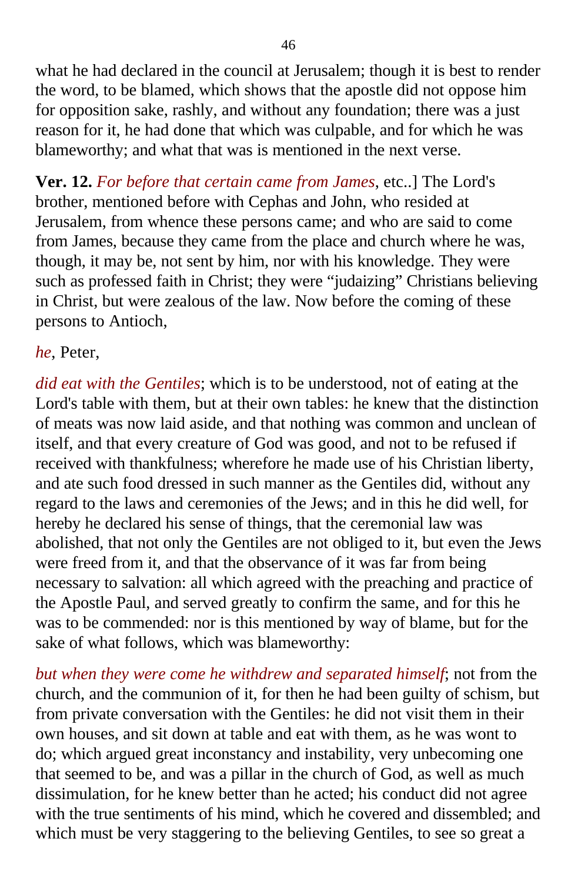what he had declared in the council at Jerusalem; though it is best to render the word, to be blamed, which shows that the apostle did not oppose him for opposition sake, rashly, and without any foundation; there was a just reason for it, he had done that which was culpable, and for which he was blameworthy; and what that was is mentioned in the next verse.

**Ver. 12.** *For before that certain came from James*, etc..] The Lord's brother, mentioned before with Cephas and John, who resided at Jerusalem, from whence these persons came; and who are said to come from James, because they came from the place and church where he was, though, it may be, not sent by him, nor with his knowledge. They were such as professed faith in Christ; they were "judaizing" Christians believing in Christ, but were zealous of the law. Now before the coming of these persons to Antioch,

*he*, Peter,

*did eat with the Gentiles*; which is to be understood, not of eating at the Lord's table with them, but at their own tables: he knew that the distinction of meats was now laid aside, and that nothing was common and unclean of itself, and that every creature of God was good, and not to be refused if received with thankfulness; wherefore he made use of his Christian liberty, and ate such food dressed in such manner as the Gentiles did, without any regard to the laws and ceremonies of the Jews; and in this he did well, for hereby he declared his sense of things, that the ceremonial law was abolished, that not only the Gentiles are not obliged to it, but even the Jews were freed from it, and that the observance of it was far from being necessary to salvation: all which agreed with the preaching and practice of the Apostle Paul, and served greatly to confirm the same, and for this he was to be commended: nor is this mentioned by way of blame, but for the sake of what follows, which was blameworthy:

*but when they were come he withdrew and separated himself*; not from the church, and the communion of it, for then he had been guilty of schism, but from private conversation with the Gentiles: he did not visit them in their own houses, and sit down at table and eat with them, as he was wont to do; which argued great inconstancy and instability, very unbecoming one that seemed to be, and was a pillar in the church of God, as well as much dissimulation, for he knew better than he acted; his conduct did not agree with the true sentiments of his mind, which he covered and dissembled; and which must be very staggering to the believing Gentiles, to see so great a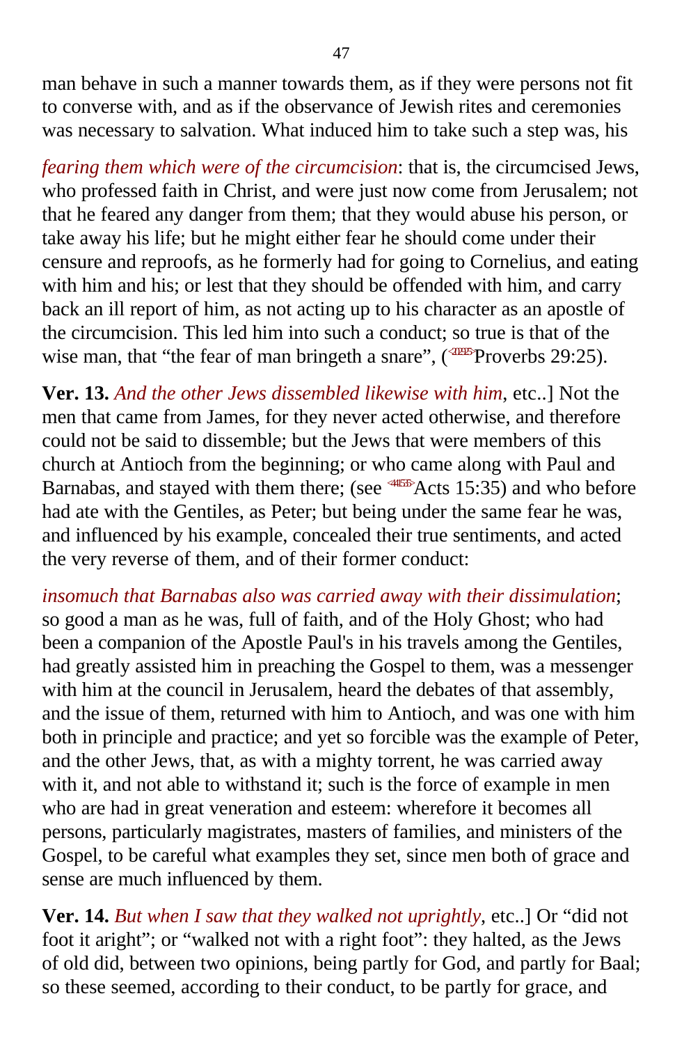man behave in such a manner towards them, as if they were persons not fit to converse with, and as if the observance of Jewish rites and ceremonies was necessary to salvation. What induced him to take such a step was, his

*fearing them which were of the circumcision*: that is, the circumcised Jews, who professed faith in Christ, and were just now come from Jerusalem; not that he feared any danger from them; that they would abuse his person, or take away his life; but he might either fear he should come under their censure and reproofs, as he formerly had for going to Cornelius, and eating with him and his; or lest that they should be offended with him, and carry back an ill report of him, as not acting up to his character as an apostle of the circumcision. This led him into such a conduct; so true is that of the wise man, that "the fear of man bringeth a snare", (<202925>Proverbs 29:25).

**Ver. 13.** *And the other Jews dissembled likewise with him*, etc..] Not the men that came from James, for they never acted otherwise, and therefore could not be said to dissemble; but the Jews that were members of this church at Antioch from the beginning; or who came along with Paul and Barnabas, and stayed with them there; (see <441535>Acts 15:35) and who before had ate with the Gentiles, as Peter; but being under the same fear he was, and influenced by his example, concealed their true sentiments, and acted the very reverse of them, and of their former conduct:

*insomuch that Barnabas also was carried away with their dissimulation*; so good a man as he was, full of faith, and of the Holy Ghost; who had been a companion of the Apostle Paul's in his travels among the Gentiles, had greatly assisted him in preaching the Gospel to them, was a messenger with him at the council in Jerusalem, heard the debates of that assembly, and the issue of them, returned with him to Antioch, and was one with him both in principle and practice; and yet so forcible was the example of Peter, and the other Jews, that, as with a mighty torrent, he was carried away with it, and not able to withstand it; such is the force of example in men who are had in great veneration and esteem: wherefore it becomes all persons, particularly magistrates, masters of families, and ministers of the Gospel, to be careful what examples they set, since men both of grace and sense are much influenced by them.

**Ver. 14.** *But when I saw that they walked not uprightly*, etc..] Or "did not foot it aright"; or "walked not with a right foot": they halted, as the Jews of old did, between two opinions, being partly for God, and partly for Baal; so these seemed, according to their conduct, to be partly for grace, and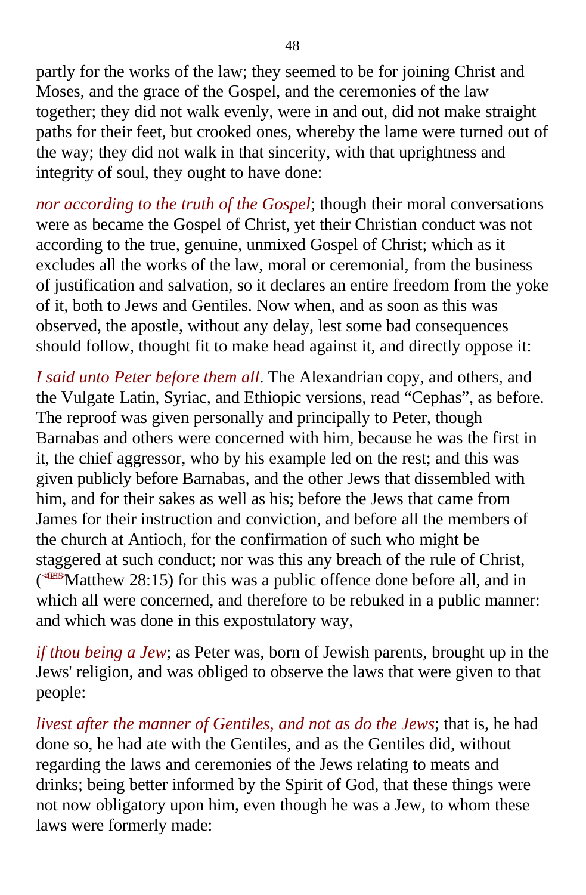partly for the works of the law; they seemed to be for joining Christ and Moses, and the grace of the Gospel, and the ceremonies of the law together; they did not walk evenly, were in and out, did not make straight paths for their feet, but crooked ones, whereby the lame were turned out of the way; they did not walk in that sincerity, with that uprightness and integrity of soul, they ought to have done:

*nor according to the truth of the Gospel*; though their moral conversations were as became the Gospel of Christ, yet their Christian conduct was not according to the true, genuine, unmixed Gospel of Christ; which as it excludes all the works of the law, moral or ceremonial, from the business of justification and salvation, so it declares an entire freedom from the yoke of it, both to Jews and Gentiles. Now when, and as soon as this was observed, the apostle, without any delay, lest some bad consequences should follow, thought fit to make head against it, and directly oppose it:

*I said unto Peter before them all*. The Alexandrian copy, and others, and the Vulgate Latin, Syriac, and Ethiopic versions, read "Cephas", as before. The reproof was given personally and principally to Peter, though Barnabas and others were concerned with him, because he was the first in it, the chief aggressor, who by his example led on the rest; and this was given publicly before Barnabas, and the other Jews that dissembled with him, and for their sakes as well as his; before the Jews that came from James for their instruction and conviction, and before all the members of the church at Antioch, for the confirmation of such who might be staggered at such conduct; nor was this any breach of the rule of Christ, (<402815>Matthew 28:15) for this was a public offence done before all, and in which all were concerned, and therefore to be rebuked in a public manner: and which was done in this expostulatory way,

*if thou being a Jew*; as Peter was, born of Jewish parents, brought up in the Jews' religion, and was obliged to observe the laws that were given to that people:

*livest after the manner of Gentiles, and not as do the Jews*; that is, he had done so, he had ate with the Gentiles, and as the Gentiles did, without regarding the laws and ceremonies of the Jews relating to meats and drinks; being better informed by the Spirit of God, that these things were not now obligatory upon him, even though he was a Jew, to whom these laws were formerly made: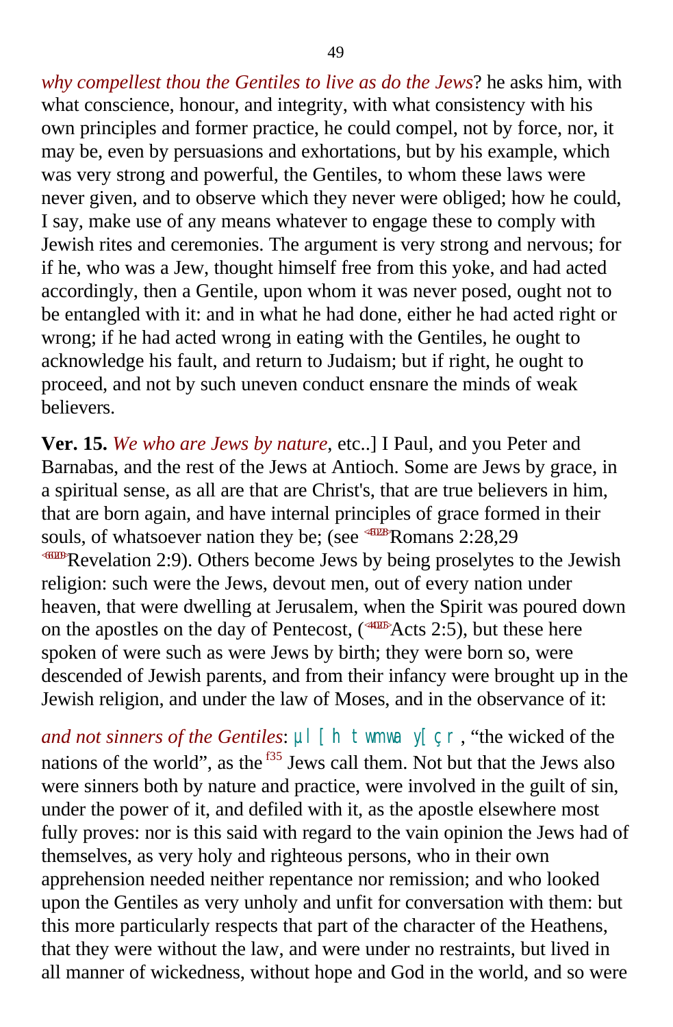*why compellest thou the Gentiles to live as do the Jews*? he asks him, with what conscience, honour, and integrity, with what consistency with his own principles and former practice, he could compel, not by force, nor, it may be, even by persuasions and exhortations, but by his example, which was very strong and powerful, the Gentiles, to whom these laws were never given, and to observe which they never were obliged; how he could, I say, make use of any means whatever to engage these to comply with Jewish rites and ceremonies. The argument is very strong and nervous; for if he, who was a Jew, thought himself free from this yoke, and had acted accordingly, then a Gentile, upon whom it was never posed, ought not to be entangled with it: and in what he had done, either he had acted right or wrong; if he had acted wrong in eating with the Gentiles, he ought to acknowledge his fault, and return to Judaism; but if right, he ought to proceed, and not by such uneven conduct ensnare the minds of weak believers.

**Ver. 15.** *We who are Jews by nature*, etc..] I Paul, and you Peter and Barnabas, and the rest of the Jews at Antioch. Some are Jews by grace, in a spiritual sense, as all are that are Christ's, that are true believers in him, that are born again, and have internal principles of grace formed in their souls, of whatsoever nation they be; (see Romans 2:28,29 Revelation 2:9). Others become Jews by being proselytes to the Jewish religion: such were the Jews, devout men, out of every nation under heaven, that were dwelling at Jerusalem, when the Spirit was poured down on the apostles on the day of Pentecost, (Acts 2:5), but these here spoken of were such as were Jews by birth; they were born so, were descended of Jewish parents, and from their infancy were brought up in the Jewish religion, and under the law of Moses, and in the observance of it:

*and not sinners of the Gentiles*: µl[h twmwa y[çr, "the wicked of the nations of the world", as the [f35] Jews call them. Not but that the Jews also were sinners both by nature and practice, were involved in the guilt of sin, under the power of it, and defiled with it, as the apostle elsewhere most fully proves: nor is this said with regard to the vain opinion the Jews had of themselves, as very holy and righteous persons, who in their own apprehension needed neither repentance nor remission; and who looked upon the Gentiles as very unholy and unfit for conversation with them: but this more particularly respects that part of the character of the Heathens, that they were without the law, and were under no restraints, but lived in all manner of wickedness, without hope and God in the world, and so were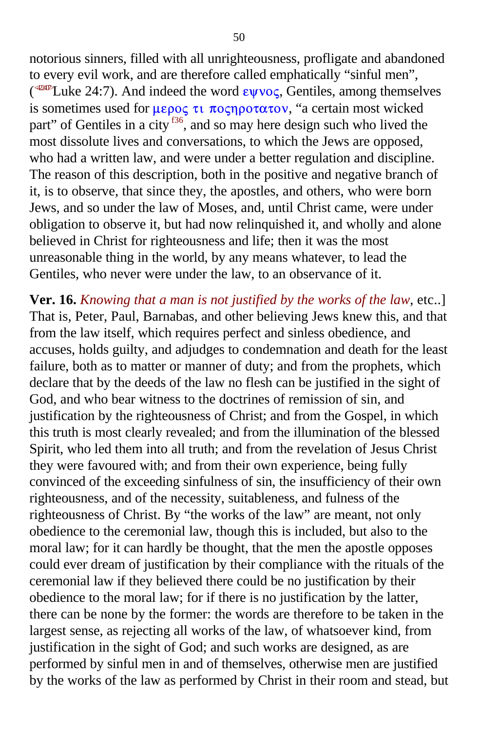notorious sinners, filled with all unrighteousness, profligate and abandoned to every evil work, and are therefore called emphatically “sinful men”, (<sup></sup>Luke 24:7). And indeed the word εψνος, Gentiles, among themselves is sometimes used for μερος τι ποςηροτατον, “a certain most wicked part” of Gentiles in a city[f36], and so may here design such who lived the most dissolute lives and conversations, to which the Jews are opposed, who had a written law, and were under a better regulation and discipline. The reason of this description, both in the positive and negative branch of it, is to observe, that since they, the apostles, and others, who were born Jews, and so under the law of Moses, and, until Christ came, were under obligation to observe it, but had now relinquished it, and wholly and alone believed in Christ for righteousness and life; then it was the most unreasonable thing in the world, by any means whatever, to lead the Gentiles, who never were under the law, to an observance of it.

**Ver. 16.** *Knowing that a man is not justified by the works of the law*, etc..] That is, Peter, Paul, Barnabas, and other believing Jews knew this, and that from the law itself, which requires perfect and sinless obedience, and accuses, holds guilty, and adjudges to condemnation and death for the least failure, both as to matter or manner of duty; and from the prophets, which declare that by the deeds of the law no flesh can be justified in the sight of God, and who bear witness to the doctrines of remission of sin, and justification by the righteousness of Christ; and from the Gospel, in which this truth is most clearly revealed; and from the illumination of the blessed Spirit, who led them into all truth; and from the revelation of Jesus Christ they were favoured with; and from their own experience, being fully convinced of the exceeding sinfulness of sin, the insufficiency of their own righteousness, and of the necessity, suitableness, and fulness of the righteousness of Christ. By “the works of the law” are meant, not only obedience to the ceremonial law, though this is included, but also to the moral law; for it can hardly be thought, that the men the apostle opposes could ever dream of justification by their compliance with the rituals of the ceremonial law if they believed there could be no justification by their obedience to the moral law; for if there is no justification by the latter, there can be none by the former: the words are therefore to be taken in the largest sense, as rejecting all works of the law, of whatsoever kind, from justification in the sight of God; and such works are designed, as are performed by sinful men in and of themselves, otherwise men are justified by the works of the law as performed by Christ in their room and stead, but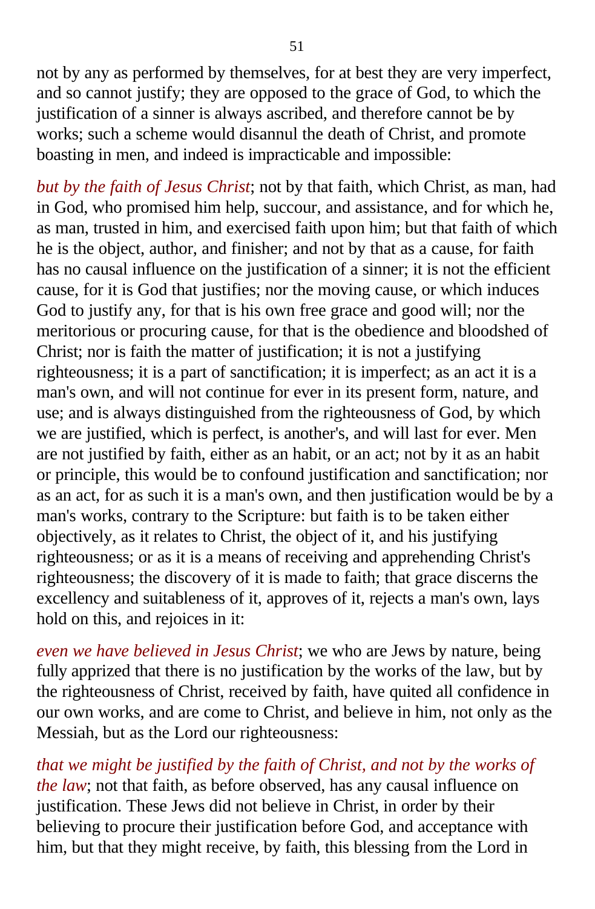not by any as performed by themselves, for at best they are very imperfect, and so cannot justify; they are opposed to the grace of God, to which the justification of a sinner is always ascribed, and therefore cannot be by works; such a scheme would disannul the death of Christ, and promote boasting in men, and indeed is impracticable and impossible:

*but by the faith of Jesus Christ*; not by that faith, which Christ, as man, had in God, who promised him help, succour, and assistance, and for which he, as man, trusted in him, and exercised faith upon him; but that faith of which he is the object, author, and finisher; and not by that as a cause, for faith has no causal influence on the justification of a sinner; it is not the efficient cause, for it is God that justifies; nor the moving cause, or which induces God to justify any, for that is his own free grace and good will; nor the meritorious or procuring cause, for that is the obedience and bloodshed of Christ; nor is faith the matter of justification; it is not a justifying righteousness; it is a part of sanctification; it is imperfect; as an act it is a man's own, and will not continue for ever in its present form, nature, and use; and is always distinguished from the righteousness of God, by which we are justified, which is perfect, is another's, and will last for ever. Men are not justified by faith, either as an habit, or an act; not by it as an habit or principle, this would be to confound justification and sanctification; nor as an act, for as such it is a man's own, and then justification would be by a man's works, contrary to the Scripture: but faith is to be taken either objectively, as it relates to Christ, the object of it, and his justifying righteousness; or as it is a means of receiving and apprehending Christ's righteousness; the discovery of it is made to faith; that grace discerns the excellency and suitableness of it, approves of it, rejects a man's own, lays hold on this, and rejoices in it:

*even we have believed in Jesus Christ*; we who are Jews by nature, being fully apprized that there is no justification by the works of the law, but by the righteousness of Christ, received by faith, have quited all confidence in our own works, and are come to Christ, and believe in him, not only as the Messiah, but as the Lord our righteousness:

*that we might be justified by the faith of Christ, and not by the works of the law*; not that faith, as before observed, has any causal influence on justification. These Jews did not believe in Christ, in order by their believing to procure their justification before God, and acceptance with him, but that they might receive, by faith, this blessing from the Lord in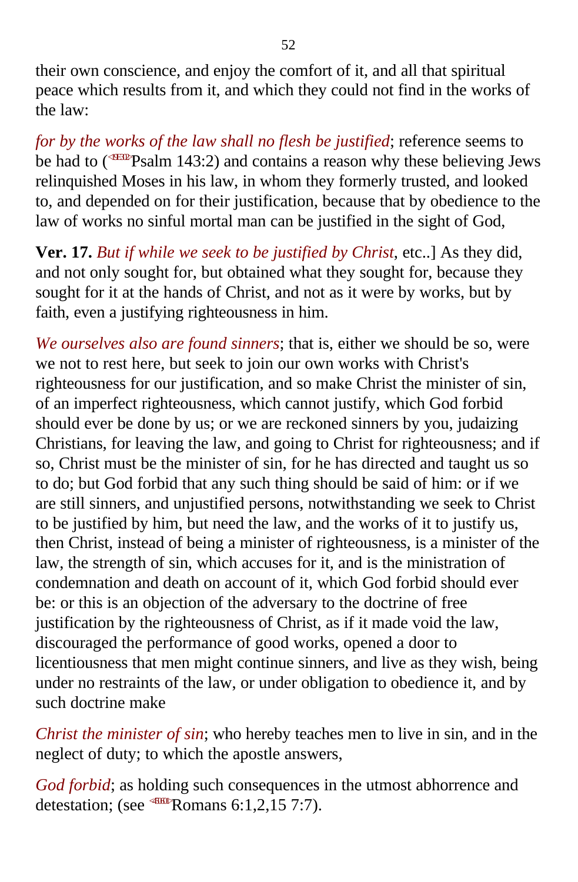their own conscience, and enjoy the comfort of it, and all that spiritual peace which results from it, and which they could not find in the works of the law:

*for by the works of the law shall no flesh be justified*; reference seems to be had to (<19E302>Psalm 143:2) and contains a reason why these believing Jews relinquished Moses in his law, in whom they formerly trusted, and looked to, and depended on for their justification, because that by obedience to the law of works no sinful mortal man can be justified in the sight of God,

**Ver. 17.** *But if while we seek to be justified by Christ*, etc..] As they did, and not only sought for, but obtained what they sought for, because they sought for it at the hands of Christ, and not as it were by works, but by faith, even a justifying righteousness in him.

*We ourselves also are found sinners*; that is, either we should be so, were we not to rest here, but seek to join our own works with Christ's righteousness for our justification, and so make Christ the minister of sin, of an imperfect righteousness, which cannot justify, which God forbid should ever be done by us; or we are reckoned sinners by you, judaizing Christians, for leaving the law, and going to Christ for righteousness; and if so, Christ must be the minister of sin, for he has directed and taught us so to do; but God forbid that any such thing should be said of him: or if we are still sinners, and unjustified persons, notwithstanding we seek to Christ to be justified by him, but need the law, and the works of it to justify us, then Christ, instead of being a minister of righteousness, is a minister of the law, the strength of sin, which accuses for it, and is the ministration of condemnation and death on account of it, which God forbid should ever be: or this is an objection of the adversary to the doctrine of free justification by the righteousness of Christ, as if it made void the law, discouraged the performance of good works, opened a door to licentiousness that men might continue sinners, and live as they wish, being under no restraints of the law, or under obligation to obedience it, and by such doctrine make

*Christ the minister of sin*; who hereby teaches men to live in sin, and in the neglect of duty; to which the apostle answers,

*God forbid*; as holding such consequences in the utmost abhorrence and detestation; (see <450601>Romans 6:1,2,15 7:7).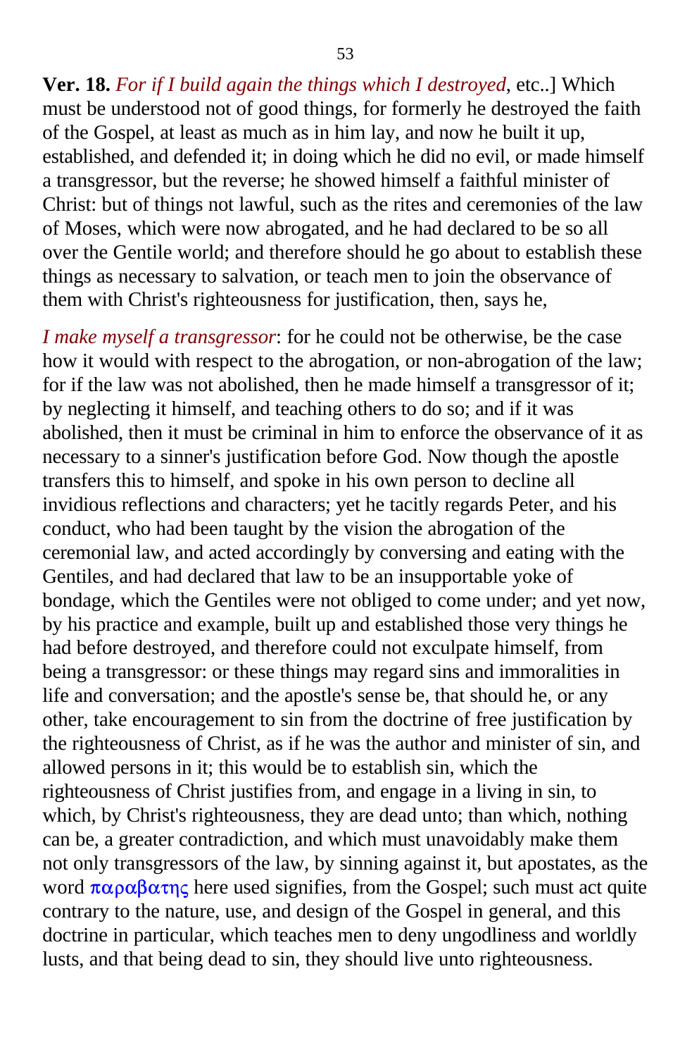**Ver. 18.** *For if I build again the things which I destroyed*, etc..] Which must be understood not of good things, for formerly he destroyed the faith of the Gospel, at least as much as in him lay, and now he built it up, established, and defended it; in doing which he did no evil, or made himself a transgressor, but the reverse; he showed himself a faithful minister of Christ: but of things not lawful, such as the rites and ceremonies of the law of Moses, which were now abrogated, and he had declared to be so all over the Gentile world; and therefore should he go about to establish these things as necessary to salvation, or teach men to join the observance of them with Christ's righteousness for justification, then, says he,

*I make myself a transgressor*: for he could not be otherwise, be the case how it would with respect to the abrogation, or non-abrogation of the law; for if the law was not abolished, then he made himself a transgressor of it; by neglecting it himself, and teaching others to do so; and if it was abolished, then it must be criminal in him to enforce the observance of it as necessary to a sinner's justification before God. Now though the apostle transfers this to himself, and spoke in his own person to decline all invidious reflections and characters; yet he tacitly regards Peter, and his conduct, who had been taught by the vision the abrogation of the ceremonial law, and acted accordingly by conversing and eating with the Gentiles, and had declared that law to be an insupportable yoke of bondage, which the Gentiles were not obliged to come under; and yet now, by his practice and example, built up and established those very things he had before destroyed, and therefore could not exculpate himself, from being a transgressor: or these things may regard sins and immoralities in life and conversation; and the apostle's sense be, that should he, or any other, take encouragement to sin from the doctrine of free justification by the righteousness of Christ, as if he was the author and minister of sin, and allowed persons in it; this would be to establish sin, which the righteousness of Christ justifies from, and engage in a living in sin, to which, by Christ's righteousness, they are dead unto; than which, nothing can be, a greater contradiction, and which must unavoidably make them not only transgressors of the law, by sinning against it, but apostates, as the word παραβατης here used signifies, from the Gospel; such must act quite contrary to the nature, use, and design of the Gospel in general, and this doctrine in particular, which teaches men to deny ungodliness and worldly lusts, and that being dead to sin, they should live unto righteousness.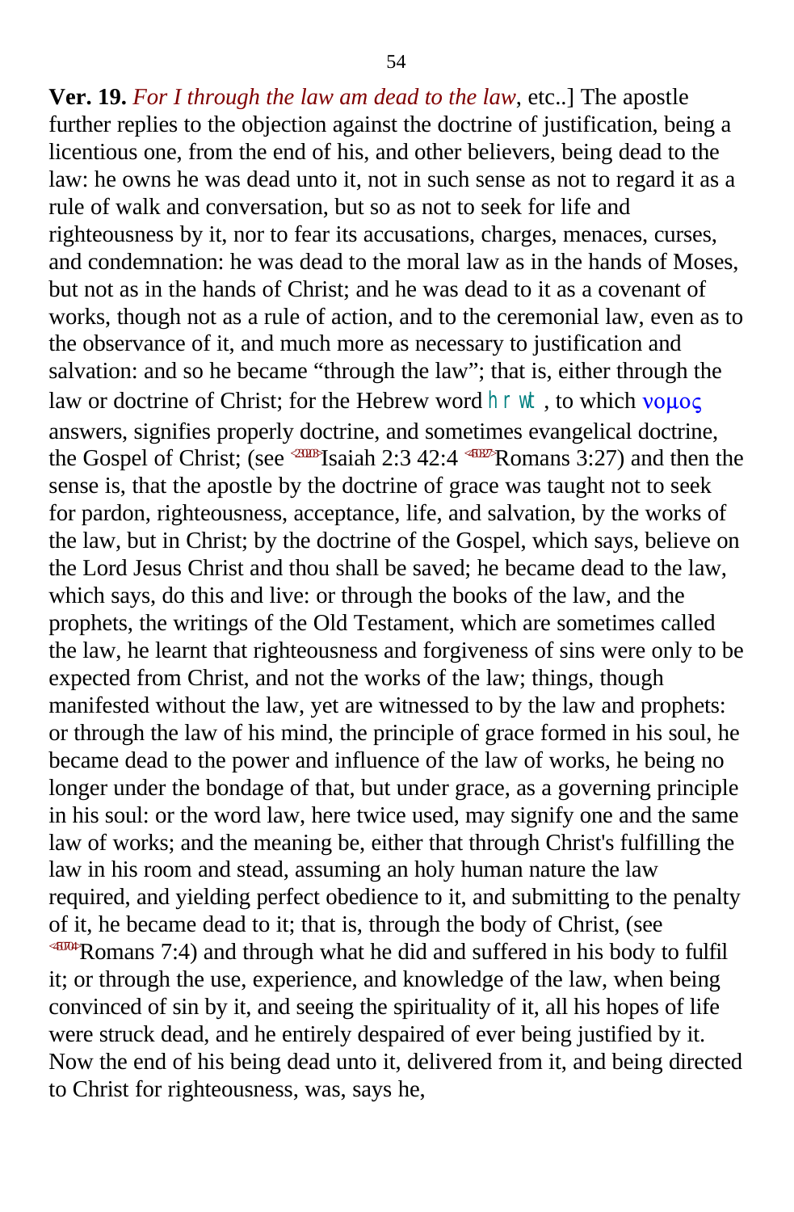**Ver. 19.** *For I through the law am dead to the law*, etc..] The apostle further replies to the objection against the doctrine of justification, being a licentious one, from the end of his, and other believers, being dead to the law: he owns he was dead unto it, not in such sense as not to regard it as a rule of walk and conversation, but so as not to seek for life and righteousness by it, nor to fear its accusations, charges, menaces, curses, and condemnation: he was dead to the moral law as in the hands of Moses, but not as in the hands of Christ; and he was dead to it as a covenant of works, though not as a rule of action, and to the ceremonial law, even as to the observance of it, and much more as necessary to justification and salvation: and so he became "through the law"; that is, either through the law or doctrine of Christ; for the Hebrew word hrwt, to which νομος answers, signifies properly doctrine, and sometimes evangelical doctrine, the Gospel of Christ; (see Isaiah 2:3 42:4 Romans 3:27) and then the sense is, that the apostle by the doctrine of grace was taught not to seek for pardon, righteousness, acceptance, life, and salvation, by the works of the law, but in Christ; by the doctrine of the Gospel, which says, believe on the Lord Jesus Christ and thou shall be saved; he became dead to the law, which says, do this and live: or through the books of the law, and the prophets, the writings of the Old Testament, which are sometimes called the law, he learnt that righteousness and forgiveness of sins were only to be expected from Christ, and not the works of the law; things, though manifested without the law, yet are witnessed to by the law and prophets: or through the law of his mind, the principle of grace formed in his soul, he became dead to the power and influence of the law of works, he being no longer under the bondage of that, but under grace, as a governing principle in his soul: or the word law, here twice used, may signify one and the same law of works; and the meaning be, either that through Christ's fulfilling the law in his room and stead, assuming an holy human nature the law required, and yielding perfect obedience to it, and submitting to the penalty of it, he became dead to it; that is, through the body of Christ, (see Romans 7:4) and through what he did and suffered in his body to fulfil it; or through the use, experience, and knowledge of the law, when being convinced of sin by it, and seeing the spirituality of it, all his hopes of life were struck dead, and he entirely despaired of ever being justified by it. Now the end of his being dead unto it, delivered from it, and being directed to Christ for righteousness, was, says he,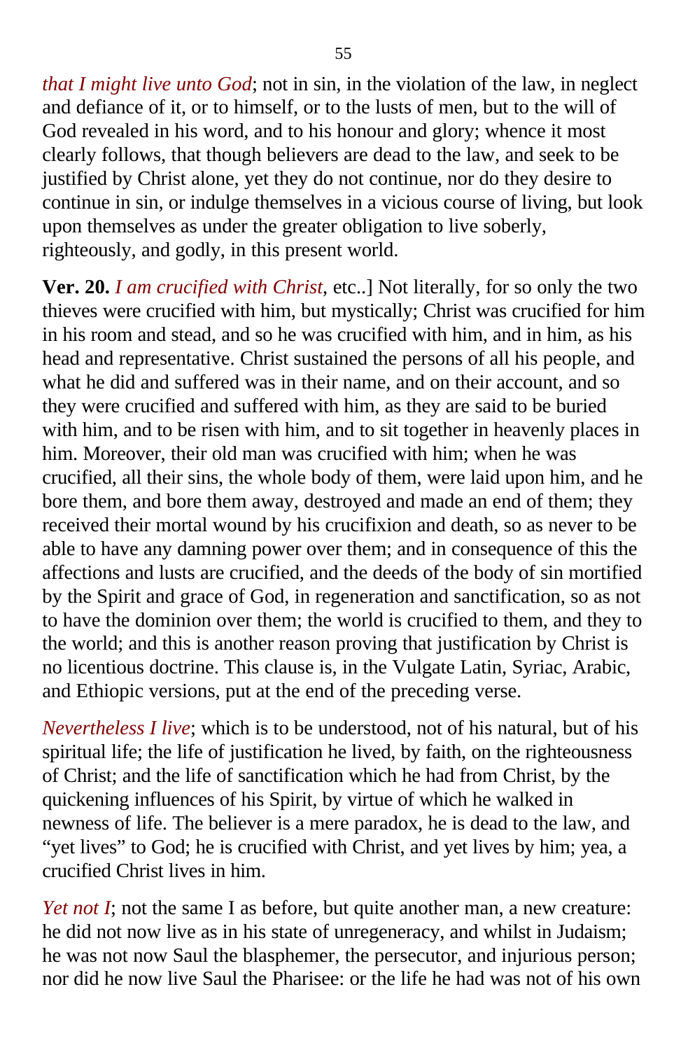*that I might live unto God*; not in sin, in the violation of the law, in neglect and defiance of it, or to himself, or to the lusts of men, but to the will of God revealed in his word, and to his honour and glory; whence it most clearly follows, that though believers are dead to the law, and seek to be justified by Christ alone, yet they do not continue, nor do they desire to continue in sin, or indulge themselves in a vicious course of living, but look upon themselves as under the greater obligation to live soberly, righteously, and godly, in this present world.

**Ver. 20.** *I am crucified with Christ*, etc..] Not literally, for so only the two thieves were crucified with him, but mystically; Christ was crucified for him in his room and stead, and so he was crucified with him, and in him, as his head and representative. Christ sustained the persons of all his people, and what he did and suffered was in their name, and on their account, and so they were crucified and suffered with him, as they are said to be buried with him, and to be risen with him, and to sit together in heavenly places in him. Moreover, their old man was crucified with him; when he was crucified, all their sins, the whole body of them, were laid upon him, and he bore them, and bore them away, destroyed and made an end of them; they received their mortal wound by his crucifixion and death, so as never to be able to have any damning power over them; and in consequence of this the affections and lusts are crucified, and the deeds of the body of sin mortified by the Spirit and grace of God, in regeneration and sanctification, so as not to have the dominion over them; the world is crucified to them, and they to the world; and this is another reason proving that justification by Christ is no licentious doctrine. This clause is, in the Vulgate Latin, Syriac, Arabic, and Ethiopic versions, put at the end of the preceding verse.

*Nevertheless I live*; which is to be understood, not of his natural, but of his spiritual life; the life of justification he lived, by faith, on the righteousness of Christ; and the life of sanctification which he had from Christ, by the quickening influences of his Spirit, by virtue of which he walked in newness of life. The believer is a mere paradox, he is dead to the law, and "yet lives" to God; he is crucified with Christ, and yet lives by him; yea, a crucified Christ lives in him.

*Yet not I*; not the same I as before, but quite another man, a new creature: he did not now live as in his state of unregeneracy, and whilst in Judaism; he was not now Saul the blasphemer, the persecutor, and injurious person; nor did he now live Saul the Pharisee: or the life he had was not of his own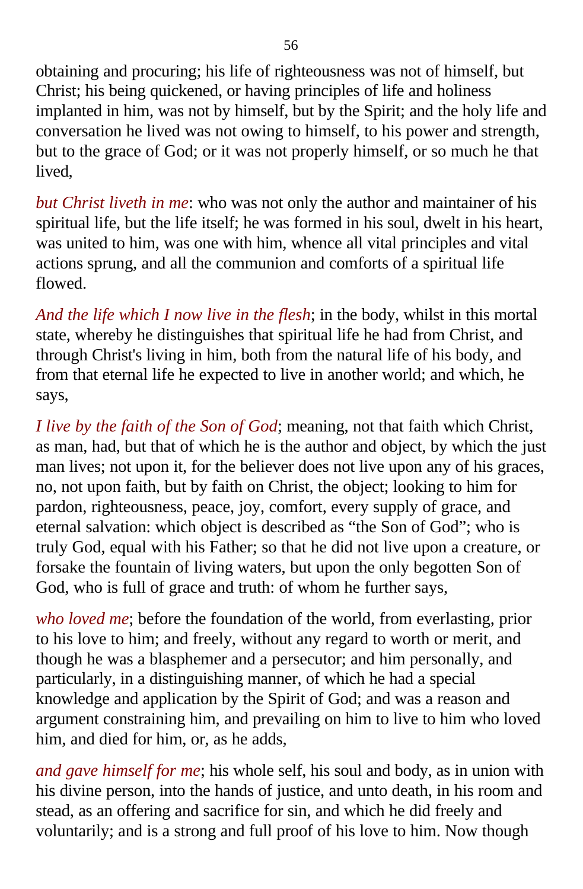obtaining and procuring; his life of righteousness was not of himself, but Christ; his being quickened, or having principles of life and holiness implanted in him, was not by himself, but by the Spirit; and the holy life and conversation he lived was not owing to himself, to his power and strength, but to the grace of God; or it was not properly himself, or so much he that lived,

*but Christ liveth in me*: who was not only the author and maintainer of his spiritual life, but the life itself; he was formed in his soul, dwelt in his heart, was united to him, was one with him, whence all vital principles and vital actions sprung, and all the communion and comforts of a spiritual life flowed.

*And the life which I now live in the flesh*; in the body, whilst in this mortal state, whereby he distinguishes that spiritual life he had from Christ, and through Christ's living in him, both from the natural life of his body, and from that eternal life he expected to live in another world; and which, he says,

*I live by the faith of the Son of God*; meaning, not that faith which Christ, as man, had, but that of which he is the author and object, by which the just man lives; not upon it, for the believer does not live upon any of his graces, no, not upon faith, but by faith on Christ, the object; looking to him for pardon, righteousness, peace, joy, comfort, every supply of grace, and eternal salvation: which object is described as "the Son of God"; who is truly God, equal with his Father; so that he did not live upon a creature, or forsake the fountain of living waters, but upon the only begotten Son of God, who is full of grace and truth: of whom he further says,

*who loved me*; before the foundation of the world, from everlasting, prior to his love to him; and freely, without any regard to worth or merit, and though he was a blasphemer and a persecutor; and him personally, and particularly, in a distinguishing manner, of which he had a special knowledge and application by the Spirit of God; and was a reason and argument constraining him, and prevailing on him to live to him who loved him, and died for him, or, as he adds,

*and gave himself for me*; his whole self, his soul and body, as in union with his divine person, into the hands of justice, and unto death, in his room and stead, as an offering and sacrifice for sin, and which he did freely and voluntarily; and is a strong and full proof of his love to him. Now though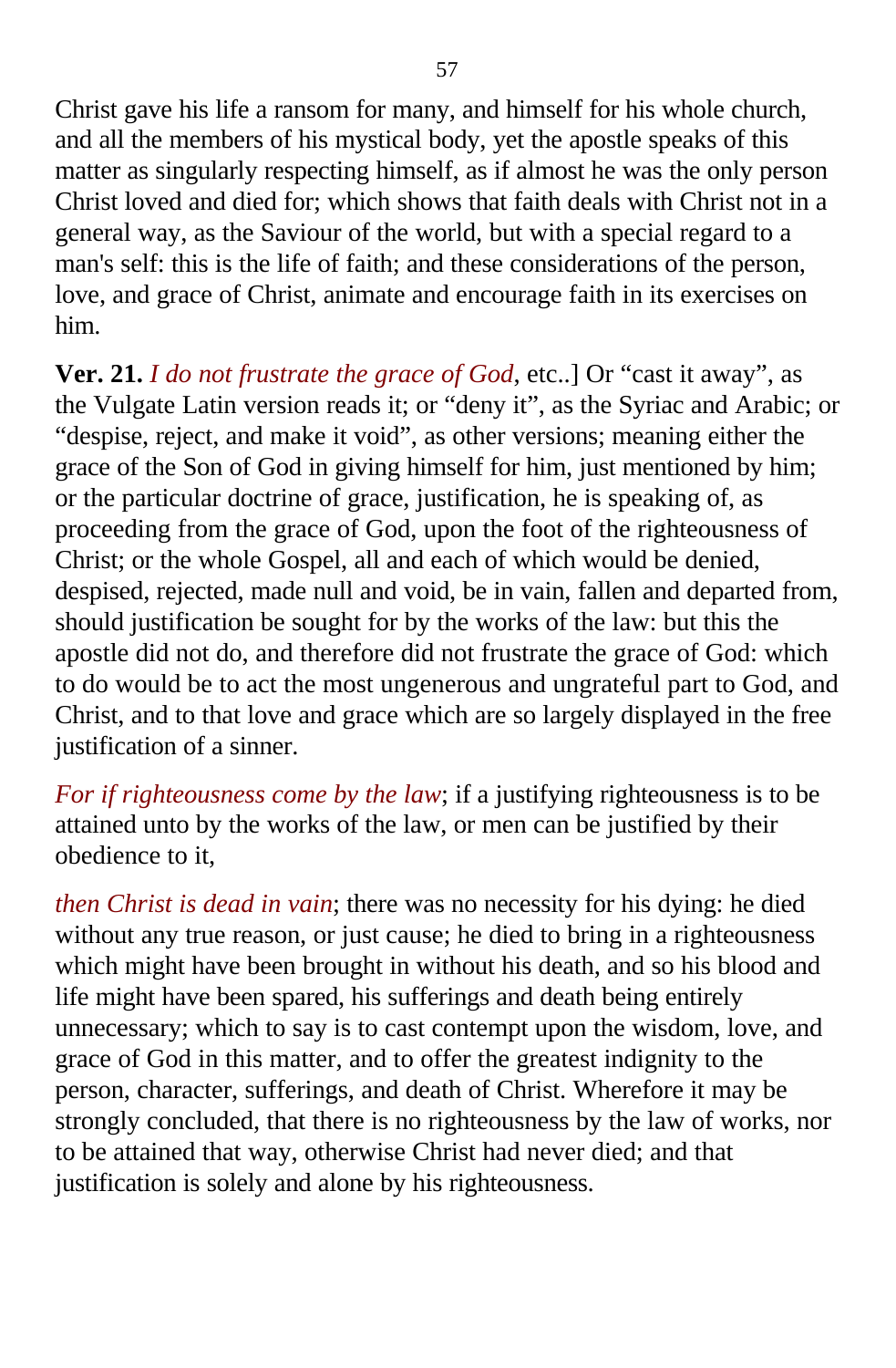Christ gave his life a ransom for many, and himself for his whole church, and all the members of his mystical body, yet the apostle speaks of this matter as singularly respecting himself, as if almost he was the only person Christ loved and died for; which shows that faith deals with Christ not in a general way, as the Saviour of the world, but with a special regard to a man's self: this is the life of faith; and these considerations of the person, love, and grace of Christ, animate and encourage faith in its exercises on him.

**Ver. 21.** *I do not frustrate the grace of God*, etc..] Or "cast it away", as the Vulgate Latin version reads it; or "deny it", as the Syriac and Arabic; or "despise, reject, and make it void", as other versions; meaning either the grace of the Son of God in giving himself for him, just mentioned by him; or the particular doctrine of grace, justification, he is speaking of, as proceeding from the grace of God, upon the foot of the righteousness of Christ; or the whole Gospel, all and each of which would be denied, despised, rejected, made null and void, be in vain, fallen and departed from, should justification be sought for by the works of the law: but this the apostle did not do, and therefore did not frustrate the grace of God: which to do would be to act the most ungenerous and ungrateful part to God, and Christ, and to that love and grace which are so largely displayed in the free justification of a sinner.

*For if righteousness come by the law*; if a justifying righteousness is to be attained unto by the works of the law, or men can be justified by their obedience to it,

*then Christ is dead in vain*; there was no necessity for his dying: he died without any true reason, or just cause; he died to bring in a righteousness which might have been brought in without his death, and so his blood and life might have been spared, his sufferings and death being entirely unnecessary; which to say is to cast contempt upon the wisdom, love, and grace of God in this matter, and to offer the greatest indignity to the person, character, sufferings, and death of Christ. Wherefore it may be strongly concluded, that there is no righteousness by the law of works, nor to be attained that way, otherwise Christ had never died; and that justification is solely and alone by his righteousness.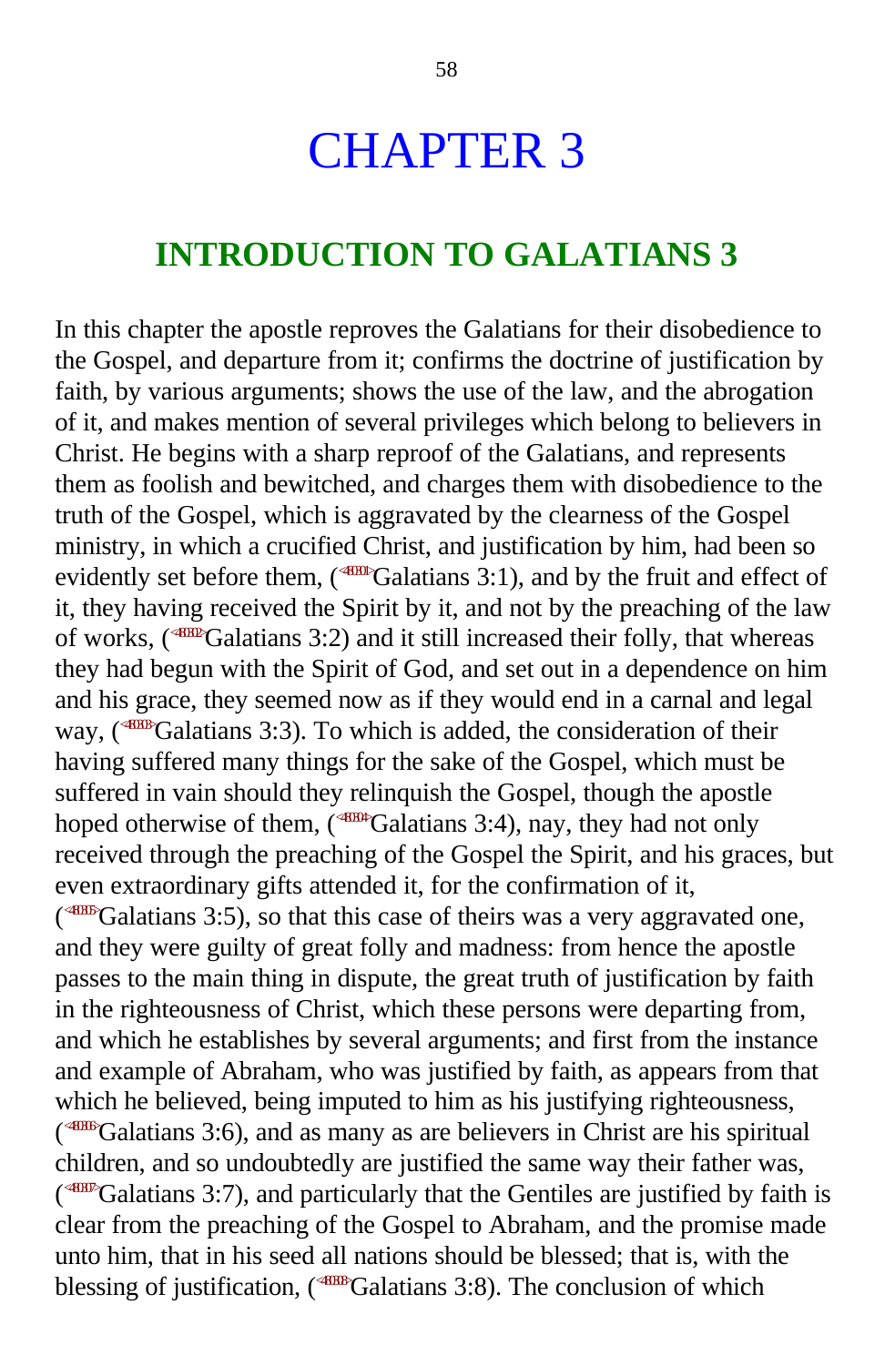# CHAPTER 3

## INTRODUCTION TO GALATIANS 3

In this chapter the apostle reproves the Galatians for their disobedience to the Gospel, and departure from it; confirms the doctrine of justification by faith, by various arguments; shows the use of the law, and the abrogation of it, and makes mention of several privileges which belong to believers in Christ. He begins with a sharp reproof of the Galatians, and represents them as foolish and bewitched, and charges them with disobedience to the truth of the Gospel, which is aggravated by the clearness of the Gospel ministry, in which a crucified Christ, and justification by him, had been so evidently set before them, (Galatians 3:1), and by the fruit and effect of it, they having received the Spirit by it, and not by the preaching of the law of works, (Galatians 3:2) and it still increased their folly, that whereas they had begun with the Spirit of God, and set out in a dependence on him and his grace, they seemed now as if they would end in a carnal and legal way, (Galatians 3:3). To which is added, the consideration of their having suffered many things for the sake of the Gospel, which must be suffered in vain should they relinquish the Gospel, though the apostle hoped otherwise of them, (Galatians 3:4), nay, they had not only received through the preaching of the Gospel the Spirit, and his graces, but even extraordinary gifts attended it, for the confirmation of it, (Galatians 3:5), so that this case of theirs was a very aggravated one, and they were guilty of great folly and madness: from hence the apostle passes to the main thing in dispute, the great truth of justification by faith in the righteousness of Christ, which these persons were departing from, and which he establishes by several arguments; and first from the instance and example of Abraham, who was justified by faith, as appears from that which he believed, being imputed to him as his justifying righteousness, (Galatians 3:6), and as many as are believers in Christ are his spiritual children, and so undoubtedly are justified the same way their father was, (Galatians 3:7), and particularly that the Gentiles are justified by faith is clear from the preaching of the Gospel to Abraham, and the promise made unto him, that in his seed all nations should be blessed; that is, with the blessing of justification, (Galatians 3:8). The conclusion of which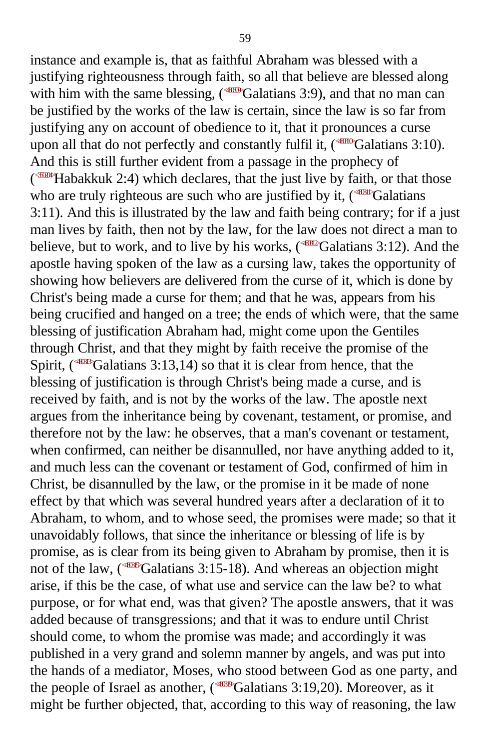instance and example is, that as faithful Abraham was blessed with a justifying righteousness through faith, so all that believe are blessed along with him with the same blessing, (Galatians 3:9), and that no man can be justified by the works of the law is certain, since the law is so far from justifying any on account of obedience to it, that it pronounces a curse upon all that do not perfectly and constantly fulfil it, (Galatians 3:10). And this is still further evident from a passage in the prophecy of (Habakkuk 2:4) which declares, that the just live by faith, or that those who are truly righteous are such who are justified by it, (Galatians 3:11). And this is illustrated by the law and faith being contrary; for if a just man lives by faith, then not by the law, for the law does not direct a man to believe, but to work, and to live by his works, (Galatians 3:12). And the apostle having spoken of the law as a cursing law, takes the opportunity of showing how believers are delivered from the curse of it, which is done by Christ's being made a curse for them; and that he was, appears from his being crucified and hanged on a tree; the ends of which were, that the same blessing of justification Abraham had, might come upon the Gentiles through Christ, and that they might by faith receive the promise of the Spirit, (Galatians 3:13,14) so that it is clear from hence, that the blessing of justification is through Christ's being made a curse, and is received by faith, and is not by the works of the law. The apostle next argues from the inheritance being by covenant, testament, or promise, and therefore not by the law: he observes, that a man's covenant or testament, when confirmed, can neither be disannulled, nor have anything added to it, and much less can the covenant or testament of God, confirmed of him in Christ, be disannulled by the law, or the promise in it be made of none effect by that which was several hundred years after a declaration of it to Abraham, to whom, and to whose seed, the promises were made; so that it unavoidably follows, that since the inheritance or blessing of life is by promise, as is clear from its being given to Abraham by promise, then it is not of the law, (Galatians 3:15-18). And whereas an objection might arise, if this be the case, of what use and service can the law be? to what purpose, or for what end, was that given? The apostle answers, that it was added because of transgressions; and that it was to endure until Christ should come, to whom the promise was made; and accordingly it was published in a very grand and solemn manner by angels, and was put into the hands of a mediator, Moses, who stood between God as one party, and the people of Israel as another, (Galatians 3:19,20). Moreover, as it might be further objected, that, according to this way of reasoning, the law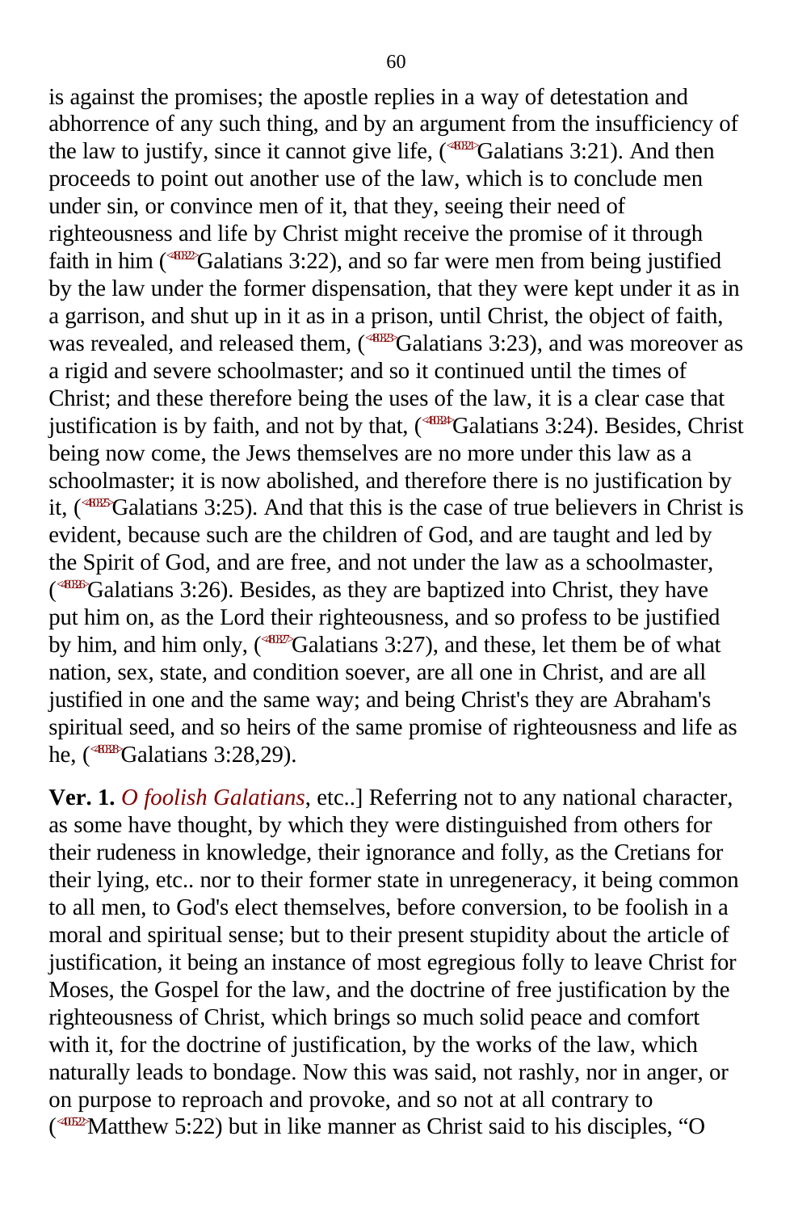is against the promises; the apostle replies in a way of detestation and abhorrence of any such thing, and by an argument from the insufficiency of the law to justify, since it cannot give life, (<480321>Galatians 3:21). And then proceeds to point out another use of the law, which is to conclude men under sin, or convince men of it, that they, seeing their need of righteousness and life by Christ might receive the promise of it through faith in him (<480322>Galatians 3:22), and so far were men from being justified by the law under the former dispensation, that they were kept under it as in a garrison, and shut up in it as in a prison, until Christ, the object of faith, was revealed, and released them, (<480323>Galatians 3:23), and was moreover as a rigid and severe schoolmaster; and so it continued until the times of Christ; and these therefore being the uses of the law, it is a clear case that justification is by faith, and not by that, (<480324>Galatians 3:24). Besides, Christ being now come, the Jews themselves are no more under this law as a schoolmaster; it is now abolished, and therefore there is no justification by it, (<480325>Galatians 3:25). And that this is the case of true believers in Christ is evident, because such are the children of God, and are taught and led by the Spirit of God, and are free, and not under the law as a schoolmaster, (<480326>Galatians 3:26). Besides, as they are baptized into Christ, they have put him on, as the Lord their righteousness, and so profess to be justified by him, and him only, (<480327>Galatians 3:27), and these, let them be of what nation, sex, state, and condition soever, are all one in Christ, and are all justified in one and the same way; and being Christ's they are Abraham's spiritual seed, and so heirs of the same promise of righteousness and life as he, (<480328>Galatians 3:28,29).

**Ver. 1.** *O foolish Galatians*, etc..] Referring not to any national character, as some have thought, by which they were distinguished from others for their rudeness in knowledge, their ignorance and folly, as the Cretians for their lying, etc.. nor to their former state in unregeneracy, it being common to all men, to God's elect themselves, before conversion, to be foolish in a moral and spiritual sense; but to their present stupidity about the article of justification, it being an instance of most egregious folly to leave Christ for Moses, the Gospel for the law, and the doctrine of free justification by the righteousness of Christ, which brings so much solid peace and comfort with it, for the doctrine of justification, by the works of the law, which naturally leads to bondage. Now this was said, not rashly, nor in anger, or on purpose to reproach and provoke, and so not at all contrary to (<400522>Matthew 5:22) but in like manner as Christ said to his disciples, "O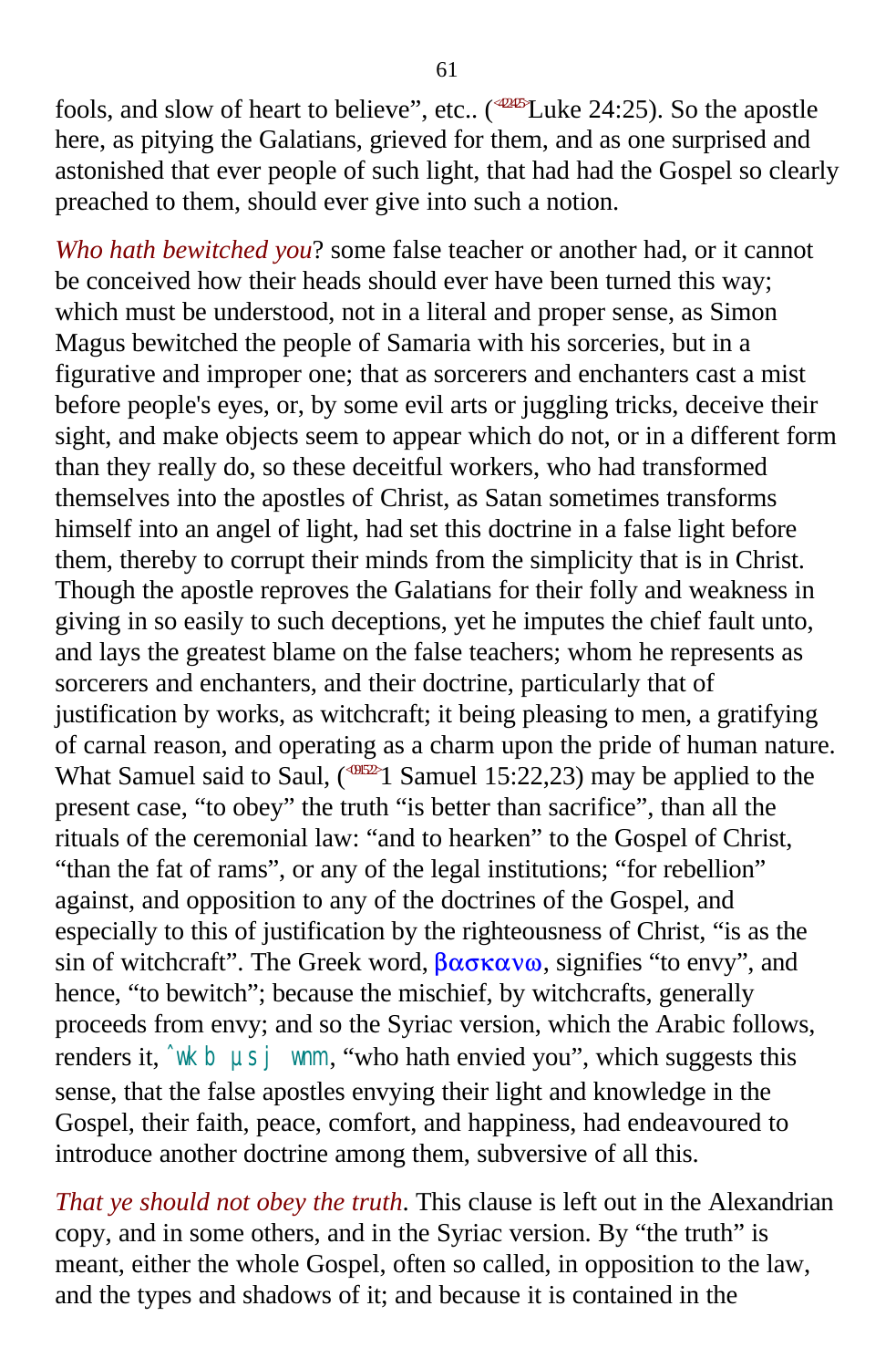fools, and slow of heart to believe", etc.. (Luke 24:25). So the apostle here, as pitying the Galatians, grieved for them, and as one surprised and astonished that ever people of such light, that had had the Gospel so clearly preached to them, should ever give into such a notion.

*Who hath bewitched you*? some false teacher or another had, or it cannot be conceived how their heads should ever have been turned this way; which must be understood, not in a literal and proper sense, as Simon Magus bewitched the people of Samaria with his sorceries, but in a figurative and improper one; that as sorcerers and enchanters cast a mist before people's eyes, or, by some evil arts or juggling tricks, deceive their sight, and make objects seem to appear which do not, or in a different form than they really do, so these deceitful workers, who had transformed themselves into the apostles of Christ, as Satan sometimes transforms himself into an angel of light, had set this doctrine in a false light before them, thereby to corrupt their minds from the simplicity that is in Christ. Though the apostle reproves the Galatians for their folly and weakness in giving in so easily to such deceptions, yet he imputes the chief fault unto, and lays the greatest blame on the false teachers; whom he represents as sorcerers and enchanters, and their doctrine, particularly that of justification by works, as witchcraft; it being pleasing to men, a gratifying of carnal reason, and operating as a charm upon the pride of human nature. What Samuel said to Saul, (1 Samuel 15:22,23) may be applied to the present case, "to obey" the truth "is better than sacrifice", than all the rituals of the ceremonial law: "and to hearken" to the Gospel of Christ, "than the fat of rams", or any of the legal institutions; "for rebellion" against, and opposition to any of the doctrines of the Gospel, and especially to this of justification by the righteousness of Christ, "is as the sin of witchcraft". The Greek word, βασκανω, signifies "to envy", and hence, "to bewitch"; because the mischief, by witchcrafts, generally proceeds from envy; and so the Syriac version, which the Arabic follows, renders it, ˆwkb µsj wnm, "who hath envied you", which suggests this sense, that the false apostles envying their light and knowledge in the Gospel, their faith, peace, comfort, and happiness, had endeavoured to introduce another doctrine among them, subversive of all this.

*That ye should not obey the truth*. This clause is left out in the Alexandrian copy, and in some others, and in the Syriac version. By "the truth" is meant, either the whole Gospel, often so called, in opposition to the law, and the types and shadows of it; and because it is contained in the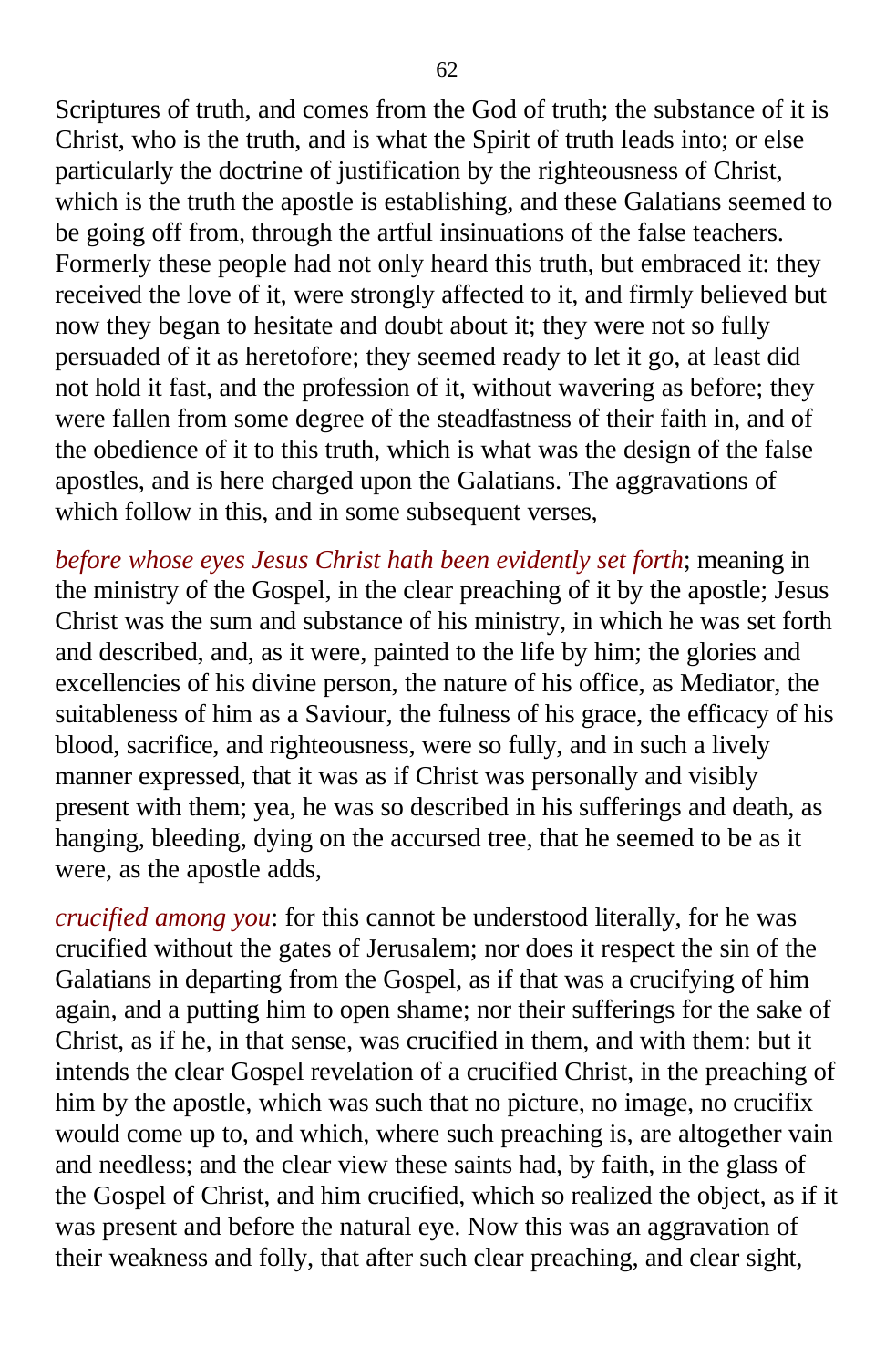Scriptures of truth, and comes from the God of truth; the substance of it is Christ, who is the truth, and is what the Spirit of truth leads into; or else particularly the doctrine of justification by the righteousness of Christ, which is the truth the apostle is establishing, and these Galatians seemed to be going off from, through the artful insinuations of the false teachers. Formerly these people had not only heard this truth, but embraced it: they received the love of it, were strongly affected to it, and firmly believed but now they began to hesitate and doubt about it; they were not so fully persuaded of it as heretofore; they seemed ready to let it go, at least did not hold it fast, and the profession of it, without wavering as before; they were fallen from some degree of the steadfastness of their faith in, and of the obedience of it to this truth, which is what was the design of the false apostles, and is here charged upon the Galatians. The aggravations of which follow in this, and in some subsequent verses,

*before whose eyes Jesus Christ hath been evidently set forth*; meaning in the ministry of the Gospel, in the clear preaching of it by the apostle; Jesus Christ was the sum and substance of his ministry, in which he was set forth and described, and, as it were, painted to the life by him; the glories and excellencies of his divine person, the nature of his office, as Mediator, the suitableness of him as a Saviour, the fulness of his grace, the efficacy of his blood, sacrifice, and righteousness, were so fully, and in such a lively manner expressed, that it was as if Christ was personally and visibly present with them; yea, he was so described in his sufferings and death, as hanging, bleeding, dying on the accursed tree, that he seemed to be as it were, as the apostle adds,

*crucified among you*: for this cannot be understood literally, for he was crucified without the gates of Jerusalem; nor does it respect the sin of the Galatians in departing from the Gospel, as if that was a crucifying of him again, and a putting him to open shame; nor their sufferings for the sake of Christ, as if he, in that sense, was crucified in them, and with them: but it intends the clear Gospel revelation of a crucified Christ, in the preaching of him by the apostle, which was such that no picture, no image, no crucifix would come up to, and which, where such preaching is, are altogether vain and needless; and the clear view these saints had, by faith, in the glass of the Gospel of Christ, and him crucified, which so realized the object, as if it was present and before the natural eye. Now this was an aggravation of their weakness and folly, that after such clear preaching, and clear sight,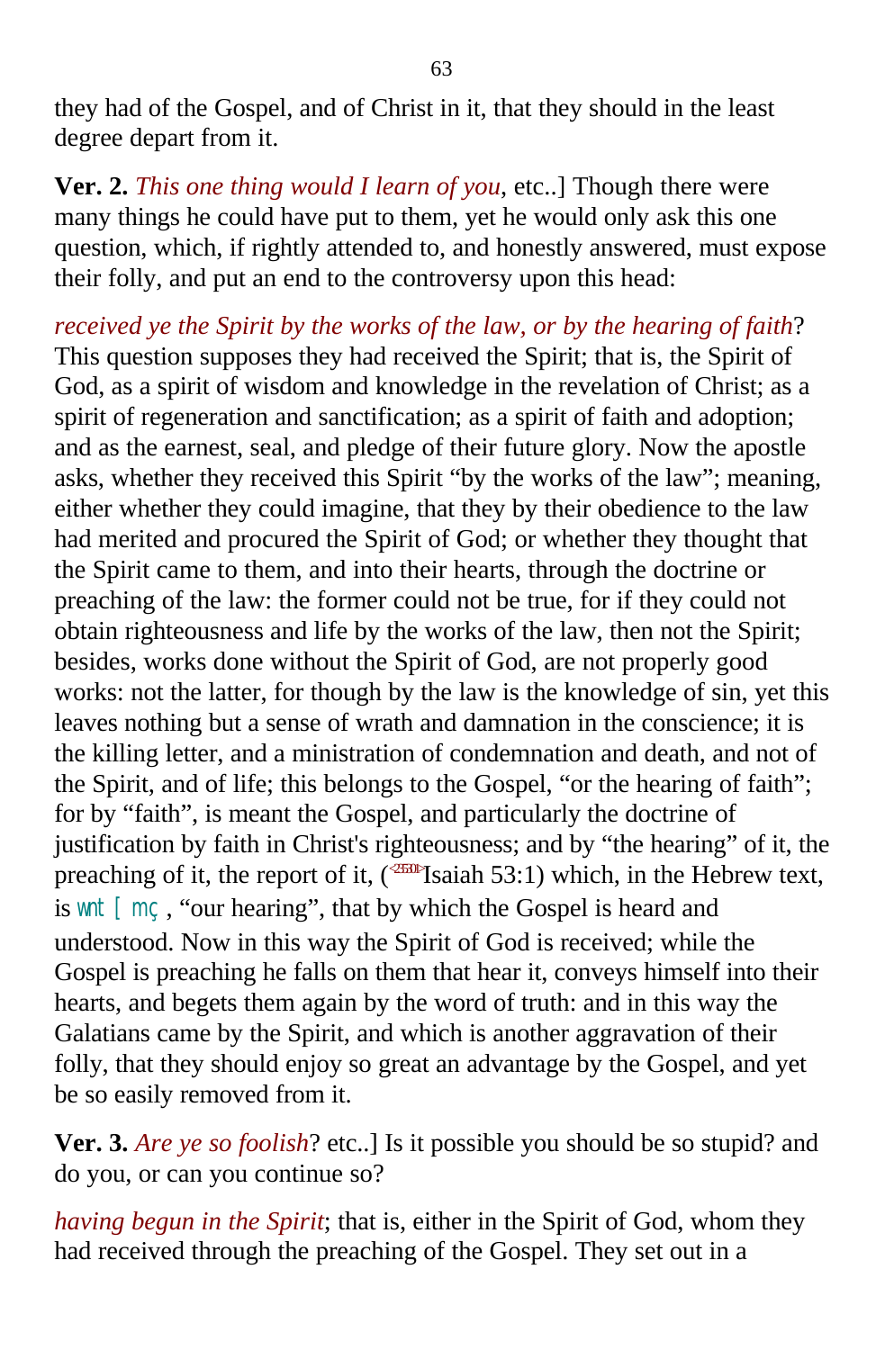they had of the Gospel, and of Christ in it, that they should in the least degree depart from it.

**Ver. 2.** *This one thing would I learn of you,* etc..] Though there were many things he could have put to them, yet he would only ask this one question, which, if rightly attended to, and honestly answered, must expose their folly, and put an end to the controversy upon this head:

*received ye the Spirit by the works of the law, or by the hearing of faith*? This question supposes they had received the Spirit; that is, the Spirit of God, as a spirit of wisdom and knowledge in the revelation of Christ; as a spirit of regeneration and sanctification; as a spirit of faith and adoption; and as the earnest, seal, and pledge of their future glory. Now the apostle asks, whether they received this Spirit "by the works of the law"; meaning, either whether they could imagine, that they by their obedience to the law had merited and procured the Spirit of God; or whether they thought that the Spirit came to them, and into their hearts, through the doctrine or preaching of the law: the former could not be true, for if they could not obtain righteousness and life by the works of the law, then not the Spirit; besides, works done without the Spirit of God, are not properly good works: not the latter, for though by the law is the knowledge of sin, yet this leaves nothing but a sense of wrath and damnation in the conscience; it is the killing letter, and a ministration of condemnation and death, and not of the Spirit, and of life; this belongs to the Gospel, "or the hearing of faith"; for by "faith", is meant the Gospel, and particularly the doctrine of justification by faith in Christ's righteousness; and by "the hearing" of it, the preaching of it, the report of it, (Isaiah 53:1) which, in the Hebrew text, is wnt[mç, "our hearing", that by which the Gospel is heard and understood. Now in this way the Spirit of God is received; while the Gospel is preaching he falls on them that hear it, conveys himself into their hearts, and begets them again by the word of truth: and in this way the Galatians came by the Spirit, and which is another aggravation of their folly, that they should enjoy so great an advantage by the Gospel, and yet be so easily removed from it.

**Ver. 3.** *Are ye so foolish*? etc..] Is it possible you should be so stupid? and do you, or can you continue so?

*having begun in the Spirit*; that is, either in the Spirit of God, whom they had received through the preaching of the Gospel. They set out in a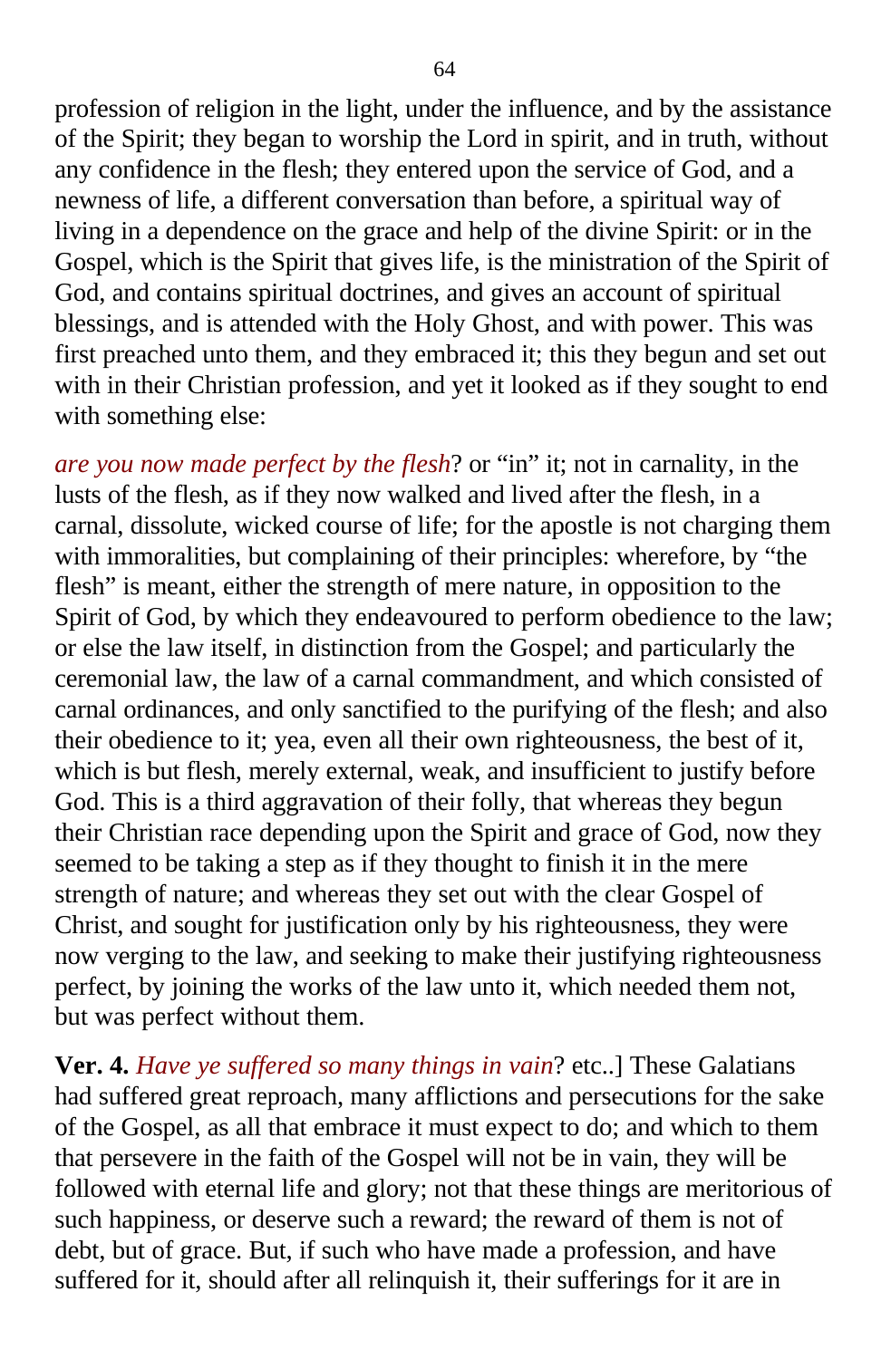profession of religion in the light, under the influence, and by the assistance of the Spirit; they began to worship the Lord in spirit, and in truth, without any confidence in the flesh; they entered upon the service of God, and a newness of life, a different conversation than before, a spiritual way of living in a dependence on the grace and help of the divine Spirit: or in the Gospel, which is the Spirit that gives life, is the ministration of the Spirit of God, and contains spiritual doctrines, and gives an account of spiritual blessings, and is attended with the Holy Ghost, and with power. This was first preached unto them, and they embraced it; this they begun and set out with in their Christian profession, and yet it looked as if they sought to end with something else:

*are you now made perfect by the flesh*? or "in" it; not in carnality, in the lusts of the flesh, as if they now walked and lived after the flesh, in a carnal, dissolute, wicked course of life; for the apostle is not charging them with immoralities, but complaining of their principles: wherefore, by "the flesh" is meant, either the strength of mere nature, in opposition to the Spirit of God, by which they endeavoured to perform obedience to the law; or else the law itself, in distinction from the Gospel; and particularly the ceremonial law, the law of a carnal commandment, and which consisted of carnal ordinances, and only sanctified to the purifying of the flesh; and also their obedience to it; yea, even all their own righteousness, the best of it, which is but flesh, merely external, weak, and insufficient to justify before God. This is a third aggravation of their folly, that whereas they begun their Christian race depending upon the Spirit and grace of God, now they seemed to be taking a step as if they thought to finish it in the mere strength of nature; and whereas they set out with the clear Gospel of Christ, and sought for justification only by his righteousness, they were now verging to the law, and seeking to make their justifying righteousness perfect, by joining the works of the law unto it, which needed them not, but was perfect without them.

**Ver. 4.** *Have ye suffered so many things in vain*? etc..] These Galatians had suffered great reproach, many afflictions and persecutions for the sake of the Gospel, as all that embrace it must expect to do; and which to them that persevere in the faith of the Gospel will not be in vain, they will be followed with eternal life and glory; not that these things are meritorious of such happiness, or deserve such a reward; the reward of them is not of debt, but of grace. But, if such who have made a profession, and have suffered for it, should after all relinquish it, their sufferings for it are in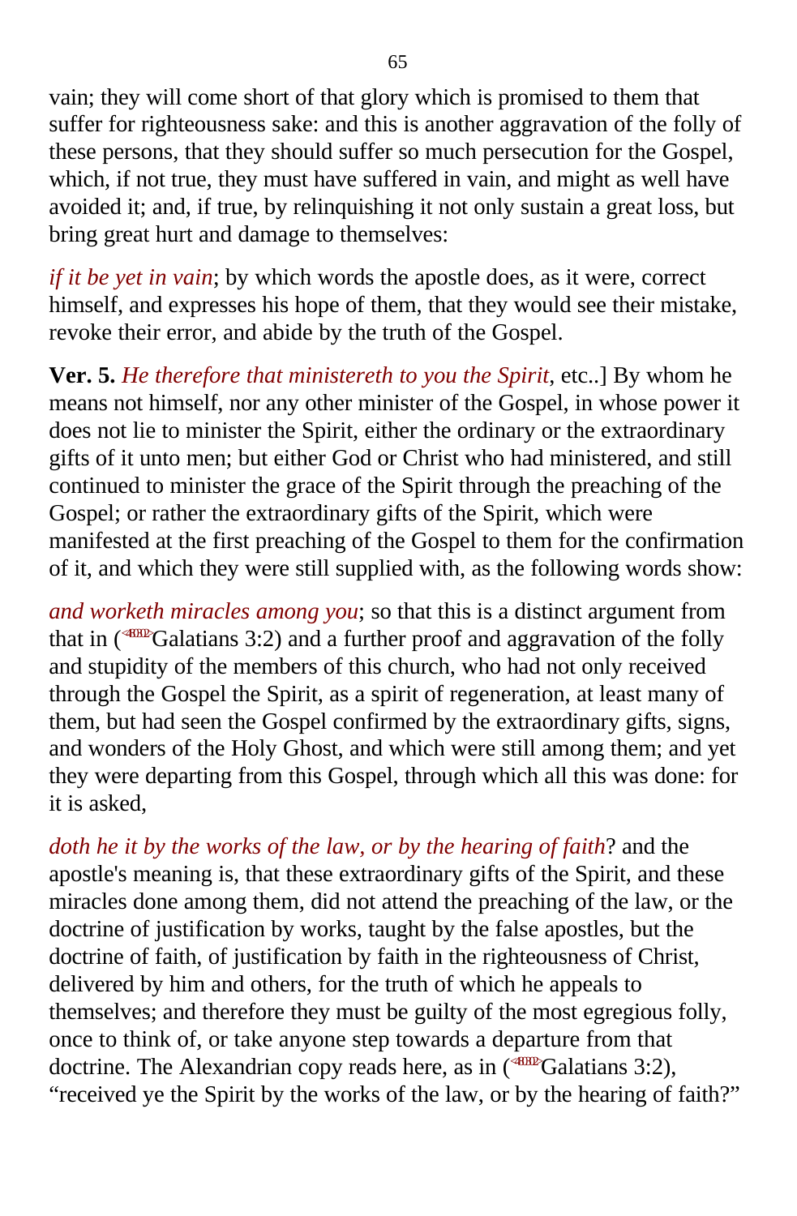vain; they will come short of that glory which is promised to them that suffer for righteousness sake: and this is another aggravation of the folly of these persons, that they should suffer so much persecution for the Gospel, which, if not true, they must have suffered in vain, and might as well have avoided it; and, if true, by relinquishing it not only sustain a great loss, but bring great hurt and damage to themselves:

*if it be yet in vain*; by which words the apostle does, as it were, correct himself, and expresses his hope of them, that they would see their mistake, revoke their error, and abide by the truth of the Gospel.

**Ver. 5.** *He therefore that ministereth to you the Spirit*, etc..] By whom he means not himself, nor any other minister of the Gospel, in whose power it does not lie to minister the Spirit, either the ordinary or the extraordinary gifts of it unto men; but either God or Christ who had ministered, and still continued to minister the grace of the Spirit through the preaching of the Gospel; or rather the extraordinary gifts of the Spirit, which were manifested at the first preaching of the Gospel to them for the confirmation of it, and which they were still supplied with, as the following words show:

*and worketh miracles among you*; so that this is a distinct argument from that in (<480302>Galatians 3:2) and a further proof and aggravation of the folly and stupidity of the members of this church, who had not only received through the Gospel the Spirit, as a spirit of regeneration, at least many of them, but had seen the Gospel confirmed by the extraordinary gifts, signs, and wonders of the Holy Ghost, and which were still among them; and yet they were departing from this Gospel, through which all this was done: for it is asked,

*doth he it by the works of the law, or by the hearing of faith*? and the apostle's meaning is, that these extraordinary gifts of the Spirit, and these miracles done among them, did not attend the preaching of the law, or the doctrine of justification by works, taught by the false apostles, but the doctrine of faith, of justification by faith in the righteousness of Christ, delivered by him and others, for the truth of which he appeals to themselves; and therefore they must be guilty of the most egregious folly, once to think of, or take anyone step towards a departure from that doctrine. The Alexandrian copy reads here, as in (<480302>Galatians 3:2), "received ye the Spirit by the works of the law, or by the hearing of faith?"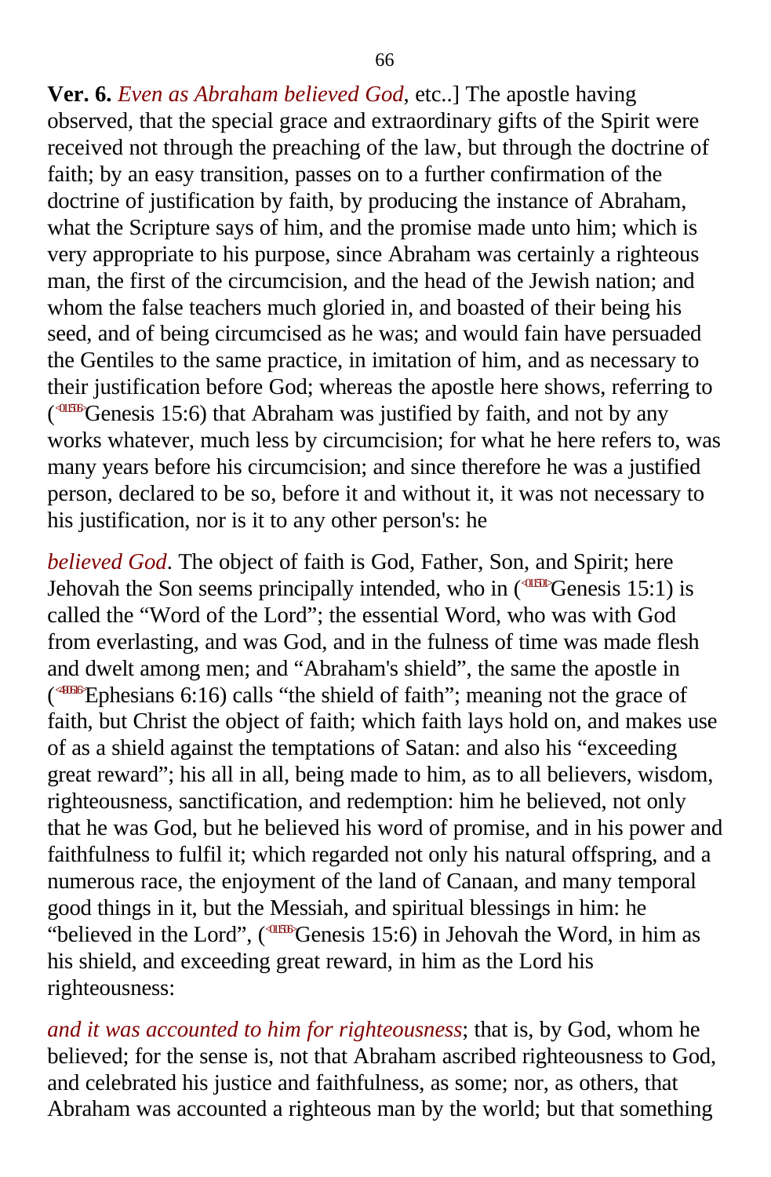**Ver. 6.** *Even as Abraham believed God*, etc..] The apostle having observed, that the special grace and extraordinary gifts of the Spirit were received not through the preaching of the law, but through the doctrine of faith; by an easy transition, passes on to a further confirmation of the doctrine of justification by faith, by producing the instance of Abraham, what the Scripture says of him, and the promise made unto him; which is very appropriate to his purpose, since Abraham was certainly a righteous man, the first of the circumcision, and the head of the Jewish nation; and whom the false teachers much gloried in, and boasted of their being his seed, and of being circumcised as he was; and would fain have persuaded the Gentiles to the same practice, in imitation of him, and as necessary to their justification before God; whereas the apostle here shows, referring to (<011506>Genesis 15:6) that Abraham was justified by faith, and not by any works whatever, much less by circumcision; for what he here refers to, was many years before his circumcision; and since therefore he was a justified person, declared to be so, before it and without it, it was not necessary to his justification, nor is it to any other person's: he

*believed God*. The object of faith is God, Father, Son, and Spirit; here Jehovah the Son seems principally intended, who in (<011501>Genesis 15:1) is called the "Word of the Lord"; the essential Word, who was with God from everlasting, and was God, and in the fulness of time was made flesh and dwelt among men; and "Abraham's shield", the same the apostle in (<490616>Ephesians 6:16) calls "the shield of faith"; meaning not the grace of faith, but Christ the object of faith; which faith lays hold on, and makes use of as a shield against the temptations of Satan: and also his "exceeding great reward"; his all in all, being made to him, as to all believers, wisdom, righteousness, sanctification, and redemption: him he believed, not only that he was God, but he believed his word of promise, and in his power and faithfulness to fulfil it; which regarded not only his natural offspring, and a numerous race, the enjoyment of the land of Canaan, and many temporal good things in it, but the Messiah, and spiritual blessings in him: he "believed in the Lord", (<011506>Genesis 15:6) in Jehovah the Word, in him as his shield, and exceeding great reward, in him as the Lord his righteousness:

*and it was accounted to him for righteousness*; that is, by God, whom he believed; for the sense is, not that Abraham ascribed righteousness to God, and celebrated his justice and faithfulness, as some; nor, as others, that Abraham was accounted a righteous man by the world; but that something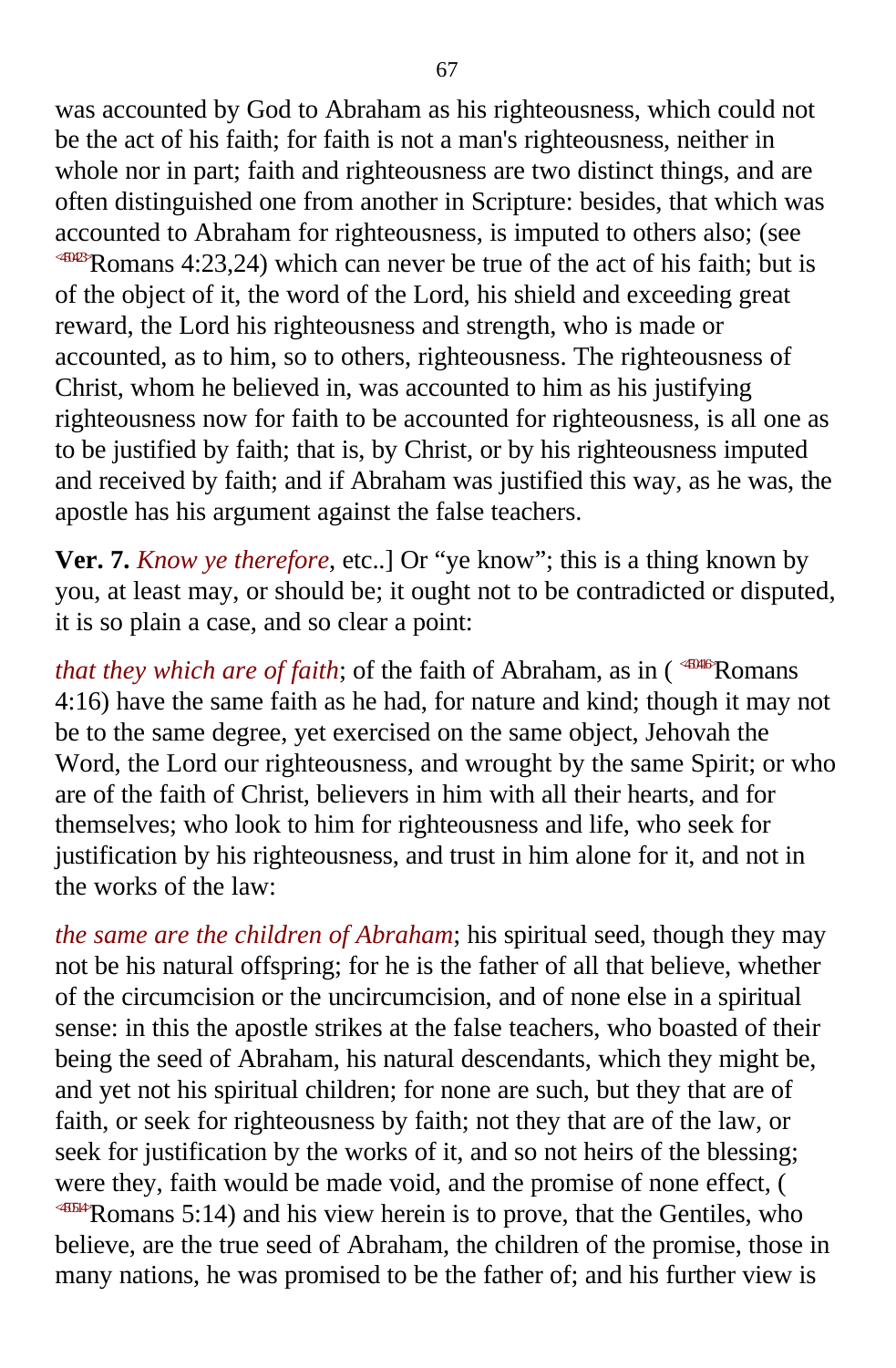was accounted by God to Abraham as his righteousness, which could not be the act of his faith; for faith is not a man's righteousness, neither in whole nor in part; faith and righteousness are two distinct things, and are often distinguished one from another in Scripture: besides, that which was accounted to Abraham for righteousness, is imputed to others also; (see <450423>Romans 4:23,24) which can never be true of the act of his faith; but is of the object of it, the word of the Lord, his shield and exceeding great reward, the Lord his righteousness and strength, who is made or accounted, as to him, so to others, righteousness. The righteousness of Christ, whom he believed in, was accounted to him as his justifying righteousness now for faith to be accounted for righteousness, is all one as to be justified by faith; that is, by Christ, or by his righteousness imputed and received by faith; and if Abraham was justified this way, as he was, the apostle has his argument against the false teachers.

**Ver. 7.** *Know ye therefore*, etc..] Or "ye know"; this is a thing known by you, at least may, or should be; it ought not to be contradicted or disputed, it is so plain a case, and so clear a point:

*that they which are of faith*; of the faith of Abraham, as in ( <450416>Romans 4:16) have the same faith as he had, for nature and kind; though it may not be to the same degree, yet exercised on the same object, Jehovah the Word, the Lord our righteousness, and wrought by the same Spirit; or who are of the faith of Christ, believers in him with all their hearts, and for themselves; who look to him for righteousness and life, who seek for justification by his righteousness, and trust in him alone for it, and not in the works of the law:

*the same are the children of Abraham*; his spiritual seed, though they may not be his natural offspring; for he is the father of all that believe, whether of the circumcision or the uncircumcision, and of none else in a spiritual sense: in this the apostle strikes at the false teachers, who boasted of their being the seed of Abraham, his natural descendants, which they might be, and yet not his spiritual children; for none are such, but they that are of faith, or seek for righteousness by faith; not they that are of the law, or seek for justification by the works of it, and so not heirs of the blessing; were they, faith would be made void, and the promise of none effect, ( <450514>Romans 5:14) and his view herein is to prove, that the Gentiles, who believe, are the true seed of Abraham, the children of the promise, those in many nations, he was promised to be the father of; and his further view is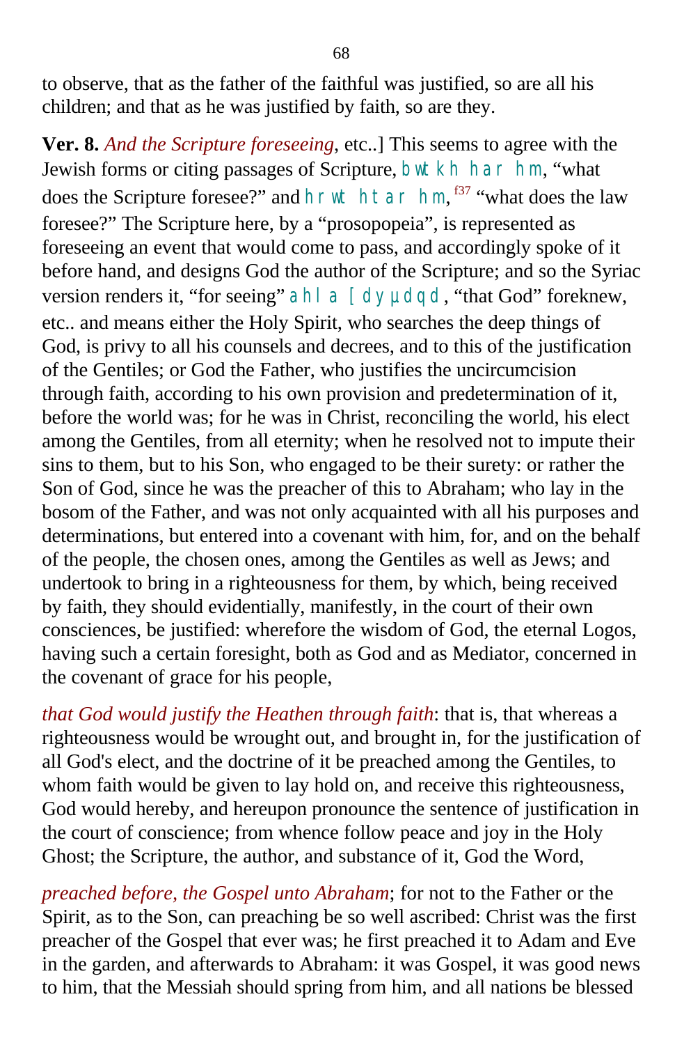to observe, that as the father of the faithful was justified, so are all his children; and that as he was justified by faith, so are they.

**Ver. 8.** *And the Scripture foreseeing*, etc..] This seems to agree with the Jewish forms or citing passages of Scripture, bwtkh har hm, "what does the Scripture foresee?" and hrwt htar hm, [f37] "what does the law foresee?" The Scripture here, by a "prosopopeia", is represented as foreseeing an event that would come to pass, and accordingly spoke of it before hand, and designs God the author of the Scripture; and so the Syriac version renders it, "for seeing" ahla [dyµdqd, "that God" foreknew, etc.. and means either the Holy Spirit, who searches the deep things of God, is privy to all his counsels and decrees, and to this of the justification of the Gentiles; or God the Father, who justifies the uncircumcision through faith, according to his own provision and predetermination of it, before the world was; for he was in Christ, reconciling the world, his elect among the Gentiles, from all eternity; when he resolved not to impute their sins to them, but to his Son, who engaged to be their surety: or rather the Son of God, since he was the preacher of this to Abraham; who lay in the bosom of the Father, and was not only acquainted with all his purposes and determinations, but entered into a covenant with him, for, and on the behalf of the people, the chosen ones, among the Gentiles as well as Jews; and undertook to bring in a righteousness for them, by which, being received by faith, they should evidentially, manifestly, in the court of their own consciences, be justified: wherefore the wisdom of God, the eternal Logos, having such a certain foresight, both as God and as Mediator, concerned in the covenant of grace for his people,

*that God would justify the Heathen through faith*: that is, that whereas a righteousness would be wrought out, and brought in, for the justification of all God's elect, and the doctrine of it be preached among the Gentiles, to whom faith would be given to lay hold on, and receive this righteousness, God would hereby, and hereupon pronounce the sentence of justification in the court of conscience; from whence follow peace and joy in the Holy Ghost; the Scripture, the author, and substance of it, God the Word,

*preached before, the Gospel unto Abraham*; for not to the Father or the Spirit, as to the Son, can preaching be so well ascribed: Christ was the first preacher of the Gospel that ever was; he first preached it to Adam and Eve in the garden, and afterwards to Abraham: it was Gospel, it was good news to him, that the Messiah should spring from him, and all nations be blessed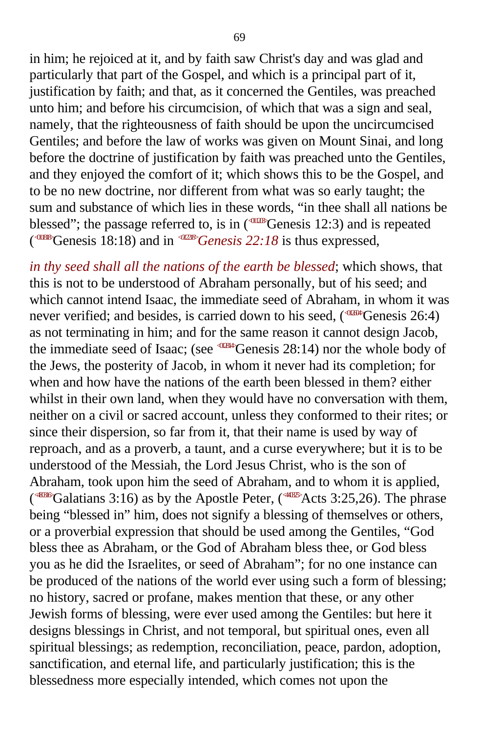in him; he rejoiced at it, and by faith saw Christ's day and was glad and particularly that part of the Gospel, and which is a principal part of it, justification by faith; and that, as it concerned the Gentiles, was preached unto him; and before his circumcision, of which that was a sign and seal, namely, that the righteousness of faith should be upon the uncircumcised Gentiles; and before the law of works was given on Mount Sinai, and long before the doctrine of justification by faith was preached unto the Gentiles, and they enjoyed the comfort of it; which shows this to be the Gospel, and to be no new doctrine, nor different from what was so early taught; the sum and substance of which lies in these words, "in thee shall all nations be blessed"; the passage referred to, is in (Genesis 12:3) and is repeated (Genesis 18:18) and in *Genesis 22:18* is thus expressed,

*in thy seed shall all the nations of the earth be blessed*; which shows, that this is not to be understood of Abraham personally, but of his seed; and which cannot intend Isaac, the immediate seed of Abraham, in whom it was never verified; and besides, is carried down to his seed, (Genesis 26:4) as not terminating in him; and for the same reason it cannot design Jacob, the immediate seed of Isaac; (see Genesis 28:14) nor the whole body of the Jews, the posterity of Jacob, in whom it never had its completion; for when and how have the nations of the earth been blessed in them? either whilst in their own land, when they would have no conversation with them, neither on a civil or sacred account, unless they conformed to their rites; or since their dispersion, so far from it, that their name is used by way of reproach, and as a proverb, a taunt, and a curse everywhere; but it is to be understood of the Messiah, the Lord Jesus Christ, who is the son of Abraham, took upon him the seed of Abraham, and to whom it is applied, (Galatians 3:16) as by the Apostle Peter, (Acts 3:25,26). The phrase being "blessed in" him, does not signify a blessing of themselves or others, or a proverbial expression that should be used among the Gentiles, "God bless thee as Abraham, or the God of Abraham bless thee, or God bless you as he did the Israelites, or seed of Abraham"; for no one instance can be produced of the nations of the world ever using such a form of blessing; no history, sacred or profane, makes mention that these, or any other Jewish forms of blessing, were ever used among the Gentiles: but here it designs blessings in Christ, and not temporal, but spiritual ones, even all spiritual blessings; as redemption, reconciliation, peace, pardon, adoption, sanctification, and eternal life, and particularly justification; this is the blessedness more especially intended, which comes not upon the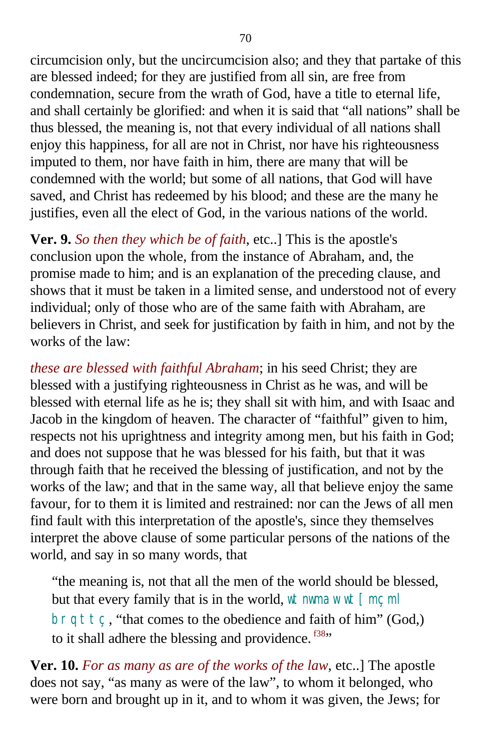circumcision only, but the uncircumcision also; and they that partake of this are blessed indeed; for they are justified from all sin, are free from condemnation, secure from the wrath of God, have a title to eternal life, and shall certainly be glorified: and when it is said that "all nations" shall be thus blessed, the meaning is, not that every individual of all nations shall enjoy this happiness, for all are not in Christ, nor have his righteousness imputed to them, nor have faith in him, there are many that will be condemned with the world; but some of all nations, that God will have saved, and Christ has redeemed by his blood; and these are the many he justifies, even all the elect of God, in the various nations of the world.

**Ver. 9.** *So then they which be of faith*, etc..] This is the apostle's conclusion upon the whole, from the instance of Abraham, and, the promise made to him; and is an explanation of the preceding clause, and shows that it must be taken in a limited sense, and understood not of every individual; only of those who are of the same faith with Abraham, are believers in Christ, and seek for justification by faith in him, and not by the works of the law:

*these are blessed with faithful Abraham*; in his seed Christ; they are blessed with a justifying righteousness in Christ as he was, and will be blessed with eternal life as he is; they shall sit with him, and with Isaac and Jacob in the kingdom of heaven. The character of "faithful" given to him, respects not his uprightness and integrity among men, but his faith in God; and does not suppose that he was blessed for his faith, but that it was through faith that he received the blessing of justification, and not by the works of the law; and that in the same way, all that believe enjoy the same favour, for to them it is limited and restrained: nor can the Jews of all men find fault with this interpretation of the apostle's, since they themselves interpret the above clause of some particular persons of the nations of the world, and say in so many words, that

> "the meaning is, not that all the men of the world should be blessed, but that every family that is in the world, wtnwmaw wt[mçml brqttç, "that comes to the obedience and faith of him" (God,) to it shall adhere the blessing and providence. [f38]"

**Ver. 10.** *For as many as are of the works of the law*, etc..] The apostle does not say, "as many as were of the law", to whom it belonged, who were born and brought up in it, and to whom it was given, the Jews; for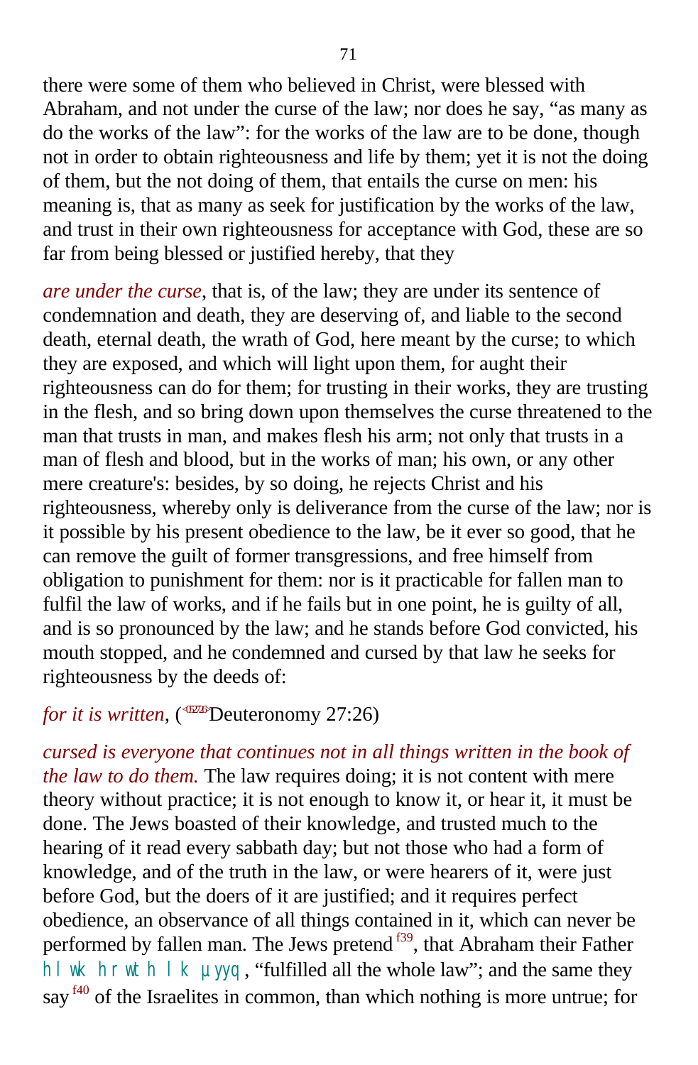there were some of them who believed in Christ, were blessed with Abraham, and not under the curse of the law; nor does he say, "as many as do the works of the law": for the works of the law are to be done, though not in order to obtain righteousness and life by them; yet it is not the doing of them, but the not doing of them, that entails the curse on men: his meaning is, that as many as seek for justification by the works of the law, and trust in their own righteousness for acceptance with God, these are so far from being blessed or justified hereby, that they

*are under the curse*, that is, of the law; they are under its sentence of condemnation and death, they are deserving of, and liable to the second death, eternal death, the wrath of God, here meant by the curse; to which they are exposed, and which will light upon them, for aught their righteousness can do for them; for trusting in their works, they are trusting in the flesh, and so bring down upon themselves the curse threatened to the man that trusts in man, and makes flesh his arm; not only that trusts in a man of flesh and blood, but in the works of man; his own, or any other mere creature's: besides, by so doing, he rejects Christ and his righteousness, whereby only is deliverance from the curse of the law; nor is it possible by his present obedience to the law, be it ever so good, that he can remove the guilt of former transgressions, and free himself from obligation to punishment for them: nor is it practicable for fallen man to fulfil the law of works, and if he fails but in one point, he is guilty of all, and is so pronounced by the law; and he stands before God convicted, his mouth stopped, and he condemned and cursed by that law he seeks for righteousness by the deeds of:

*for it is written*, (<052726>Deuteronomy 27:26)

*cursed is everyone that continues not in all things written in the book of the law to do them.* The law requires doing; it is not content with mere theory without practice; it is not enough to know it, or hear it, it must be done. The Jews boasted of their knowledge, and trusted much to the hearing of it read every sabbath day; but not those who had a form of knowledge, and of the truth in the law, or were hearers of it, were just before God, but the doers of it are justified; and it requires perfect obedience, an observance of all things contained in it, which can never be performed by fallen man. The Jews pretend [f39], that Abraham their Father hlwk hrwth lk µyyq, "fulfilled all the whole law"; and the same they say [f40] of the Israelites in common, than which nothing is more untrue; for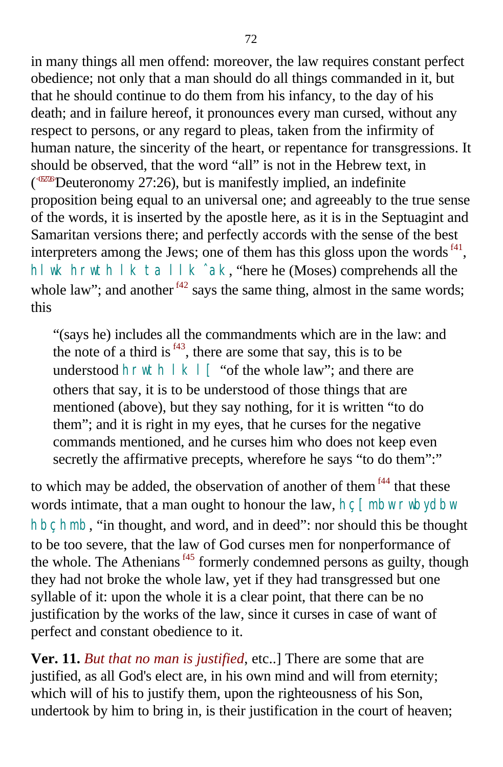in many things all men offend: moreover, the law requires constant perfect obedience; not only that a man should do all things commanded in it, but that he should continue to do them from his infancy, to the day of his death; and in failure hereof, it pronounces every man cursed, without any respect to persons, or any regard to pleas, taken from the infirmity of human nature, the sincerity of the heart, or repentance for transgressions. It should be observed, that the word "all" is not in the Hebrew text, in (<052726>Deuteronomy 27:26), but is manifestly implied, an indefinite proposition being equal to an universal one; and agreeably to the true sense of the words, it is inserted by the apostle here, as it is in the Septuagint and Samaritan versions there; and perfectly accords with the sense of the best interpreters among the Jews; one of them has this gloss upon the words [f41], hlwk hrwth lk tallk ˆak, "here he (Moses) comprehends all the whole law"; and another [f42] says the same thing, almost in the same words; this

> "(says he) includes all the commandments which are in the law: and the note of a third is [f43], there are some that say, this is to be understood hrwth lk l[ "of the whole law"; and there are others that say, it is to be understood of those things that are mentioned (above), but they say nothing, for it is written "to do them"; and it is right in my eyes, that he curses for the negative commands mentioned, and he curses him who does not keep even secretly the affirmative precepts, wherefore he says "to do them":"

to which may be added, the observation of another of them [f44] that these words intimate, that a man ought to honour the law, hç[mbw rwbydbw hbçhmb, "in thought, and word, and in deed": nor should this be thought to be too severe, that the law of God curses men for nonperformance of the whole. The Athenians [f45] formerly condemned persons as guilty, though they had not broke the whole law, yet if they had transgressed but one syllable of it: upon the whole it is a clear point, that there can be no justification by the works of the law, since it curses in case of want of perfect and constant obedience to it.

**Ver. 11.** *But that no man is justified*, etc..] There are some that are justified, as all God's elect are, in his own mind and will from eternity; which will of his to justify them, upon the righteousness of his Son, undertook by him to bring in, is their justification in the court of heaven;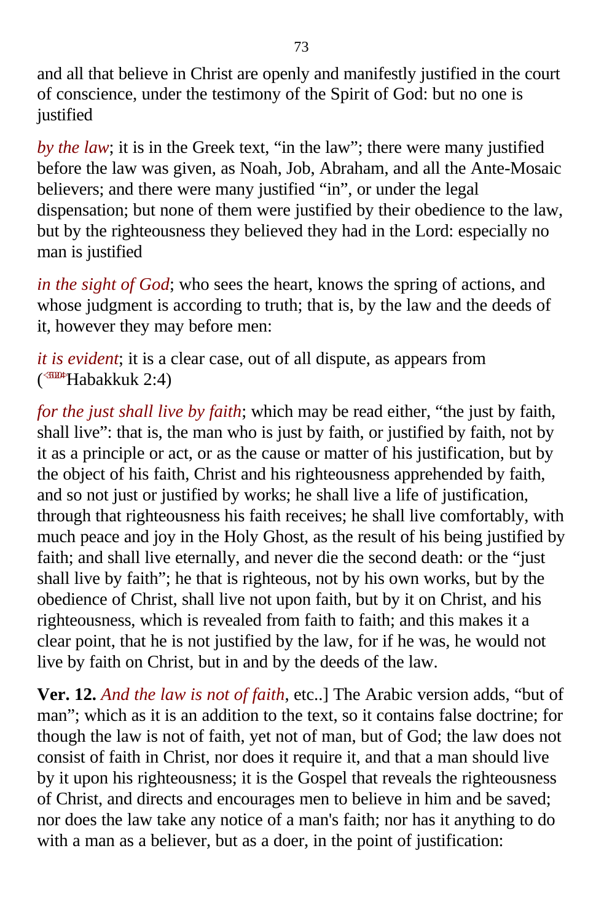and all that believe in Christ are openly and manifestly justified in the court of conscience, under the testimony of the Spirit of God: but no one is justified

*by the law*; it is in the Greek text, "in the law"; there were many justified before the law was given, as Noah, Job, Abraham, and all the Ante-Mosaic believers; and there were many justified "in", or under the legal dispensation; but none of them were justified by their obedience to the law, but by the righteousness they believed they had in the Lord: especially no man is justified

*in the sight of God*; who sees the heart, knows the spring of actions, and whose judgment is according to truth; that is, by the law and the deeds of it, however they may before men:

*it is evident*; it is a clear case, out of all dispute, as appears from (Habakkuk 2:4)

*for the just shall live by faith*; which may be read either, "the just by faith, shall live": that is, the man who is just by faith, or justified by faith, not by it as a principle or act, or as the cause or matter of his justification, but by the object of his faith, Christ and his righteousness apprehended by faith, and so not just or justified by works; he shall live a life of justification, through that righteousness his faith receives; he shall live comfortably, with much peace and joy in the Holy Ghost, as the result of his being justified by faith; and shall live eternally, and never die the second death: or the "just shall live by faith"; he that is righteous, not by his own works, but by the obedience of Christ, shall live not upon faith, but by it on Christ, and his righteousness, which is revealed from faith to faith; and this makes it a clear point, that he is not justified by the law, for if he was, he would not live by faith on Christ, but in and by the deeds of the law.

**Ver. 12.** *And the law is not of faith*, etc..] The Arabic version adds, "but of man"; which as it is an addition to the text, so it contains false doctrine; for though the law is not of faith, yet not of man, but of God; the law does not consist of faith in Christ, nor does it require it, and that a man should live by it upon his righteousness; it is the Gospel that reveals the righteousness of Christ, and directs and encourages men to believe in him and be saved; nor does the law take any notice of a man's faith; nor has it anything to do with a man as a believer, but as a doer, in the point of justification: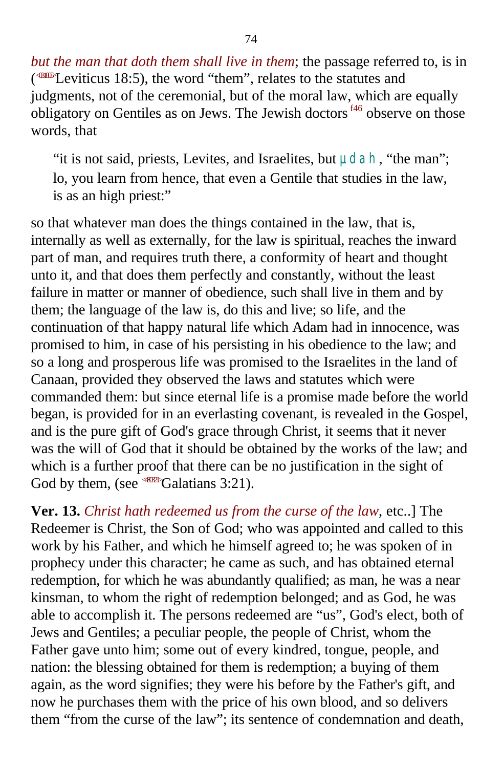*but the man that doth them shall live in them*; the passage referred to, is in (Leviticus 18:5), the word “them”, relates to the statutes and judgments, not of the ceremonial, but of the moral law, which are equally obligatory on Gentiles as on Jews. The Jewish doctors [f46] observe on those words, that

> “it is not said, priests, Levites, and Israelites, but µdah, “the man”; lo, you learn from hence, that even a Gentile that studies in the law, is as an high priest:”

so that whatever man does the things contained in the law, that is, internally as well as externally, for the law is spiritual, reaches the inward part of man, and requires truth there, a conformity of heart and thought unto it, and that does them perfectly and constantly, without the least failure in matter or manner of obedience, such shall live in them and by them; the language of the law is, do this and live; so life, and the continuation of that happy natural life which Adam had in innocence, was promised to him, in case of his persisting in his obedience to the law; and so a long and prosperous life was promised to the Israelites in the land of Canaan, provided they observed the laws and statutes which were commanded them: but since eternal life is a promise made before the world began, is provided for in an everlasting covenant, is revealed in the Gospel, and is the pure gift of God's grace through Christ, it seems that it never was the will of God that it should be obtained by the works of the law; and which is a further proof that there can be no justification in the sight of God by them, (see Galatians 3:21).

**Ver. 13.** *Christ hath redeemed us from the curse of the law*, etc..] The Redeemer is Christ, the Son of God; who was appointed and called to this work by his Father, and which he himself agreed to; he was spoken of in prophecy under this character; he came as such, and has obtained eternal redemption, for which he was abundantly qualified; as man, he was a near kinsman, to whom the right of redemption belonged; and as God, he was able to accomplish it. The persons redeemed are “us”, God's elect, both of Jews and Gentiles; a peculiar people, the people of Christ, whom the Father gave unto him; some out of every kindred, tongue, people, and nation: the blessing obtained for them is redemption; a buying of them again, as the word signifies; they were his before by the Father's gift, and now he purchases them with the price of his own blood, and so delivers them “from the curse of the law”; its sentence of condemnation and death,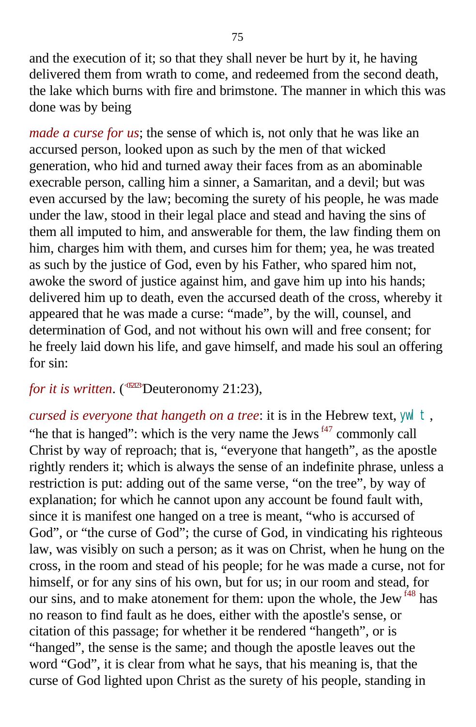and the execution of it; so that they shall never be hurt by it, he having delivered them from wrath to come, and redeemed from the second death, the lake which burns with fire and brimstone. The manner in which this was done was by being

*made a curse for us*; the sense of which is, not only that he was like an accursed person, looked upon as such by the men of that wicked generation, who hid and turned away their faces from as an abominable execrable person, calling him a sinner, a Samaritan, and a devil; but was even accursed by the law; becoming the surety of his people, he was made under the law, stood in their legal place and stead and having the sins of them all imputed to him, and answerable for them, the law finding them on him, charges him with them, and curses him for them; yea, he was treated as such by the justice of God, even by his Father, who spared him not, awoke the sword of justice against him, and gave him up into his hands; delivered him up to death, even the accursed death of the cross, whereby it appeared that he was made a curse: "made", by the will, counsel, and determination of God, and not without his own will and free consent; for he freely laid down his life, and gave himself, and made his soul an offering for sin:

*for it is written*. (<052123>Deuteronomy 21:23),

*cursed is everyone that hangeth on a tree*: it is in the Hebrew text, ywlt, "he that is hanged": which is the very name the Jews[f47] commonly call Christ by way of reproach; that is, "everyone that hangeth", as the apostle rightly renders it; which is always the sense of an indefinite phrase, unless a restriction is put: adding out of the same verse, "on the tree", by way of explanation; for which he cannot upon any account be found fault with, since it is manifest one hanged on a tree is meant, "who is accursed of God", or "the curse of God"; the curse of God, in vindicating his righteous law, was visibly on such a person; as it was on Christ, when he hung on the cross, in the room and stead of his people; for he was made a curse, not for himself, or for any sins of his own, but for us; in our room and stead, for our sins, and to make atonement for them: upon the whole, the Jew[f48] has no reason to find fault as he does, either with the apostle's sense, or citation of this passage; for whether it be rendered "hangeth", or is "hanged", the sense is the same; and though the apostle leaves out the word "God", it is clear from what he says, that his meaning is, that the curse of God lighted upon Christ as the surety of his people, standing in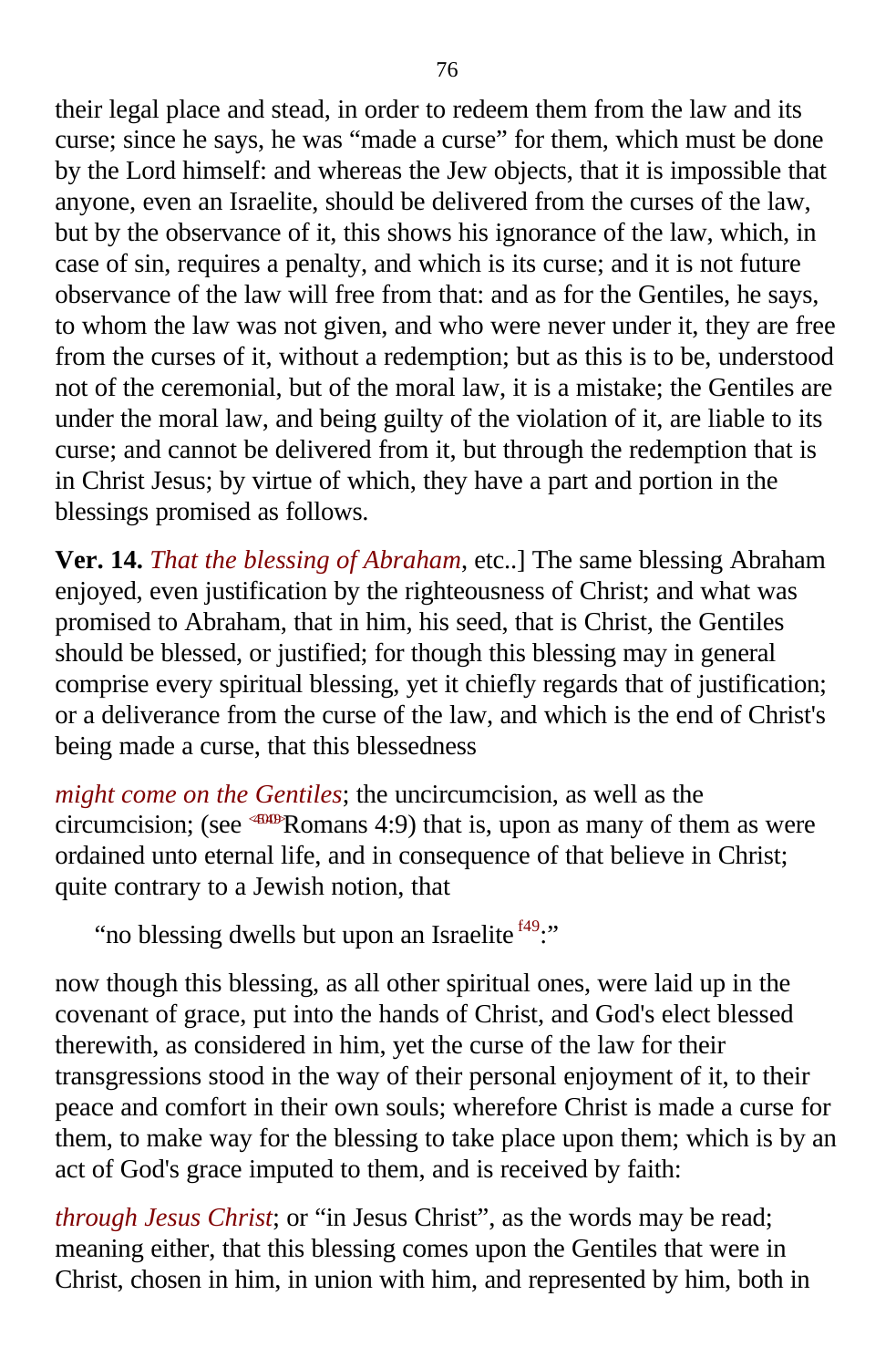their legal place and stead, in order to redeem them from the law and its curse; since he says, he was "made a curse" for them, which must be done by the Lord himself: and whereas the Jew objects, that it is impossible that anyone, even an Israelite, should be delivered from the curses of the law, but by the observance of it, this shows his ignorance of the law, which, in case of sin, requires a penalty, and which is its curse; and it is not future observance of the law will free from that: and as for the Gentiles, he says, to whom the law was not given, and who were never under it, they are free from the curses of it, without a redemption; but as this is to be, understood not of the ceremonial, but of the moral law, it is a mistake; the Gentiles are under the moral law, and being guilty of the violation of it, are liable to its curse; and cannot be delivered from it, but through the redemption that is in Christ Jesus; by virtue of which, they have a part and portion in the blessings promised as follows.

**Ver. 14.** *That the blessing of Abraham*, etc..] The same blessing Abraham enjoyed, even justification by the righteousness of Christ; and what was promised to Abraham, that in him, his seed, that is Christ, the Gentiles should be blessed, or justified; for though this blessing may in general comprise every spiritual blessing, yet it chiefly regards that of justification; or a deliverance from the curse of the law, and which is the end of Christ's being made a curse, that this blessedness

*might come on the Gentiles*; the uncircumcision, as well as the circumcision; (see Romans 4:9) that is, upon as many of them as were ordained unto eternal life, and in consequence of that believe in Christ; quite contrary to a Jewish notion, that

> "no blessing dwells but upon an Israelite [f49]:"

now though this blessing, as all other spiritual ones, were laid up in the covenant of grace, put into the hands of Christ, and God's elect blessed therewith, as considered in him, yet the curse of the law for their transgressions stood in the way of their personal enjoyment of it, to their peace and comfort in their own souls; wherefore Christ is made a curse for them, to make way for the blessing to take place upon them; which is by an act of God's grace imputed to them, and is received by faith:

*through Jesus Christ*; or "in Jesus Christ", as the words may be read; meaning either, that this blessing comes upon the Gentiles that were in Christ, chosen in him, in union with him, and represented by him, both in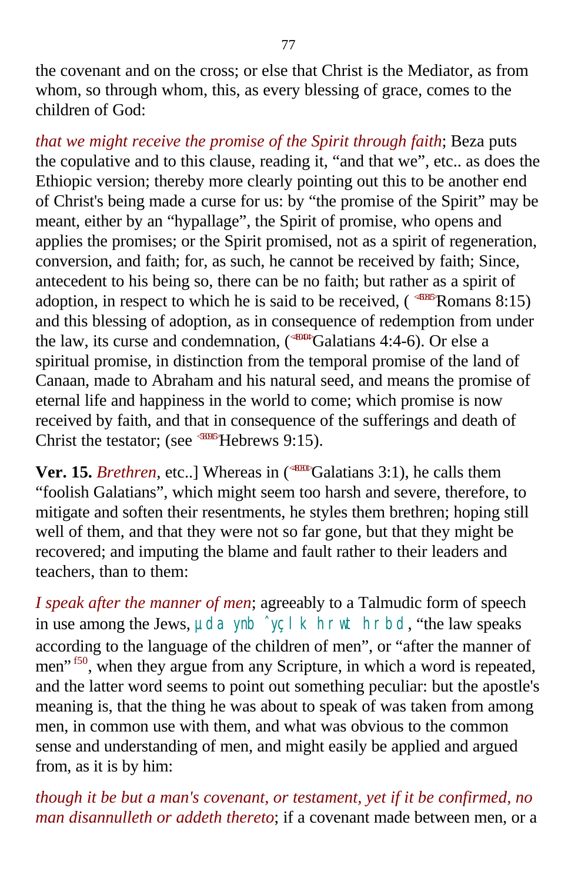the covenant and on the cross; or else that Christ is the Mediator, as from whom, so through whom, this, as every blessing of grace, comes to the children of God:

*that we might receive the promise of the Spirit through faith*; Beza puts the copulative and to this clause, reading it, "and that we", etc.. as does the Ethiopic version; thereby more clearly pointing out this to be another end of Christ's being made a curse for us: by "the promise of the Spirit" may be meant, either by an "hypallage", the Spirit of promise, who opens and applies the promises; or the Spirit promised, not as a spirit of regeneration, conversion, and faith; for, as such, he cannot be received by faith; Since, antecedent to his being so, there can be no faith; but rather as a spirit of adoption, in respect to which he is said to be received, ( Romans 8:15) and this blessing of adoption, as in consequence of redemption from under the law, its curse and condemnation, (Galatians 4:4-6). Or else a spiritual promise, in distinction from the temporal promise of the land of Canaan, made to Abraham and his natural seed, and means the promise of eternal life and happiness in the world to come; which promise is now received by faith, and that in consequence of the sufferings and death of Christ the testator; (see Hebrews 9:15).

**Ver. 15.** *Brethren*, etc..] Whereas in (Galatians 3:1), he calls them "foolish Galatians", which might seem too harsh and severe, therefore, to mitigate and soften their resentments, he styles them brethren; hoping still well of them, and that they were not so far gone, but that they might be recovered; and imputing the blame and fault rather to their leaders and teachers, than to them:

*I speak after the manner of men*; agreeably to a Talmudic form of speech in use among the Jews, µda ynb ˆwçlk hrwt hrbd, "the law speaks according to the language of the children of men", or "after the manner of men"[f50], when they argue from any Scripture, in which a word is repeated, and the latter word seems to point out something peculiar: but the apostle's meaning is, that the thing he was about to speak of was taken from among men, in common use with them, and what was obvious to the common sense and understanding of men, and might easily be applied and argued from, as it is by him:

*though it be but a man's covenant, or testament, yet if it be confirmed, no man disannulleth or addeth thereto*; if a covenant made between men, or a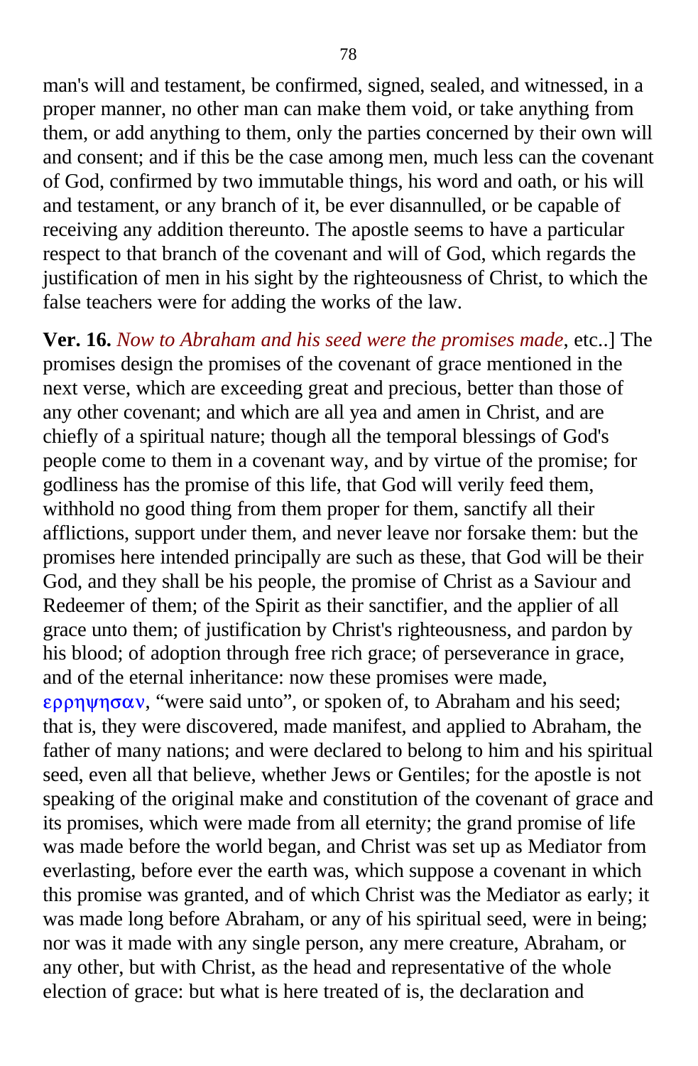man's will and testament, be confirmed, signed, sealed, and witnessed, in a proper manner, no other man can make them void, or take anything from them, or add anything to them, only the parties concerned by their own will and consent; and if this be the case among men, much less can the covenant of God, confirmed by two immutable things, his word and oath, or his will and testament, or any branch of it, be ever disannulled, or be capable of receiving any addition thereunto. The apostle seems to have a particular respect to that branch of the covenant and will of God, which regards the justification of men in his sight by the righteousness of Christ, to which the false teachers were for adding the works of the law.

**Ver. 16.** *Now to Abraham and his seed were the promises made*, etc..] The promises design the promises of the covenant of grace mentioned in the next verse, which are exceeding great and precious, better than those of any other covenant; and which are all yea and amen in Christ, and are chiefly of a spiritual nature; though all the temporal blessings of God's people come to them in a covenant way, and by virtue of the promise; for godliness has the promise of this life, that God will verily feed them, withhold no good thing from them proper for them, sanctify all their afflictions, support under them, and never leave nor forsake them: but the promises here intended principally are such as these, that God will be their God, and they shall be his people, the promise of Christ as a Saviour and Redeemer of them; of the Spirit as their sanctifier, and the applier of all grace unto them; of justification by Christ's righteousness, and pardon by his blood; of adoption through free rich grace; of perseverance in grace, and of the eternal inheritance: now these promises were made, ερρηψησαν, "were said unto", or spoken of, to Abraham and his seed; that is, they were discovered, made manifest, and applied to Abraham, the father of many nations; and were declared to belong to him and his spiritual seed, even all that believe, whether Jews or Gentiles; for the apostle is not speaking of the original make and constitution of the covenant of grace and its promises, which were made from all eternity; the grand promise of life was made before the world began, and Christ was set up as Mediator from everlasting, before ever the earth was, which suppose a covenant in which this promise was granted, and of which Christ was the Mediator as early; it was made long before Abraham, or any of his spiritual seed, were in being; nor was it made with any single person, any mere creature, Abraham, or any other, but with Christ, as the head and representative of the whole election of grace: but what is here treated of is, the declaration and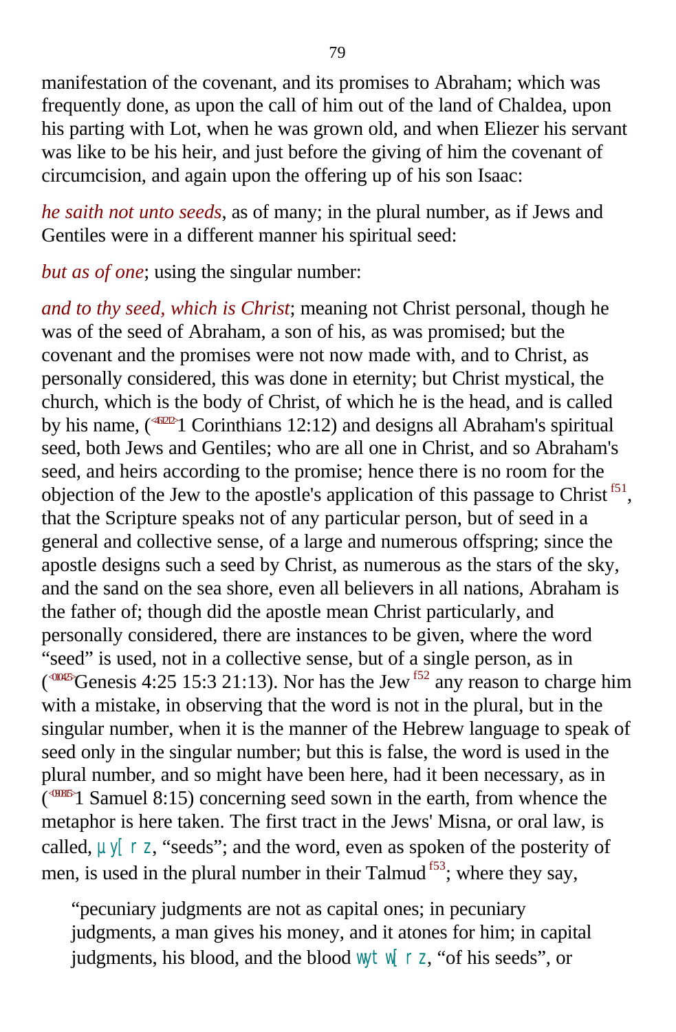manifestation of the covenant, and its promises to Abraham; which was frequently done, as upon the call of him out of the land of Chaldea, upon his parting with Lot, when he was grown old, and when Eliezer his servant was like to be his heir, and just before the giving of him the covenant of circumcision, and again upon the offering up of his son Isaac:

*he saith not unto seeds*, as of many; in the plural number, as if Jews and Gentiles were in a different manner his spiritual seed:

*but as of one*; using the singular number:

*and to thy seed, which is Christ*; meaning not Christ personal, though he was of the seed of Abraham, a son of his, as was promised; but the covenant and the promises were not now made with, and to Christ, as personally considered, this was done in eternity; but Christ mystical, the church, which is the body of Christ, of which he is the head, and is called by his name, (<461212>1 Corinthians 12:12) and designs all Abraham's spiritual seed, both Jews and Gentiles; who are all one in Christ, and so Abraham's seed, and heirs according to the promise; hence there is no room for the objection of the Jew to the apostle's application of this passage to Christ [f51], that the Scripture speaks not of any particular person, but of seed in a general and collective sense, of a large and numerous offspring; since the apostle designs such a seed by Christ, as numerous as the stars of the sky, and the sand on the sea shore, even all believers in all nations, Abraham is the father of; though did the apostle mean Christ particularly, and personally considered, there are instances to be given, where the word "seed" is used, not in a collective sense, but of a single person, as in (<010425>Genesis 4:25 15:3 21:13). Nor has the Jew [f52] any reason to charge him with a mistake, in observing that the word is not in the plural, but in the singular number, when it is the manner of the Hebrew language to speak of seed only in the singular number; but this is false, the word is used in the plural number, and so might have been here, had it been necessary, as in (<090815>1 Samuel 8:15) concerning seed sown in the earth, from whence the metaphor is here taken. The first tract in the Jews' Misna, or oral law, is called, µy[ rz, "seeds"; and the word, even as spoken of the posterity of men, is used in the plural number in their Talmud [f53]; where they say,

> "pecuniary judgments are not as capital ones; in pecuniary judgments, a man gives his money, and it atones for him; in capital judgments, his blood, and the blood wyt w[ rz, "of his seeds", or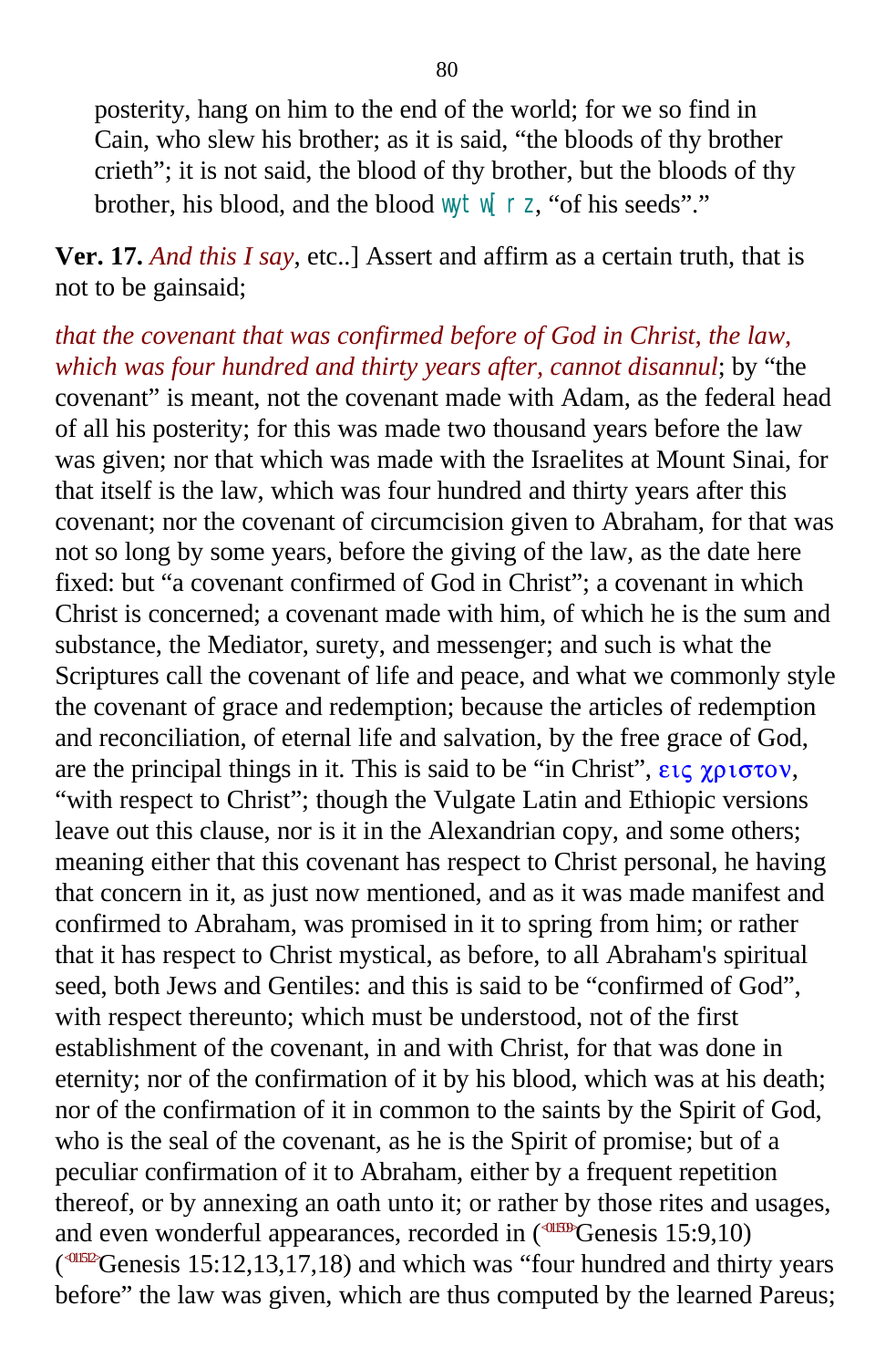posterity, hang on him to the end of the world; for we so find in Cain, who slew his brother; as it is said, “the bloods of thy brother crieth”; it is not said, the blood of thy brother, but the bloods of thy brother, his blood, and the blood wyt w[ r z, “of his seeds”.”

**Ver. 17.** *And this I say*, etc..] Assert and affirm as a certain truth, that is not to be gainsaid;

*that the covenant that was confirmed before of God in Christ, the law, which was four hundred and thirty years after, cannot disannul*; by “the covenant” is meant, not the covenant made with Adam, as the federal head of all his posterity; for this was made two thousand years before the law was given; nor that which was made with the Israelites at Mount Sinai, for that itself is the law, which was four hundred and thirty years after this covenant; nor the covenant of circumcision given to Abraham, for that was not so long by some years, before the giving of the law, as the date here fixed: but “a covenant confirmed of God in Christ”; a covenant in which Christ is concerned; a covenant made with him, of which he is the sum and substance, the Mediator, surety, and messenger; and such is what the Scriptures call the covenant of life and peace, and what we commonly style the covenant of grace and redemption; because the articles of redemption and reconciliation, of eternal life and salvation, by the free grace of God, are the principal things in it. This is said to be “in Christ”, εις χριστον, “with respect to Christ”; though the Vulgate Latin and Ethiopic versions leave out this clause, nor is it in the Alexandrian copy, and some others; meaning either that this covenant has respect to Christ personal, he having that concern in it, as just now mentioned, and as it was made manifest and confirmed to Abraham, was promised in it to spring from him; or rather that it has respect to Christ mystical, as before, to all Abraham's spiritual seed, both Jews and Gentiles: and this is said to be “confirmed of God”, with respect thereunto; which must be understood, not of the first establishment of the covenant, in and with Christ, for that was done in eternity; nor of the confirmation of it by his blood, which was at his death; nor of the confirmation of it in common to the saints by the Spirit of God, who is the seal of the covenant, as he is the Spirit of promise; but of a peculiar confirmation of it to Abraham, either by a frequent repetition thereof, or by annexing an oath unto it; or rather by those rites and usages, and even wonderful appearances, recorded in (<011509>Genesis 15:9,10) (<011512>Genesis 15:12,13,17,18) and which was “four hundred and thirty years before” the law was given, which are thus computed by the learned Pareus;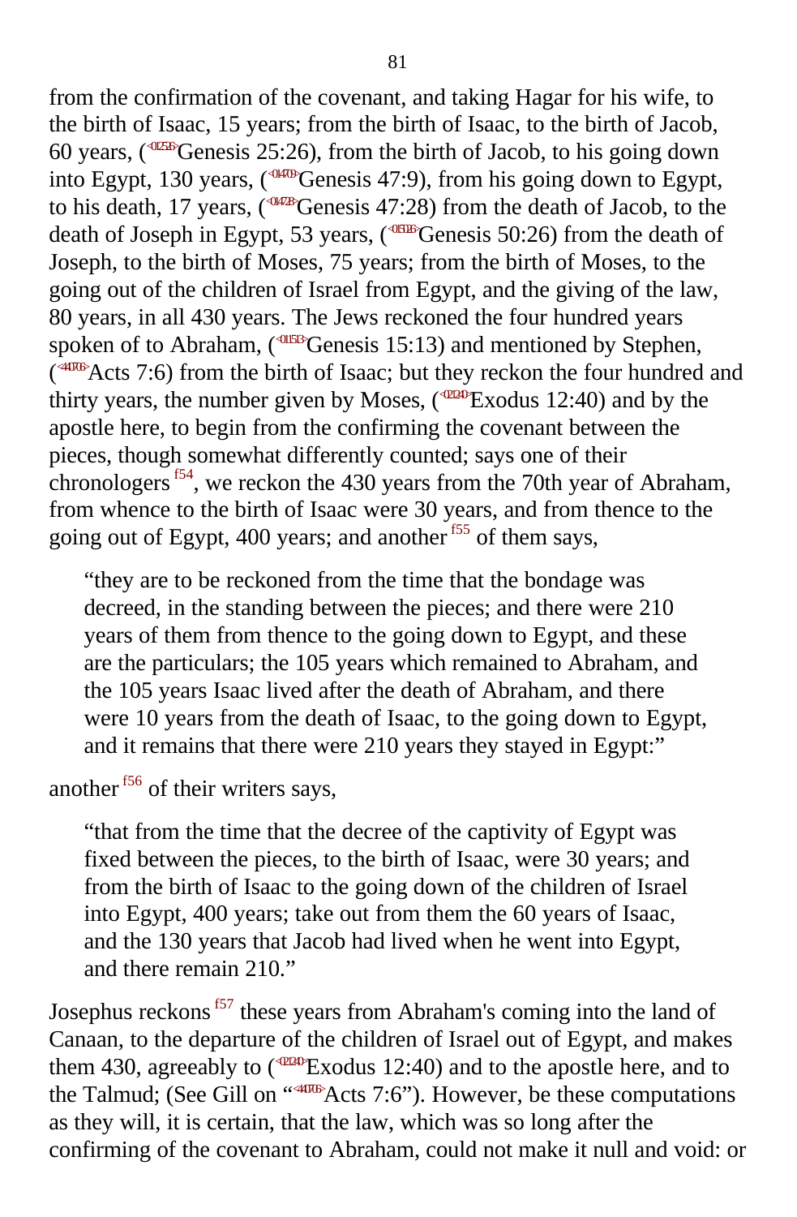from the confirmation of the covenant, and taking Hagar for his wife, to the birth of Isaac, 15 years; from the birth of Isaac, to the birth of Jacob, 60 years, (<012526>Genesis 25:26), from the birth of Jacob, to his going down into Egypt, 130 years, (<014709>Genesis 47:9), from his going down to Egypt, to his death, 17 years, (<014728>Genesis 47:28) from the death of Jacob, to the death of Joseph in Egypt, 53 years, (<015026>Genesis 50:26) from the death of Joseph, to the birth of Moses, 75 years; from the birth of Moses, to the going out of the children of Israel from Egypt, and the giving of the law, 80 years, in all 430 years. The Jews reckoned the four hundred years spoken of to Abraham, (<011513>Genesis 15:13) and mentioned by Stephen, (<440706>Acts 7:6) from the birth of Isaac; but they reckon the four hundred and thirty years, the number given by Moses, (<021240>Exodus 12:40) and by the apostle here, to begin from the confirming the covenant between the pieces, though somewhat differently counted; says one of their chronologers [f54], we reckon the 430 years from the 70th year of Abraham, from whence to the birth of Isaac were 30 years, and from thence to the going out of Egypt, 400 years; and another [f55] of them says,

> "they are to be reckoned from the time that the bondage was decreed, in the standing between the pieces; and there were 210 years of them from thence to the going down to Egypt, and these are the particulars; the 105 years which remained to Abraham, and the 105 years Isaac lived after the death of Abraham, and there were 10 years from the death of Isaac, to the going down to Egypt, and it remains that there were 210 years they stayed in Egypt:"

another [f56] of their writers says,

> "that from the time that the decree of the captivity of Egypt was fixed between the pieces, to the birth of Isaac, were 30 years; and from the birth of Isaac to the going down of the children of Israel into Egypt, 400 years; take out from them the 60 years of Isaac, and the 130 years that Jacob had lived when he went into Egypt, and there remain 210."

Josephus reckons [f57] these years from Abraham's coming into the land of Canaan, to the departure of the children of Israel out of Egypt, and makes them 430, agreeably to (<021240>Exodus 12:40) and to the apostle here, and to the Talmud; (See Gill on "<440706>Acts 7:6"). However, be these computations as they will, it is certain, that the law, which was so long after the confirming of the covenant to Abraham, could not make it null and void: or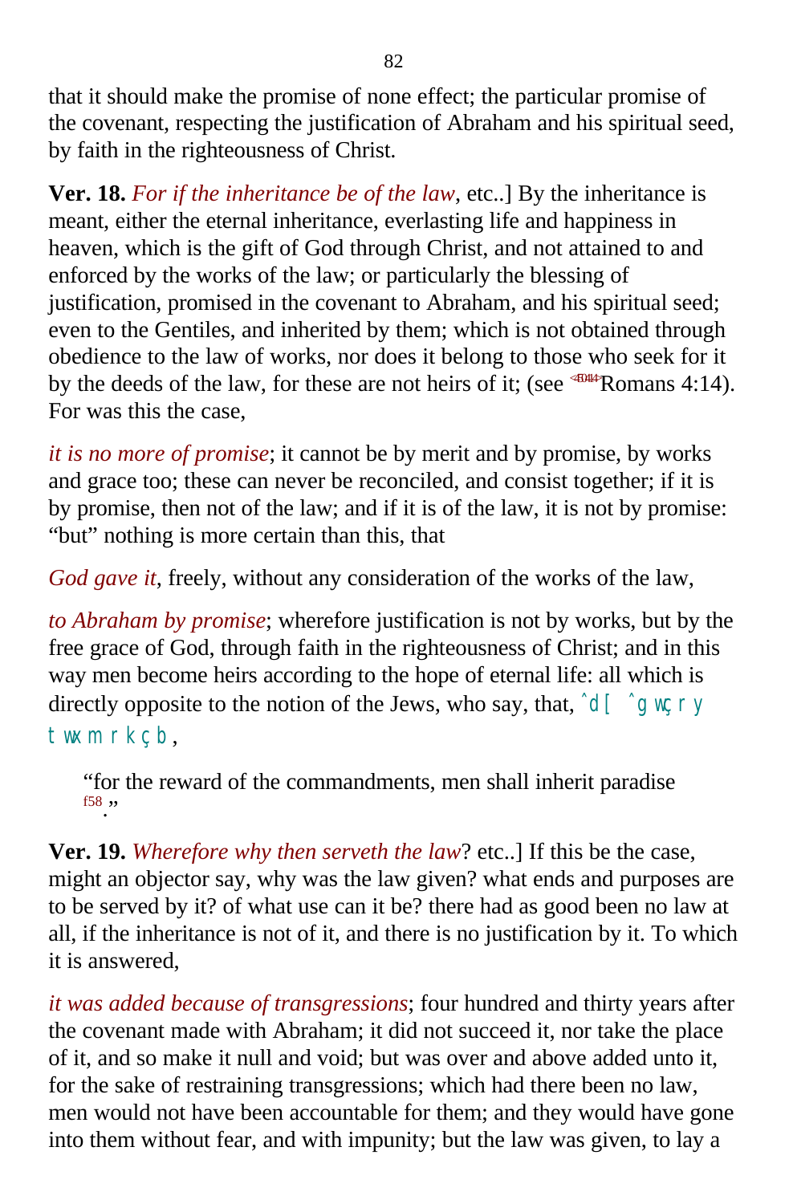that it should make the promise of none effect; the particular promise of the covenant, respecting the justification of Abraham and his spiritual seed, by faith in the righteousness of Christ.

**Ver. 18.** *For if the inheritance be of the law*, etc..] By the inheritance is meant, either the eternal inheritance, everlasting life and happiness in heaven, which is the gift of God through Christ, and not attained to and enforced by the works of the law; or particularly the blessing of justification, promised in the covenant to Abraham, and his spiritual seed; even to the Gentiles, and inherited by them; which is not obtained through obedience to the law of works, nor does it belong to those who seek for it by the deeds of the law, for these are not heirs of it; (see <450414>Romans 4:14). For was this the case,

*it is no more of promise*; it cannot be by merit and by promise, by works and grace too; these can never be reconciled, and consist together; if it is by promise, then not of the law; and if it is of the law, it is not by promise: "but" nothing is more certain than this, that

*God gave it*, freely, without any consideration of the works of the law,

*to Abraham by promise*; wherefore justification is not by works, but by the free grace of God, through faith in the righteousness of Christ; and in this way men become heirs according to the hope of eternal life: all which is directly opposite to the notion of the Jews, who say, that, ˆd[ ˆg wçry twxmrkçb,

"for the reward of the commandments, men shall inherit paradise [f58]."

**Ver. 19.** *Wherefore why then serveth the law*? etc..] If this be the case, might an objector say, why was the law given? what ends and purposes are to be served by it? of what use can it be? there had as good been no law at all, if the inheritance is not of it, and there is no justification by it. To which it is answered,

*it was added because of transgressions*; four hundred and thirty years after the covenant made with Abraham; it did not succeed it, nor take the place of it, and so make it null and void; but was over and above added unto it, for the sake of restraining transgressions; which had there been no law, men would not have been accountable for them; and they would have gone into them without fear, and with impunity; but the law was given, to lay a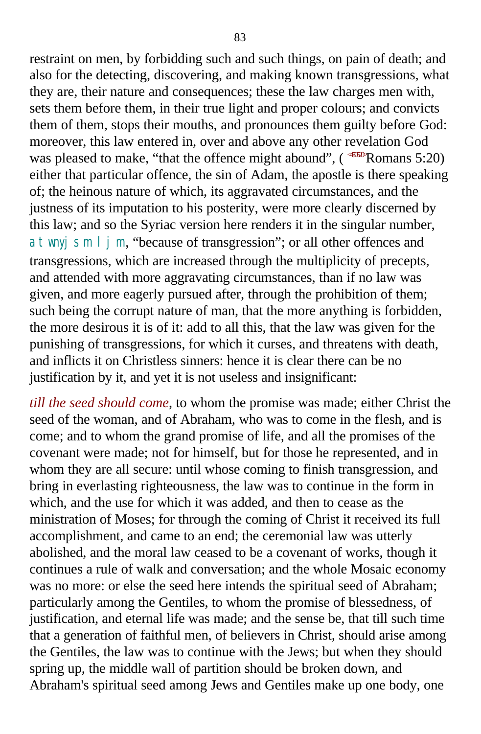restraint on men, by forbidding such and such things, on pain of death; and also for the detecting, discovering, and making known transgressions, what they are, their nature and consequences; these the law charges men with, sets them before them, in their true light and proper colours; and convicts them of them, stops their mouths, and pronounces them guilty before God: moreover, this law entered in, over and above any other revelation God was pleased to make, "that the offence might abound", (Romans 5:20) either that particular offence, the sin of Adam, the apostle is there speaking of; the heinous nature of which, its aggravated circumstances, and the justness of its imputation to his posterity, were more clearly discerned by this law; and so the Syriac version here renders it in the singular number, atwnyjsml jm, "because of transgression"; or all other offences and transgressions, which are increased through the multiplicity of precepts, and attended with more aggravating circumstances, than if no law was given, and more eagerly pursued after, through the prohibition of them; such being the corrupt nature of man, that the more anything is forbidden, the more desirous it is of it: add to all this, that the law was given for the punishing of transgressions, for which it curses, and threatens with death, and inflicts it on Christless sinners: hence it is clear there can be no justification by it, and yet it is not useless and insignificant:

*till the seed should come,* to whom the promise was made; either Christ the seed of the woman, and of Abraham, who was to come in the flesh, and is come; and to whom the grand promise of life, and all the promises of the covenant were made; not for himself, but for those he represented, and in whom they are all secure: until whose coming to finish transgression, and bring in everlasting righteousness, the law was to continue in the form in which, and the use for which it was added, and then to cease as the ministration of Moses; for through the coming of Christ it received its full accomplishment, and came to an end; the ceremonial law was utterly abolished, and the moral law ceased to be a covenant of works, though it continues a rule of walk and conversation; and the whole Mosaic economy was no more: or else the seed here intends the spiritual seed of Abraham; particularly among the Gentiles, to whom the promise of blessedness, of justification, and eternal life was made; and the sense be, that till such time that a generation of faithful men, of believers in Christ, should arise among the Gentiles, the law was to continue with the Jews; but when they should spring up, the middle wall of partition should be broken down, and Abraham's spiritual seed among Jews and Gentiles make up one body, one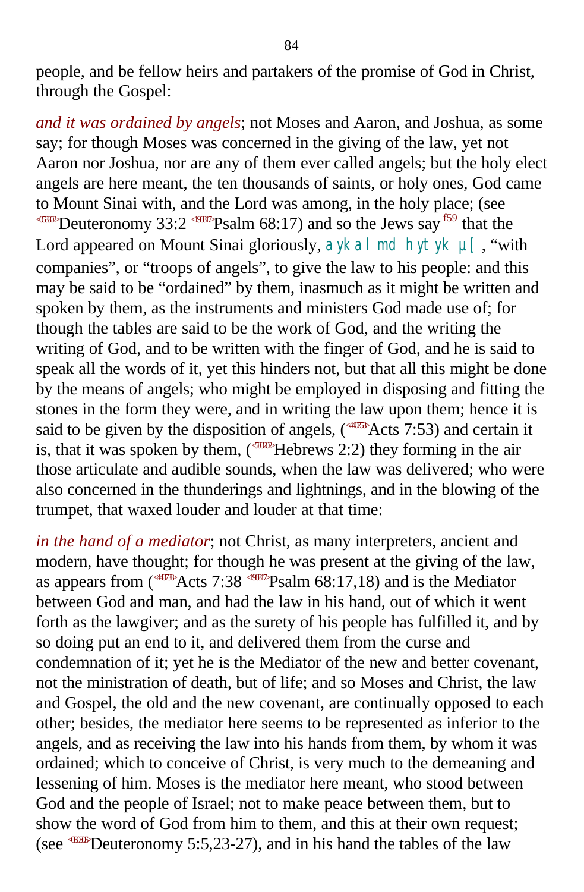people, and be fellow heirs and partakers of the promise of God in Christ, through the Gospel:

*and it was ordained by angels*; not Moses and Aaron, and Joshua, as some say; for though Moses was concerned in the giving of the law, yet not Aaron nor Joshua, nor are any of them ever called angels; but the holy elect angels are here meant, the ten thousands of saints, or holy ones, God came to Mount Sinai with, and the Lord was among, in the holy place; (see Deuteronomy 33:2 Psalm 68:17) and so the Jews say[f59] that the Lord appeared on Mount Sinai gloriously, aykalmd hytyk µ[ , "with companies", or "troops of angels", to give the law to his people: and this may be said to be "ordained" by them, inasmuch as it might be written and spoken by them, as the instruments and ministers God made use of; for though the tables are said to be the work of God, and the writing the writing of God, and to be written with the finger of God, and he is said to speak all the words of it, yet this hinders not, but that all this might be done by the means of angels; who might be employed in disposing and fitting the stones in the form they were, and in writing the law upon them; hence it is said to be given by the disposition of angels, (Acts 7:53) and certain it is, that it was spoken by them, (Hebrews 2:2) they forming in the air those articulate and audible sounds, when the law was delivered; who were also concerned in the thunderings and lightnings, and in the blowing of the trumpet, that waxed louder and louder at that time:

*in the hand of a mediator*; not Christ, as many interpreters, ancient and modern, have thought; for though he was present at the giving of the law, as appears from (Acts 7:38 Psalm 68:17,18) and is the Mediator between God and man, and had the law in his hand, out of which it went forth as the lawgiver; and as the surety of his people has fulfilled it, and by so doing put an end to it, and delivered them from the curse and condemnation of it; yet he is the Mediator of the new and better covenant, not the ministration of death, but of life; and so Moses and Christ, the law and Gospel, the old and the new covenant, are continually opposed to each other; besides, the mediator here seems to be represented as inferior to the angels, and as receiving the law into his hands from them, by whom it was ordained; which to conceive of Christ, is very much to the demeaning and lessening of him. Moses is the mediator here meant, who stood between God and the people of Israel; not to make peace between them, but to show the word of God from him to them, and this at their own request; (see Deuteronomy 5:5,23-27), and in his hand the tables of the law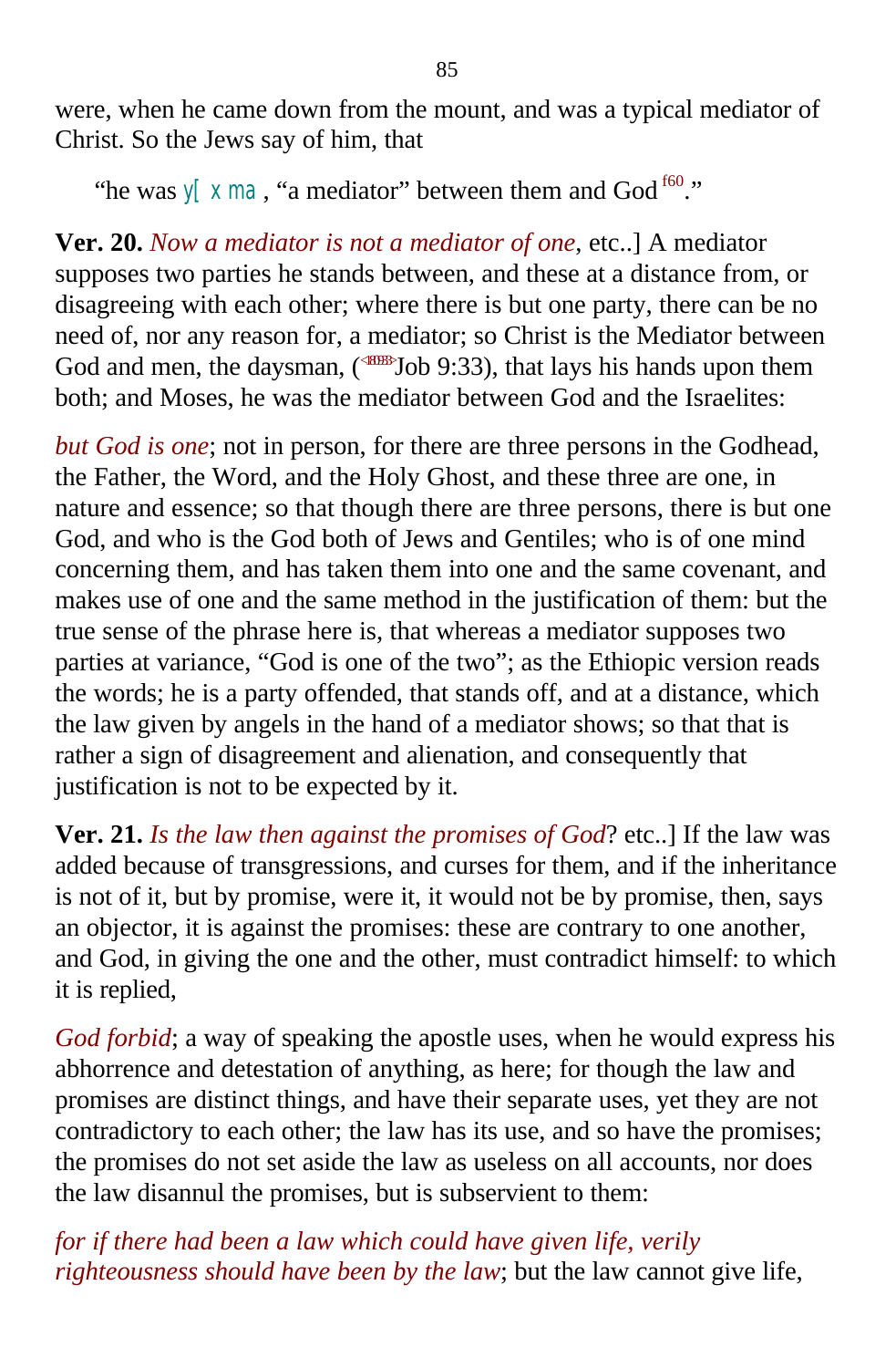were, when he came down from the mount, and was a typical mediator of Christ. So the Jews say of him, that

> “he was y[ x ma , “a mediator” between them and God [f60].”

**Ver. 20.** *Now a mediator is not a mediator of one*, etc..] A mediator supposes two parties he stands between, and these at a distance from, or disagreeing with each other; where there is but one party, there can be no need of, nor any reason for, a mediator; so Christ is the Mediator between God and men, the daysman, (Job 9:33), that lays his hands upon them both; and Moses, he was the mediator between God and the Israelites:

*but God is one*; not in person, for there are three persons in the Godhead, the Father, the Word, and the Holy Ghost, and these three are one, in nature and essence; so that though there are three persons, there is but one God, and who is the God both of Jews and Gentiles; who is of one mind concerning them, and has taken them into one and the same covenant, and makes use of one and the same method in the justification of them: but the true sense of the phrase here is, that whereas a mediator supposes two parties at variance, “God is one of the two”; as the Ethiopic version reads the words; he is a party offended, that stands off, and at a distance, which the law given by angels in the hand of a mediator shows; so that that is rather a sign of disagreement and alienation, and consequently that justification is not to be expected by it.

**Ver. 21.** *Is the law then against the promises of God*? etc..] If the law was added because of transgressions, and curses for them, and if the inheritance is not of it, but by promise, were it, it would not be by promise, then, says an objector, it is against the promises: these are contrary to one another, and God, in giving the one and the other, must contradict himself: to which it is replied,

*God forbid*; a way of speaking the apostle uses, when he would express his abhorrence and detestation of anything, as here; for though the law and promises are distinct things, and have their separate uses, yet they are not contradictory to each other; the law has its use, and so have the promises; the promises do not set aside the law as useless on all accounts, nor does the law disannul the promises, but is subservient to them:

*for if there had been a law which could have given life, verily righteousness should have been by the law*; but the law cannot give life,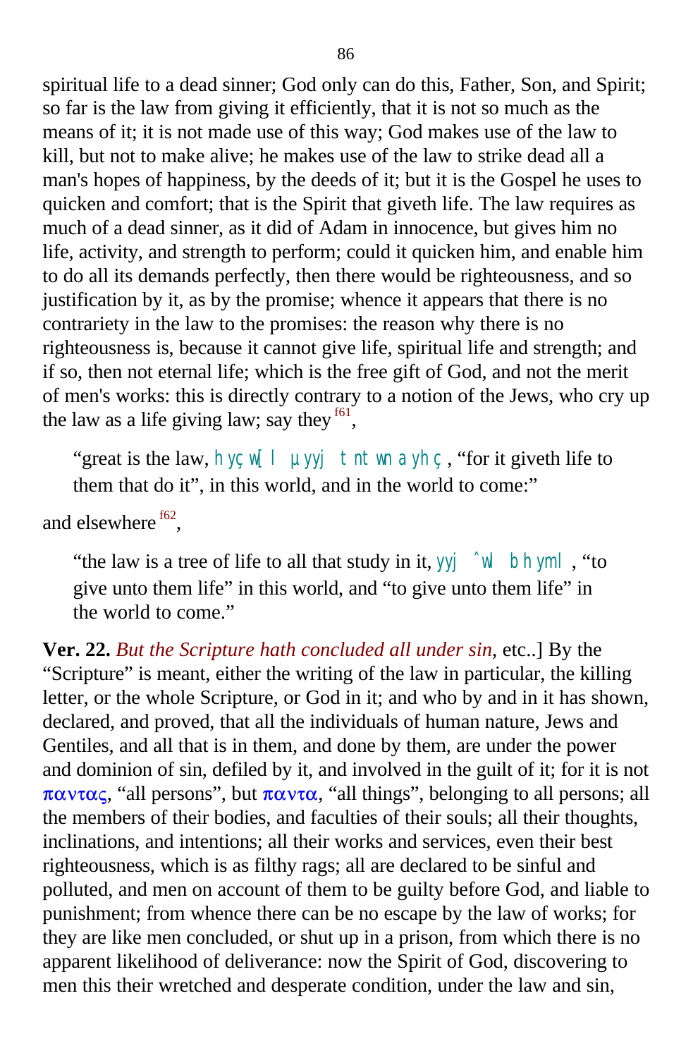spiritual life to a dead sinner; God only can do this, Father, Son, and Spirit; so far is the law from giving it efficiently, that it is not so much as the means of it; it is not made use of this way; God makes use of the law to kill, but not to make alive; he makes use of the law to strike dead all a man's hopes of happiness, by the deeds of it; but it is the Gospel he uses to quicken and comfort; that is the Spirit that giveth life. The law requires as much of a dead sinner, as it did of Adam in innocence, but gives him no life, activity, and strength to perform; could it quicken him, and enable him to do all its demands perfectly, then there would be righteousness, and so justification by it, as by the promise; whence it appears that there is no contrariety in the law to the promises: the reason why there is no righteousness is, because it cannot give life, spiritual life and strength; and if so, then not eternal life; which is the free gift of God, and not the merit of men's works: this is directly contrary to a notion of the Jews, who cry up the law as a life giving law; say they [f61],

> "great is the law, hyçw[l µyyj tntwn ayhç, "for it giveth life to them that do it", in this world, and in the world to come:"

and elsewhere [f62],

> "the law is a tree of life to all that study in it, yyj ˆwl bhyml, "to give unto them life" in this world, and "to give unto them life" in the world to come."

**Ver. 22.** *But the Scripture hath concluded all under sin*, etc..] By the "Scripture" is meant, either the writing of the law in particular, the killing letter, or the whole Scripture, or God in it; and who by and in it has shown, declared, and proved, that all the individuals of human nature, Jews and Gentiles, and all that is in them, and done by them, are under the power and dominion of sin, defiled by it, and involved in the guilt of it; for it is not παντας, "all persons", but παντα, "all things", belonging to all persons; all the members of their bodies, and faculties of their souls; all their thoughts, inclinations, and intentions; all their works and services, even their best righteousness, which is as filthy rags; all are declared to be sinful and polluted, and men on account of them to be guilty before God, and liable to punishment; from whence there can be no escape by the law of works; for they are like men concluded, or shut up in a prison, from which there is no apparent likelihood of deliverance: now the Spirit of God, discovering to men this their wretched and desperate condition, under the law and sin,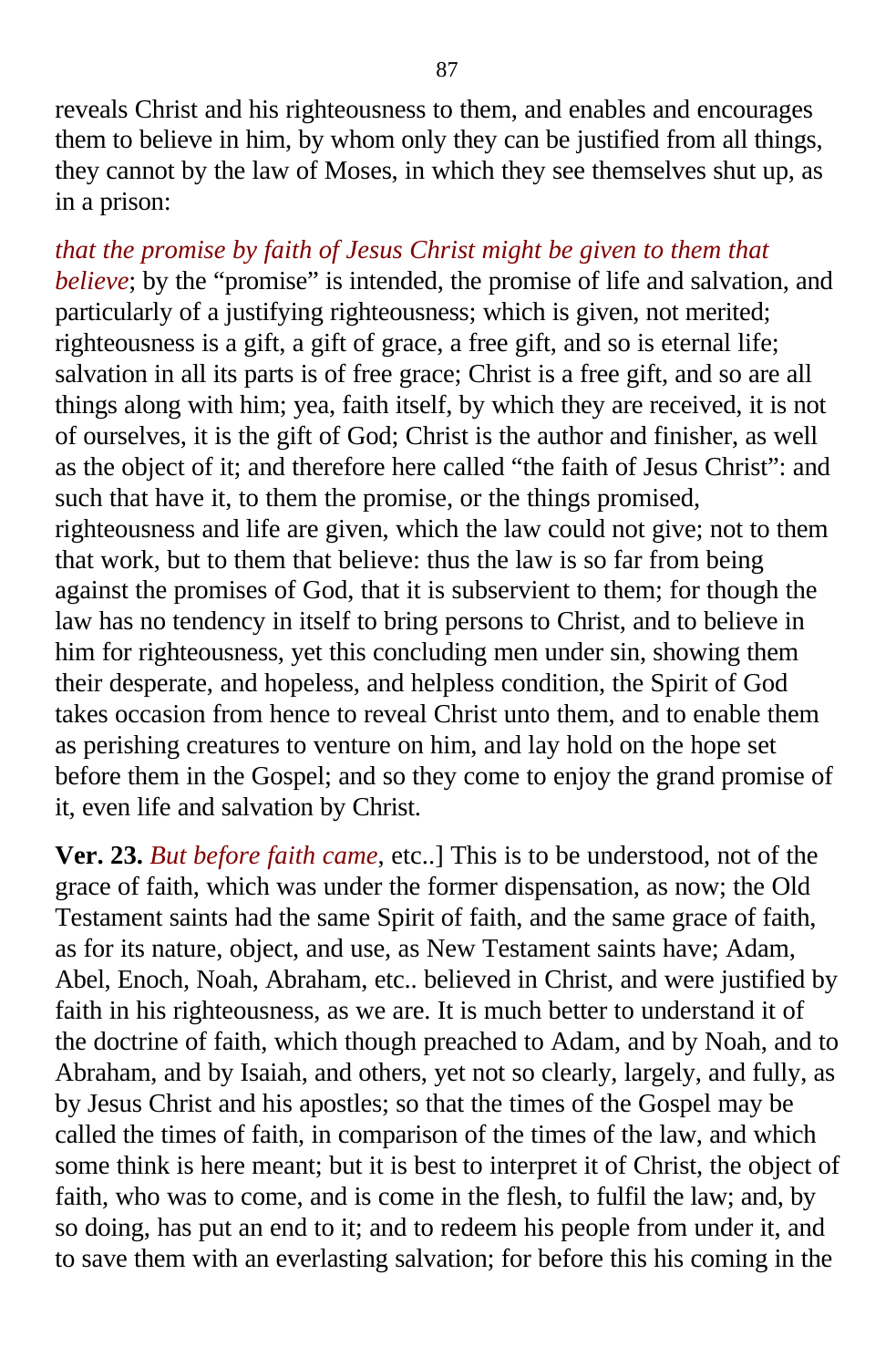reveals Christ and his righteousness to them, and enables and encourages them to believe in him, by whom only they can be justified from all things, they cannot by the law of Moses, in which they see themselves shut up, as in a prison:

*that the promise by faith of Jesus Christ might be given to them that believe*; by the "promise" is intended, the promise of life and salvation, and particularly of a justifying righteousness; which is given, not merited; righteousness is a gift, a gift of grace, a free gift, and so is eternal life; salvation in all its parts is of free grace; Christ is a free gift, and so are all things along with him; yea, faith itself, by which they are received, it is not of ourselves, it is the gift of God; Christ is the author and finisher, as well as the object of it; and therefore here called "the faith of Jesus Christ": and such that have it, to them the promise, or the things promised, righteousness and life are given, which the law could not give; not to them that work, but to them that believe: thus the law is so far from being against the promises of God, that it is subservient to them; for though the law has no tendency in itself to bring persons to Christ, and to believe in him for righteousness, yet this concluding men under sin, showing them their desperate, and hopeless, and helpless condition, the Spirit of God takes occasion from hence to reveal Christ unto them, and to enable them as perishing creatures to venture on him, and lay hold on the hope set before them in the Gospel; and so they come to enjoy the grand promise of it, even life and salvation by Christ.

**Ver. 23.** *But before faith came,* etc..] This is to be understood, not of the grace of faith, which was under the former dispensation, as now; the Old Testament saints had the same Spirit of faith, and the same grace of faith, as for its nature, object, and use, as New Testament saints have; Adam, Abel, Enoch, Noah, Abraham, etc.. believed in Christ, and were justified by faith in his righteousness, as we are. It is much better to understand it of the doctrine of faith, which though preached to Adam, and by Noah, and to Abraham, and by Isaiah, and others, yet not so clearly, largely, and fully, as by Jesus Christ and his apostles; so that the times of the Gospel may be called the times of faith, in comparison of the times of the law, and which some think is here meant; but it is best to interpret it of Christ, the object of faith, who was to come, and is come in the flesh, to fulfil the law; and, by so doing, has put an end to it; and to redeem his people from under it, and to save them with an everlasting salvation; for before this his coming in the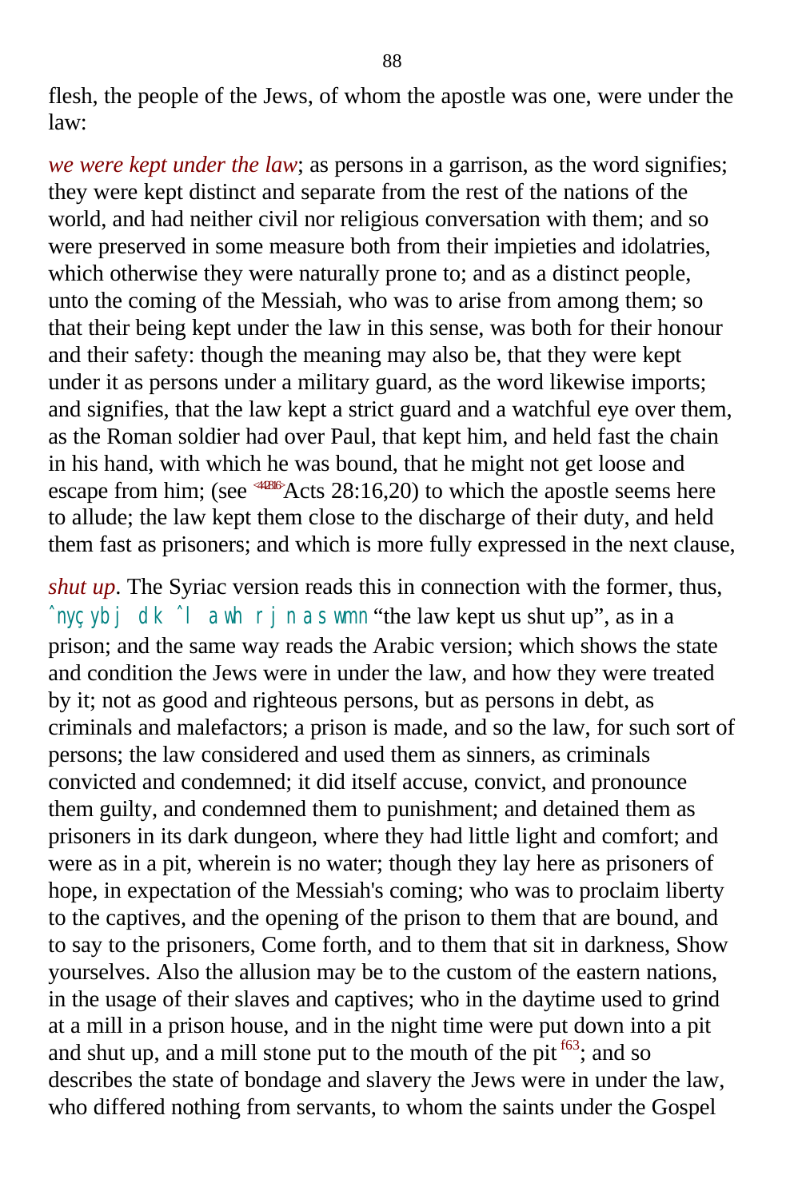flesh, the people of the Jews, of whom the apostle was one, were under the law:

*we were kept under the law*; as persons in a garrison, as the word signifies; they were kept distinct and separate from the rest of the nations of the world, and had neither civil nor religious conversation with them; and so were preserved in some measure both from their impieties and idolatries, which otherwise they were naturally prone to; and as a distinct people, unto the coming of the Messiah, who was to arise from among them; so that their being kept under the law in this sense, was both for their honour and their safety: though the meaning may also be, that they were kept under it as persons under a military guard, as the word likewise imports; and signifies, that the law kept a strict guard and a watchful eye over them, as the Roman soldier had over Paul, that kept him, and held fast the chain in his hand, with which he was bound, that he might not get loose and escape from him; (see <442816>Acts 28:16,20) to which the apostle seems here to allude; the law kept them close to the discharge of their duty, and held them fast as prisoners; and which is more fully expressed in the next clause,

*shut up*. The Syriac version reads this in connection with the former, thus, ˆnyçybj dk ˆl awh rjnas wmn "the law kept us shut up", as in a prison; and the same way reads the Arabic version; which shows the state and condition the Jews were in under the law, and how they were treated by it; not as good and righteous persons, but as persons in debt, as criminals and malefactors; a prison is made, and so the law, for such sort of persons; the law considered and used them as sinners, as criminals convicted and condemned; it did itself accuse, convict, and pronounce them guilty, and condemned them to punishment; and detained them as prisoners in its dark dungeon, where they had little light and comfort; and were as in a pit, wherein is no water; though they lay here as prisoners of hope, in expectation of the Messiah's coming; who was to proclaim liberty to the captives, and the opening of the prison to them that are bound, and to say to the prisoners, Come forth, and to them that sit in darkness, Show yourselves. Also the allusion may be to the custom of the eastern nations, in the usage of their slaves and captives; who in the daytime used to grind at a mill in a prison house, and in the night time were put down into a pit and shut up, and a mill stone put to the mouth of the pit [f63]; and so describes the state of bondage and slavery the Jews were in under the law, who differed nothing from servants, to whom the saints under the Gospel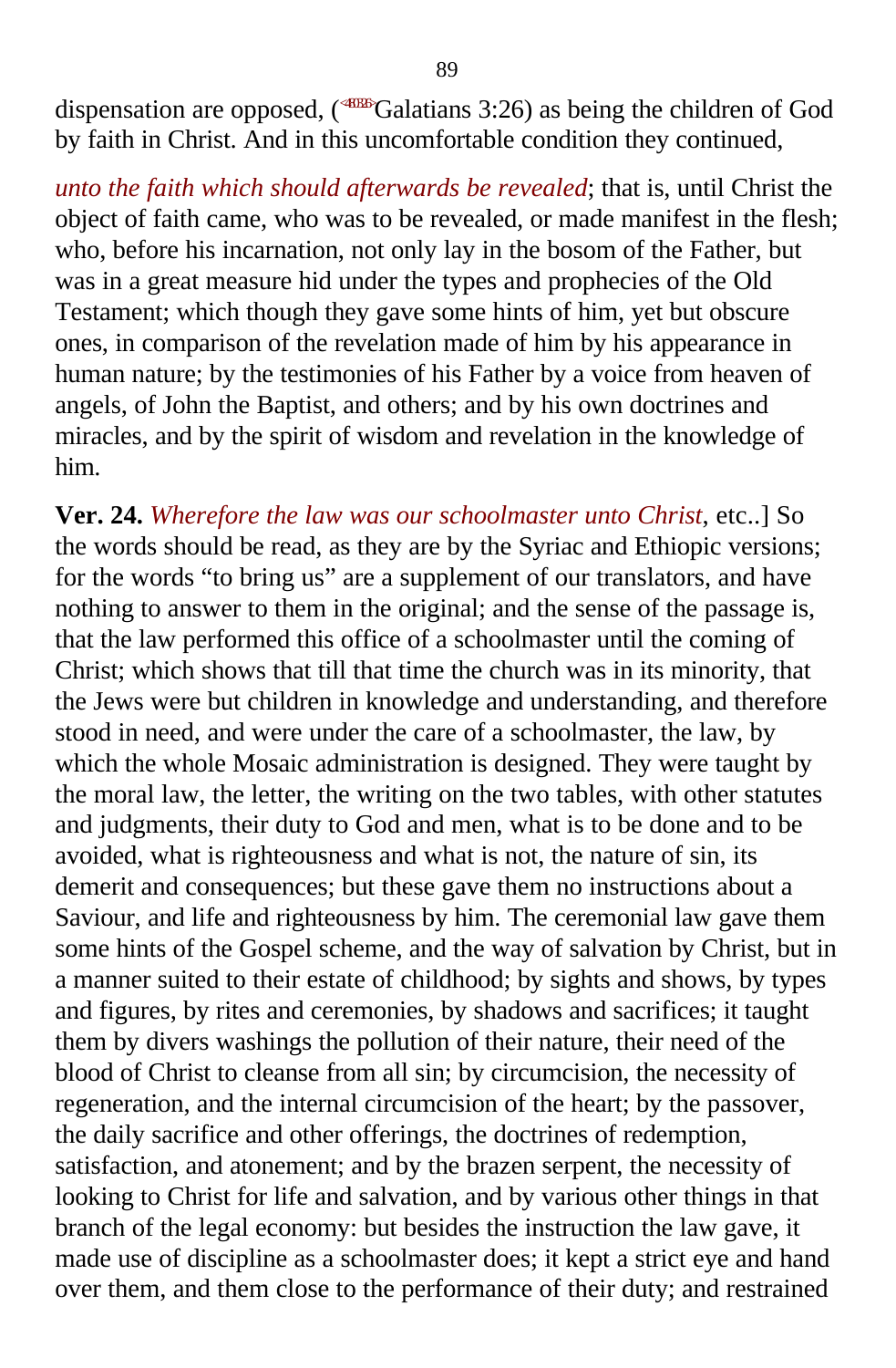dispensation are opposed, (<sup>4826</sup>Galatians 3:26) as being the children of God by faith in Christ. And in this uncomfortable condition they continued,

*unto the faith which should afterwards be revealed*; that is, until Christ the object of faith came, who was to be revealed, or made manifest in the flesh; who, before his incarnation, not only lay in the bosom of the Father, but was in a great measure hid under the types and prophecies of the Old Testament; which though they gave some hints of him, yet but obscure ones, in comparison of the revelation made of him by his appearance in human nature; by the testimonies of his Father by a voice from heaven of angels, of John the Baptist, and others; and by his own doctrines and miracles, and by the spirit of wisdom and revelation in the knowledge of him.

**Ver. 24.** *Wherefore the law was our schoolmaster unto Christ*, etc..] So the words should be read, as they are by the Syriac and Ethiopic versions; for the words "to bring us" are a supplement of our translators, and have nothing to answer to them in the original; and the sense of the passage is, that the law performed this office of a schoolmaster until the coming of Christ; which shows that till that time the church was in its minority, that the Jews were but children in knowledge and understanding, and therefore stood in need, and were under the care of a schoolmaster, the law, by which the whole Mosaic administration is designed. They were taught by the moral law, the letter, the writing on the two tables, with other statutes and judgments, their duty to God and men, what is to be done and to be avoided, what is righteousness and what is not, the nature of sin, its demerit and consequences; but these gave them no instructions about a Saviour, and life and righteousness by him. The ceremonial law gave them some hints of the Gospel scheme, and the way of salvation by Christ, but in a manner suited to their estate of childhood; by sights and shows, by types and figures, by rites and ceremonies, by shadows and sacrifices; it taught them by divers washings the pollution of their nature, their need of the blood of Christ to cleanse from all sin; by circumcision, the necessity of regeneration, and the internal circumcision of the heart; by the passover, the daily sacrifice and other offerings, the doctrines of redemption, satisfaction, and atonement; and by the brazen serpent, the necessity of looking to Christ for life and salvation, and by various other things in that branch of the legal economy: but besides the instruction the law gave, it made use of discipline as a schoolmaster does; it kept a strict eye and hand over them, and them close to the performance of their duty; and restrained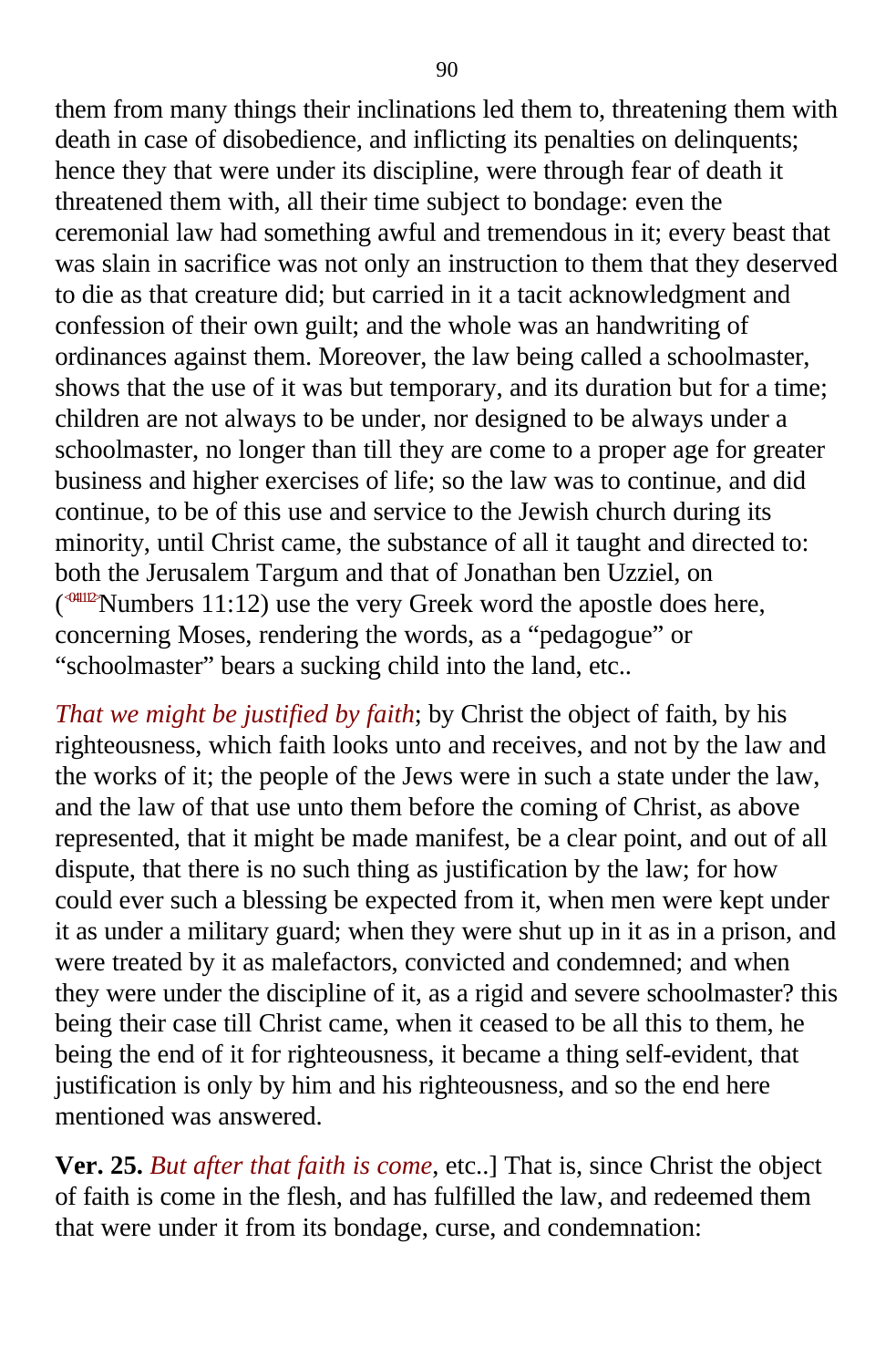them from many things their inclinations led them to, threatening them with death in case of disobedience, and inflicting its penalties on delinquents; hence they that were under its discipline, were through fear of death it threatened them with, all their time subject to bondage: even the ceremonial law had something awful and tremendous in it; every beast that was slain in sacrifice was not only an instruction to them that they deserved to die as that creature did; but carried in it a tacit acknowledgment and confession of their own guilt; and the whole was an handwriting of ordinances against them. Moreover, the law being called a schoolmaster, shows that the use of it was but temporary, and its duration but for a time; children are not always to be under, nor designed to be always under a schoolmaster, no longer than till they are come to a proper age for greater business and higher exercises of life; so the law was to continue, and did continue, to be of this use and service to the Jewish church during its minority, until Christ came, the substance of all it taught and directed to: both the Jerusalem Targum and that of Jonathan ben Uzziel, on (<041112>Numbers 11:12) use the very Greek word the apostle does here, concerning Moses, rendering the words, as a "pedagogue" or "schoolmaster" bears a sucking child into the land, etc..

*That we might be justified by faith*; by Christ the object of faith, by his righteousness, which faith looks unto and receives, and not by the law and the works of it; the people of the Jews were in such a state under the law, and the law of that use unto them before the coming of Christ, as above represented, that it might be made manifest, be a clear point, and out of all dispute, that there is no such thing as justification by the law; for how could ever such a blessing be expected from it, when men were kept under it as under a military guard; when they were shut up in it as in a prison, and were treated by it as malefactors, convicted and condemned; and when they were under the discipline of it, as a rigid and severe schoolmaster? this being their case till Christ came, when it ceased to be all this to them, he being the end of it for righteousness, it became a thing self-evident, that justification is only by him and his righteousness, and so the end here mentioned was answered.

**Ver. 25.** *But after that faith is come*, etc..] That is, since Christ the object of faith is come in the flesh, and has fulfilled the law, and redeemed them that were under it from its bondage, curse, and condemnation: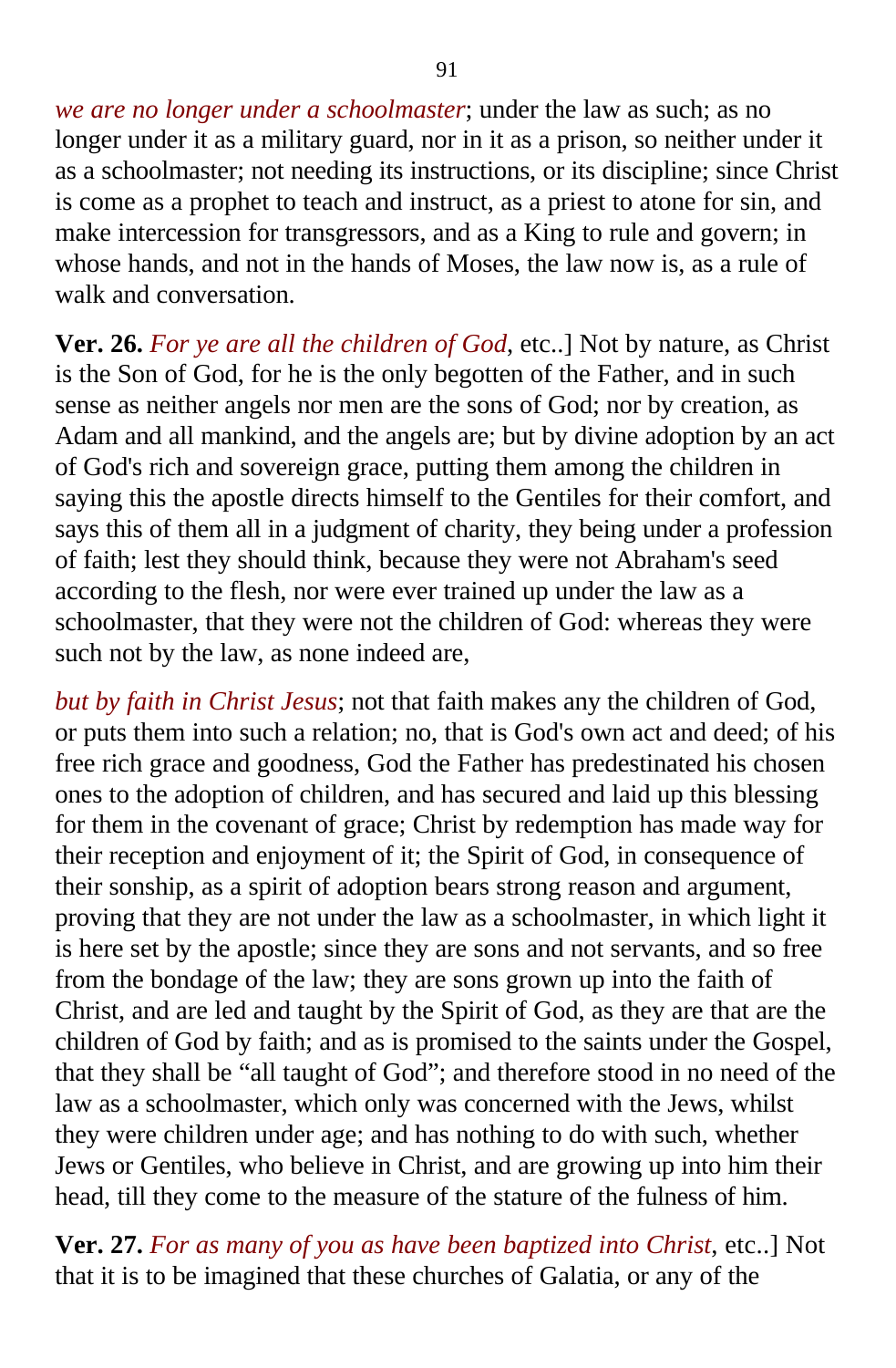*we are no longer under a schoolmaster*; under the law as such; as no longer under it as a military guard, nor in it as a prison, so neither under it as a schoolmaster; not needing its instructions, or its discipline; since Christ is come as a prophet to teach and instruct, as a priest to atone for sin, and make intercession for transgressors, and as a King to rule and govern; in whose hands, and not in the hands of Moses, the law now is, as a rule of walk and conversation.

**Ver. 26.** *For ye are all the children of God*, etc..] Not by nature, as Christ is the Son of God, for he is the only begotten of the Father, and in such sense as neither angels nor men are the sons of God; nor by creation, as Adam and all mankind, and the angels are; but by divine adoption by an act of God's rich and sovereign grace, putting them among the children in saying this the apostle directs himself to the Gentiles for their comfort, and says this of them all in a judgment of charity, they being under a profession of faith; lest they should think, because they were not Abraham's seed according to the flesh, nor were ever trained up under the law as a schoolmaster, that they were not the children of God: whereas they were such not by the law, as none indeed are,

*but by faith in Christ Jesus*; not that faith makes any the children of God, or puts them into such a relation; no, that is God's own act and deed; of his free rich grace and goodness, God the Father has predestinated his chosen ones to the adoption of children, and has secured and laid up this blessing for them in the covenant of grace; Christ by redemption has made way for their reception and enjoyment of it; the Spirit of God, in consequence of their sonship, as a spirit of adoption bears strong reason and argument, proving that they are not under the law as a schoolmaster, in which light it is here set by the apostle; since they are sons and not servants, and so free from the bondage of the law; they are sons grown up into the faith of Christ, and are led and taught by the Spirit of God, as they are that are the children of God by faith; and as is promised to the saints under the Gospel, that they shall be "all taught of God"; and therefore stood in no need of the law as a schoolmaster, which only was concerned with the Jews, whilst they were children under age; and has nothing to do with such, whether Jews or Gentiles, who believe in Christ, and are growing up into him their head, till they come to the measure of the stature of the fulness of him.

**Ver. 27.** *For as many of you as have been baptized into Christ*, etc..] Not that it is to be imagined that these churches of Galatia, or any of the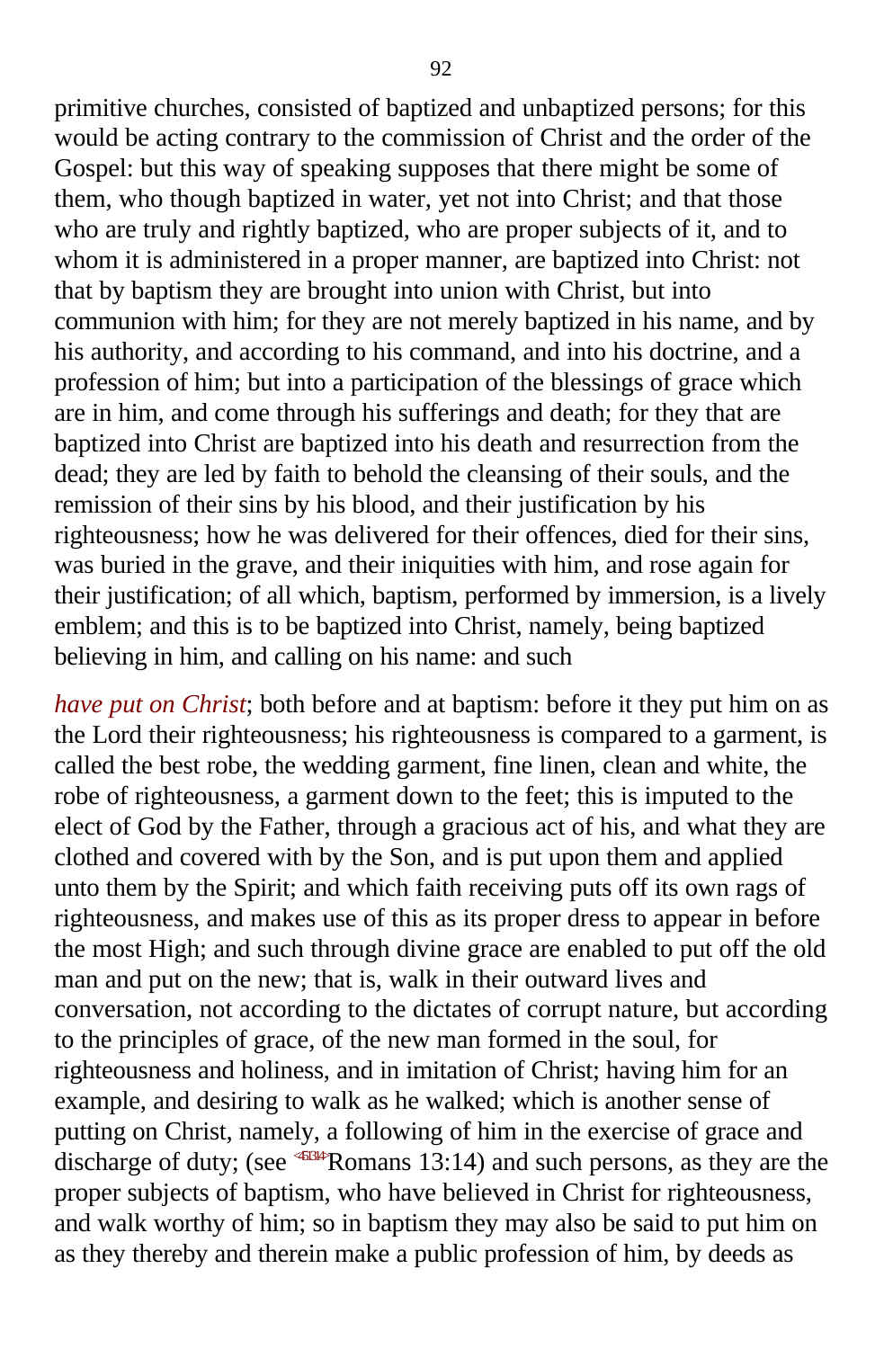primitive churches, consisted of baptized and unbaptized persons; for this would be acting contrary to the commission of Christ and the order of the Gospel: but this way of speaking supposes that there might be some of them, who though baptized in water, yet not into Christ; and that those who are truly and rightly baptized, who are proper subjects of it, and to whom it is administered in a proper manner, are baptized into Christ: not that by baptism they are brought into union with Christ, but into communion with him; for they are not merely baptized in his name, and by his authority, and according to his command, and into his doctrine, and a profession of him; but into a participation of the blessings of grace which are in him, and come through his sufferings and death; for they that are baptized into Christ are baptized into his death and resurrection from the dead; they are led by faith to behold the cleansing of their souls, and the remission of their sins by his blood, and their justification by his righteousness; how he was delivered for their offences, died for their sins, was buried in the grave, and their iniquities with him, and rose again for their justification; of all which, baptism, performed by immersion, is a lively emblem; and this is to be baptized into Christ, namely, being baptized believing in him, and calling on his name: and such

*have put on Christ*; both before and at baptism: before it they put him on as the Lord their righteousness; his righteousness is compared to a garment, is called the best robe, the wedding garment, fine linen, clean and white, the robe of righteousness, a garment down to the feet; this is imputed to the elect of God by the Father, through a gracious act of his, and what they are clothed and covered with by the Son, and is put upon them and applied unto them by the Spirit; and which faith receiving puts off its own rags of righteousness, and makes use of this as its proper dress to appear in before the most High; and such through divine grace are enabled to put off the old man and put on the new; that is, walk in their outward lives and conversation, not according to the dictates of corrupt nature, but according to the principles of grace, of the new man formed in the soul, for righteousness and holiness, and in imitation of Christ; having him for an example, and desiring to walk as he walked; which is another sense of putting on Christ, namely, a following of him in the exercise of grace and discharge of duty; (see <451314>Romans 13:14) and such persons, as they are the proper subjects of baptism, who have believed in Christ for righteousness, and walk worthy of him; so in baptism they may also be said to put him on as they thereby and therein make a public profession of him, by deeds as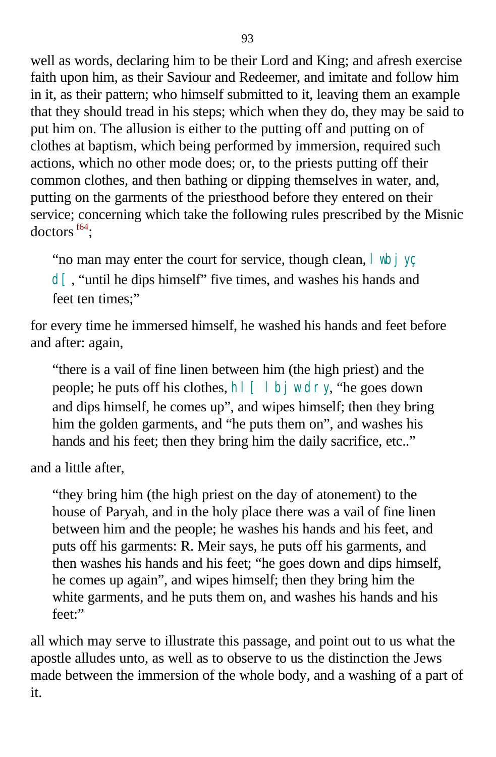well as words, declaring him to be their Lord and King; and afresh exercise faith upon him, as their Saviour and Redeemer, and imitate and follow him in it, as their pattern; who himself submitted to it, leaving them an example that they should tread in his steps; which when they do, they may be said to put him on. The allusion is either to the putting off and putting on of clothes at baptism, which being performed by immersion, required such actions, which no other mode does; or, to the priests putting off their common clothes, and then bathing or dipping themselves in water, and, putting on the garments of the priesthood before they entered on their service; concerning which take the following rules prescribed by the Misnic doctors [f64];

> "no man may enter the court for service, though clean, lwbjyç d[ , "until he dips himself" five times, and washes his hands and feet ten times;"

for every time he immersed himself, he washed his hands and feet before and after: again,

> "there is a vail of fine linen between him (the high priest) and the people; he puts off his clothes, hl[ lbj wdry, "he goes down and dips himself, he comes up", and wipes himself; then they bring him the golden garments, and "he puts them on", and washes his hands and his feet; then they bring him the daily sacrifice, etc.."

and a little after,

> "they bring him (the high priest on the day of atonement) to the house of Paryah, and in the holy place there was a vail of fine linen between him and the people; he washes his hands and his feet, and puts off his garments: R. Meir says, he puts off his garments, and then washes his hands and his feet; "he goes down and dips himself, he comes up again", and wipes himself; then they bring him the white garments, and he puts them on, and washes his hands and his feet:"

all which may serve to illustrate this passage, and point out to us what the apostle alludes unto, as well as to observe to us the distinction the Jews made between the immersion of the whole body, and a washing of a part of it.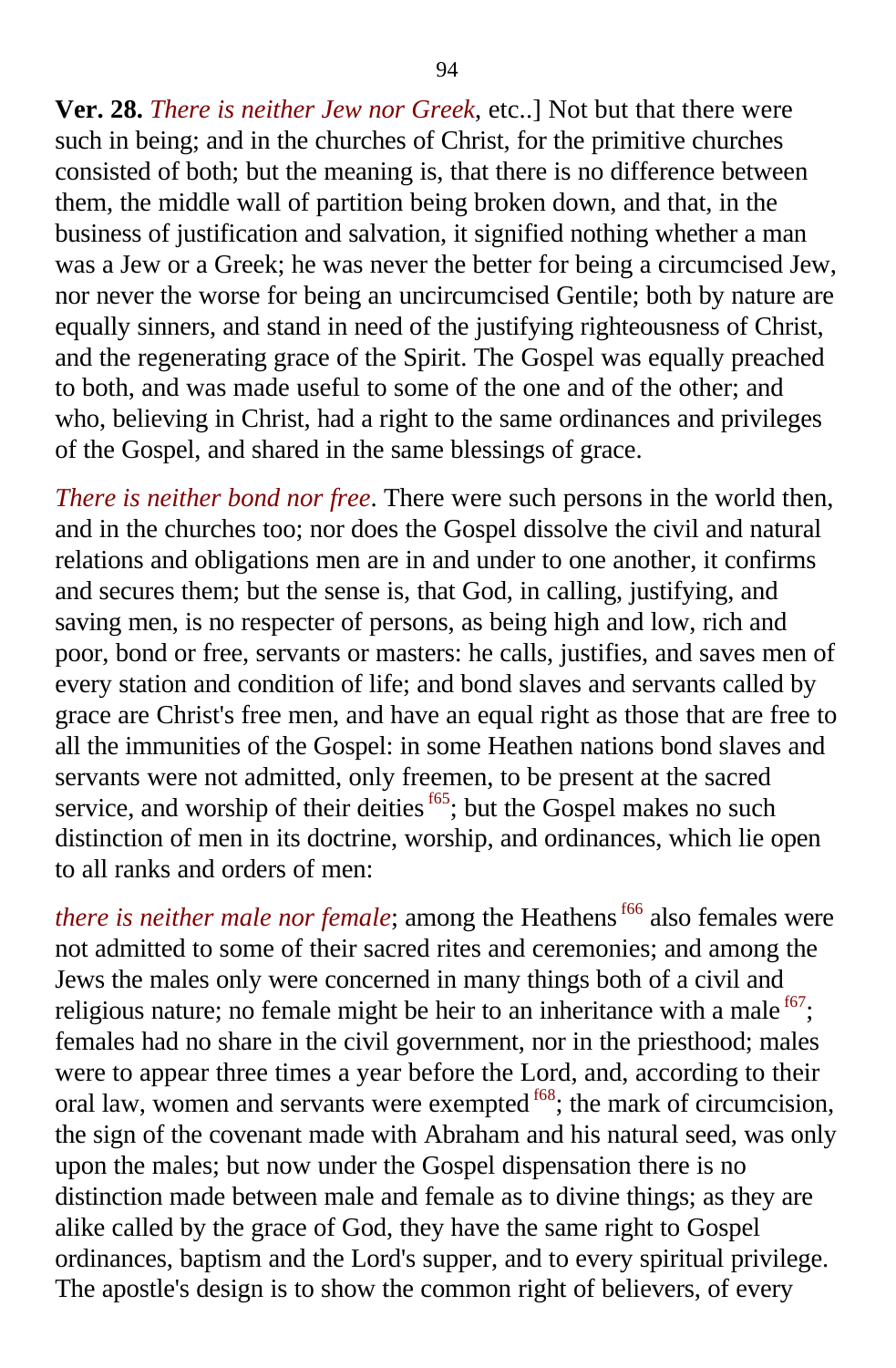**Ver. 28.** *There is neither Jew nor Greek*, etc..] Not but that there were such in being; and in the churches of Christ, for the primitive churches consisted of both; but the meaning is, that there is no difference between them, the middle wall of partition being broken down, and that, in the business of justification and salvation, it signified nothing whether a man was a Jew or a Greek; he was never the better for being a circumcised Jew, nor never the worse for being an uncircumcised Gentile; both by nature are equally sinners, and stand in need of the justifying righteousness of Christ, and the regenerating grace of the Spirit. The Gospel was equally preached to both, and was made useful to some of the one and of the other; and who, believing in Christ, had a right to the same ordinances and privileges of the Gospel, and shared in the same blessings of grace.

*There is neither bond nor free*. There were such persons in the world then, and in the churches too; nor does the Gospel dissolve the civil and natural relations and obligations men are in and under to one another, it confirms and secures them; but the sense is, that God, in calling, justifying, and saving men, is no respecter of persons, as being high and low, rich and poor, bond or free, servants or masters: he calls, justifies, and saves men of every station and condition of life; and bond slaves and servants called by grace are Christ's free men, and have an equal right as those that are free to all the immunities of the Gospel: in some Heathen nations bond slaves and servants were not admitted, only freemen, to be present at the sacred service, and worship of their deities [f65]; but the Gospel makes no such distinction of men in its doctrine, worship, and ordinances, which lie open to all ranks and orders of men:

*there is neither male nor female*; among the Heathens [f66] also females were not admitted to some of their sacred rites and ceremonies; and among the Jews the males only were concerned in many things both of a civil and religious nature; no female might be heir to an inheritance with a male [f67]; females had no share in the civil government, nor in the priesthood; males were to appear three times a year before the Lord, and, according to their oral law, women and servants were exempted [f68]; the mark of circumcision, the sign of the covenant made with Abraham and his natural seed, was only upon the males; but now under the Gospel dispensation there is no distinction made between male and female as to divine things; as they are alike called by the grace of God, they have the same right to Gospel ordinances, baptism and the Lord's supper, and to every spiritual privilege. The apostle's design is to show the common right of believers, of every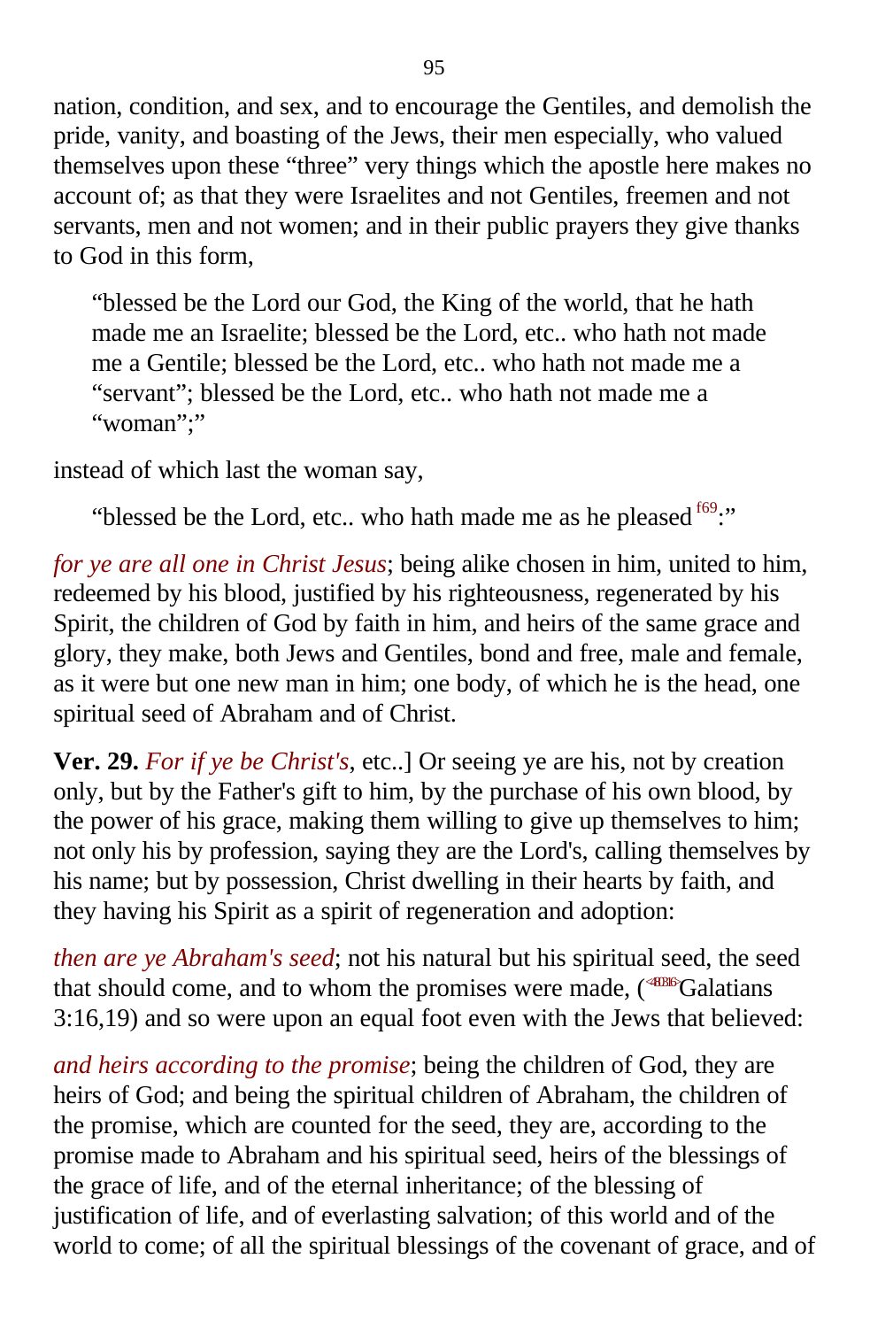nation, condition, and sex, and to encourage the Gentiles, and demolish the pride, vanity, and boasting of the Jews, their men especially, who valued themselves upon these “three” very things which the apostle here makes no account of; as that they were Israelites and not Gentiles, freemen and not servants, men and not women; and in their public prayers they give thanks to God in this form,

> “blessed be the Lord our God, the King of the world, that he hath made me an Israelite; blessed be the Lord, etc.. who hath not made me a Gentile; blessed be the Lord, etc.. who hath not made me a “servant”; blessed be the Lord, etc.. who hath not made me a “woman”;”

instead of which last the woman say,

> “blessed be the Lord, etc.. who hath made me as he pleased [f69]:”

*for ye are all one in Christ Jesus*; being alike chosen in him, united to him, redeemed by his blood, justified by his righteousness, regenerated by his Spirit, the children of God by faith in him, and heirs of the same grace and glory, they make, both Jews and Gentiles, bond and free, male and female, as it were but one new man in him; one body, of which he is the head, one spiritual seed of Abraham and of Christ.

**Ver. 29.** *For if ye be Christ's*, etc..] Or seeing ye are his, not by creation only, but by the Father's gift to him, by the purchase of his own blood, by the power of his grace, making them willing to give up themselves to him; not only his by profession, saying they are the Lord's, calling themselves by his name; but by possession, Christ dwelling in their hearts by faith, and they having his Spirit as a spirit of regeneration and adoption:

*then are ye Abraham's seed*; not his natural but his spirtual seed, the seed that should come, and to whom the promises were made, (<480316>Galatians 3:16,19) and so were upon an equal foot even with the Jews that believed:

*and heirs according to the promise*; being the children of God, they are heirs of God; and being the spiritual children of Abraham, the children of the promise, which are counted for the seed, they are, according to the promise made to Abraham and his spiritual seed, heirs of the blessings of the grace of life, and of the eternal inheritance; of the blessing of justification of life, and of everlasting salvation; of this world and of the world to come; of all the spiritual blessings of the covenant of grace, and of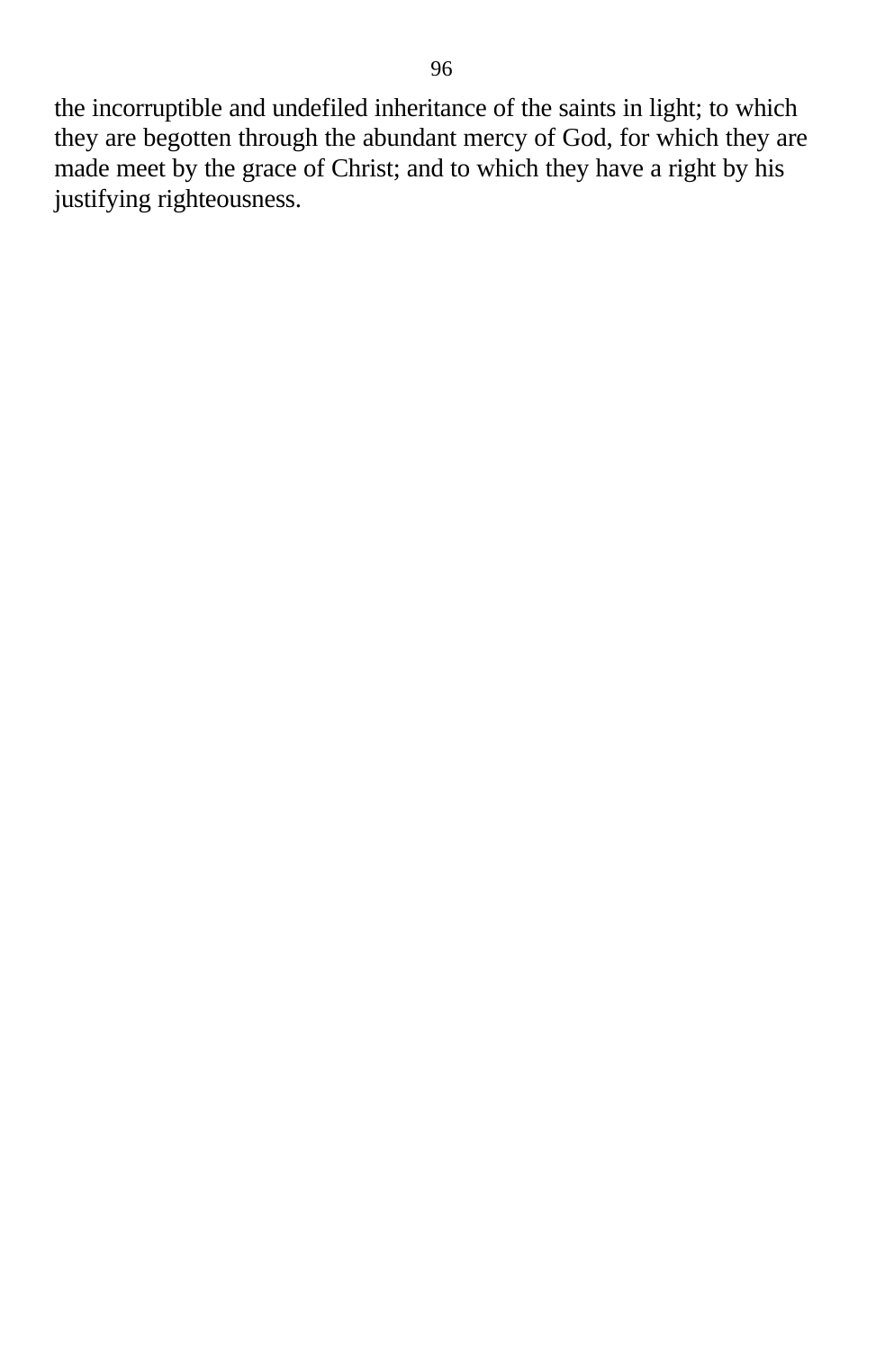the incorruptible and undefiled inheritance of the saints in light; to which they are begotten through the abundant mercy of God, for which they are made meet by the grace of Christ; and to which they have a right by his justifying righteousness.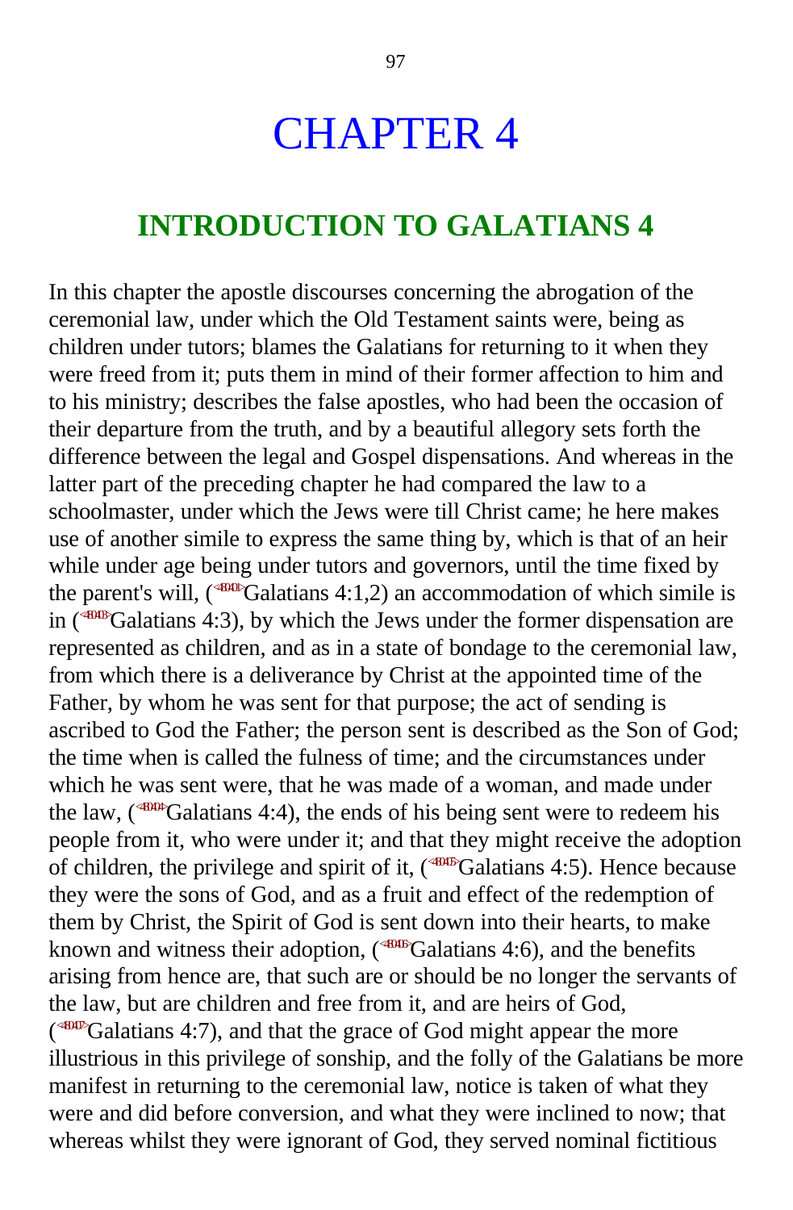# CHAPTER 4

## INTRODUCTION TO GALATIANS 4

In this chapter the apostle discourses concerning the abrogation of the ceremonial law, under which the Old Testament saints were, being as children under tutors; blames the Galatians for returning to it when they were freed from it; puts them in mind of their former affection to him and to his ministry; describes the false apostles, who had been the occasion of their departure from the truth, and by a beautiful allegory sets forth the difference between the legal and Gospel dispensations. And whereas in the latter part of the preceding chapter he had compared the law to a schoolmaster, under which the Jews were till Christ came; he here makes use of another simile to express the same thing by, which is that of an heir while under age being under tutors and governors, until the time fixed by the parent's will, (<480401>Galatians 4:1,2) an accommodation of which simile is in (<480403>Galatians 4:3), by which the Jews under the former dispensation are represented as children, and as in a state of bondage to the ceremonial law, from which there is a deliverance by Christ at the appointed time of the Father, by whom he was sent for that purpose; the act of sending is ascribed to God the Father; the person sent is described as the Son of God; the time when is called the fulness of time; and the circumstances under which he was sent were, that he was made of a woman, and made under the law, (<480404>Galatians 4:4), the ends of his being sent were to redeem his people from it, who were under it; and that they might receive the adoption of children, the privilege and spirit of it, (<480405>Galatians 4:5). Hence because they were the sons of God, and as a fruit and effect of the redemption of them by Christ, the Spirit of God is sent down into their hearts, to make known and witness their adoption, (<480406>Galatians 4:6), and the benefits arising from hence are, that such are or should be no longer the servants of the law, but are children and free from it, and are heirs of God, (<480407>Galatians 4:7), and that the grace of God might appear the more illustrious in this privilege of sonship, and the folly of the Galatians be more manifest in returning to the ceremonial law, notice is taken of what they were and did before conversion, and what they were inclined to now; that whereas whilst they were ignorant of God, they served nominal fictitious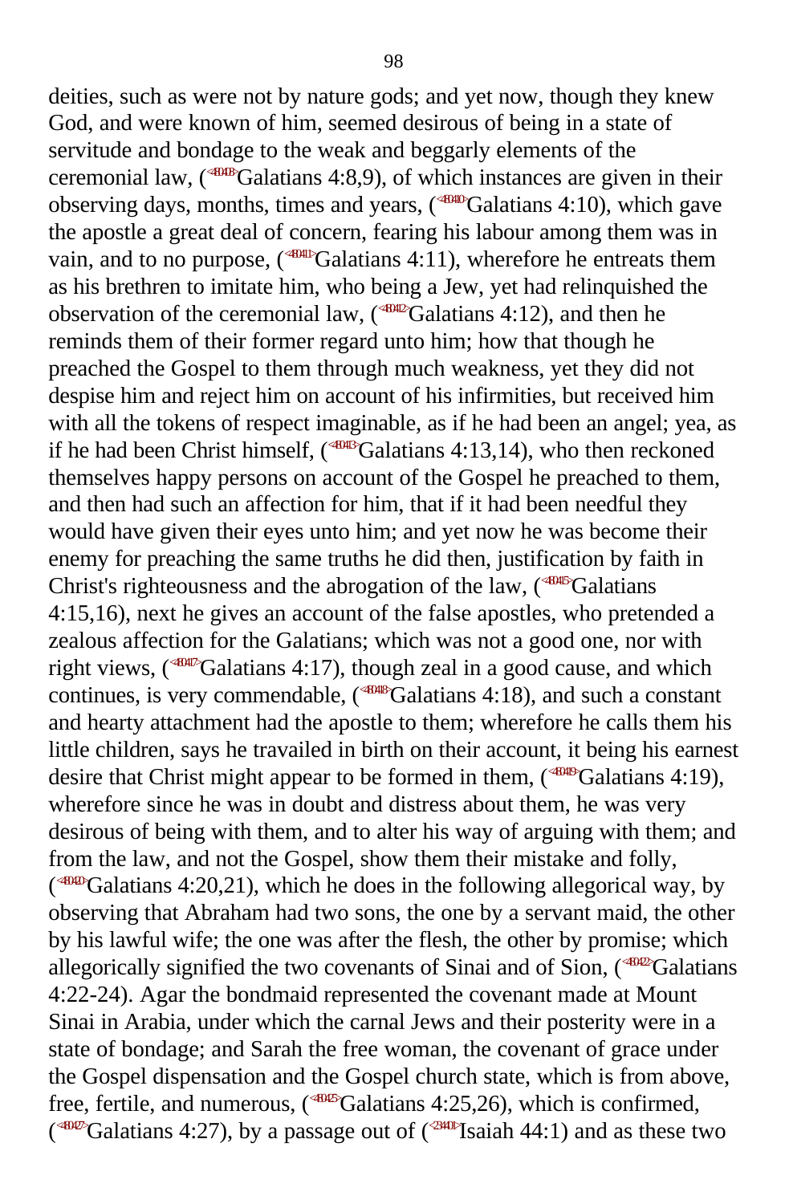deities, such as were not by nature gods; and yet now, though they knew God, and were known of him, seemed desirous of being in a state of servitude and bondage to the weak and beggarly elements of the ceremonial law, (<480408>Galatians 4:8,9), of which instances are given in their observing days, months, times and years, (<480410>Galatians 4:10), which gave the apostle a great deal of concern, fearing his labour among them was in vain, and to no purpose, (<480411>Galatians 4:11), wherefore he entreats them as his brethren to imitate him, who being a Jew, yet had relinquished the observation of the ceremonial law, (<480412>Galatians 4:12), and then he reminds them of their former regard unto him; how that though he preached the Gospel to them through much weakness, yet they did not despise him and reject him on account of his infirmities, but received him with all the tokens of respect imaginable, as if he had been an angel; yea, as if he had been Christ himself, (<480413>Galatians 4:13,14), who then reckoned themselves happy persons on account of the Gospel he preached to them, and then had such an affection for him, that if it had been needful they would have given their eyes unto him; and yet now he was become their enemy for preaching the same truths he did then, justification by faith in Christ's righteousness and the abrogation of the law, (<480415>Galatians 4:15,16), next he gives an account of the false apostles, who pretended a zealous affection for the Galatians; which was not a good one, nor with right views, (<480417>Galatians 4:17), though zeal in a good cause, and which continues, is very commendable, (<480418>Galatians 4:18), and such a constant and hearty attachment had the apostle to them; wherefore he calls them his little children, says he travailed in birth on their account, it being his earnest desire that Christ might appear to be formed in them, (<480419>Galatians 4:19), wherefore since he was in doubt and distress about them, he was very desirous of being with them, and to alter his way of arguing with them; and from the law, and not the Gospel, show them their mistake and folly, (<480420>Galatians 4:20,21), which he does in the following allegorical way, by observing that Abraham had two sons, the one by a servant maid, the other by his lawful wife; the one was after the flesh, the other by promise; which allegorically signified the two covenants of Sinai and of Sion, (<480422>Galatians 4:22-24). Agar the bondmaid represented the covenant made at Mount Sinai in Arabia, under which the carnal Jews and their posterity were in a state of bondage; and Sarah the free woman, the covenant of grace under the Gospel dispensation and the Gospel church state, which is from above, free, fertile, and numerous, (<480425>Galatians 4:25,26), which is confirmed, (<480427>Galatians 4:27), by a passage out of (<234401>Isaiah 44:1) and as these two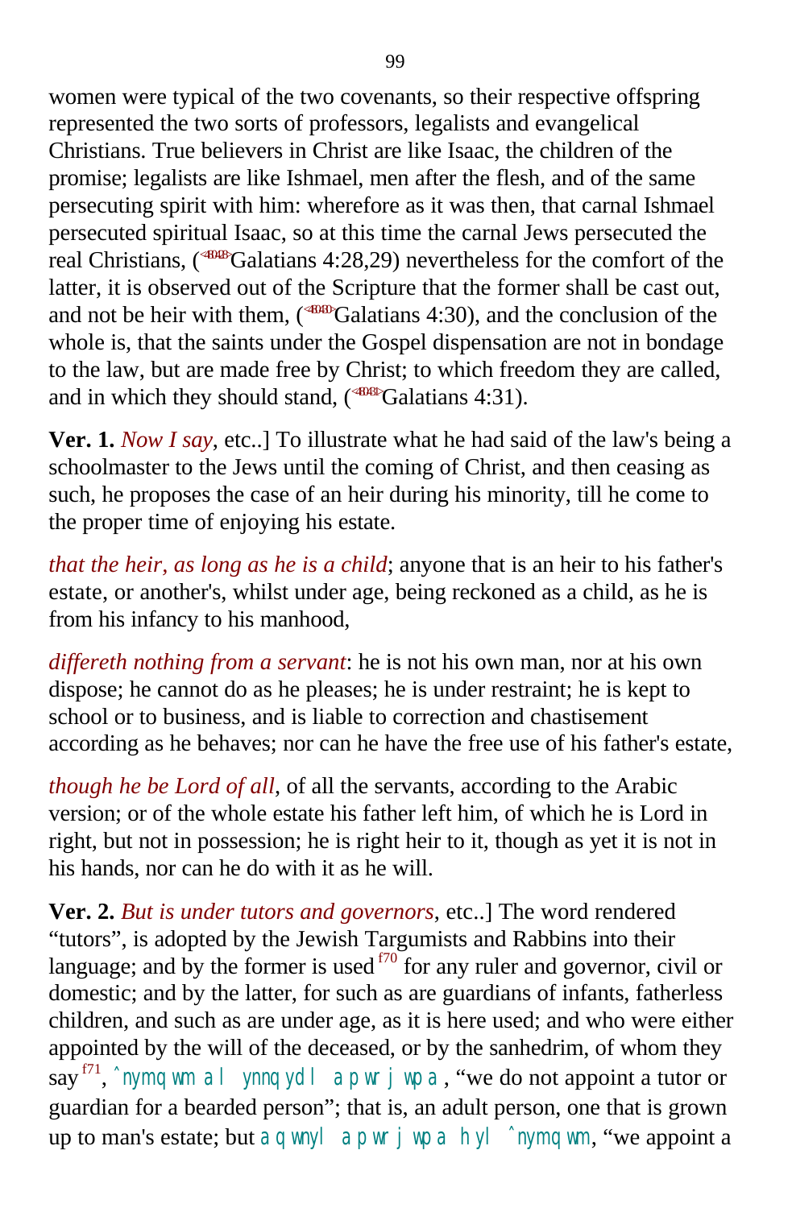women were typical of the two covenants, so their respective offspring represented the two sorts of professors, legalists and evangelical Christians. True believers in Christ are like Isaac, the children of the promise; legalists are like Ishmael, men after the flesh, and of the same persecuting spirit with him: wherefore as it was then, that carnal Ishmael persecuted spiritual Isaac, so at this time the carnal Jews persecuted the real Christians, (<480428>Galatians 4:28,29) nevertheless for the comfort of the latter, it is observed out of the Scripture that the former shall be cast out, and not be heir with them, (<480430>Galatians 4:30), and the conclusion of the whole is, that the saints under the Gospel dispensation are not in bondage to the law, but are made free by Christ; to which freedom they are called, and in which they should stand, (<480431>Galatians 4:31).

**Ver. 1.** *Now I say*, etc..] To illustrate what he had said of the law's being a schoolmaster to the Jews until the coming of Christ, and then ceasing as such, he proposes the case of an heir during his minority, till he come to the proper time of enjoying his estate.

*that the heir, as long as he is a child*; anyone that is an heir to his father's estate, or another's, whilst under age, being reckoned as a child, as he is from his infancy to his manhood,

*differeth nothing from a servant*: he is not his own man, nor at his own dispose; he cannot do as he pleases; he is under restraint; he is kept to school or to business, and is liable to correction and chastisement according as he behaves; nor can he have the free use of his father's estate,

*though he be Lord of all*, of all the servants, according to the Arabic version; or of the whole estate his father left him, of which he is Lord in right, but not in possession; he is right heir to it, though as yet it is not in his hands, nor can he do with it as he will.

**Ver. 2.** *But is under tutors and governors*, etc..] The word rendered "tutors", is adopted by the Jewish Targumists and Rabbins into their language; and by the former is used[f70] for any ruler and governor, civil or domestic; and by the latter, for such as are guardians of infants, fatherless children, and such as are under age, as it is here used; and who were either appointed by the will of the deceased, or by the sanhedrim, of whom they say[f71], ^nymqwm al ynnqydl apwrjwpa, "we do not appoint a tutor or guardian for a bearded person"; that is, an adult person, one that is grown up to man's estate; but aqwnyl apwrjwpa hyl ^nymqwm, "we appoint a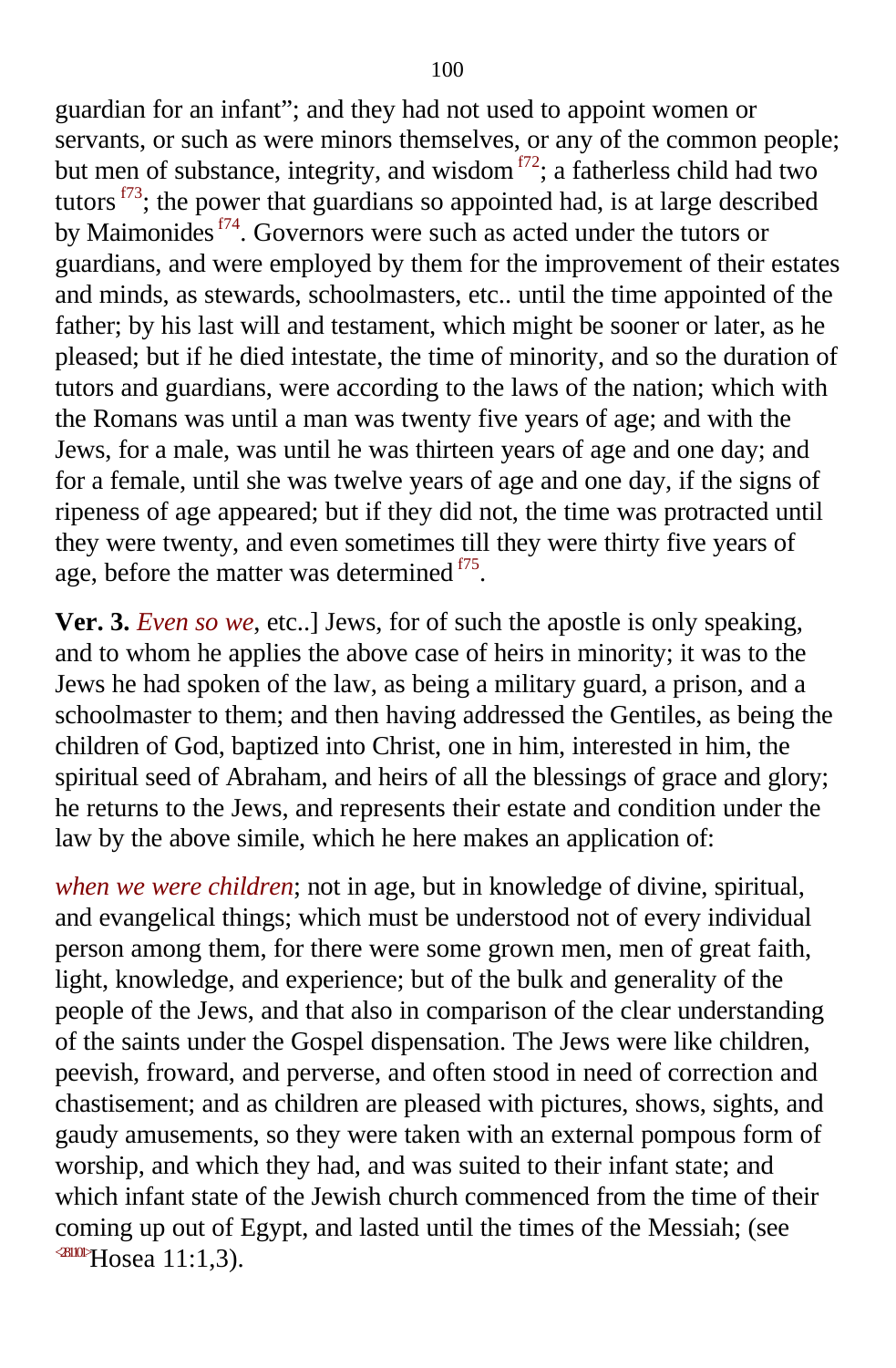guardian for an infant"; and they had not used to appoint women or servants, or such as were minors themselves, or any of the common people; but men of substance, integrity, and wisdom [f72]; a fatherless child had two tutors [f73]; the power that guardians so appointed had, is at large described by Maimonides [f74]. Governors were such as acted under the tutors or guardians, and were employed by them for the improvement of their estates and minds, as stewards, schoolmasters, etc.. until the time appointed of the father; by his last will and testament, which might be sooner or later, as he pleased; but if he died intestate, the time of minority, and so the duration of tutors and guardians, were according to the laws of the nation; which with the Romans was until a man was twenty five years of age; and with the Jews, for a male, was until he was thirteen years of age and one day; and for a female, until she was twelve years of age and one day, if the signs of ripeness of age appeared; but if they did not, the time was protracted until they were twenty, and even sometimes till they were thirty five years of age, before the matter was determined [f75].

**Ver. 3.** *Even so we*, etc..] Jews, for of such the apostle is only speaking, and to whom he applies the above case of heirs in minority; it was to the Jews he had spoken of the law, as being a military guard, a prison, and a schoolmaster to them; and then having addressed the Gentiles, as being the children of God, baptized into Christ, one in him, interested in him, the spiritual seed of Abraham, and heirs of all the blessings of grace and glory; he returns to the Jews, and represents their estate and condition under the law by the above simile, which he here makes an application of:

*when we were children*; not in age, but in knowledge of divine, spiritual, and evangelical things; which must be understood not of every individual person among them, for there were some grown men, men of great faith, light, knowledge, and experience; but of the bulk and generality of the people of the Jews, and that also in comparison of the clear understanding of the saints under the Gospel dispensation. The Jews were like children, peevish, froward, and perverse, and often stood in need of correction and chastisement; and as children are pleased with pictures, shows, sights, and gaudy amusements, so they were taken with an external pompous form of worship, and which they had, and was suited to their infant state; and which infant state of the Jewish church commenced from the time of their coming up out of Egypt, and lasted until the times of the Messiah; (see <281101>Hosea 11:1,3).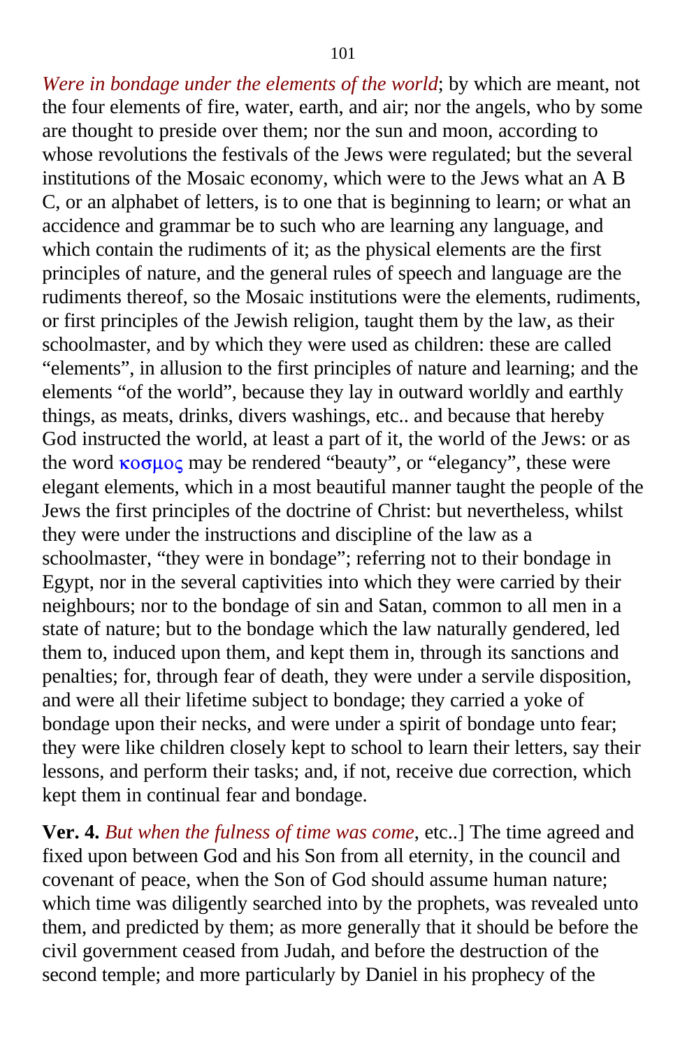*Were in bondage under the elements of the world*; by which are meant, not the four elements of fire, water, earth, and air; nor the angels, who by some are thought to preside over them; nor the sun and moon, according to whose revolutions the festivals of the Jews were regulated; but the several institutions of the Mosaic economy, which were to the Jews what an A B C, or an alphabet of letters, is to one that is beginning to learn; or what an accidence and grammar be to such who are learning any language, and which contain the rudiments of it; as the physical elements are the first principles of nature, and the general rules of speech and language are the rudiments thereof, so the Mosaic institutions were the elements, rudiments, or first principles of the Jewish religion, taught them by the law, as their schoolmaster, and by which they were used as children: these are called "elements", in allusion to the first principles of nature and learning; and the elements "of the world", because they lay in outward worldly and earthly things, as meats, drinks, divers washings, etc.. and because that hereby God instructed the world, at least a part of it, the world of the Jews: or as the word κοσμος may be rendered "beauty", or "elegancy", these were elegant elements, which in a most beautiful manner taught the people of the Jews the first principles of the doctrine of Christ: but nevertheless, whilst they were under the instructions and discipline of the law as a schoolmaster, "they were in bondage"; referring not to their bondage in Egypt, nor in the several captivities into which they were carried by their neighbours; nor to the bondage of sin and Satan, common to all men in a state of nature; but to the bondage which the law naturally gendered, led them to, induced upon them, and kept them in, through its sanctions and penalties; for, through fear of death, they were under a servile disposition, and were all their lifetime subject to bondage; they carried a yoke of bondage upon their necks, and were under a spirit of bondage unto fear; they were like children closely kept to school to learn their letters, say their lessons, and perform their tasks; and, if not, receive due correction, which kept them in continual fear and bondage.

**Ver. 4.** *But when the fulness of time was come*, etc..] The time agreed and fixed upon between God and his Son from all eternity, in the council and covenant of peace, when the Son of God should assume human nature; which time was diligently searched into by the prophets, was revealed unto them, and predicted by them; as more generally that it should be before the civil government ceased from Judah, and before the destruction of the second temple; and more particularly by Daniel in his prophecy of the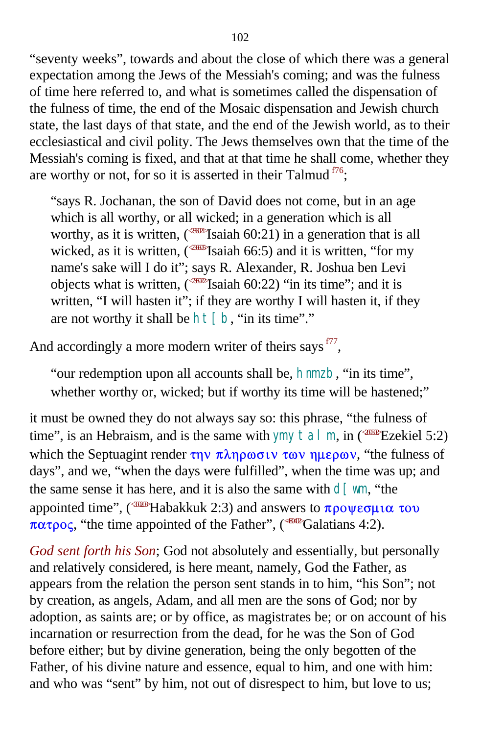"seventy weeks", towards and about the close of which there was a general expectation among the Jews of the Messiah's coming; and was the fulness of time here referred to, and what is sometimes called the dispensation of the fulness of time, the end of the Mosaic dispensation and Jewish church state, the last days of that state, and the end of the Jewish world, as to their ecclesiastical and civil polity. The Jews themselves own that the time of the Messiah's coming is fixed, and that at that time he shall come, whether they are worthy or not, for so it is asserted in their Talmud [f76];

> "says R. Jochanan, the son of David does not come, but in an age which is all worthy, or all wicked; in a generation which is all worthy, as it is written, (Isaiah 60:21) in a generation that is all wicked, as it is written, (Isaiah 66:5) and it is written, "for my name's sake will I do it"; says R. Alexander, R. Joshua ben Levi objects what is written, (Isaiah 60:22) "in its time"; and it is written, "I will hasten it"; if they are worthy I will hasten it, if they are not worthy it shall be htʿb, "in its time"."

And accordingly a more modern writer of theirs says [f77],

> "our redemption upon all accounts shall be, hnmzb, "in its time", whether worthy or, wicked; but if worthy its time will be hastened;"

it must be owned they do not always say so: this phrase, "the fulness of time", is an Hebraism, and is the same with ymy talm, in (Ezekiel 5:2) which the Septuagint render την πληρωσιν των ημερων, "the fulness of days", and we, "when the days were fulfilled", when the time was up; and the same sense it has here, and it is also the same with dʿwm, "the appointed time", (Habakkuk 2:3) and answers to προψεσμια του πατρος, "the time appointed of the Father", (Galatians 4:2).

*God sent forth his Son*; God not absolutely and essentially, but personally and relatively considered, is here meant, namely, God the Father, as appears from the relation the person sent stands in to him, "his Son"; not by creation, as angels, Adam, and all men are the sons of God; nor by adoption, as saints are; or by office, as magistrates be; or on account of his incarnation or resurrection from the dead, for he was the Son of God before either; but by divine generation, being the only begotten of the Father, of his divine nature and essence, equal to him, and one with him: and who was "sent" by him, not out of disrespect to him, but love to us;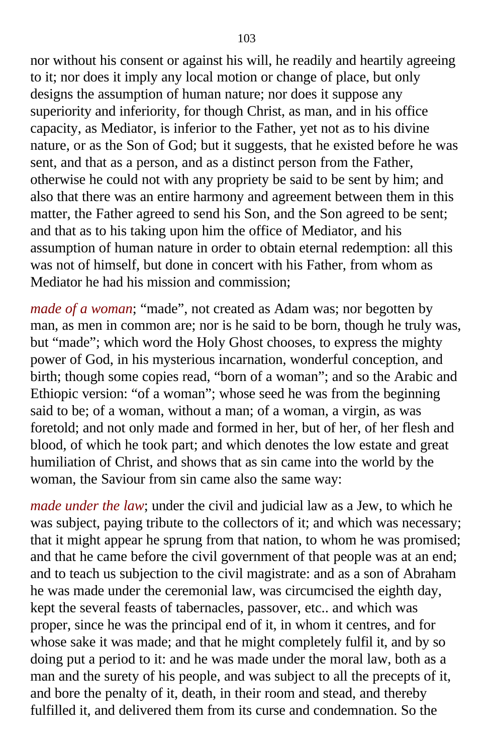nor without his consent or against his will, he readily and heartily agreeing to it; nor does it imply any local motion or change of place, but only designs the assumption of human nature; nor does it suppose any superiority and inferiority, for though Christ, as man, and in his office capacity, as Mediator, is inferior to the Father, yet not as to his divine nature, or as the Son of God; but it suggests, that he existed before he was sent, and that as a person, and as a distinct person from the Father, otherwise he could not with any propriety be said to be sent by him; and also that there was an entire harmony and agreement between them in this matter, the Father agreed to send his Son, and the Son agreed to be sent; and that as to his taking upon him the office of Mediator, and his assumption of human nature in order to obtain eternal redemption: all this was not of himself, but done in concert with his Father, from whom as Mediator he had his mission and commission;

*made of a woman*; "made", not created as Adam was; nor begotten by man, as men in common are; nor is he said to be born, though he truly was, but "made"; which word the Holy Ghost chooses, to express the mighty power of God, in his mysterious incarnation, wonderful conception, and birth; though some copies read, "born of a woman"; and so the Arabic and Ethiopic version: "of a woman"; whose seed he was from the beginning said to be; of a woman, without a man; of a woman, a virgin, as was foretold; and not only made and formed in her, but of her, of her flesh and blood, of which he took part; and which denotes the low estate and great humiliation of Christ, and shows that as sin came into the world by the woman, the Saviour from sin came also the same way:

*made under the law*; under the civil and judicial law as a Jew, to which he was subject, paying tribute to the collectors of it; and which was necessary; that it might appear he sprung from that nation, to whom he was promised; and that he came before the civil government of that people was at an end; and to teach us subjection to the civil magistrate: and as a son of Abraham he was made under the ceremonial law, was circumcised the eighth day, kept the several feasts of tabernacles, passover, etc.. and which was proper, since he was the principal end of it, in whom it centres, and for whose sake it was made; and that he might completely fulfil it, and by so doing put a period to it: and he was made under the moral law, both as a man and the surety of his people, and was subject to all the precepts of it, and bore the penalty of it, death, in their room and stead, and thereby fulfilled it, and delivered them from its curse and condemnation. So the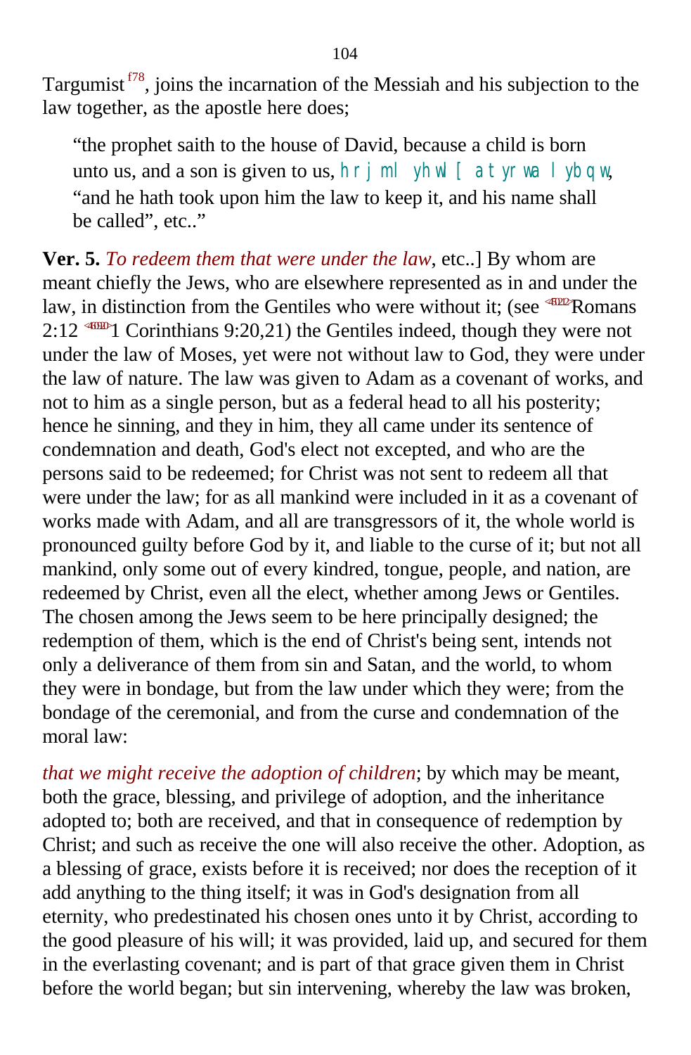Targumist [f78], joins the incarnation of the Messiah and his subjection to the law together, as the apostle here does;

> "the prophet saith to the house of David, because a child is born unto us, and a son is given to us, hrjml yhwl[ atyrwa lybqw, "and he hath took upon him the law to keep it, and his name shall be called", etc.."

**Ver. 5.** *To redeem them that were under the law*, etc..] By whom are meant chiefly the Jews, who are elsewhere represented as in and under the law, in distinction from the Gentiles who were without it; (see Romans 2:12 1 Corinthians 9:20,21) the Gentiles indeed, though they were not under the law of Moses, yet were not without law to God, they were under the law of nature. The law was given to Adam as a covenant of works, and not to him as a single person, but as a federal head to all his posterity; hence he sinning, and they in him, they all came under its sentence of condemnation and death, God's elect not excepted, and who are the persons said to be redeemed; for Christ was not sent to redeem all that were under the law; for as all mankind were included in it as a covenant of works made with Adam, and all are transgressors of it, the whole world is pronounced guilty before God by it, and liable to the curse of it; but not all mankind, only some out of every kindred, tongue, people, and nation, are redeemed by Christ, even all the elect, whether among Jews or Gentiles. The chosen among the Jews seem to be here principally designed; the redemption of them, which is the end of Christ's being sent, intends not only a deliverance of them from sin and Satan, and the world, to whom they were in bondage, but from the law under which they were; from the bondage of the ceremonial, and from the curse and condemnation of the moral law:

*that we might receive the adoption of children*; by which may be meant, both the grace, blessing, and privilege of adoption, and the inheritance adopted to; both are received, and that in consequence of redemption by Christ; and such as receive the one will also receive the other. Adoption, as a blessing of grace, exists before it is received; nor does the reception of it add anything to the thing itself; it was in God's designation from all eternity, who predestinated his chosen ones unto it by Christ, according to the good pleasure of his will; it was provided, laid up, and secured for them in the everlasting covenant; and is part of that grace given them in Christ before the world began; but sin intervening, whereby the law was broken,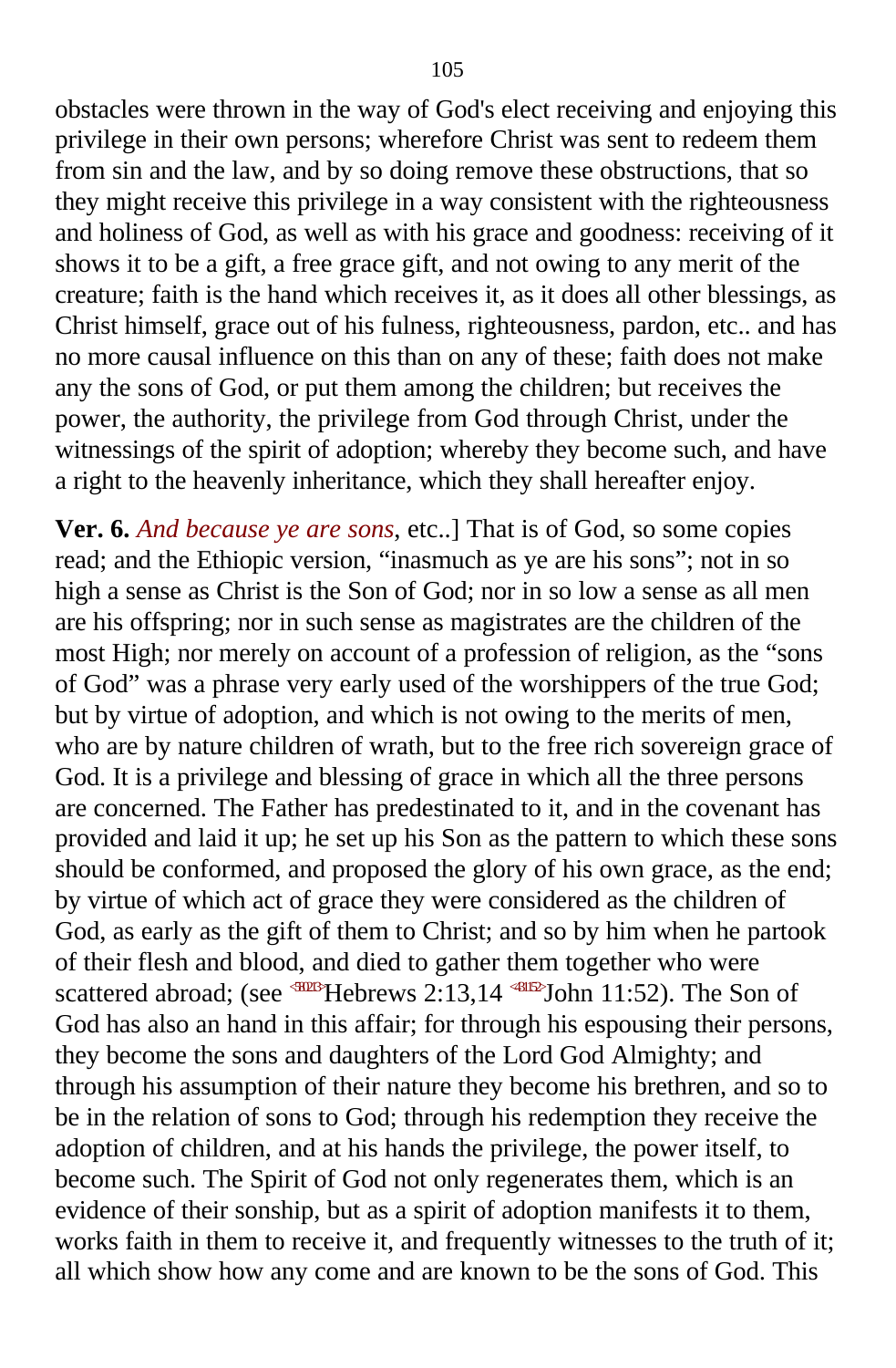obstacles were thrown in the way of God's elect receiving and enjoying this privilege in their own persons; wherefore Christ was sent to redeem them from sin and the law, and by so doing remove these obstructions, that so they might receive this privilege in a way consistent with the righteousness and holiness of God, as well as with his grace and goodness: receiving of it shows it to be a gift, a free grace gift, and not owing to any merit of the creature; faith is the hand which receives it, as it does all other blessings, as Christ himself, grace out of his fulness, righteousness, pardon, etc.. and has no more causal influence on this than on any of these; faith does not make any the sons of God, or put them among the children; but receives the power, the authority, the privilege from God through Christ, under the witnessings of the spirit of adoption; whereby they become such, and have a right to the heavenly inheritance, which they shall hereafter enjoy.

**Ver. 6.** *And because ye are sons*, etc..] That is of God, so some copies read; and the Ethiopic version, "inasmuch as ye are his sons"; not in so high a sense as Christ is the Son of God; nor in so low a sense as all men are his offspring; nor in such sense as magistrates are the children of the most High; nor merely on account of a profession of religion, as the "sons of God" was a phrase very early used of the worshippers of the true God; but by virtue of adoption, and which is not owing to the merits of men, who are by nature children of wrath, but to the free rich sovereign grace of God. It is a privilege and blessing of grace in which all the three persons are concerned. The Father has predestinated to it, and in the covenant has provided and laid it up; he set up his Son as the pattern to which these sons should be conformed, and proposed the glory of his own grace, as the end; by virtue of which act of grace they were considered as the children of God, as early as the gift of them to Christ; and so by him when he partook of their flesh and blood, and died to gather them together who were scattered abroad; (see Hebrews 2:13,14 John 11:52). The Son of God has also an hand in this affair; for through his espousing their persons, they become the sons and daughters of the Lord God Almighty; and through his assumption of their nature they become his brethren, and so to be in the relation of sons to God; through his redemption they receive the adoption of children, and at his hands the privilege, the power itself, to become such. The Spirit of God not only regenerates them, which is an evidence of their sonship, but as a spirit of adoption manifests it to them, works faith in them to receive it, and frequently witnesses to the truth of it; all which show how any come and are known to be the sons of God. This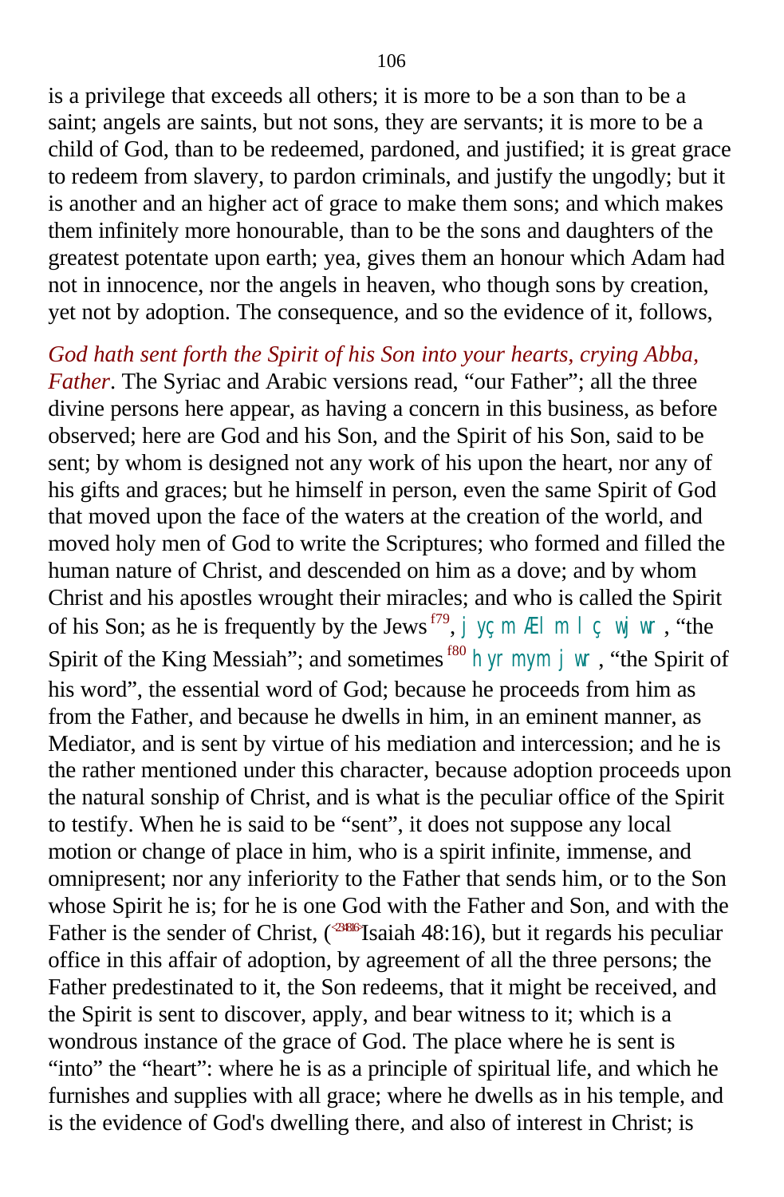is a privilege that exceeds all others; it is more to be a son than to be a saint; angels are saints, but not sons, they are servants; it is more to be a child of God, than to be redeemed, pardoned, and justified; it is great grace to redeem from slavery, to pardon criminals, and justify the ungodly; but it is another and an higher act of grace to make them sons; and which makes them infinitely more honourable, than to be the sons and daughters of the greatest potentate upon earth; yea, gives them an honour which Adam had not in innocence, nor the angels in heaven, who though sons by creation, yet not by adoption. The consequence, and so the evidence of it, follows,

*God hath sent forth the Spirit of his Son into your hearts, crying Abba, Father*. The Syriac and Arabic versions read, "our Father"; all the three divine persons here appear, as having a concern in this business, as before observed; here are God and his Son, and the Spirit of his Son, said to be sent; by whom is designed not any work of his upon the heart, nor any of his gifts and graces; but he himself in person, even the same Spirit of God that moved upon the face of the waters at the creation of the world, and moved holy men of God to write the Scriptures; who formed and filled the human nature of Christ, and descended on him as a dove; and by whom Christ and his apostles wrought their miracles; and who is called the Spirit of his Son; as he is frequently by the Jews[f79], j yçm Æl m l ç wj wr, "the Spirit of the King Messiah"; and sometimes[f80] hyr mym j wr, "the Spirit of his word", the essential word of God; because he proceeds from him as from the Father, and because he dwells in him, in an eminent manner, as Mediator, and is sent by virtue of his mediation and intercession; and he is the rather mentioned under this character, because adoption proceeds upon the natural sonship of Christ, and is what is the peculiar office of the Spirit to testify. When he is said to be "sent", it does not suppose any local motion or change of place in him, who is a spirit infinite, immense, and omnipresent; nor any inferiority to the Father that sends him, or to the Son whose Spirit he is; for he is one God with the Father and Son, and with the Father is the sender of Christ, (Isaiah 48:16), but it regards his peculiar office in this affair of adoption, by agreement of all the three persons; the Father predestinated to it, the Son redeems, that it might be received, and the Spirit is sent to discover, apply, and bear witness to it; which is a wondrous instance of the grace of God. The place where he is sent is "into" the "heart": where he is as a principle of spiritual life, and which he furnishes and supplies with all grace; where he dwells as in his temple, and is the evidence of God's dwelling there, and also of interest in Christ; is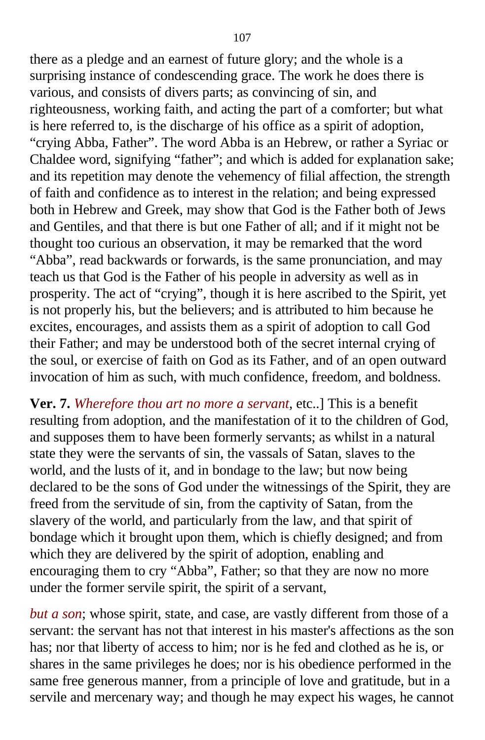there as a pledge and an earnest of future glory; and the whole is a surprising instance of condescending grace. The work he does there is various, and consists of divers parts; as convincing of sin, and righteousness, working faith, and acting the part of a comforter; but what is here referred to, is the discharge of his office as a spirit of adoption, "crying Abba, Father". The word Abba is an Hebrew, or rather a Syriac or Chaldee word, signifying "father"; and which is added for explanation sake; and its repetition may denote the vehemency of filial affection, the strength of faith and confidence as to interest in the relation; and being expressed both in Hebrew and Greek, may show that God is the Father both of Jews and Gentiles, and that there is but one Father of all; and if it might not be thought too curious an observation, it may be remarked that the word "Abba", read backwards or forwards, is the same pronunciation, and may teach us that God is the Father of his people in adversity as well as in prosperity. The act of "crying", though it is here ascribed to the Spirit, yet is not properly his, but the believers; and is attributed to him because he excites, encourages, and assists them as a spirit of adoption to call God their Father; and may be understood both of the secret internal crying of the soul, or exercise of faith on God as its Father, and of an open outward invocation of him as such, with much confidence, freedom, and boldness.

**Ver. 7.** *Wherefore thou art no more a servant*, etc..] This is a benefit resulting from adoption, and the manifestation of it to the children of God, and supposes them to have been formerly servants; as whilst in a natural state they were the servants of sin, the vassals of Satan, slaves to the world, and the lusts of it, and in bondage to the law; but now being declared to be the sons of God under the witnessings of the Spirit, they are freed from the servitude of sin, from the captivity of Satan, from the slavery of the world, and particularly from the law, and that spirit of bondage which it brought upon them, which is chiefly designed; and from which they are delivered by the spirit of adoption, enabling and encouraging them to cry "Abba", Father; so that they are now no more under the former servile spirit, the spirit of a servant,

*but a son*; whose spirit, state, and case, are vastly different from those of a servant: the servant has not that interest in his master's affections as the son has; nor that liberty of access to him; nor is he fed and clothed as he is, or shares in the same privileges he does; nor is his obedience performed in the same free generous manner, from a principle of love and gratitude, but in a servile and mercenary way; and though he may expect his wages, he cannot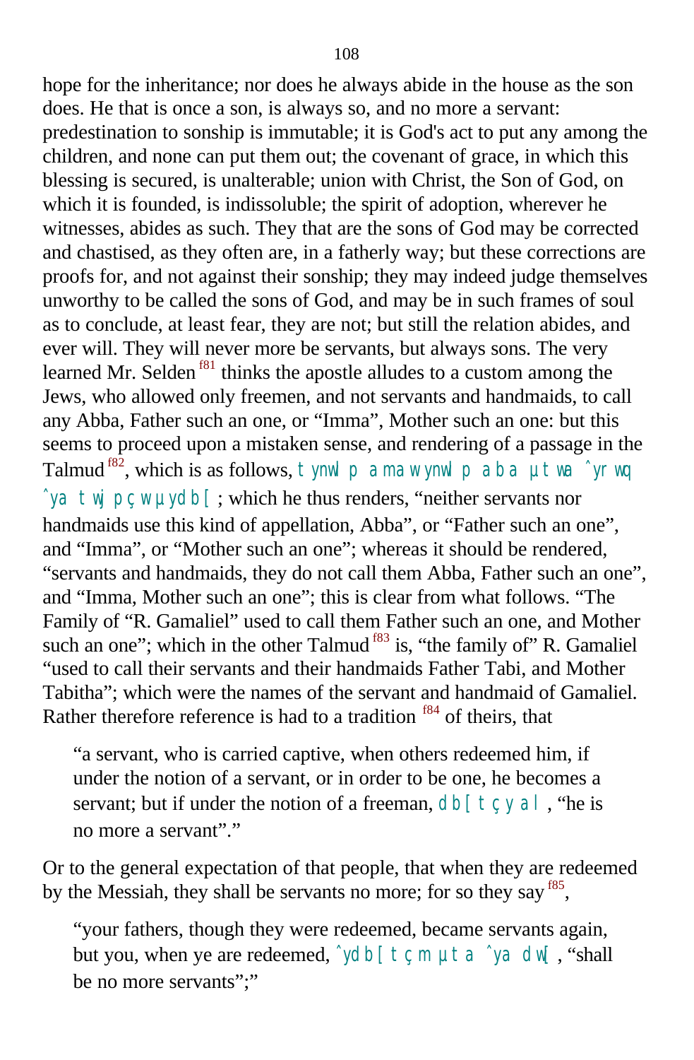hope for the inheritance; nor does he always abide in the house as the son does. He that is once a son, is always so, and no more a servant: predestination to sonship is immutable; it is God's act to put any among the children, and none can put them out; the covenant of grace, in which this blessing is secured, is unalterable; union with Christ, the Son of God, on which it is founded, is indissoluble; the spirit of adoption, wherever he witnesses, abides as such. They that are the sons of God may be corrected and chastised, as they often are, in a fatherly way; but these corrections are proofs for, and not against their sonship; they may indeed judge themselves unworthy to be called the sons of God, and may be in such frames of soul as to conclude, at least fear, they are not; but still the relation abides, and ever will. They will never more be servants, but always sons. The very learned Mr. Selden[f81] thinks the apostle alludes to a custom among the Jews, who allowed only freemen, and not servants and handmaids, to call any Abba, Father such an one, or "Imma", Mother such an one: but this seems to proceed upon a mistaken sense, and rendering of a passage in the Talmud[f82], which is as follows, tynwlp amaw ynwlp aba µtwa ˆyrwq ˆya twjpçw µydb[ ; which he thus renders, "neither servants nor handmaids use this kind of appellation, Abba", or "Father such an one", and "Imma", or "Mother such an one"; whereas it should be rendered, "servants and handmaids, they do not call them Abba, Father such an one", and "Imma, Mother such an one"; this is clear from what follows. "The Family of "R. Gamaliel" used to call them Father such an one, and Mother such an one"; which in the other Talmud[f83] is, "the family of" R. Gamaliel "used to call their servants and their handmaids Father Tabi, and Mother Tabitha"; which were the names of the servant and handmaid of Gamaliel. Rather therefore reference is had to a tradition[f84] of theirs, that

> "a servant, who is carried captive, when others redeemed him, if under the notion of a servant, or in order to be one, he becomes a servant; but if under the notion of a freeman, db[ tçy al , "he is no more a servant"."

Or to the general expectation of that people, that when they are redeemed by the Messiah, they shall be servants no more; for so they say[f85],

> "your fathers, though they were redeemed, became servants again, but you, when ye are redeemed, ˆydb[ tçm µta ˆya dw[ , "shall be no more servants";"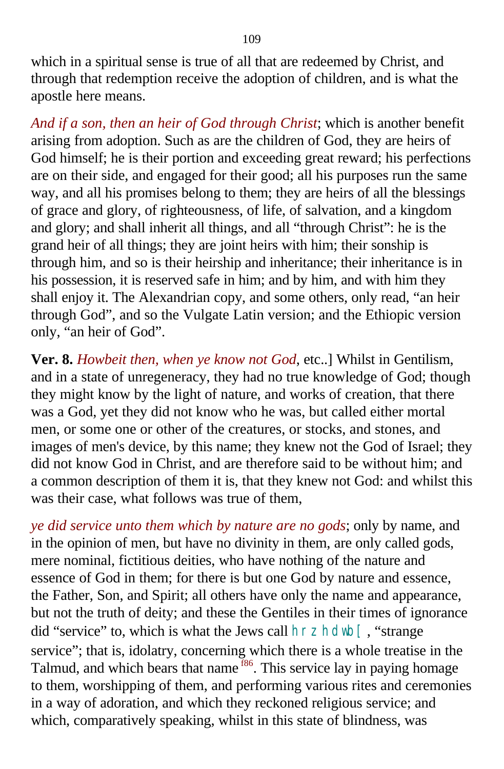which in a spiritual sense is true of all that are redeemed by Christ, and through that redemption receive the adoption of children, and is what the apostle here means.

*And if a son, then an heir of God through Christ*; which is another benefit arising from adoption. Such as are the children of God, they are heirs of God himself; he is their portion and exceeding great reward; his perfections are on their side, and engaged for their good; all his purposes run the same way, and all his promises belong to them; they are heirs of all the blessings of grace and glory, of righteousness, of life, of salvation, and a kingdom and glory; and shall inherit all things, and all "through Christ": he is the grand heir of all things; they are joint heirs with him; their sonship is through him, and so is their heirship and inheritance; their inheritance is in his possession, it is reserved safe in him; and by him, and with him they shall enjoy it. The Alexandrian copy, and some others, only read, "an heir through God", and so the Vulgate Latin version; and the Ethiopic version only, "an heir of God".

**Ver. 8.** *Howbeit then, when ye know not God*, etc..] Whilst in Gentilism, and in a state of unregeneracy, they had no true knowledge of God; though they might know by the light of nature, and works of creation, that there was a God, yet they did not know who he was, but called either mortal men, or some one or other of the creatures, or stocks, and stones, and images of men's device, by this name; they knew not the God of Israel; they did not know God in Christ, and are therefore said to be without him; and a common description of them it is, that they knew not God: and whilst this was their case, what follows was true of them,

*ye did service unto them which by nature are no gods*; only by name, and in the opinion of men, but have no divinity in them, are only called gods, mere nominal, fictitious deities, who have nothing of the nature and essence of God in them; for there is but one God by nature and essence, the Father, Son, and Spirit; all others have only the name and appearance, but not the truth of deity; and these the Gentiles in their times of ignorance did "service" to, which is what the Jews call hrz hdwb[ , "strange service"; that is, idolatry, concerning which there is a whole treatise in the Talmud, and which bears that name [f86]. This service lay in paying homage to them, worshipping of them, and performing various rites and ceremonies in a way of adoration, and which they reckoned religious service; and which, comparatively speaking, whilst in this state of blindness, was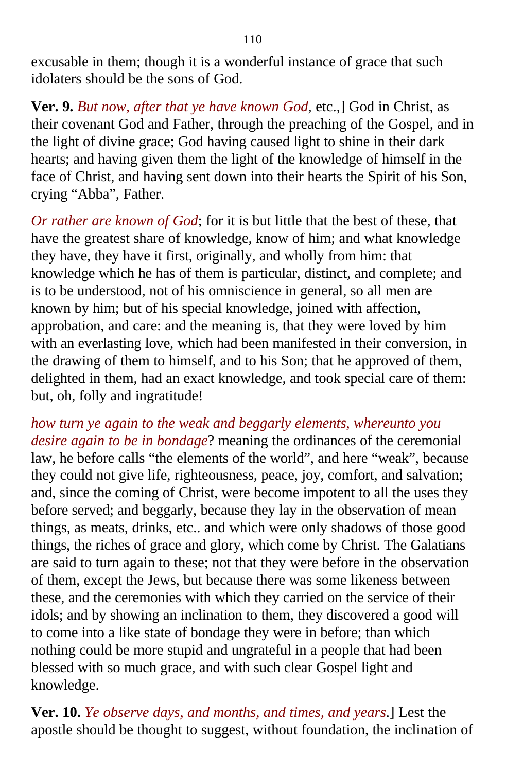excusable in them; though it is a wonderful instance of grace that such idolaters should be the sons of God.

**Ver. 9.** *But now, after that ye have known God*, etc.,] God in Christ, as their covenant God and Father, through the preaching of the Gospel, and in the light of divine grace; God having caused light to shine in their dark hearts; and having given them the light of the knowledge of himself in the face of Christ, and having sent down into their hearts the Spirit of his Son, crying “Abba”, Father.

*Or rather are known of God*; for it is but little that the best of these, that have the greatest share of knowledge, know of him; and what knowledge they have, they have it first, originally, and wholly from him: that knowledge which he has of them is particular, distinct, and complete; and is to be understood, not of his omniscience in general, so all men are known by him; but of his special knowledge, joined with affection, approbation, and care: and the meaning is, that they were loved by him with an everlasting love, which had been manifested in their conversion, in the drawing of them to himself, and to his Son; that he approved of them, delighted in them, had an exact knowledge, and took special care of them: but, oh, folly and ingratitude!

*how turn ye again to the weak and beggarly elements, whereunto you desire again to be in bondage*? meaning the ordinances of the ceremonial law, he before calls “the elements of the world”, and here “weak”, because they could not give life, righteousness, peace, joy, comfort, and salvation; and, since the coming of Christ, were become impotent to all the uses they before served; and beggarly, because they lay in the observation of mean things, as meats, drinks, etc.. and which were only shadows of those good things, the riches of grace and glory, which come by Christ. The Galatians are said to turn again to these; not that they were before in the observation of them, except the Jews, but because there was some likeness between these, and the ceremonies with which they carried on the service of their idols; and by showing an inclination to them, they discovered a good will to come into a like state of bondage they were in before; than which nothing could be more stupid and ungrateful in a people that had been blessed with so much grace, and with such clear Gospel light and knowledge.

**Ver. 10.** *Ye observe days, and months, and times, and years*.] Lest the apostle should be thought to suggest, without foundation, the inclination of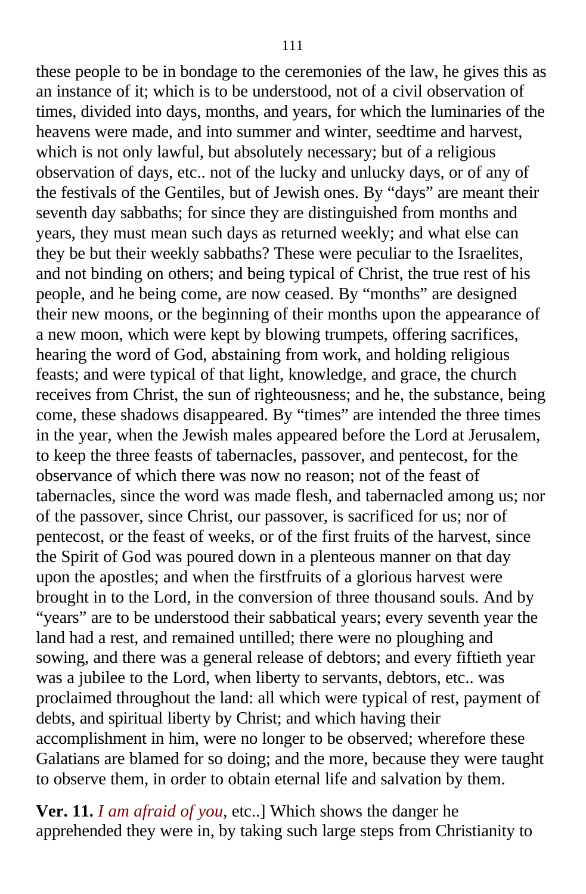these people to be in bondage to the ceremonies of the law, he gives this as an instance of it; which is to be understood, not of a civil observation of times, divided into days, months, and years, for which the luminaries of the heavens were made, and into summer and winter, seedtime and harvest, which is not only lawful, but absolutely necessary; but of a religious observation of days, etc.. not of the lucky and unlucky days, or of any of the festivals of the Gentiles, but of Jewish ones. By “days” are meant their seventh day sabbaths; for since they are distinguished from months and years, they must mean such days as returned weekly; and what else can they be but their weekly sabbaths? These were peculiar to the Israelites, and not binding on others; and being typical of Christ, the true rest of his people, and he being come, are now ceased. By “months” are designed their new moons, or the beginning of their months upon the appearance of a new moon, which were kept by blowing trumpets, offering sacrifices, hearing the word of God, abstaining from work, and holding religious feasts; and were typical of that light, knowledge, and grace, the church receives from Christ, the sun of righteousness; and he, the substance, being come, these shadows disappeared. By “times” are intended the three times in the year, when the Jewish males appeared before the Lord at Jerusalem, to keep the three feasts of tabernacles, passover, and pentecost, for the observance of which there was now no reason; not of the feast of tabernacles, since the word was made flesh, and tabernacled among us; nor of the passover, since Christ, our passover, is sacrificed for us; nor of pentecost, or the feast of weeks, or of the first fruits of the harvest, since the Spirit of God was poured down in a plenteous manner on that day upon the apostles; and when the firstfruits of a glorious harvest were brought in to the Lord, in the conversion of three thousand souls. And by “years” are to be understood their sabbatical years; every seventh year the land had a rest, and remained untilled; there were no ploughing and sowing, and there was a general release of debtors; and every fiftieth year was a jubilee to the Lord, when liberty to servants, debtors, etc.. was proclaimed throughout the land: all which were typical of rest, payment of debts, and spiritual liberty by Christ; and which having their accomplishment in him, were no longer to be observed; wherefore these Galatians are blamed for so doing; and the more, because they were taught to observe them, in order to obtain eternal life and salvation by them.

**Ver. 11.** *I am afraid of you*, etc..] Which shows the danger he apprehended they were in, by taking such large steps from Christianity to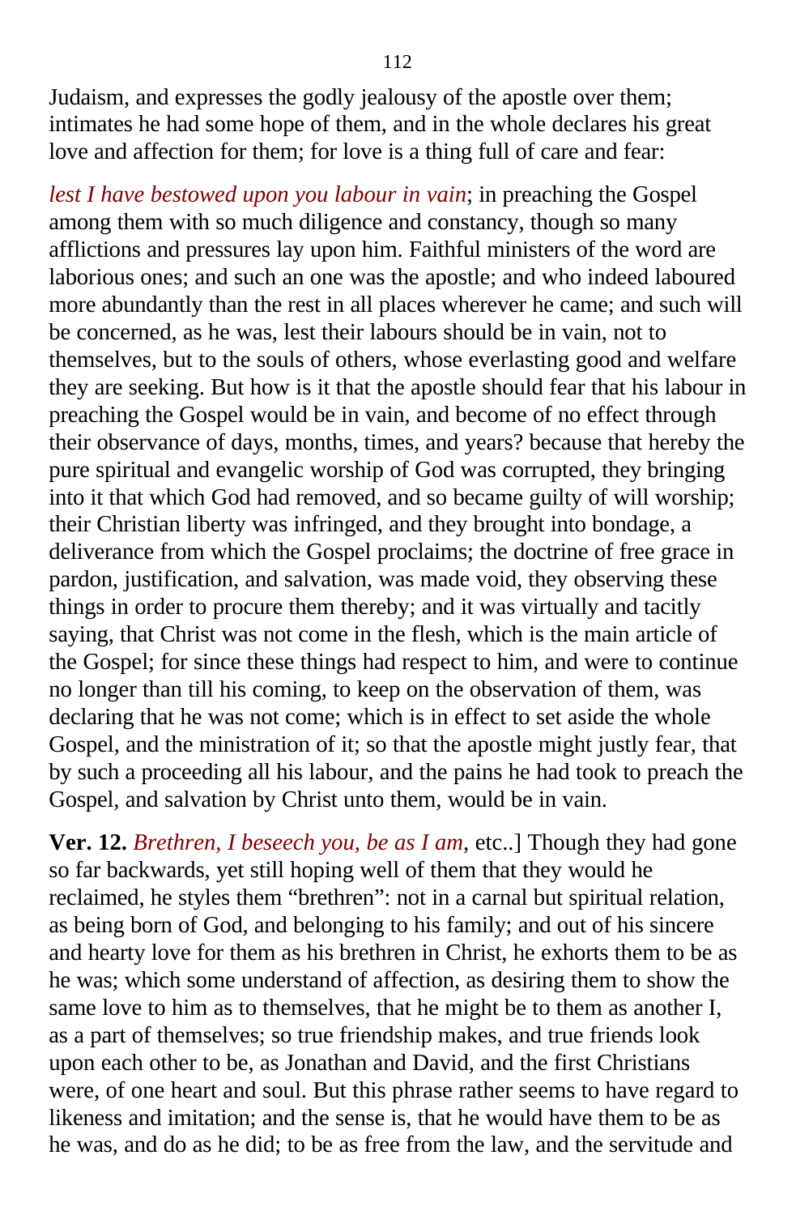Judaism, and expresses the godly jealousy of the apostle over them; intimates he had some hope of them, and in the whole declares his great love and affection for them; for love is a thing full of care and fear:

*lest I have bestowed upon you labour in vain*; in preaching the Gospel among them with so much diligence and constancy, though so many afflictions and pressures lay upon him. Faithful ministers of the word are laborious ones; and such an one was the apostle; and who indeed laboured more abundantly than the rest in all places wherever he came; and such will be concerned, as he was, lest their labours should be in vain, not to themselves, but to the souls of others, whose everlasting good and welfare they are seeking. But how is it that the apostle should fear that his labour in preaching the Gospel would be in vain, and become of no effect through their observance of days, months, times, and years? because that hereby the pure spiritual and evangelic worship of God was corrupted, they bringing into it that which God had removed, and so became guilty of will worship; their Christian liberty was infringed, and they brought into bondage, a deliverance from which the Gospel proclaims; the doctrine of free grace in pardon, justification, and salvation, was made void, they observing these things in order to procure them thereby; and it was virtually and tacitly saying, that Christ was not come in the flesh, which is the main article of the Gospel; for since these things had respect to him, and were to continue no longer than till his coming, to keep on the observation of them, was declaring that he was not come; which is in effect to set aside the whole Gospel, and the ministration of it; so that the apostle might justly fear, that by such a proceeding all his labour, and the pains he had took to preach the Gospel, and salvation by Christ unto them, would be in vain.

**Ver. 12.** *Brethren, I beseech you, be as I am*, etc..] Though they had gone so far backwards, yet still hoping well of them that they would he reclaimed, he styles them "brethren": not in a carnal but spiritual relation, as being born of God, and belonging to his family; and out of his sincere and hearty love for them as his brethren in Christ, he exhorts them to be as he was; which some understand of affection, as desiring them to show the same love to him as to themselves, that he might be to them as another I, as a part of themselves; so true friendship makes, and true friends look upon each other to be, as Jonathan and David, and the first Christians were, of one heart and soul. But this phrase rather seems to have regard to likeness and imitation; and the sense is, that he would have them to be as he was, and do as he did; to be as free from the law, and the servitude and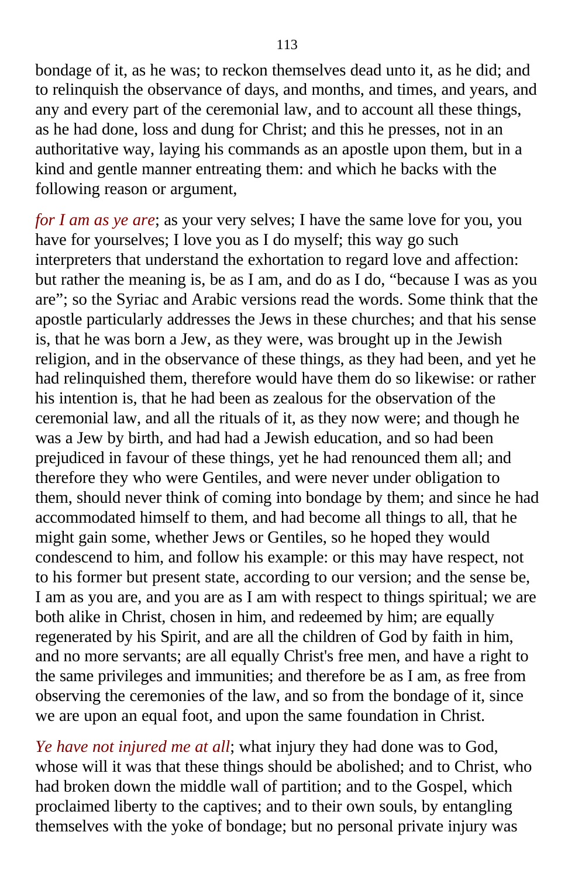bondage of it, as he was; to reckon themselves dead unto it, as he did; and to relinquish the observance of days, and months, and times, and years, and any and every part of the ceremonial law, and to account all these things, as he had done, loss and dung for Christ; and this he presses, not in an authoritative way, laying his commands as an apostle upon them, but in a kind and gentle manner entreating them: and which he backs with the following reason or argument,

*for I am as ye are*; as your very selves; I have the same love for you, you have for yourselves; I love you as I do myself; this way go such interpreters that understand the exhortation to regard love and affection: but rather the meaning is, be as I am, and do as I do, "because I was as you are"; so the Syriac and Arabic versions read the words. Some think that the apostle particularly addresses the Jews in these churches; and that his sense is, that he was born a Jew, as they were, was brought up in the Jewish religion, and in the observance of these things, as they had been, and yet he had relinquished them, therefore would have them do so likewise: or rather his intention is, that he had been as zealous for the observation of the ceremonial law, and all the rituals of it, as they now were; and though he was a Jew by birth, and had had a Jewish education, and so had been prejudiced in favour of these things, yet he had renounced them all; and therefore they who were Gentiles, and were never under obligation to them, should never think of coming into bondage by them; and since he had accommodated himself to them, and had become all things to all, that he might gain some, whether Jews or Gentiles, so he hoped they would condescend to him, and follow his example: or this may have respect, not to his former but present state, according to our version; and the sense be, I am as you are, and you are as I am with respect to things spiritual; we are both alike in Christ, chosen in him, and redeemed by him; are equally regenerated by his Spirit, and are all the children of God by faith in him, and no more servants; are all equally Christ's free men, and have a right to the same privileges and immunities; and therefore be as I am, as free from observing the ceremonies of the law, and so from the bondage of it, since we are upon an equal foot, and upon the same foundation in Christ.

*Ye have not injured me at all*; what injury they had done was to God, whose will it was that these things should be abolished; and to Christ, who had broken down the middle wall of partition; and to the Gospel, which proclaimed liberty to the captives; and to their own souls, by entangling themselves with the yoke of bondage; but no personal private injury was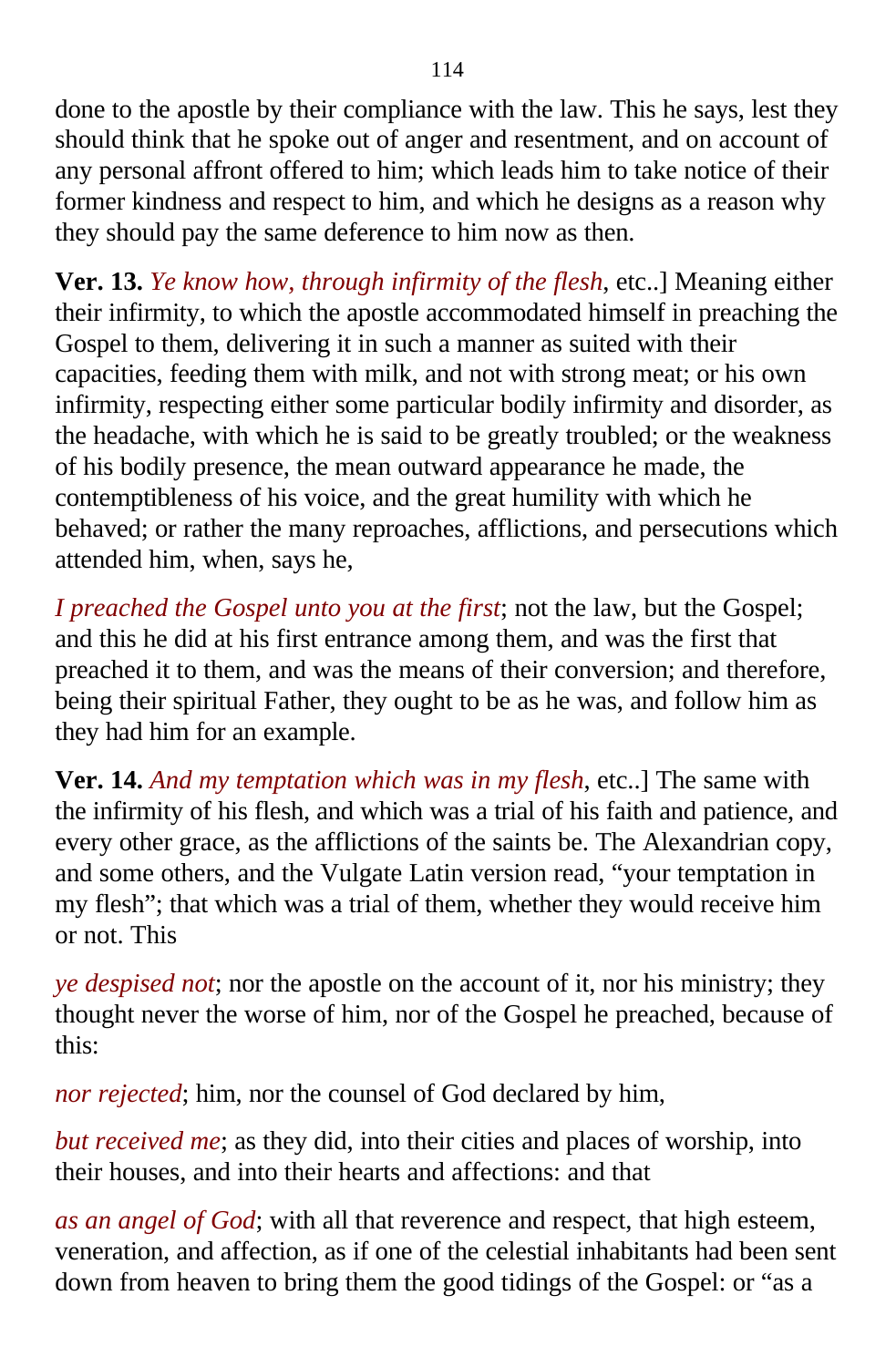done to the apostle by their compliance with the law. This he says, lest they should think that he spoke out of anger and resentment, and on account of any personal affront offered to him; which leads him to take notice of their former kindness and respect to him, and which he designs as a reason why they should pay the same deference to him now as then.

**Ver. 13.** *Ye know how, through infirmity of the flesh*, etc..] Meaning either their infirmity, to which the apostle accommodated himself in preaching the Gospel to them, delivering it in such a manner as suited with their capacities, feeding them with milk, and not with strong meat; or his own infirmity, respecting either some particular bodily infirmity and disorder, as the headache, with which he is said to be greatly troubled; or the weakness of his bodily presence, the mean outward appearance he made, the contemptibleness of his voice, and the great humility with which he behaved; or rather the many reproaches, afflictions, and persecutions which attended him, when, says he,

*I preached the Gospel unto you at the first*; not the law, but the Gospel; and this he did at his first entrance among them, and was the first that preached it to them, and was the means of their conversion; and therefore, being their spiritual Father, they ought to be as he was, and follow him as they had him for an example.

**Ver. 14.** *And my temptation which was in my flesh*, etc..] The same with the infirmity of his flesh, and which was a trial of his faith and patience, and every other grace, as the afflictions of the saints be. The Alexandrian copy, and some others, and the Vulgate Latin version read, “your temptation in my flesh”; that which was a trial of them, whether they would receive him or not. This

*ye despised not*; nor the apostle on the account of it, nor his ministry; they thought never the worse of him, nor of the Gospel he preached, because of this:

*nor rejected*; him, nor the counsel of God declared by him,

*but received me*; as they did, into their cities and places of worship, into their houses, and into their hearts and affections: and that

*as an angel of God*; with all that reverence and respect, that high esteem, veneration, and affection, as if one of the celestial inhabitants had been sent down from heaven to bring them the good tidings of the Gospel: or “as a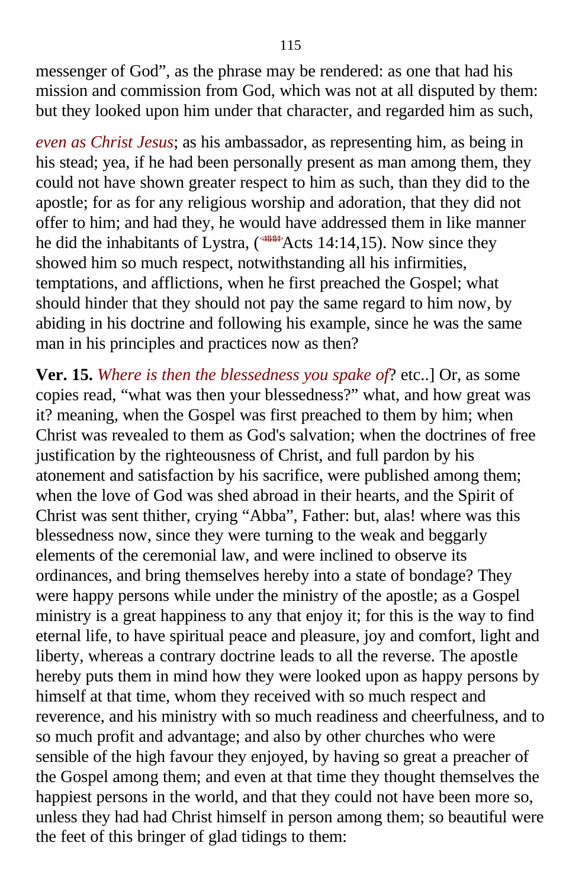messenger of God", as the phrase may be rendered: as one that had his mission and commission from God, which was not at all disputed by them: but they looked upon him under that character, and regarded him as such,

*even as Christ Jesus*; as his ambassador, as representing him, as being in his stead; yea, if he had been personally present as man among them, they could not have shown greater respect to him as such, than they did to the apostle; for as for any religious worship and adoration, that they did not offer to him; and had they, he would have addressed them in like manner he did the inhabitants of Lystra, (<441414>Acts 14:14,15). Now since they showed him so much respect, notwithstanding all his infirmities, temptations, and afflictions, when he first preached the Gospel; what should hinder that they should not pay the same regard to him now, by abiding in his doctrine and following his example, since he was the same man in his principles and practices now as then?

**Ver. 15.** *Where is then the blessedness you spake of*? etc..] Or, as some copies read, "what was then your blessedness?" what, and how great was it? meaning, when the Gospel was first preached to them by him; when Christ was revealed to them as God's salvation; when the doctrines of free justification by the righteousness of Christ, and full pardon by his atonement and satisfaction by his sacrifice, were published among them; when the love of God was shed abroad in their hearts, and the Spirit of Christ was sent thither, crying "Abba", Father: but, alas! where was this blessedness now, since they were turning to the weak and beggarly elements of the ceremonial law, and were inclined to observe its ordinances, and bring themselves hereby into a state of bondage? They were happy persons while under the ministry of the apostle; as a Gospel ministry is a great happiness to any that enjoy it; for this is the way to find eternal life, to have spiritual peace and pleasure, joy and comfort, light and liberty, whereas a contrary doctrine leads to all the reverse. The apostle hereby puts them in mind how they were looked upon as happy persons by himself at that time, whom they received with so much respect and reverence, and his ministry with so much readiness and cheerfulness, and to so much profit and advantage; and also by other churches who were sensible of the high favour they enjoyed, by having so great a preacher of the Gospel among them; and even at that time they thought themselves the happiest persons in the world, and that they could not have been more so, unless they had had Christ himself in person among them; so beautiful were the feet of this bringer of glad tidings to them: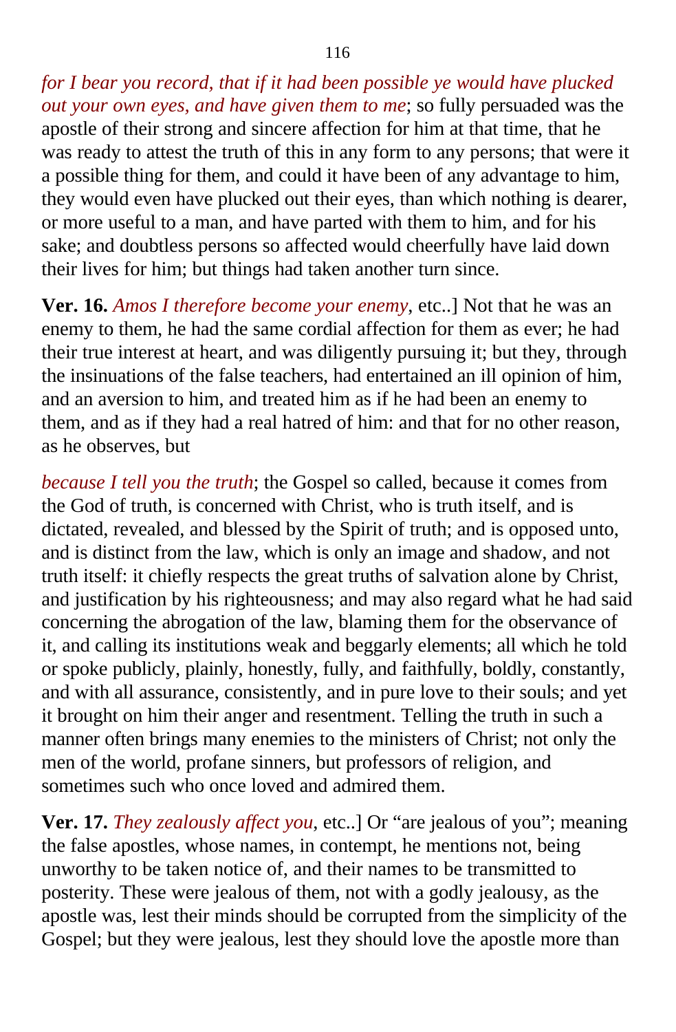*for I bear you record, that if it had been possible ye would have plucked out your own eyes, and have given them to me*; so fully persuaded was the apostle of their strong and sincere affection for him at that time, that he was ready to attest the truth of this in any form to any persons; that were it a possible thing for them, and could it have been of any advantage to him, they would even have plucked out their eyes, than which nothing is dearer, or more useful to a man, and have parted with them to him, and for his sake; and doubtless persons so affected would cheerfully have laid down their lives for him; but things had taken another turn since.

**Ver. 16.** *Amos I therefore become your enemy*, etc..] Not that he was an enemy to them, he had the same cordial affection for them as ever; he had their true interest at heart, and was diligently pursuing it; but they, through the insinuations of the false teachers, had entertained an ill opinion of him, and an aversion to him, and treated him as if he had been an enemy to them, and as if they had a real hatred of him: and that for no other reason, as he observes, but

*because I tell you the truth*; the Gospel so called, because it comes from the God of truth, is concerned with Christ, who is truth itself, and is dictated, revealed, and blessed by the Spirit of truth; and is opposed unto, and is distinct from the law, which is only an image and shadow, and not truth itself: it chiefly respects the great truths of salvation alone by Christ, and justification by his righteousness; and may also regard what he had said concerning the abrogation of the law, blaming them for the observance of it, and calling its institutions weak and beggarly elements; all which he told or spoke publicly, plainly, honestly, fully, and faithfully, boldly, constantly, and with all assurance, consistently, and in pure love to their souls; and yet it brought on him their anger and resentment. Telling the truth in such a manner often brings many enemies to the ministers of Christ; not only the men of the world, profane sinners, but professors of religion, and sometimes such who once loved and admired them.

**Ver. 17.** *They zealously affect you*, etc..] Or "are jealous of you"; meaning the false apostles, whose names, in contempt, he mentions not, being unworthy to be taken notice of, and their names to be transmitted to posterity. These were jealous of them, not with a godly jealousy, as the apostle was, lest their minds should be corrupted from the simplicity of the Gospel; but they were jealous, lest they should love the apostle more than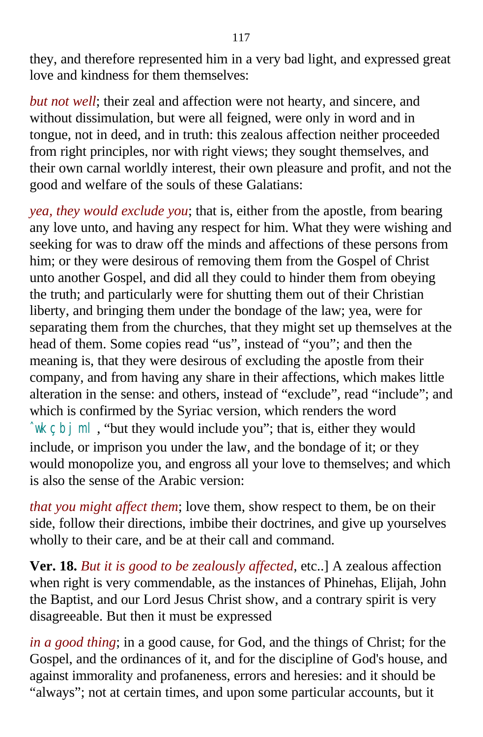they, and therefore represented him in a very bad light, and expressed great love and kindness for them themselves:

*but not well*; their zeal and affection were not hearty, and sincere, and without dissimulation, but were all feigned, were only in word and in tongue, not in deed, and in truth: this zealous affection neither proceeded from right principles, nor with right views; they sought themselves, and their own carnal worldly interest, their own pleasure and profit, and not the good and welfare of the souls of these Galatians:

*yea, they would exclude you*; that is, either from the apostle, from bearing any love unto, and having any respect for him. What they were wishing and seeking for was to draw off the minds and affections of these persons from him; or they were desirous of removing them from the Gospel of Christ unto another Gospel, and did all they could to hinder them from obeying the truth; and particularly were for shutting them out of their Christian liberty, and bringing them under the bondage of the law; yea, were for separating them from the churches, that they might set up themselves at the head of them. Some copies read "us", instead of "you"; and then the meaning is, that they were desirous of excluding the apostle from their company, and from having any share in their affections, which makes little alteration in the sense: and others, instead of "exclude", read "include"; and which is confirmed by the Syriac version, which renders the word ˆwkçbj ml , "but they would include you"; that is, either they would include, or imprison you under the law, and the bondage of it; or they would monopolize you, and engross all your love to themselves; and which is also the sense of the Arabic version:

*that you might affect them*; love them, show respect to them, be on their side, follow their directions, imbibe their doctrines, and give up yourselves wholly to their care, and be at their call and command.

**Ver. 18.** *But it is good to be zealously affected*, etc..] A zealous affection when right is very commendable, as the instances of Phinehas, Elijah, John the Baptist, and our Lord Jesus Christ show, and a contrary spirit is very disagreeable. But then it must be expressed

*in a good thing*; in a good cause, for God, and the things of Christ; for the Gospel, and the ordinances of it, and for the discipline of God's house, and against immorality and profaneness, errors and heresies: and it should be "always"; not at certain times, and upon some particular accounts, but it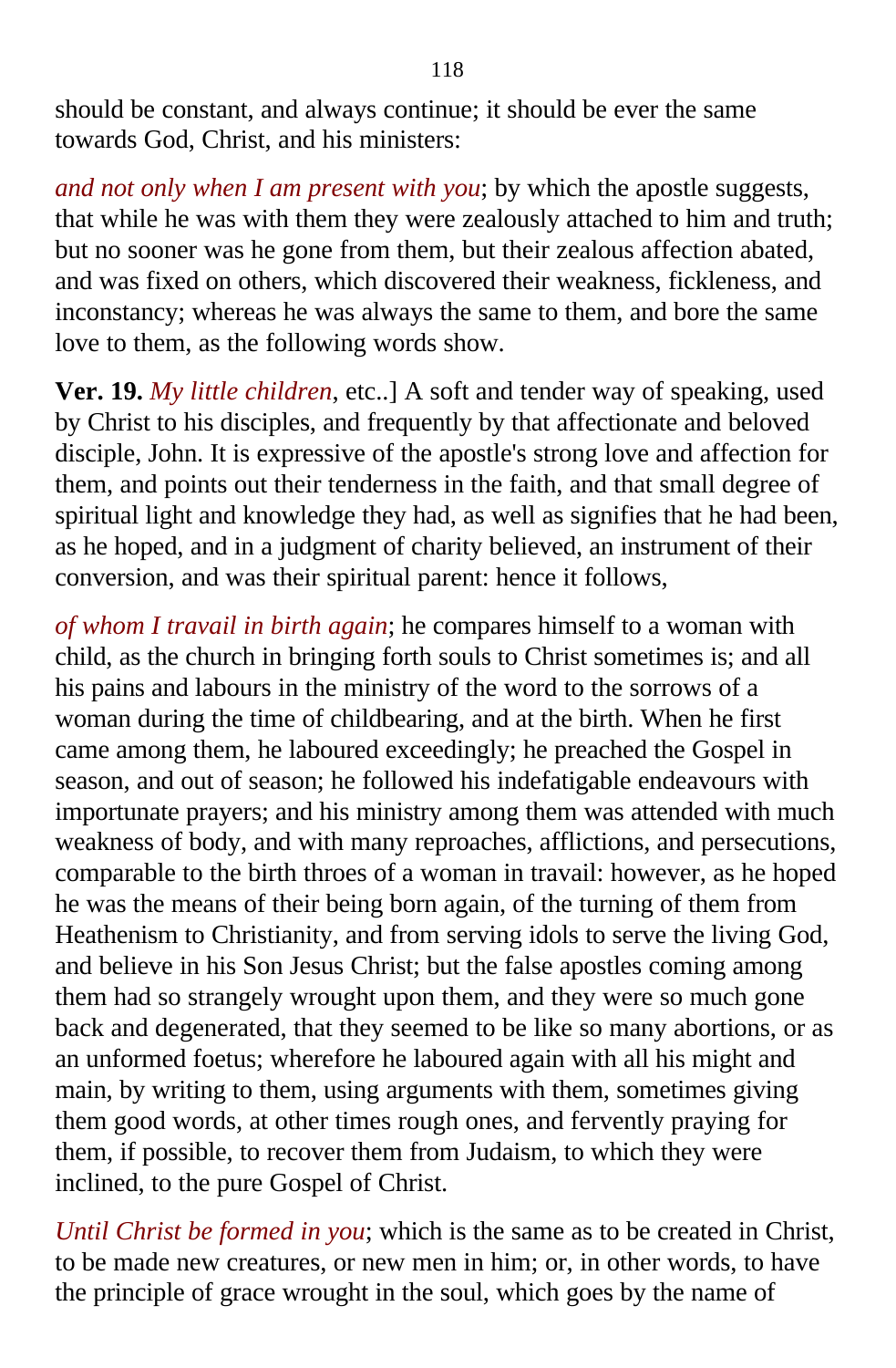should be constant, and always continue; it should be ever the same towards God, Christ, and his ministers:

*and not only when I am present with you*; by which the apostle suggests, that while he was with them they were zealously attached to him and truth; but no sooner was he gone from them, but their zealous affection abated, and was fixed on others, which discovered their weakness, fickleness, and inconstancy; whereas he was always the same to them, and bore the same love to them, as the following words show.

**Ver. 19.** *My little children*, etc..] A soft and tender way of speaking, used by Christ to his disciples, and frequently by that affectionate and beloved disciple, John. It is expressive of the apostle's strong love and affection for them, and points out their tenderness in the faith, and that small degree of spiritual light and knowledge they had, as well as signifies that he had been, as he hoped, and in a judgment of charity believed, an instrument of their conversion, and was their spiritual parent: hence it follows,

*of whom I travail in birth again*; he compares himself to a woman with child, as the church in bringing forth souls to Christ sometimes is; and all his pains and labours in the ministry of the word to the sorrows of a woman during the time of childbearing, and at the birth. When he first came among them, he laboured exceedingly; he preached the Gospel in season, and out of season; he followed his indefatigable endeavours with importunate prayers; and his ministry among them was attended with much weakness of body, and with many reproaches, afflictions, and persecutions, comparable to the birth throes of a woman in travail: however, as he hoped he was the means of their being born again, of the turning of them from Heathenism to Christianity, and from serving idols to serve the living God, and believe in his Son Jesus Christ; but the false apostles coming among them had so strangely wrought upon them, and they were so much gone back and degenerated, that they seemed to be like so many abortions, or as an unformed foetus; wherefore he laboured again with all his might and main, by writing to them, using arguments with them, sometimes giving them good words, at other times rough ones, and fervently praying for them, if possible, to recover them from Judaism, to which they were inclined, to the pure Gospel of Christ.

*Until Christ be formed in you*; which is the same as to be created in Christ, to be made new creatures, or new men in him; or, in other words, to have the principle of grace wrought in the soul, which goes by the name of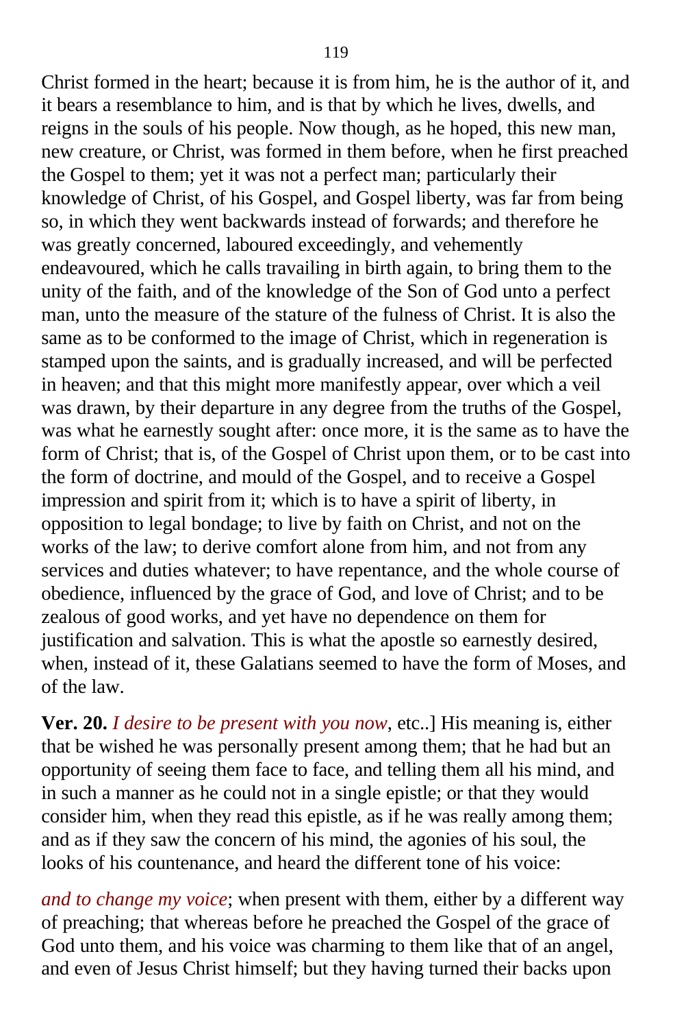Christ formed in the heart; because it is from him, he is the author of it, and it bears a resemblance to him, and is that by which he lives, dwells, and reigns in the souls of his people. Now though, as he hoped, this new man, new creature, or Christ, was formed in them before, when he first preached the Gospel to them; yet it was not a perfect man; particularly their knowledge of Christ, of his Gospel, and Gospel liberty, was far from being so, in which they went backwards instead of forwards; and therefore he was greatly concerned, laboured exceedingly, and vehemently endeavoured, which he calls travailing in birth again, to bring them to the unity of the faith, and of the knowledge of the Son of God unto a perfect man, unto the measure of the stature of the fulness of Christ. It is also the same as to be conformed to the image of Christ, which in regeneration is stamped upon the saints, and is gradually increased, and will be perfected in heaven; and that this might more manifestly appear, over which a veil was drawn, by their departure in any degree from the truths of the Gospel, was what he earnestly sought after: once more, it is the same as to have the form of Christ; that is, of the Gospel of Christ upon them, or to be cast into the form of doctrine, and mould of the Gospel, and to receive a Gospel impression and spirit from it; which is to have a spirit of liberty, in opposition to legal bondage; to live by faith on Christ, and not on the works of the law; to derive comfort alone from him, and not from any services and duties whatever; to have repentance, and the whole course of obedience, influenced by the grace of God, and love of Christ; and to be zealous of good works, and yet have no dependence on them for justification and salvation. This is what the apostle so earnestly desired, when, instead of it, these Galatians seemed to have the form of Moses, and of the law.

**Ver. 20.** *I desire to be present with you now,* etc..] His meaning is, either that be wished he was personally present among them; that he had but an opportunity of seeing them face to face, and telling them all his mind, and in such a manner as he could not in a single epistle; or that they would consider him, when they read this epistle, as if he was really among them; and as if they saw the concern of his mind, the agonies of his soul, the looks of his countenance, and heard the different tone of his voice:

*and to change my voice*; when present with them, either by a different way of preaching; that whereas before he preached the Gospel of the grace of God unto them, and his voice was charming to them like that of an angel, and even of Jesus Christ himself; but they having turned their backs upon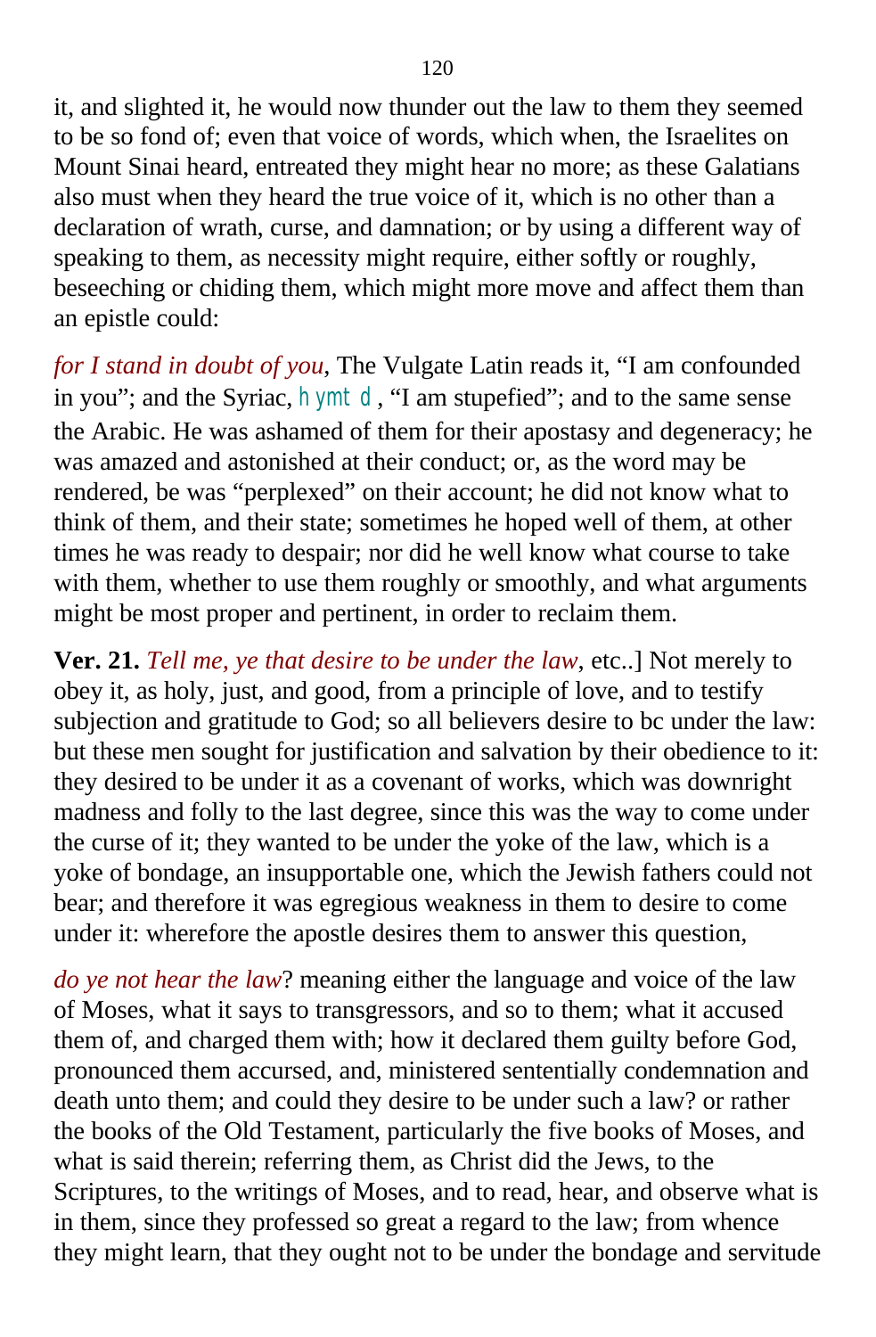it, and slighted it, he would now thunder out the law to them they seemed to be so fond of; even that voice of words, which when, the Israelites on Mount Sinai heard, entreated they might hear no more; as these Galatians also must when they heard the true voice of it, which is no other than a declaration of wrath, curse, and damnation; or by using a different way of speaking to them, as necessity might require, either softly or roughly, beseeching or chiding them, which might more move and affect them than an epistle could:

*for I stand in doubt of you*, The Vulgate Latin reads it, "I am confounded in you"; and the Syriac, hymt d, "I am stupefied"; and to the same sense the Arabic. He was ashamed of them for their apostasy and degeneracy; he was amazed and astonished at their conduct; or, as the word may be rendered, be was "perplexed" on their account; he did not know what to think of them, and their state; sometimes he hoped well of them, at other times he was ready to despair; nor did he well know what course to take with them, whether to use them roughly or smoothly, and what arguments might be most proper and pertinent, in order to reclaim them.

**Ver. 21.** *Tell me, ye that desire to be under the law*, etc..] Not merely to obey it, as holy, just, and good, from a principle of love, and to testify subjection and gratitude to God; so all believers desire to bc under the law: but these men sought for justification and salvation by their obedience to it: they desired to be under it as a covenant of works, which was downright madness and folly to the last degree, since this was the way to come under the curse of it; they wanted to be under the yoke of the law, which is a yoke of bondage, an insupportable one, which the Jewish fathers could not bear; and therefore it was egregious weakness in them to desire to come under it: wherefore the apostle desires them to answer this question,

*do ye not hear the law*? meaning either the language and voice of the law of Moses, what it says to transgressors, and so to them; what it accused them of, and charged them with; how it declared them guilty before God, pronounced them accursed, and, ministered sententially condemnation and death unto them; and could they desire to be under such a law? or rather the books of the Old Testament, particularly the five books of Moses, and what is said therein; referring them, as Christ did the Jews, to the Scriptures, to the writings of Moses, and to read, hear, and observe what is in them, since they professed so great a regard to the law; from whence they might learn, that they ought not to be under the bondage and servitude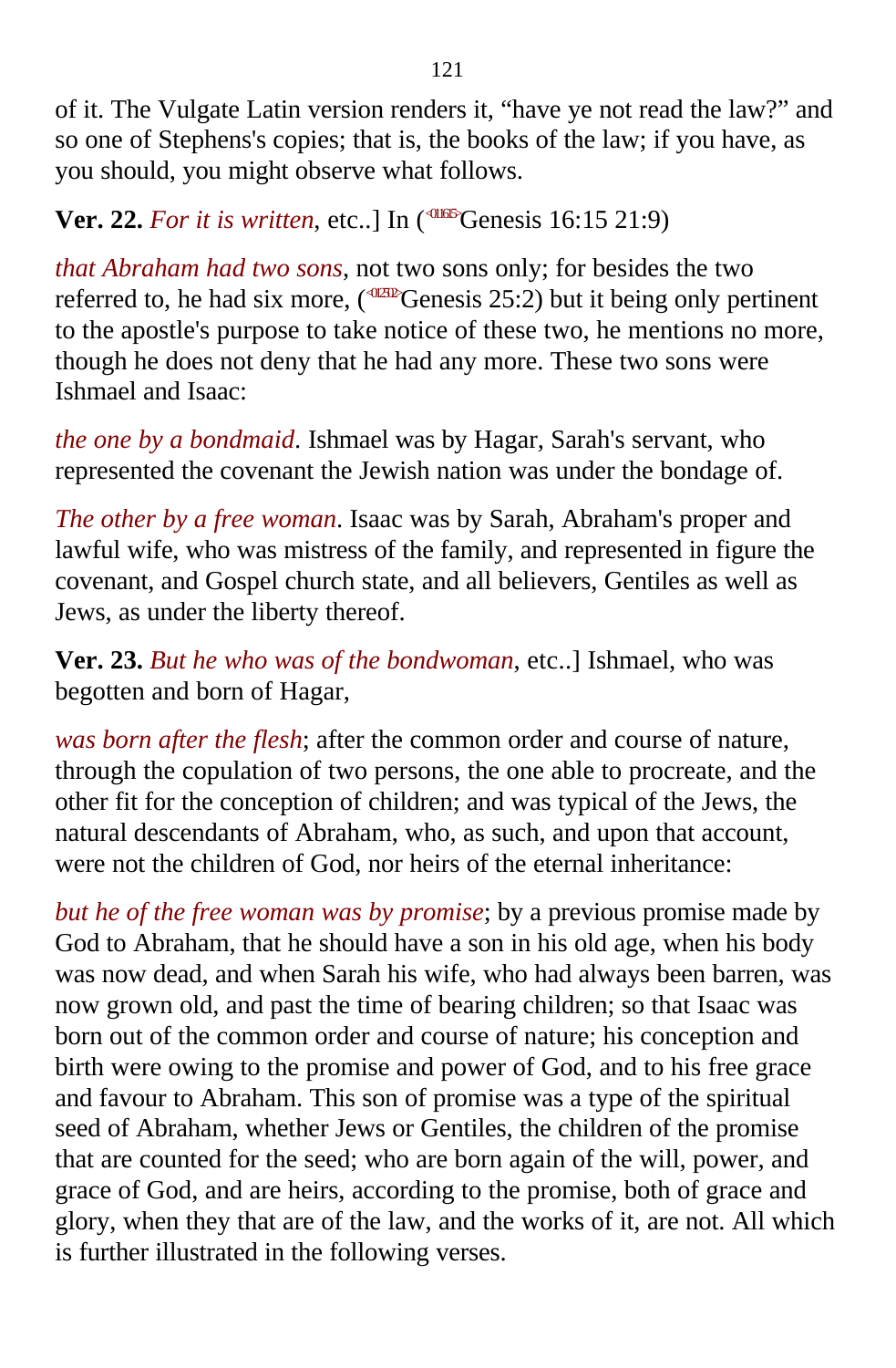of it. The Vulgate Latin version renders it, “have ye not read the law?” and so one of Stephens's copies; that is, the books of the law; if you have, as you should, you might observe what follows.

**Ver. 22.** *For it is written*, etc..] In (<011615>Genesis 16:15 21:9)

*that Abraham had two sons*, not two sons only; for besides the two referred to, he had six more, (<012502>Genesis 25:2) but it being only pertinent to the apostle's purpose to take notice of these two, he mentions no more, though he does not deny that he had any more. These two sons were Ishmael and Isaac:

*the one by a bondmaid*. Ishmael was by Hagar, Sarah's servant, who represented the covenant the Jewish nation was under the bondage of.

*The other by a free woman*. Isaac was by Sarah, Abraham's proper and lawful wife, who was mistress of the family, and represented in figure the covenant, and Gospel church state, and all believers, Gentiles as well as Jews, as under the liberty thereof.

**Ver. 23.** *But he who was of the bondwoman*, etc..] Ishmael, who was begotten and born of Hagar,

*was born after the flesh*; after the common order and course of nature, through the copulation of two persons, the one able to procreate, and the other fit for the conception of children; and was typical of the Jews, the natural descendants of Abraham, who, as such, and upon that account, were not the children of God, nor heirs of the eternal inheritance:

*but he of the free woman was by promise*; by a previous promise made by God to Abraham, that he should have a son in his old age, when his body was now dead, and when Sarah his wife, who had always been barren, was now grown old, and past the time of bearing children; so that Isaac was born out of the common order and course of nature; his conception and birth were owing to the promise and power of God, and to his free grace and favour to Abraham. This son of promise was a type of the spiritual seed of Abraham, whether Jews or Gentiles, the children of the promise that are counted for the seed; who are born again of the will, power, and grace of God, and are heirs, according to the promise, both of grace and glory, when they that are of the law, and the works of it, are not. All which is further illustrated in the following verses.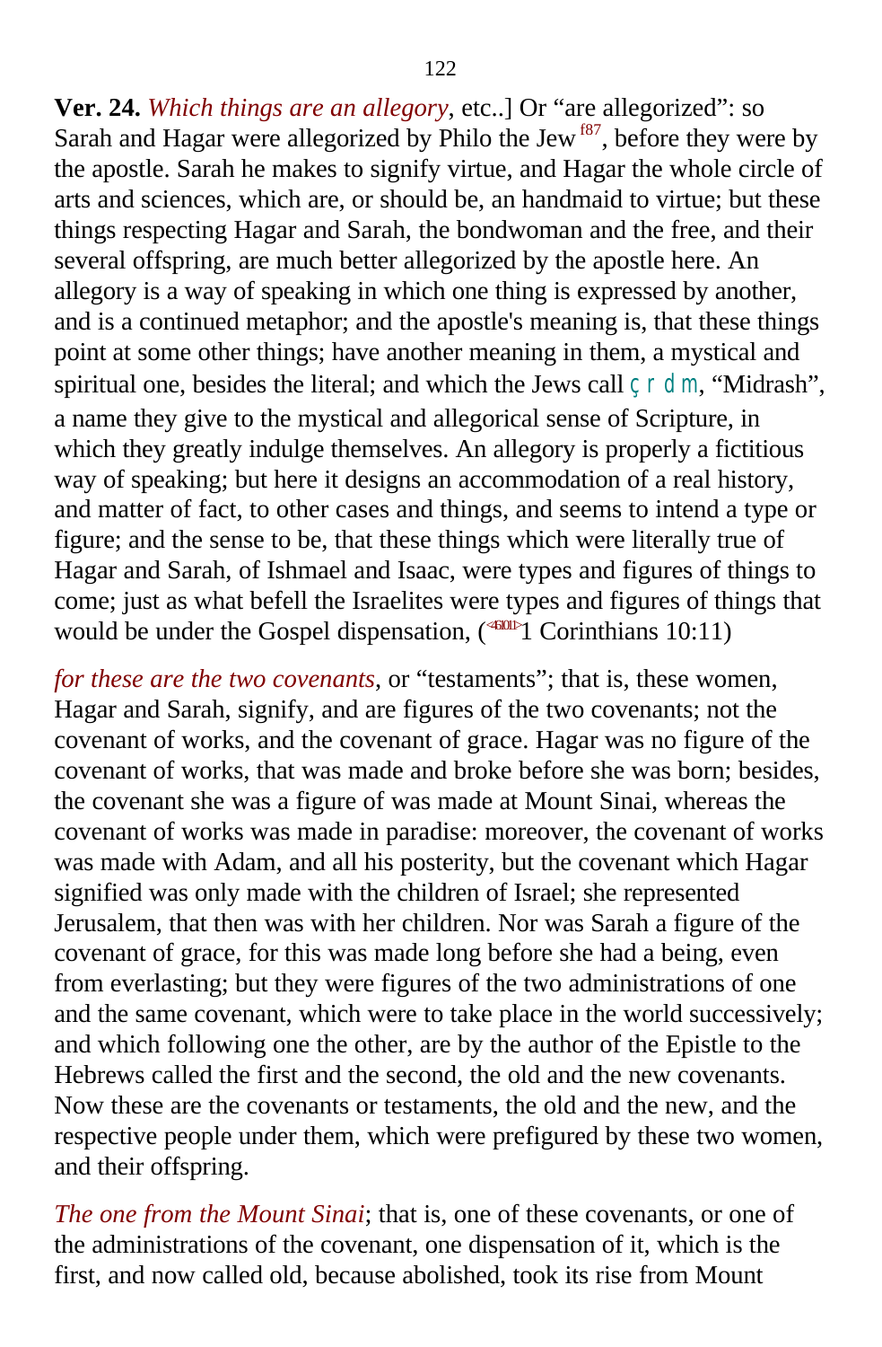**Ver. 24.** *Which things are an allegory*, etc..] Or “are allegorized”: so Sarah and Hagar were allegorized by Philo the Jew[f87], before they were by the apostle. Sarah he makes to signify virtue, and Hagar the whole circle of arts and sciences, which are, or should be, an handmaid to virtue; but these things respecting Hagar and Sarah, the bondwoman and the free, and their several offspring, are much better allegorized by the apostle here. An allegory is a way of speaking in which one thing is expressed by another, and is a continued metaphor; and the apostle's meaning is, that these things point at some other things; have another meaning in them, a mystical and spiritual one, besides the literal; and which the Jews call ç r d m, “Midrash”, a name they give to the mystical and allegorical sense of Scripture, in which they greatly indulge themselves. An allegory is properly a fictitious way of speaking; but here it designs an accommodation of a real history, and matter of fact, to other cases and things, and seems to intend a type or figure; and the sense to be, that these things which were literally true of Hagar and Sarah, of Ishmael and Isaac, were types and figures of things to come; just as what befell the Israelites were types and figures of things that would be under the Gospel dispensation, (1 Corinthians 10:11)

*for these are the two covenants*, or “testaments”; that is, these women, Hagar and Sarah, signify, and are figures of the two covenants; not the covenant of works, and the covenant of grace. Hagar was no figure of the covenant of works, that was made and broke before she was born; besides, the covenant she was a figure of was made at Mount Sinai, whereas the covenant of works was made in paradise: moreover, the covenant of works was made with Adam, and all his posterity, but the covenant which Hagar signified was only made with the children of Israel; she represented Jerusalem, that then was with her children. Nor was Sarah a figure of the covenant of grace, for this was made long before she had a being, even from everlasting; but they were figures of the two administrations of one and the same covenant, which were to take place in the world successively; and which following one the other, are by the author of the Epistle to the Hebrews called the first and the second, the old and the new covenants. Now these are the covenants or testaments, the old and the new, and the respective people under them, which were prefigured by these two women, and their offspring.

*The one from the Mount Sinai*; that is, one of these covenants, or one of the administrations of the covenant, one dispensation of it, which is the first, and now called old, because abolished, took its rise from Mount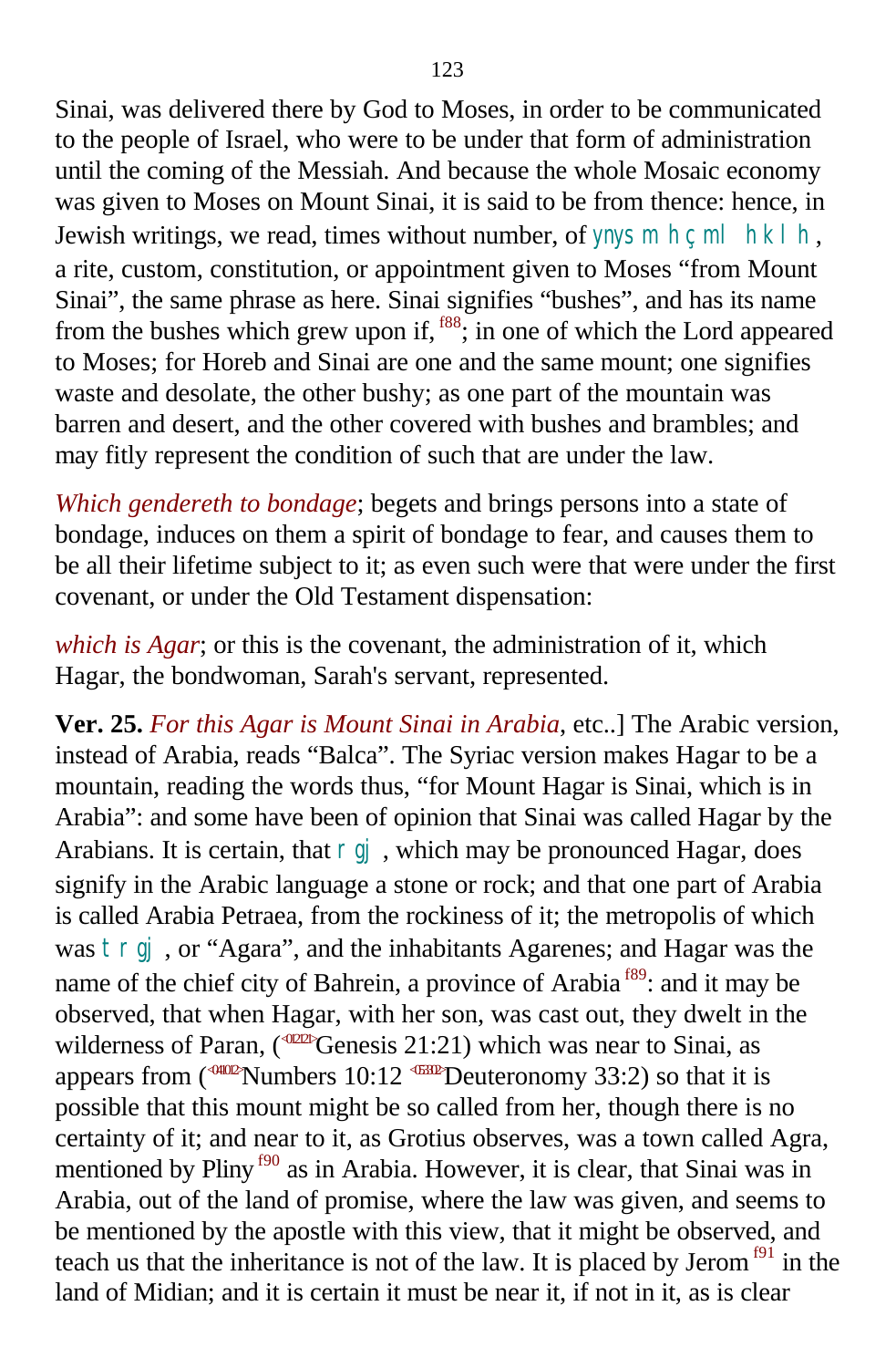Sinai, was delivered there by God to Moses, in order to be communicated to the people of Israel, who were to be under that form of administration until the coming of the Messiah. And because the whole Mosaic economy was given to Moses on Mount Sinai, it is said to be from thence: hence, in Jewish writings, we read, times without number, of ynysm hçml hklh, a rite, custom, constitution, or appointment given to Moses "from Mount Sinai", the same phrase as here. Sinai signifies "bushes", and has its name from the bushes which grew upon if,[f88]; in one of which the Lord appeared to Moses; for Horeb and Sinai are one and the same mount; one signifies waste and desolate, the other bushy; as one part of the mountain was barren and desert, and the other covered with bushes and brambles; and may fitly represent the condition of such that are under the law.

*Which gendereth to bondage*; begets and brings persons into a state of bondage, induces on them a spirit of bondage to fear, and causes them to be all their lifetime subject to it; as even such were that were under the first covenant, or under the Old Testament dispensation:

*which is Agar*; or this is the covenant, the administration of it, which Hagar, the bondwoman, Sarah's servant, represented.

**Ver. 25.** *For this Agar is Mount Sinai in Arabia*, etc..] The Arabic version, instead of Arabia, reads "Balca". The Syriac version makes Hagar to be a mountain, reading the words thus, "for Mount Hagar is Sinai, which is in Arabia": and some have been of opinion that Sinai was called Hagar by the Arabians. It is certain, that rgj, which may be pronounced Hagar, does signify in the Arabic language a stone or rock; and that one part of Arabia is called Arabia Petraea, from the rockiness of it; the metropolis of which was trgj, or "Agara", and the inhabitants Agarenes; and Hagar was the name of the chief city of Bahrein, a province of Arabia[f89]: and it may be observed, that when Hagar, with her son, was cast out, they dwelt in the wilderness of Paran, (Genesis 21:21) which was near to Sinai, as appears from (Numbers 10:12 Deuteronomy 33:2) so that it is possible that this mount might be so called from her, though there is no certainty of it; and near to it, as Grotius observes, was a town called Agra, mentioned by Pliny[f90] as in Arabia. However, it is clear, that Sinai was in Arabia, out of the land of promise, where the law was given, and seems to be mentioned by the apostle with this view, that it might be observed, and teach us that the inheritance is not of the law. It is placed by Jerom[f91] in the land of Midian; and it is certain it must be near it, if not in it, as is clear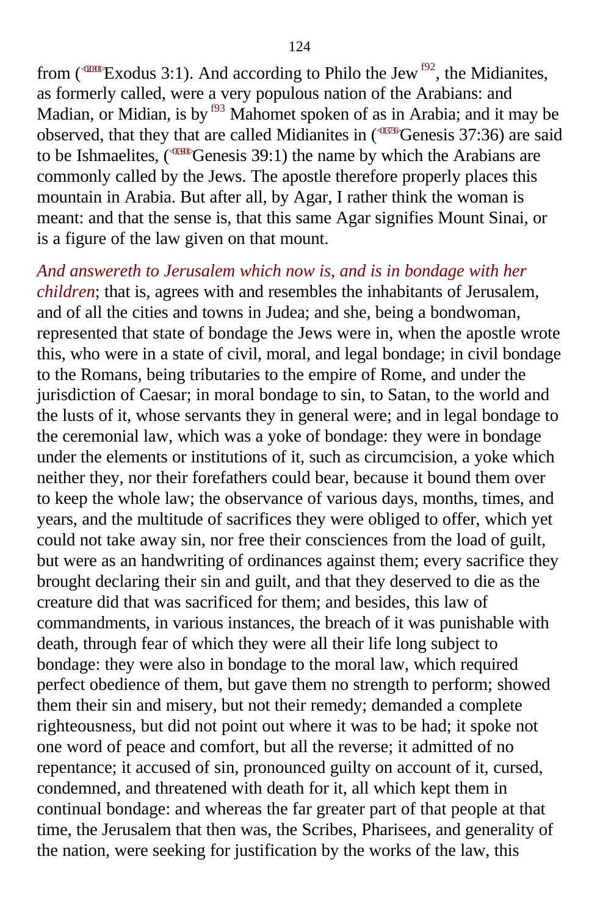from (Exodus 3:1). And according to Philo the Jew [f92], the Midianites, as formerly called, were a very populous nation of the Arabians: and Madian, or Midian, is by [f93] Mahomet spoken of as in Arabia; and it may be observed, that they that are called Midianites in (Genesis 37:36) are said to be Ishmaelites, (Genesis 39:1) the name by which the Arabians are commonly called by the Jews. The apostle therefore properly places this mountain in Arabia. But after all, by Agar, I rather think the woman is meant: and that the sense is, that this same Agar signifies Mount Sinai, or is a figure of the law given on that mount.

*And answereth to Jerusalem which now is, and is in bondage with her children*; that is, agrees with and resembles the inhabitants of Jerusalem, and of all the cities and towns in Judea; and she, being a bondwoman, represented that state of bondage the Jews were in, when the apostle wrote this, who were in a state of civil, moral, and legal bondage; in civil bondage to the Romans, being tributaries to the empire of Rome, and under the jurisdiction of Caesar; in moral bondage to sin, to Satan, to the world and the lusts of it, whose servants they in general were; and in legal bondage to the ceremonial law, which was a yoke of bondage: they were in bondage under the elements or institutions of it, such as circumcision, a yoke which neither they, nor their forefathers could bear, because it bound them over to keep the whole law; the observance of various days, months, times, and years, and the multitude of sacrifices they were obliged to offer, which yet could not take away sin, nor free their consciences from the load of guilt, but were as an handwriting of ordinances against them; every sacrifice they brought declaring their sin and guilt, and that they deserved to die as the creature did that was sacrificed for them; and besides, this law of commandments, in various instances, the breach of it was punishable with death, through fear of which they were all their life long subject to bondage: they were also in bondage to the moral law, which required perfect obedience of them, but gave them no strength to perform; showed them their sin and misery, but not their remedy; demanded a complete righteousness, but did not point out where it was to be had; it spoke not one word of peace and comfort, but all the reverse; it admitted of no repentance; it accused of sin, pronounced guilty on account of it, cursed, condemned, and threatened with death for it, all which kept them in continual bondage: and whereas the far greater part of that people at that time, the Jerusalem that then was, the Scribes, Pharisees, and generality of the nation, were seeking for justification by the works of the law, this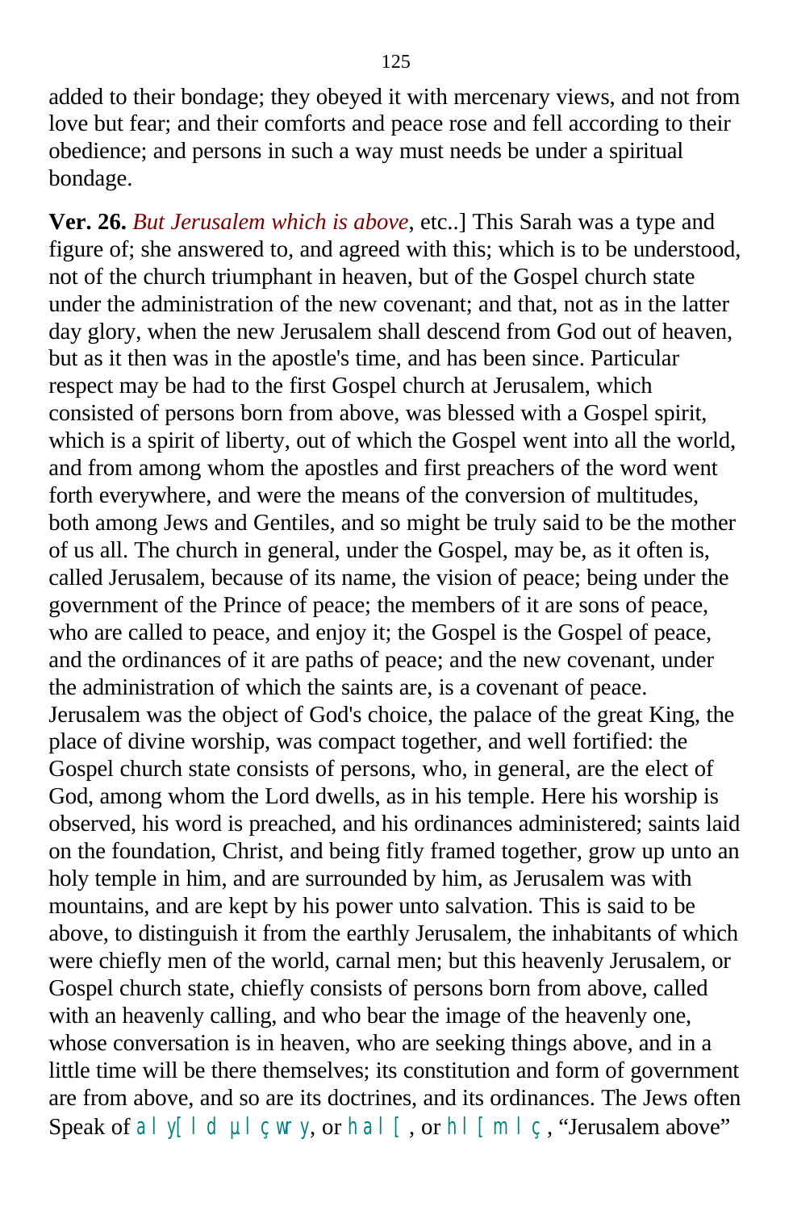added to their bondage; they obeyed it with mercenary views, and not from love but fear; and their comforts and peace rose and fell according to their obedience; and persons in such a way must needs be under a spiritual bondage.

**Ver. 26.** *But Jerusalem which is above*, etc..] This Sarah was a type and figure of; she answered to, and agreed with this; which is to be understood, not of the church triumphant in heaven, but of the Gospel church state under the administration of the new covenant; and that, not as in the latter day glory, when the new Jerusalem shall descend from God out of heaven, but as it then was in the apostle's time, and has been since. Particular respect may be had to the first Gospel church at Jerusalem, which consisted of persons born from above, was blessed with a Gospel spirit, which is a spirit of liberty, out of which the Gospel went into all the world, and from among whom the apostles and first preachers of the word went forth everywhere, and were the means of the conversion of multitudes, both among Jews and Gentiles, and so might be truly said to be the mother of us all. The church in general, under the Gospel, may be, as it often is, called Jerusalem, because of its name, the vision of peace; being under the government of the Prince of peace; the members of it are sons of peace, who are called to peace, and enjoy it; the Gospel is the Gospel of peace, and the ordinances of it are paths of peace; and the new covenant, under the administration of which the saints are, is a covenant of peace. Jerusalem was the object of God's choice, the palace of the great King, the place of divine worship, was compact together, and well fortified: the Gospel church state consists of persons, who, in general, are the elect of God, among whom the Lord dwells, as in his temple. Here his worship is observed, his word is preached, and his ordinances administered; saints laid on the foundation, Christ, and being fitly framed together, grow up unto an holy temple in him, and are surrounded by him, as Jerusalem was with mountains, and are kept by his power unto salvation. This is said to be above, to distinguish it from the earthly Jerusalem, the inhabitants of which were chiefly men of the world, carnal men; but this heavenly Jerusalem, or Gospel church state, chiefly consists of persons born from above, called with an heavenly calling, and who bear the image of the heavenly one, whose conversation is in heaven, who are seeking things above, and in a little time will be there themselves; its constitution and form of government are from above, and so are its doctrines, and its ordinances. The Jews often Speak of a l y[ l d µ l ç wr y, or h a l [ , or h l [ m l ç , “Jerusalem above”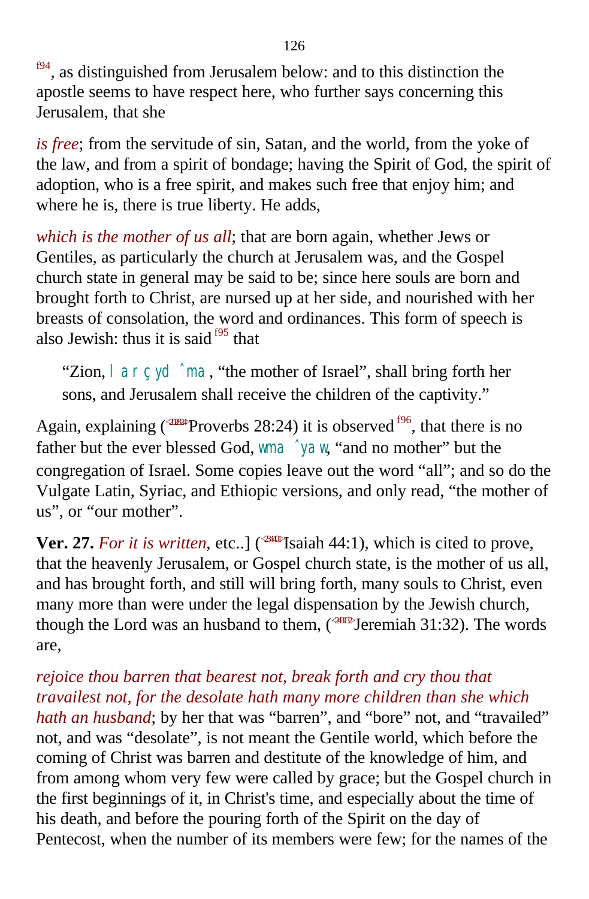[f94], as distinguished from Jerusalem below: and to this distinction the apostle seems to have respect here, who further says concerning this Jerusalem, that she

*is free*; from the servitude of sin, Satan, and the world, from the yoke of the law, and from a spirit of bondage; having the Spirit of God, the spirit of adoption, who is a free spirit, and makes such free that enjoy him; and where he is, there is true liberty. He adds,

*which is the mother of us all*; that are born again, whether Jews or Gentiles, as particularly the church at Jerusalem was, and the Gospel church state in general may be said to be; since here souls are born and brought forth to Christ, are nursed up at her side, and nourished with her breasts of consolation, the word and ordinances. This form of speech is also Jewish: thus it is said [f95] that

> “Zion, l a r ç yd ˆma , “the mother of Israel”, shall bring forth her sons, and Jerusalem shall receive the children of the captivity.”

Again, explaining (<202824>Proverbs 28:24) it is observed [f96], that there is no father but the ever blessed God, wma ˆya w, “and no mother” but the congregation of Israel. Some copies leave out the word “all”; and so do the Vulgate Latin, Syriac, and Ethiopic versions, and only read, “the mother of us”, or “our mother”.

**Ver. 27.** *For it is written*, etc..] (<234401>Isaiah 44:1), which is cited to prove, that the heavenly Jerusalem, or Gospel church state, is the mother of us all, and has brought forth, and still will bring forth, many souls to Christ, even many more than were under the legal dispensation by the Jewish church, though the Lord was an husband to them, (<243132>Jeremiah 31:32). The words are,

*rejoice thou barren that bearest not, break forth and cry thou that travailest not, for the desolate hath many more children than she which hath an husband*; by her that was “barren”, and “bore” not, and “travailed” not, and was “desolate”, is not meant the Gentile world, which before the coming of Christ was barren and destitute of the knowledge of him, and from among whom very few were called by grace; but the Gospel church in the first beginnings of it, in Christ's time, and especially about the time of his death, and before the pouring forth of the Spirit on the day of Pentecost, when the number of its members were few; for the names of the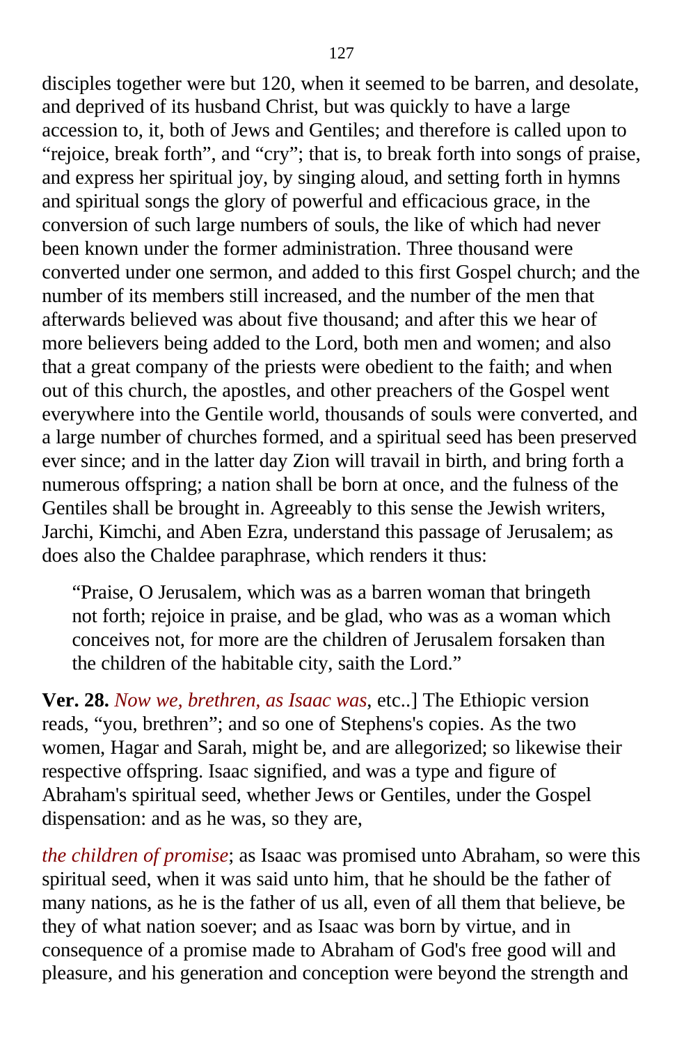disciples together were but 120, when it seemed to be barren, and desolate, and deprived of its husband Christ, but was quickly to have a large accession to, it, both of Jews and Gentiles; and therefore is called upon to "rejoice, break forth", and "cry"; that is, to break forth into songs of praise, and express her spiritual joy, by singing aloud, and setting forth in hymns and spiritual songs the glory of powerful and efficacious grace, in the conversion of such large numbers of souls, the like of which had never been known under the former administration. Three thousand were converted under one sermon, and added to this first Gospel church; and the number of its members still increased, and the number of the men that afterwards believed was about five thousand; and after this we hear of more believers being added to the Lord, both men and women; and also that a great company of the priests were obedient to the faith; and when out of this church, the apostles, and other preachers of the Gospel went everywhere into the Gentile world, thousands of souls were converted, and a large number of churches formed, and a spiritual seed has been preserved ever since; and in the latter day Zion will travail in birth, and bring forth a numerous offspring; a nation shall be born at once, and the fulness of the Gentiles shall be brought in. Agreeably to this sense the Jewish writers, Jarchi, Kimchi, and Aben Ezra, understand this passage of Jerusalem; as does also the Chaldee paraphrase, which renders it thus:

> "Praise, O Jerusalem, which was as a barren woman that bringeth not forth; rejoice in praise, and be glad, who was as a woman which conceives not, for more are the children of Jerusalem forsaken than the children of the habitable city, saith the Lord."

**Ver. 28.** *Now we, brethren, as Isaac was*, etc..] The Ethiopic version reads, "you, brethren"; and so one of Stephens's copies. As the two women, Hagar and Sarah, might be, and are allegorized; so likewise their respective offspring. Isaac signified, and was a type and figure of Abraham's spiritual seed, whether Jews or Gentiles, under the Gospel dispensation: and as he was, so they are,

*the children of promise*; as Isaac was promised unto Abraham, so were this spiritual seed, when it was said unto him, that he should be the father of many nations, as he is the father of us all, even of all them that believe, be they of what nation soever; and as Isaac was born by virtue, and in consequence of a promise made to Abraham of God's free good will and pleasure, and his generation and conception were beyond the strength and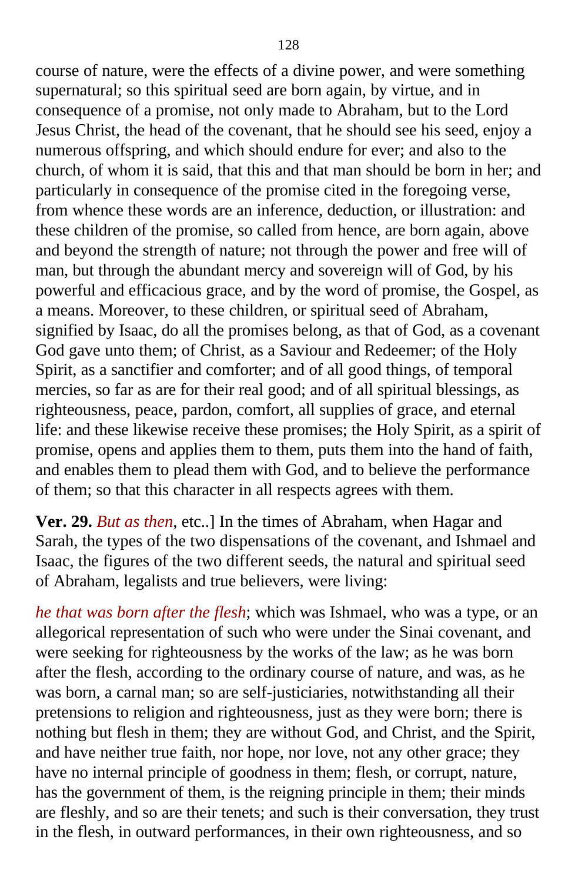course of nature, were the effects of a divine power, and were something supernatural; so this spiritual seed are born again, by virtue, and in consequence of a promise, not only made to Abraham, but to the Lord Jesus Christ, the head of the covenant, that he should see his seed, enjoy a numerous offspring, and which should endure for ever; and also to the church, of whom it is said, that this and that man should be born in her; and particularly in consequence of the promise cited in the foregoing verse, from whence these words are an inference, deduction, or illustration: and these children of the promise, so called from hence, are born again, above and beyond the strength of nature; not through the power and free will of man, but through the abundant mercy and sovereign will of God, by his powerful and efficacious grace, and by the word of promise, the Gospel, as a means. Moreover, to these children, or spiritual seed of Abraham, signified by Isaac, do all the promises belong, as that of God, as a covenant God gave unto them; of Christ, as a Saviour and Redeemer; of the Holy Spirit, as a sanctifier and comforter; and of all good things, of temporal mercies, so far as are for their real good; and of all spiritual blessings, as righteousness, peace, pardon, comfort, all supplies of grace, and eternal life: and these likewise receive these promises; the Holy Spirit, as a spirit of promise, opens and applies them to them, puts them into the hand of faith, and enables them to plead them with God, and to believe the performance of them; so that this character in all respects agrees with them.

**Ver. 29.** *But as then*, etc..] In the times of Abraham, when Hagar and Sarah, the types of the two dispensations of the covenant, and Ishmael and Isaac, the figures of the two different seeds, the natural and spiritual seed of Abraham, legalists and true believers, were living:

*he that was born after the flesh*; which was Ishmael, who was a type, or an allegorical representation of such who were under the Sinai covenant, and were seeking for righteousness by the works of the law; as he was born after the flesh, according to the ordinary course of nature, and was, as he was born, a carnal man; so are self-justiciaries, notwithstanding all their pretensions to religion and righteousness, just as they were born; there is nothing but flesh in them; they are without God, and Christ, and the Spirit, and have neither true faith, nor hope, nor love, not any other grace; they have no internal principle of goodness in them; flesh, or corrupt, nature, has the government of them, is the reigning principle in them; their minds are fleshly, and so are their tenets; and such is their conversation, they trust in the flesh, in outward performances, in their own righteousness, and so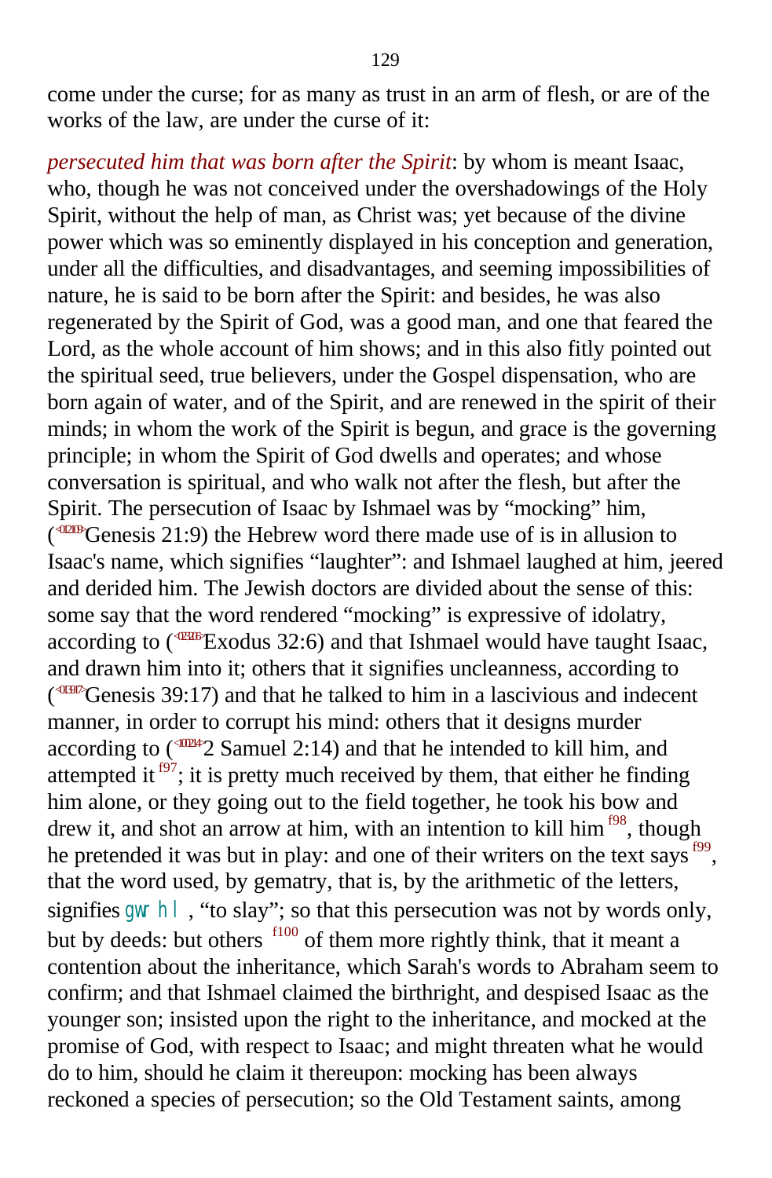come under the curse; for as many as trust in an arm of flesh, or are of the works of the law, are under the curse of it:

*persecuted him that was born after the Spirit*: by whom is meant Isaac, who, though he was not conceived under the overshadowings of the Holy Spirit, without the help of man, as Christ was; yet because of the divine power which was so eminently displayed in his conception and generation, under all the difficulties, and disadvantages, and seeming impossibilities of nature, he is said to be born after the Spirit: and besides, he was also regenerated by the Spirit of God, was a good man, and one that feared the Lord, as the whole account of him shows; and in this also fitly pointed out the spiritual seed, true believers, under the Gospel dispensation, who are born again of water, and of the Spirit, and are renewed in the spirit of their minds; in whom the work of the Spirit is begun, and grace is the governing principle; in whom the Spirit of God dwells and operates; and whose conversation is spiritual, and who walk not after the flesh, but after the Spirit. The persecution of Isaac by Ishmael was by "mocking" him, (Genesis 21:9) the Hebrew word there made use of is in allusion to Isaac's name, which signifies "laughter": and Ishmael laughed at him, jeered and derided him. The Jewish doctors are divided about the sense of this: some say that the word rendered "mocking" is expressive of idolatry, according to (Exodus 32:6) and that Ishmael would have taught Isaac, and drawn him into it; others that it signifies uncleanness, according to (Genesis 39:17) and that he talked to him in a lascivious and indecent manner, in order to corrupt his mind: others that it designs murder according to (2 Samuel 2:14) and that he intended to kill him, and attempted it [f97]; it is pretty much received by them, that either he finding him alone, or they going out to the field together, he took his bow and drew it, and shot an arrow at him, with an intention to kill him [f98], though he pretended it was but in play: and one of their writers on the text says [f99], that the word used, by gematry, that is, by the arithmetic of the letters, signifies gwrhl, "to slay"; so that this persecution was not by words only, but by deeds: but others [f100] of them more rightly think, that it meant a contention about the inheritance, which Sarah's words to Abraham seem to confirm; and that Ishmael claimed the birthright, and despised Isaac as the younger son; insisted upon the right to the inheritance, and mocked at the promise of God, with respect to Isaac; and might threaten what he would do to him, should he claim it thereupon: mocking has been always reckoned a species of persecution; so the Old Testament saints, among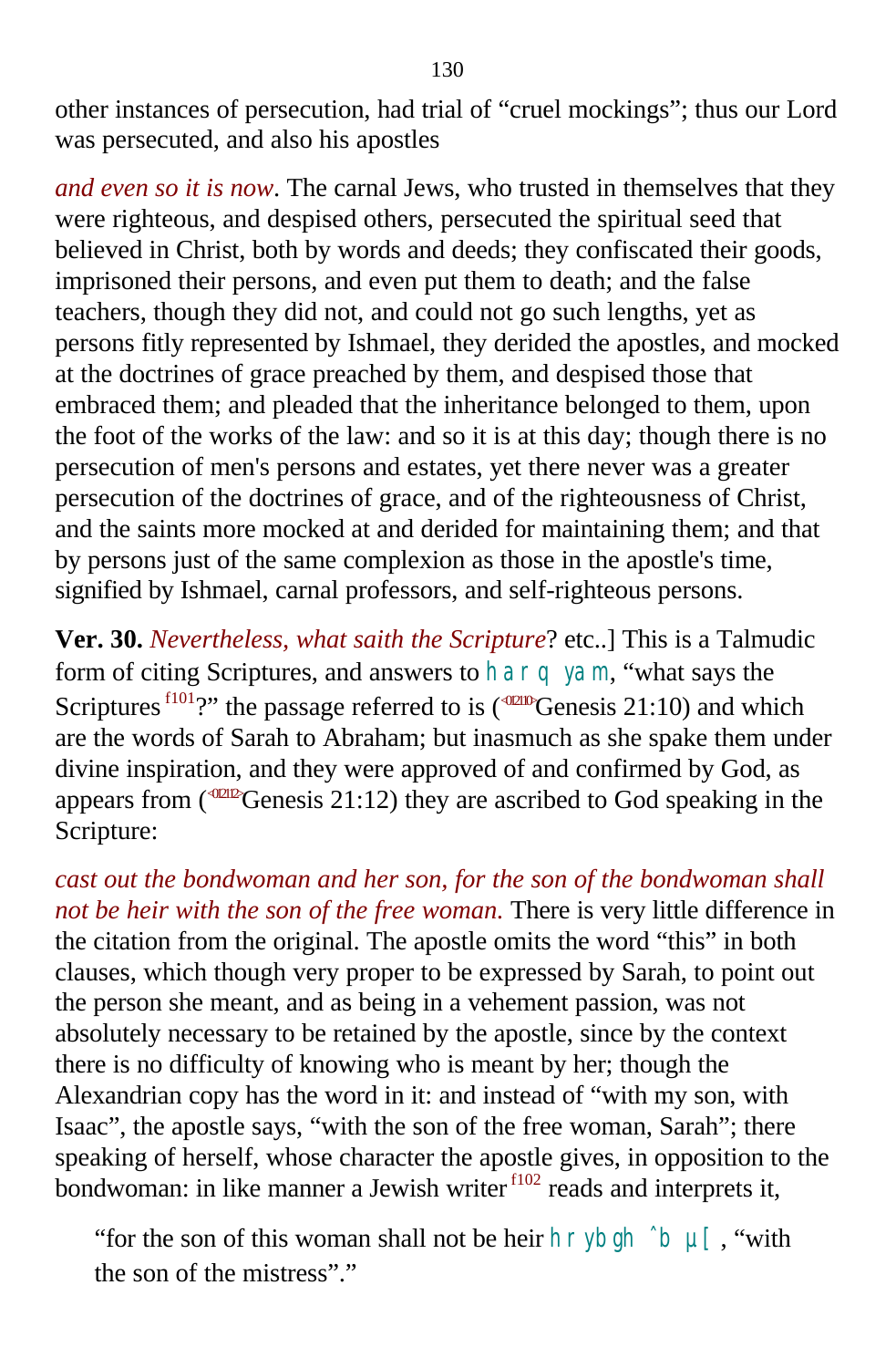other instances of persecution, had trial of “cruel mockings”; thus our Lord was persecuted, and also his apostles

*and even so it is now*. The carnal Jews, who trusted in themselves that they were righteous, and despised others, persecuted the spiritual seed that believed in Christ, both by words and deeds; they confiscated their goods, imprisoned their persons, and even put them to death; and the false teachers, though they did not, and could not go such lengths, yet as persons fitly represented by Ishmael, they derided the apostles, and mocked at the doctrines of grace preached by them, and despised those that embraced them; and pleaded that the inheritance belonged to them, upon the foot of the works of the law: and so it is at this day; though there is no persecution of men's persons and estates, yet there never was a greater persecution of the doctrines of grace, and of the righteousness of Christ, and the saints more mocked at and derided for maintaining them; and that by persons just of the same complexion as those in the apostle's time, signified by Ishmael, carnal professors, and self-righteous persons.

**Ver. 30.** *Nevertheless, what saith the Scripture*? etc..] This is a Talmudic form of citing Scriptures, and answers to h a r q ya m, “what says the Scriptures [f101]?” the passage referred to is (<012110>Genesis 21:10) and which are the words of Sarah to Abraham; but inasmuch as she spake them under divine inspiration, and they were approved of and confirmed by God, as appears from (<012112>Genesis 21:12) they are ascribed to God speaking in the Scripture:

*cast out the bondwoman and her son, for the son of the bondwoman shall not be heir with the son of the free woman.* There is very little difference in the citation from the original. The apostle omits the word “this” in both clauses, which though very proper to be expressed by Sarah, to point out the person she meant, and as being in a vehement passion, was not absolutely necessary to be retained by the apostle, since by the context there is no difficulty of knowing who is meant by her; though the Alexandrian copy has the word in it: and instead of “with my son, with Isaac”, the apostle says, “with the son of the free woman, Sarah”; there speaking of herself, whose character the apostle gives, in opposition to the bondwoman: in like manner a Jewish writer [f102] reads and interprets it,

> “for the son of this woman shall not be heir h r yb gh ˆb µ[ , “with the son of the mistress”.”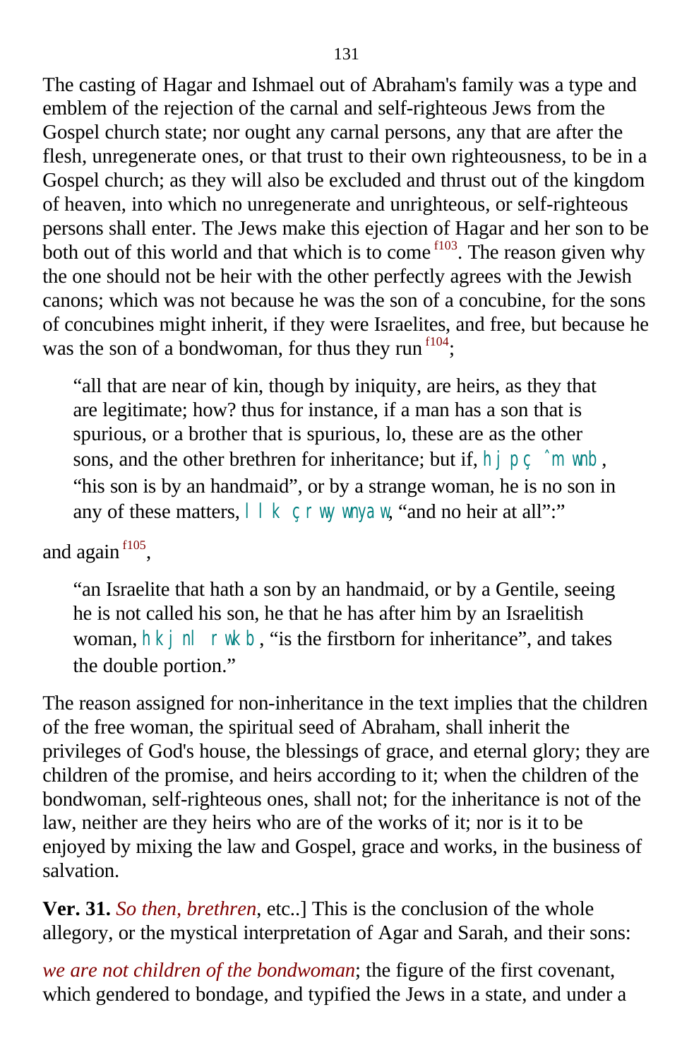The casting of Hagar and Ishmael out of Abraham's family was a type and emblem of the rejection of the carnal and self-righteous Jews from the Gospel church state; nor ought any carnal persons, any that are after the flesh, unregenerate ones, or that trust to their own righteousness, to be in a Gospel church; as they will also be excluded and thrust out of the kingdom of heaven, into which no unregenerate and unrighteous, or self-righteous persons shall enter. The Jews make this ejection of Hagar and her son to be both out of this world and that which is to come [f103]. The reason given why the one should not be heir with the other perfectly agrees with the Jewish canons; which was not because he was the son of a concubine, for the sons of concubines might inherit, if they were Israelites, and free, but because he was the son of a bondwoman, for thus they run [f104];

> "all that are near of kin, though by iniquity, are heirs, as they that are legitimate; how? thus for instance, if a man has a son that is spurious, or a brother that is spurious, lo, these are as the other sons, and the other brethren for inheritance; but if, hjpç ˆm wnb, "his son is by an handmaid", or by a strange woman, he is no son in any of these matters, llk çrwy wnyaw, "and no heir at all":"

and again [f105],

> "an Israelite that hath a son by an handmaid, or by a Gentile, seeing he is not called his son, he that he has after him by an Israelitish woman, hkjnl rwkb, "is the firstborn for inheritance", and takes the double portion."

The reason assigned for non-inheritance in the text implies that the children of the free woman, the spiritual seed of Abraham, shall inherit the privileges of God's house, the blessings of grace, and eternal glory; they are children of the promise, and heirs according to it; when the children of the bondwoman, self-righteous ones, shall not; for the inheritance is not of the law, neither are they heirs who are of the works of it; nor is it to be enjoyed by mixing the law and Gospel, grace and works, in the business of salvation.

**Ver. 31.** *So then, brethren*, etc..] This is the conclusion of the whole allegory, or the mystical interpretation of Agar and Sarah, and their sons:

*we are not children of the bondwoman*; the figure of the first covenant, which gendered to bondage, and typified the Jews in a state, and under a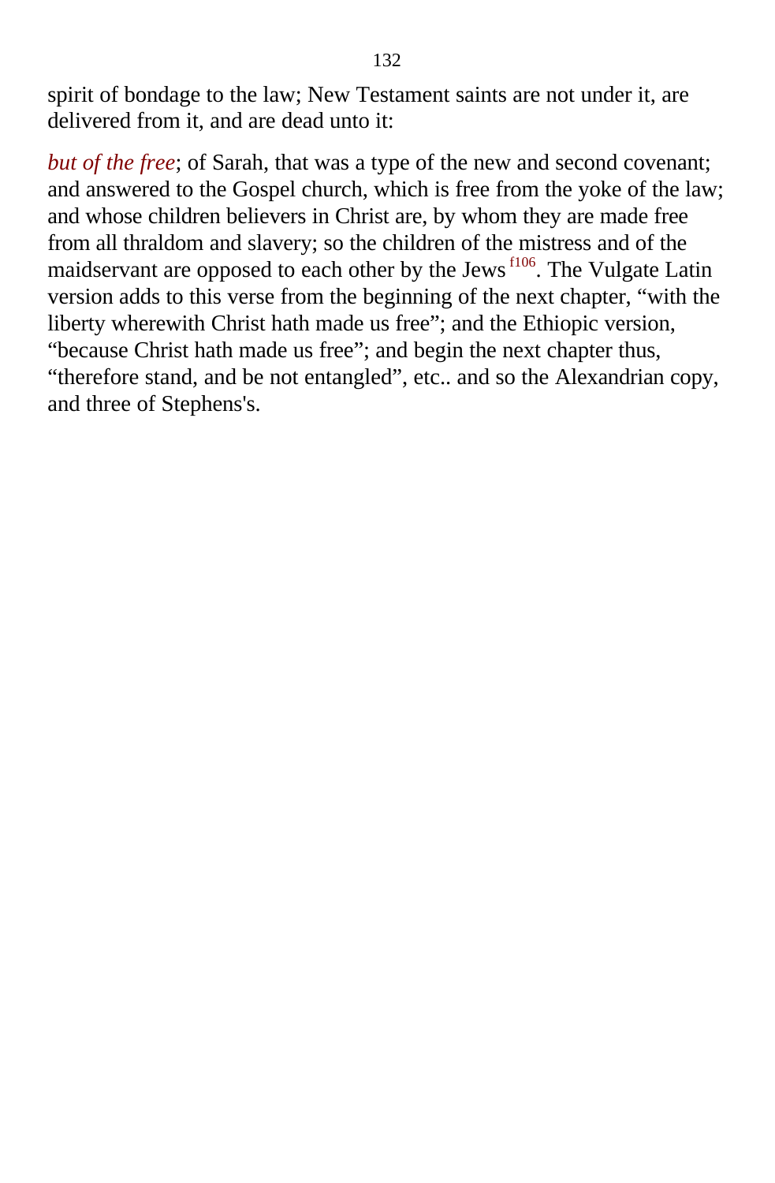spirit of bondage to the law; New Testament saints are not under it, are delivered from it, and are dead unto it:

*but of the free*; of Sarah, that was a type of the new and second covenant; and answered to the Gospel church, which is free from the yoke of the law; and whose children believers in Christ are, by whom they are made free from all thraldom and slavery; so the children of the mistress and of the maidservant are opposed to each other by the Jews [f106]. The Vulgate Latin version adds to this verse from the beginning of the next chapter, "with the liberty wherewith Christ hath made us free"; and the Ethiopic version, "because Christ hath made us free"; and begin the next chapter thus, "therefore stand, and be not entangled", etc.. and so the Alexandrian copy, and three of Stephens's.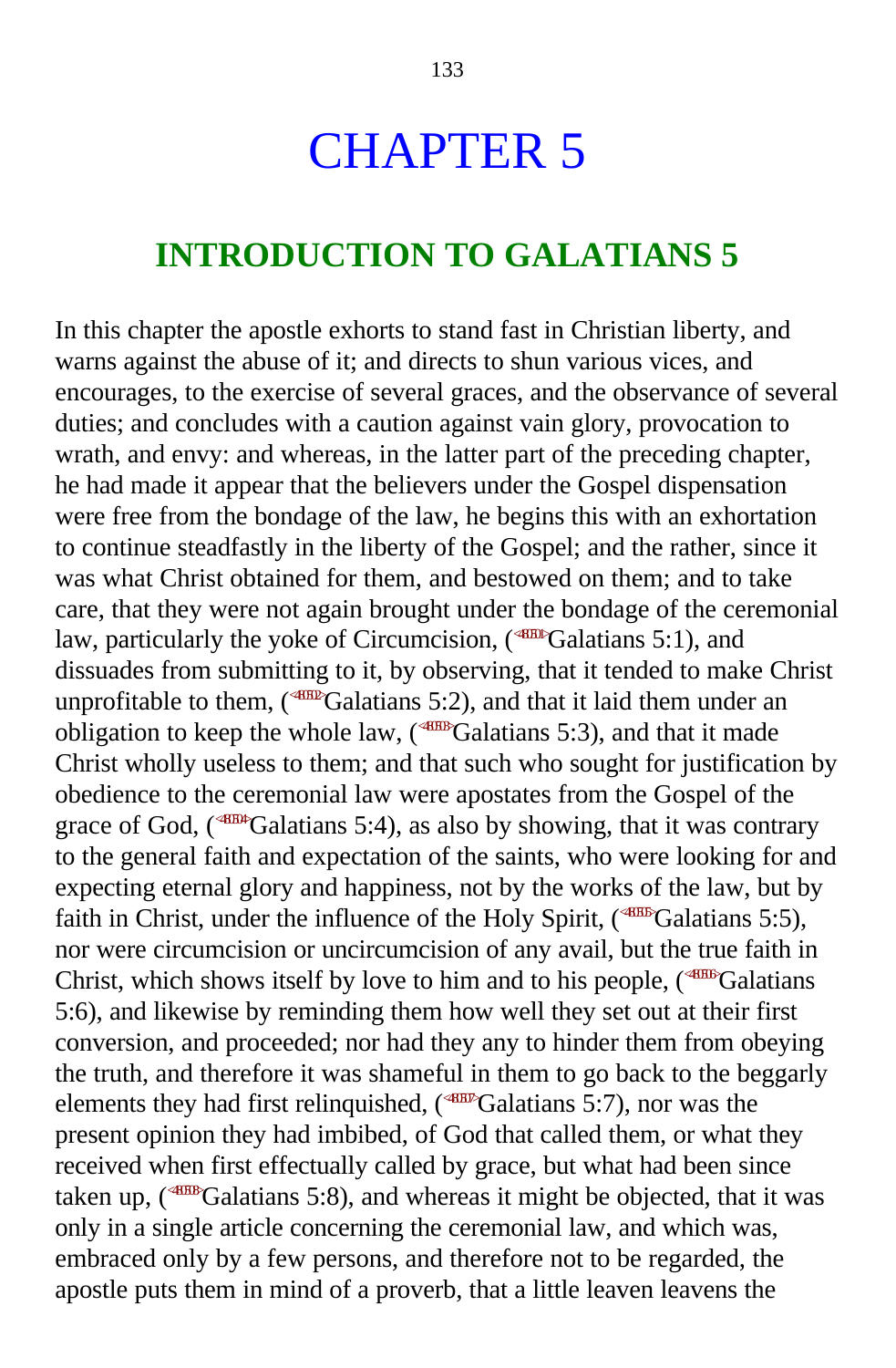# CHAPTER 5

## INTRODUCTION TO GALATIANS 5

In this chapter the apostle exhorts to stand fast in Christian liberty, and warns against the abuse of it; and directs to shun various vices, and encourages, to the exercise of several graces, and the observance of several duties; and concludes with a caution against vain glory, provocation to wrath, and envy: and whereas, in the latter part of the preceding chapter, he had made it appear that the believers under the Gospel dispensation were free from the bondage of the law, he begins this with an exhortation to continue steadfastly in the liberty of the Gospel; and the rather, since it was what Christ obtained for them, and bestowed on them; and to take care, that they were not again brought under the bondage of the ceremonial law, particularly the yoke of Circumcision, (Galatians 5:1), and dissuades from submitting to it, by observing, that it tended to make Christ unprofitable to them, (Galatians 5:2), and that it laid them under an obligation to keep the whole law, (Galatians 5:3), and that it made Christ wholly useless to them; and that such who sought for justification by obedience to the ceremonial law were apostates from the Gospel of the grace of God, (Galatians 5:4), as also by showing, that it was contrary to the general faith and expectation of the saints, who were looking for and expecting eternal glory and happiness, not by the works of the law, but by faith in Christ, under the influence of the Holy Spirit, (Galatians 5:5), nor were circumcision or uncircumcision of any avail, but the true faith in Christ, which shows itself by love to him and to his people, (Galatians 5:6), and likewise by reminding them how well they set out at their first conversion, and proceeded; nor had they any to hinder them from obeying the truth, and therefore it was shameful in them to go back to the beggarly elements they had first relinquished, (Galatians 5:7), nor was the present opinion they had imbibed, of God that called them, or what they received when first effectually called by grace, but what had been since taken up, (Galatians 5:8), and whereas it might be objected, that it was only in a single article concerning the ceremonial law, and which was, embraced only by a few persons, and therefore not to be regarded, the apostle puts them in mind of a proverb, that a little leaven leavens the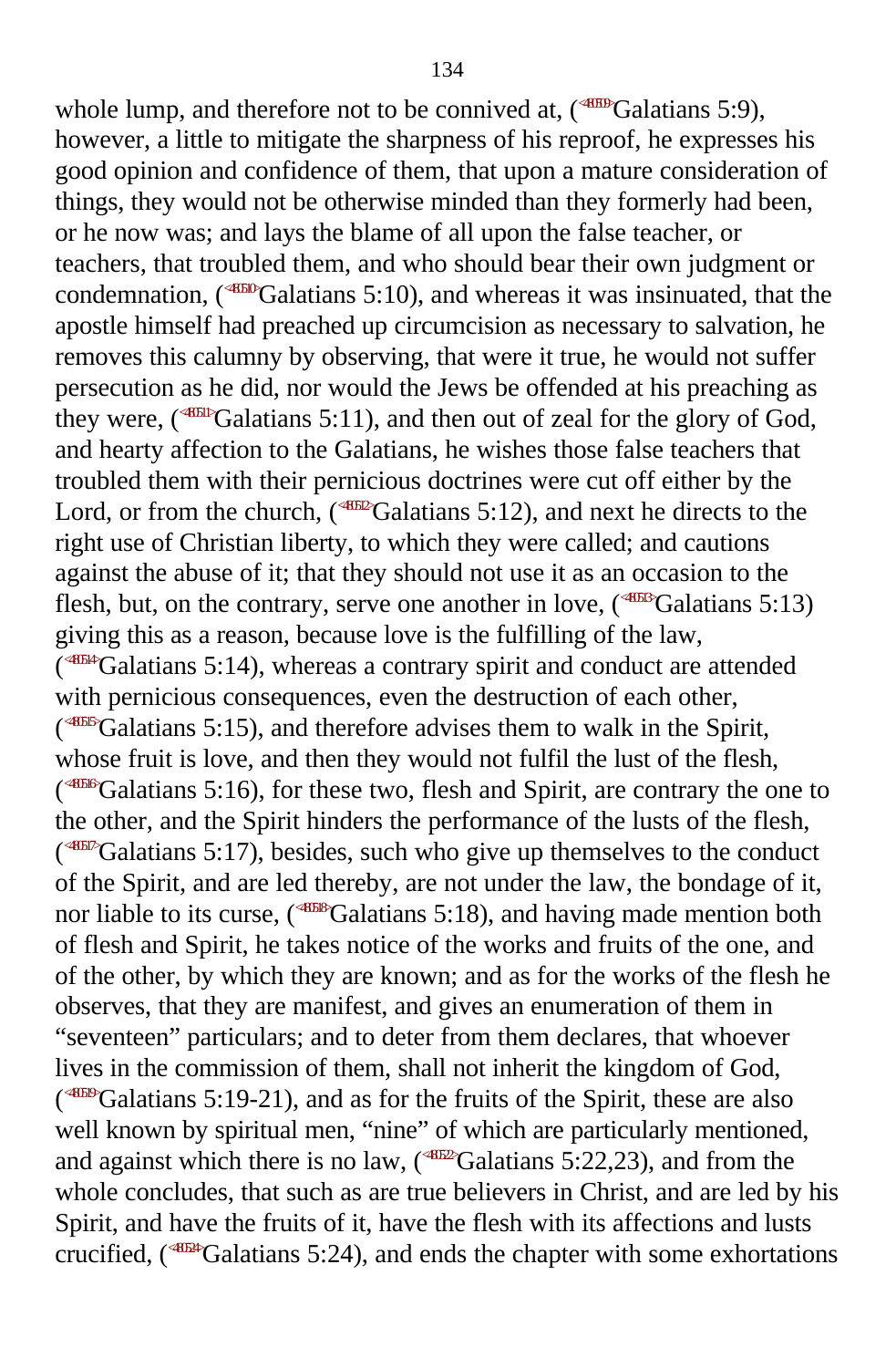whole lump, and therefore not to be connived at, (<480509>Galatians 5:9), however, a little to mitigate the sharpness of his reproof, he expresses his good opinion and confidence of them, that upon a mature consideration of things, they would not be otherwise minded than they formerly had been, or he now was; and lays the blame of all upon the false teacher, or teachers, that troubled them, and who should bear their own judgment or condemnation, (<480510>Galatians 5:10), and whereas it was insinuated, that the apostle himself had preached up circumcision as necessary to salvation, he removes this calumny by observing, that were it true, he would not suffer persecution as he did, nor would the Jews be offended at his preaching as they were, (<480511>Galatians 5:11), and then out of zeal for the glory of God, and hearty affection to the Galatians, he wishes those false teachers that troubled them with their pernicious doctrines were cut off either by the Lord, or from the church, (<480512>Galatians 5:12), and next he directs to the right use of Christian liberty, to which they were called; and cautions against the abuse of it; that they should not use it as an occasion to the flesh, but, on the contrary, serve one another in love, (<480513>Galatians 5:13) giving this as a reason, because love is the fulfilling of the law, (<480514>Galatians 5:14), whereas a contrary spirit and conduct are attended with pernicious consequences, even the destruction of each other, (<480515>Galatians 5:15), and therefore advises them to walk in the Spirit, whose fruit is love, and then they would not fulfil the lust of the flesh, (<480516>Galatians 5:16), for these two, flesh and Spirit, are contrary the one to the other, and the Spirit hinders the performance of the lusts of the flesh, (<480517>Galatians 5:17), besides, such who give up themselves to the conduct of the Spirit, and are led thereby, are not under the law, the bondage of it, nor liable to its curse, (<480518>Galatians 5:18), and having made mention both of flesh and Spirit, he takes notice of the works and fruits of the one, and of the other, by which they are known; and as for the works of the flesh he observes, that they are manifest, and gives an enumeration of them in "seventeen" particulars; and to deter from them declares, that whoever lives in the commission of them, shall not inherit the kingdom of God, (<480519>Galatians 5:19-21), and as for the fruits of the Spirit, these are also well known by spiritual men, "nine" of which are particularly mentioned, and against which there is no law, (<480522>Galatians 5:22,23), and from the whole concludes, that such as are true believers in Christ, and are led by his Spirit, and have the fruits of it, have the flesh with its affections and lusts crucified, (<480524>Galatians 5:24), and ends the chapter with some exhortations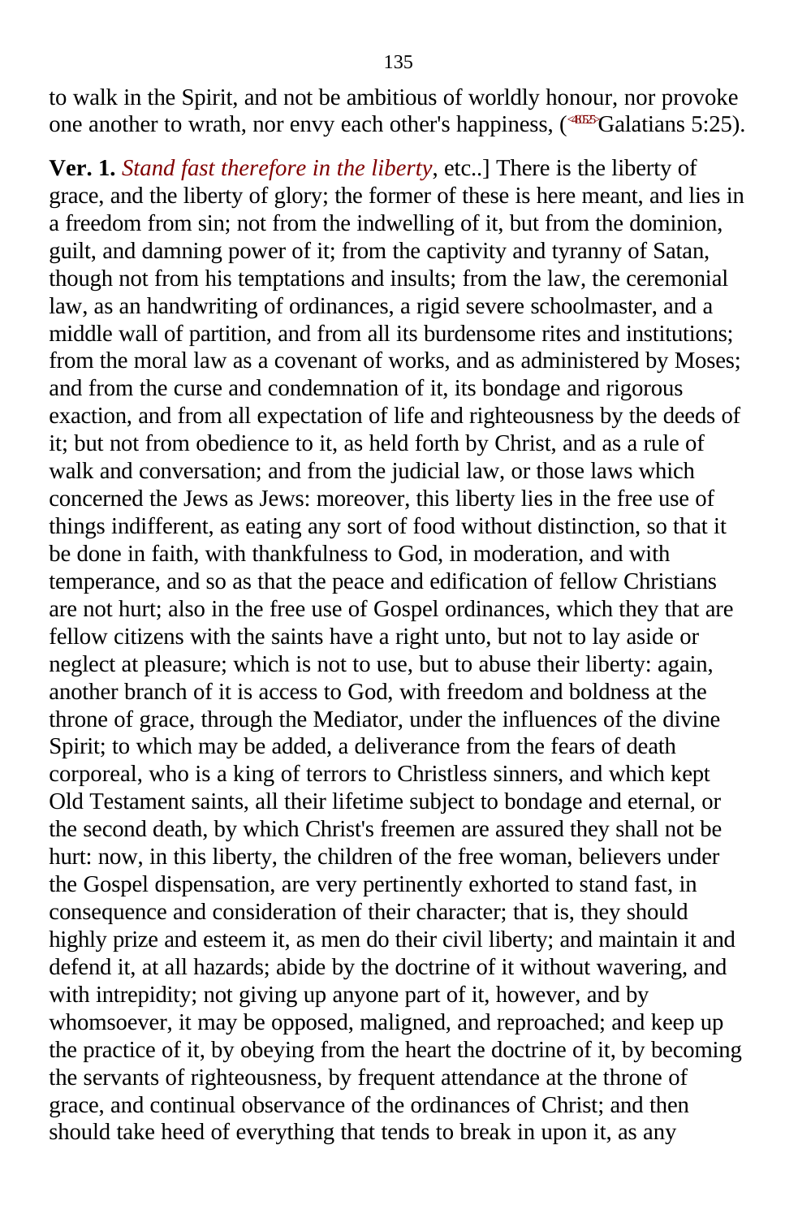to walk in the Spirit, and not be ambitious of worldly honour, nor provoke one another to wrath, nor envy each other's happiness, (<sup>4855</sup>Galatians 5:25).

**Ver. 1.** *Stand fast therefore in the liberty*, etc..] There is the liberty of grace, and the liberty of glory; the former of these is here meant, and lies in a freedom from sin; not from the indwelling of it, but from the dominion, guilt, and damning power of it; from the captivity and tyranny of Satan, though not from his temptations and insults; from the law, the ceremonial law, as an handwriting of ordinances, a rigid severe schoolmaster, and a middle wall of partition, and from all its burdensome rites and institutions; from the moral law as a covenant of works, and as administered by Moses; and from the curse and condemnation of it, its bondage and rigorous exaction, and from all expectation of life and righteousness by the deeds of it; but not from obedience to it, as held forth by Christ, and as a rule of walk and conversation; and from the judicial law, or those laws which concerned the Jews as Jews: moreover, this liberty lies in the free use of things indifferent, as eating any sort of food without distinction, so that it be done in faith, with thankfulness to God, in moderation, and with temperance, and so as that the peace and edification of fellow Christians are not hurt; also in the free use of Gospel ordinances, which they that are fellow citizens with the saints have a right unto, but not to lay aside or neglect at pleasure; which is not to use, but to abuse their liberty: again, another branch of it is access to God, with freedom and boldness at the throne of grace, through the Mediator, under the influences of the divine Spirit; to which may be added, a deliverance from the fears of death corporeal, who is a king of terrors to Christless sinners, and which kept Old Testament saints, all their lifetime subject to bondage and eternal, or the second death, by which Christ's freemen are assured they shall not be hurt: now, in this liberty, the children of the free woman, believers under the Gospel dispensation, are very pertinently exhorted to stand fast, in consequence and consideration of their character; that is, they should highly prize and esteem it, as men do their civil liberty; and maintain it and defend it, at all hazards; abide by the doctrine of it without wavering, and with intrepidity; not giving up anyone part of it, however, and by whomsoever, it may be opposed, maligned, and reproached; and keep up the practice of it, by obeying from the heart the doctrine of it, by becoming the servants of righteousness, by frequent attendance at the throne of grace, and continual observance of the ordinances of Christ; and then should take heed of everything that tends to break in upon it, as any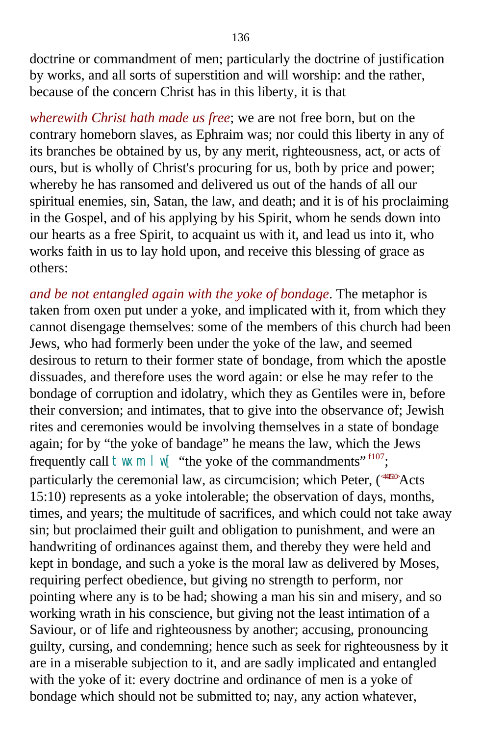doctrine or commandment of men; particularly the doctrine of justification by works, and all sorts of superstition and will worship: and the rather, because of the concern Christ has in this liberty, it is that

*wherewith Christ hath made us free*; we are not free born, but on the contrary homeborn slaves, as Ephraim was; nor could this liberty in any of its branches be obtained by us, by any merit, righteousness, act, or acts of ours, but is wholly of Christ's procuring for us, both by price and power; whereby he has ransomed and delivered us out of the hands of all our spiritual enemies, sin, Satan, the law, and death; and it is of his proclaiming in the Gospel, and of his applying by his Spirit, whom he sends down into our hearts as a free Spirit, to acquaint us with it, and lead us into it, who works faith in us to lay hold upon, and receive this blessing of grace as others:

*and be not entangled again with the yoke of bondage*. The metaphor is taken from oxen put under a yoke, and implicated with it, from which they cannot disengage themselves: some of the members of this church had been Jews, who had formerly been under the yoke of the law, and seemed desirous to return to their former state of bondage, from which the apostle dissuades, and therefore uses the word again: or else he may refer to the bondage of corruption and idolatry, which they as Gentiles were in, before their conversion; and intimates, that to give into the observance of; Jewish rites and ceremonies would be involving themselves in a state of bondage again; for by "the yoke of bandage" he means the law, which the Jews frequently call twxm lw[ "the yoke of the commandments" [f107]; particularly the ceremonial law, as circumcision; which Peter, (<441510>Acts 15:10) represents as a yoke intolerable; the observation of days, months, times, and years; the multitude of sacrifices, and which could not take away sin; but proclaimed their guilt and obligation to punishment, and were an handwriting of ordinances against them, and thereby they were held and kept in bondage, and such a yoke is the moral law as delivered by Moses, requiring perfect obedience, but giving no strength to perform, nor pointing where any is to be had; showing a man his sin and misery, and so working wrath in his conscience, but giving not the least intimation of a Saviour, or of life and righteousness by another; accusing, pronouncing guilty, cursing, and condemning; hence such as seek for righteousness by it are in a miserable subjection to it, and are sadly implicated and entangled with the yoke of it: every doctrine and ordinance of men is a yoke of bondage which should not be submitted to; nay, any action whatever,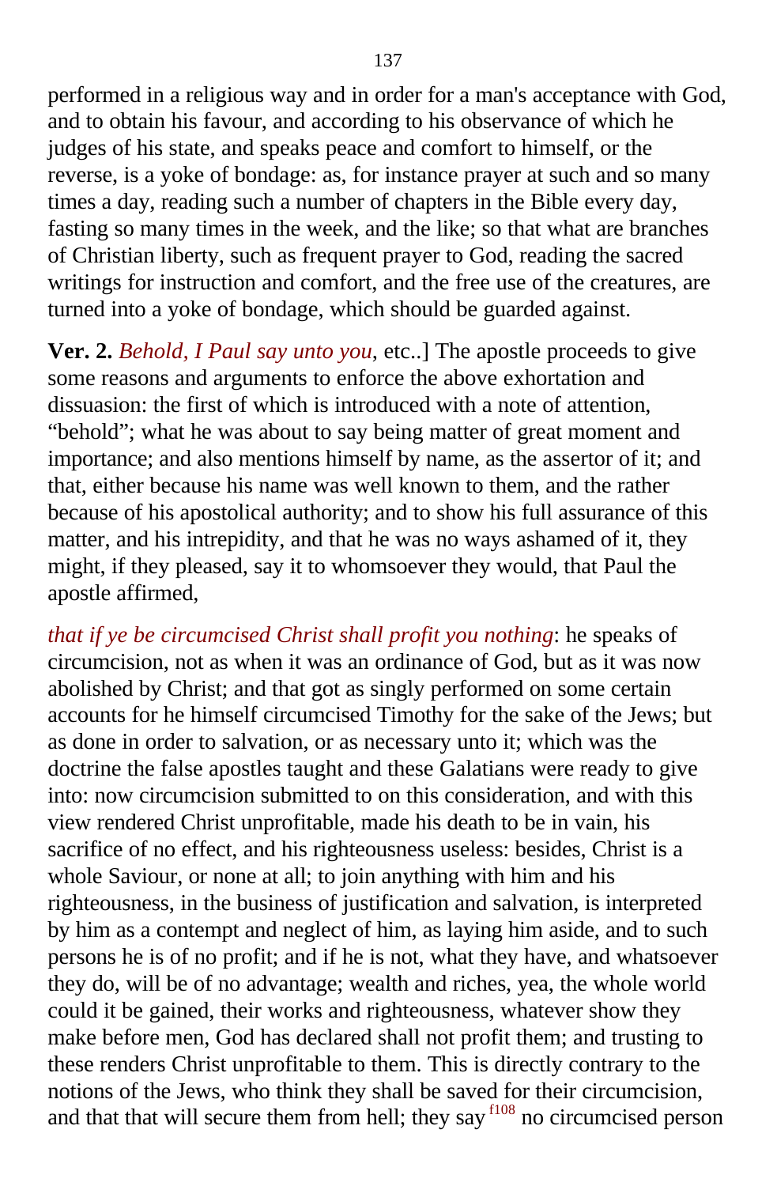performed in a religious way and in order for a man's acceptance with God, and to obtain his favour, and according to his observance of which he judges of his state, and speaks peace and comfort to himself, or the reverse, is a yoke of bondage: as, for instance prayer at such and so many times a day, reading such a number of chapters in the Bible every day, fasting so many times in the week, and the like; so that what are branches of Christian liberty, such as frequent prayer to God, reading the sacred writings for instruction and comfort, and the free use of the creatures, are turned into a yoke of bondage, which should be guarded against.

**Ver. 2.** *Behold, I Paul say unto you*, etc..] The apostle proceeds to give some reasons and arguments to enforce the above exhortation and dissuasion: the first of which is introduced with a note of attention, “behold”; what he was about to say being matter of great moment and importance; and also mentions himself by name, as the assertor of it; and that, either because his name was well known to them, and the rather because of his apostolical authority; and to show his full assurance of this matter, and his intrepidity, and that he was no ways ashamed of it, they might, if they pleased, say it to whomsoever they would, that Paul the apostle affirmed,

*that if ye be circumcised Christ shall profit you nothing*: he speaks of circumcision, not as when it was an ordinance of God, but as it was now abolished by Christ; and that got as singly performed on some certain accounts for he himself circumcised Timothy for the sake of the Jews; but as done in order to salvation, or as necessary unto it; which was the doctrine the false apostles taught and these Galatians were ready to give into: now circumcision submitted to on this consideration, and with this view rendered Christ unprofitable, made his death to be in vain, his sacrifice of no effect, and his righteousness useless: besides, Christ is a whole Saviour, or none at all; to join anything with him and his righteousness, in the business of justification and salvation, is interpreted by him as a contempt and neglect of him, as laying him aside, and to such persons he is of no profit; and if he is not, what they have, and whatsoever they do, will be of no advantage; wealth and riches, yea, the whole world could it be gained, their works and righteousness, whatever show they make before men, God has declared shall not profit them; and trusting to these renders Christ unprofitable to them. This is directly contrary to the notions of the Jews, who think they shall be saved for their circumcision, and that that will secure them from hell; they say [f108] no circumcised person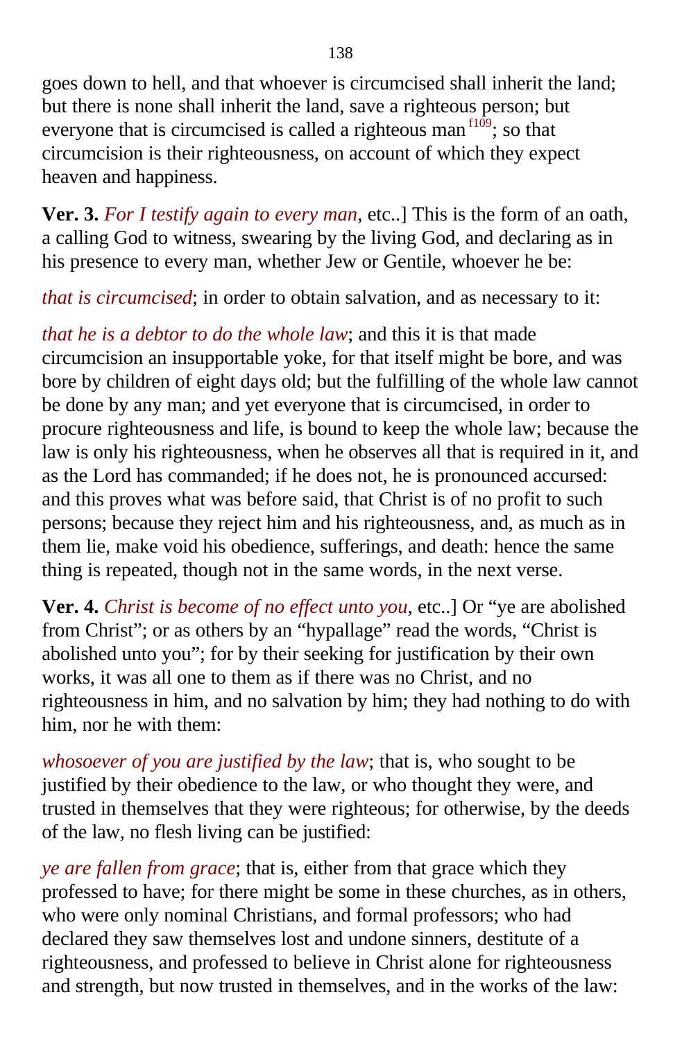goes down to hell, and that whoever is circumcised shall inherit the land; but there is none shall inherit the land, save a righteous person; but everyone that is circumcised is called a righteous man [f109]; so that circumcision is their righteousness, on account of which they expect heaven and happiness.

**Ver. 3.** *For I testify again to every man*, etc..] This is the form of an oath, a calling God to witness, swearing by the living God, and declaring as in his presence to every man, whether Jew or Gentile, whoever he be:

*that is circumcised*; in order to obtain salvation, and as necessary to it:

*that he is a debtor to do the whole law*; and this it is that made circumcision an insupportable yoke, for that itself might be bore, and was bore by children of eight days old; but the fulfilling of the whole law cannot be done by any man; and yet everyone that is circumcised, in order to procure righteousness and life, is bound to keep the whole law; because the law is only his righteousness, when he observes all that is required in it, and as the Lord has commanded; if he does not, he is pronounced accursed: and this proves what was before said, that Christ is of no profit to such persons; because they reject him and his righteousness, and, as much as in them lie, make void his obedience, sufferings, and death: hence the same thing is repeated, though not in the same words, in the next verse.

**Ver. 4.** *Christ is become of no effect unto you*, etc..] Or "ye are abolished from Christ"; or as others by an "hypallage" read the words, "Christ is abolished unto you"; for by their seeking for justification by their own works, it was all one to them as if there was no Christ, and no righteousness in him, and no salvation by him; they had nothing to do with him, nor he with them:

*whosoever of you are justified by the law*; that is, who sought to be justified by their obedience to the law, or who thought they were, and trusted in themselves that they were righteous; for otherwise, by the deeds of the law, no flesh living can be justified:

*ye are fallen from grace*; that is, either from that grace which they professed to have; for there might be some in these churches, as in others, who were only nominal Christians, and formal professors; who had declared they saw themselves lost and undone sinners, destitute of a righteousness, and professed to believe in Christ alone for righteousness and strength, but now trusted in themselves, and in the works of the law: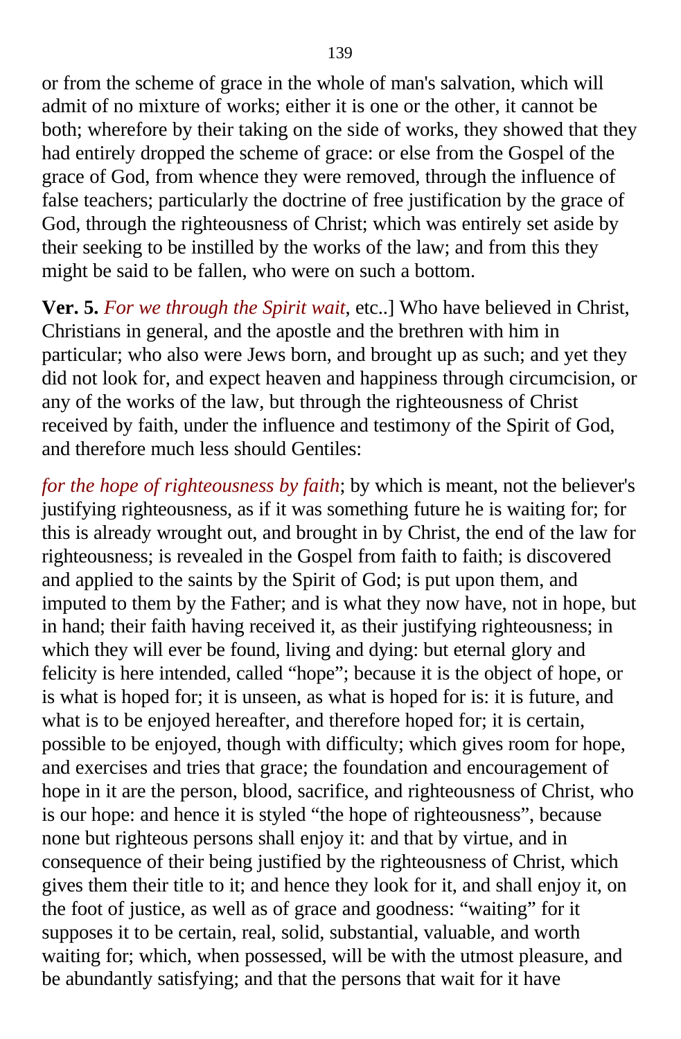or from the scheme of grace in the whole of man's salvation, which will admit of no mixture of works; either it is one or the other, it cannot be both; wherefore by their taking on the side of works, they showed that they had entirely dropped the scheme of grace: or else from the Gospel of the grace of God, from whence they were removed, through the influence of false teachers; particularly the doctrine of free justification by the grace of God, through the righteousness of Christ; which was entirely set aside by their seeking to be instilled by the works of the law; and from this they might be said to be fallen, who were on such a bottom.

**Ver. 5.** *For we through the Spirit wait*, etc..] Who have believed in Christ, Christians in general, and the apostle and the brethren with him in particular; who also were Jews born, and brought up as such; and yet they did not look for, and expect heaven and happiness through circumcision, or any of the works of the law, but through the righteousness of Christ received by faith, under the influence and testimony of the Spirit of God, and therefore much less should Gentiles:

*for the hope of righteousness by faith*; by which is meant, not the believer's justifying righteousness, as if it was something future he is waiting for; for this is already wrought out, and brought in by Christ, the end of the law for righteousness; is revealed in the Gospel from faith to faith; is discovered and applied to the saints by the Spirit of God; is put upon them, and imputed to them by the Father; and is what they now have, not in hope, but in hand; their faith having received it, as their justifying righteousness; in which they will ever be found, living and dying: but eternal glory and felicity is here intended, called "hope"; because it is the object of hope, or is what is hoped for; it is unseen, as what is hoped for is: it is future, and what is to be enjoyed hereafter, and therefore hoped for; it is certain, possible to be enjoyed, though with difficulty; which gives room for hope, and exercises and tries that grace; the foundation and encouragement of hope in it are the person, blood, sacrifice, and righteousness of Christ, who is our hope: and hence it is styled "the hope of righteousness", because none but righteous persons shall enjoy it: and that by virtue, and in consequence of their being justified by the righteousness of Christ, which gives them their title to it; and hence they look for it, and shall enjoy it, on the foot of justice, as well as of grace and goodness: "waiting" for it supposes it to be certain, real, solid, substantial, valuable, and worth waiting for; which, when possessed, will be with the utmost pleasure, and be abundantly satisfying; and that the persons that wait for it have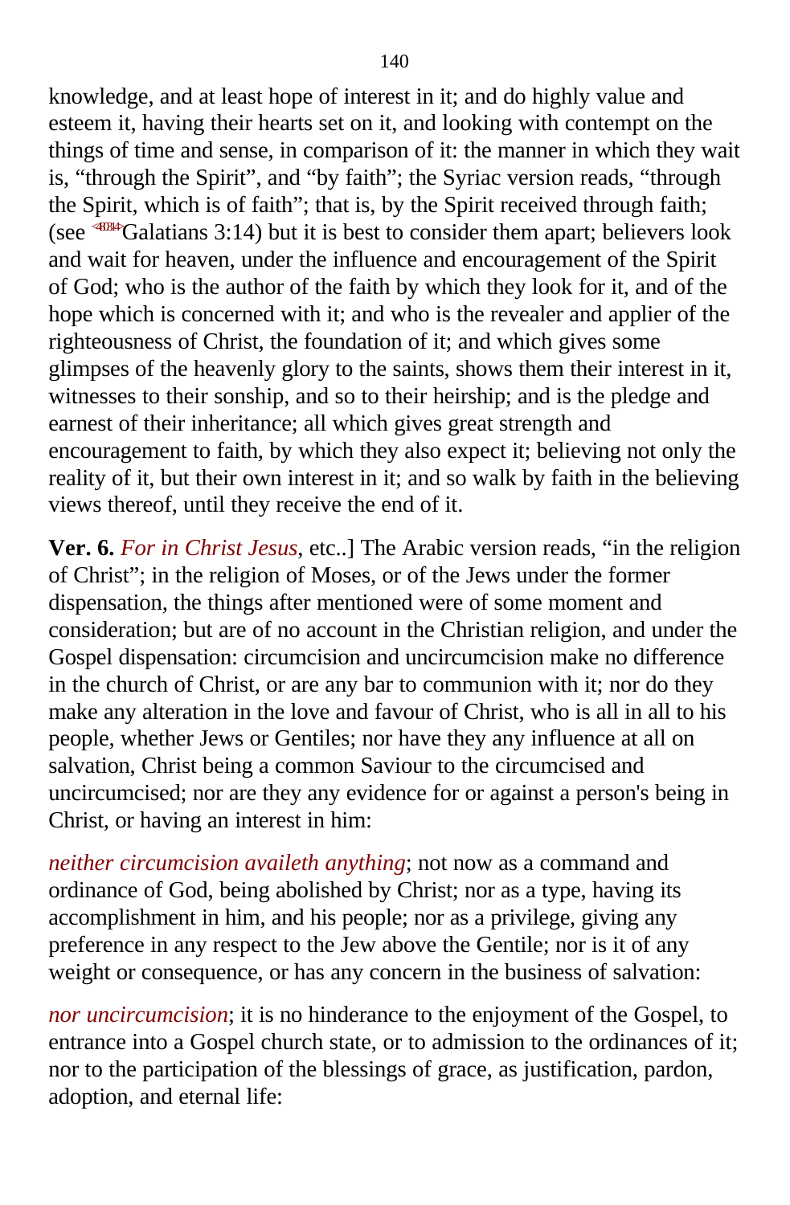knowledge, and at least hope of interest in it; and do highly value and esteem it, having their hearts set on it, and looking with contempt on the things of time and sense, in comparison of it: the manner in which they wait is, “through the Spirit”, and “by faith”; the Syriac version reads, “through the Spirit, which is of faith”; that is, by the Spirit received through faith; (see <480314>Galatians 3:14) but it is best to consider them apart; believers look and wait for heaven, under the influence and encouragement of the Spirit of God; who is the author of the faith by which they look for it, and of the hope which is concerned with it; and who is the revealer and applier of the righteousness of Christ, the foundation of it; and which gives some glimpses of the heavenly glory to the saints, shows them their interest in it, witnesses to their sonship, and so to their heirship; and is the pledge and earnest of their inheritance; all which gives great strength and encouragement to faith, by which they also expect it; believing not only the reality of it, but their own interest in it; and so walk by faith in the believing views thereof, until they receive the end of it.

**Ver. 6.** *For in Christ Jesus*, etc..] The Arabic version reads, “in the religion of Christ”; in the religion of Moses, or of the Jews under the former dispensation, the things after mentioned were of some moment and consideration; but are of no account in the Christian religion, and under the Gospel dispensation: circumcision and uncircumcision make no difference in the church of Christ, or are any bar to communion with it; nor do they make any alteration in the love and favour of Christ, who is all in all to his people, whether Jews or Gentiles; nor have they any influence at all on salvation, Christ being a common Saviour to the circumcised and uncircumcised; nor are they any evidence for or against a person's being in Christ, or having an interest in him:

*neither circumcision availeth anything*; not now as a command and ordinance of God, being abolished by Christ; nor as a type, having its accomplishment in him, and his people; nor as a privilege, giving any preference in any respect to the Jew above the Gentile; nor is it of any weight or consequence, or has any concern in the business of salvation:

*nor uncircumcision*; it is no hinderance to the enjoyment of the Gospel, to entrance into a Gospel church state, or to admission to the ordinances of it; nor to the participation of the blessings of grace, as justification, pardon, adoption, and eternal life: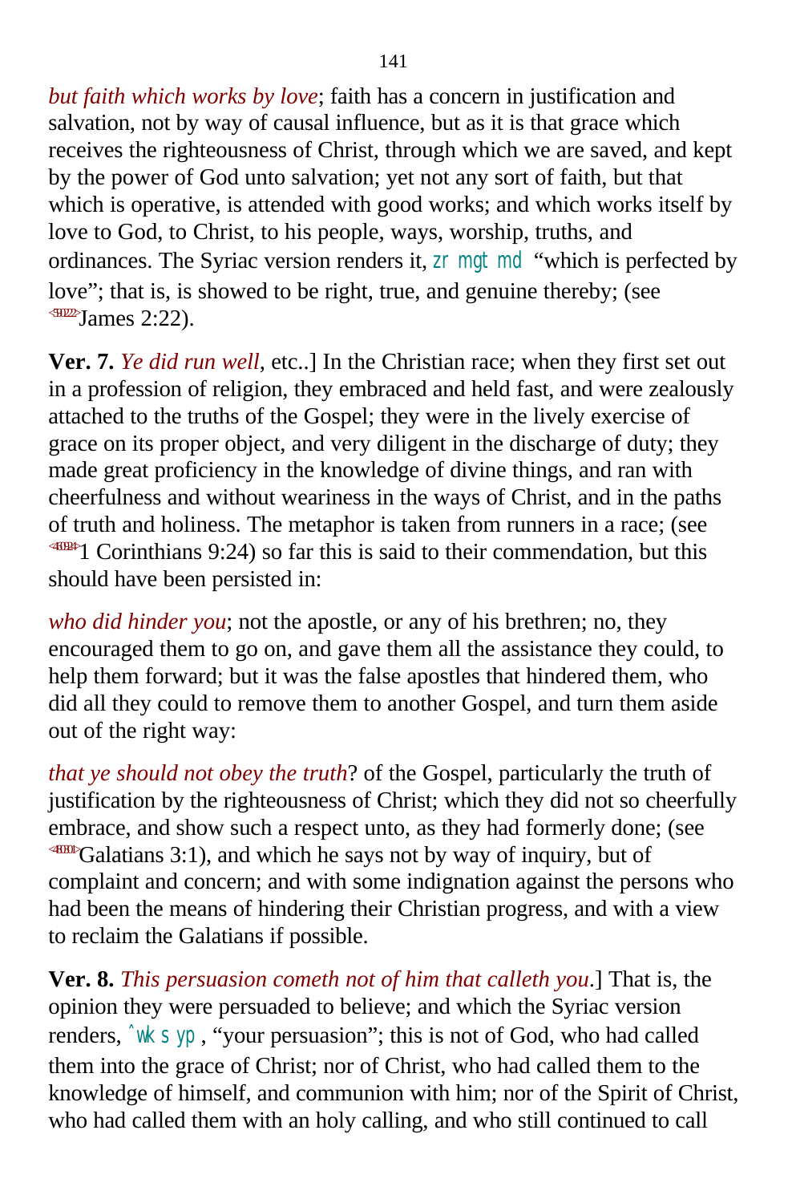*but faith which works by love*; faith has a concern in justification and salvation, not by way of causal influence, but as it is that grace which receives the righteousness of Christ, through which we are saved, and kept by the power of God unto salvation; yet not any sort of faith, but that which is operative, is attended with good works; and which works itself by love to God, to Christ, to his people, ways, worship, truths, and ordinances. The Syriac version renders it, zr mgt md "which is perfected by love"; that is, is showed to be right, true, and genuine thereby; (see James 2:22).

**Ver. 7.** *Ye did run well*, etc..] In the Christian race; when they first set out in a profession of religion, they embraced and held fast, and were zealously attached to the truths of the Gospel; they were in the lively exercise of grace on its proper object, and very diligent in the discharge of duty; they made great proficiency in the knowledge of divine things, and ran with cheerfulness and without weariness in the ways of Christ, and in the paths of truth and holiness. The metaphor is taken from runners in a race; (see 1 Corinthians 9:24) so far this is said to their commendation, but this should have been persisted in:

*who did hinder you*; not the apostle, or any of his brethren; no, they encouraged them to go on, and gave them all the assistance they could, to help them forward; but it was the false apostles that hindered them, who did all they could to remove them to another Gospel, and turn them aside out of the right way:

*that ye should not obey the truth*? of the Gospel, particularly the truth of justification by the righteousness of Christ; which they did not so cheerfully embrace, and show such a respect unto, as they had formerly done; (see Galatians 3:1), and which he says not by way of inquiry, but of complaint and concern; and with some indignation against the persons who had been the means of hindering their Christian progress, and with a view to reclaim the Galatians if possible.

**Ver. 8.** *This persuasion cometh not of him that calleth you*.] That is, the opinion they were persuaded to believe; and which the Syriac version renders, ˆwks yp, "your persuasion"; this is not of God, who had called them into the grace of Christ; nor of Christ, who had called them to the knowledge of himself, and communion with him; nor of the Spirit of Christ, who had called them with an holy calling, and who still continued to call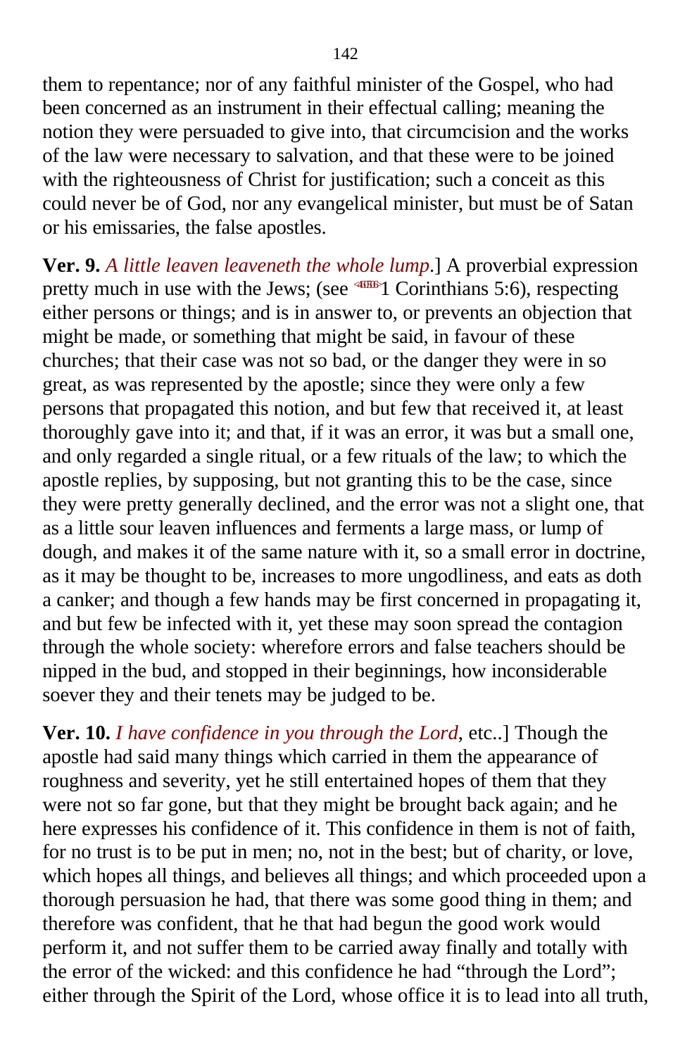them to repentance; nor of any faithful minister of the Gospel, who had been concerned as an instrument in their effectual calling; meaning the notion they were persuaded to give into, that circumcision and the works of the law were necessary to salvation, and that these were to be joined with the righteousness of Christ for justification; such a conceit as this could never be of God, nor any evangelical minister, but must be of Satan or his emissaries, the false apostles.

**Ver. 9.** *A little leaven leaveneth the whole lump*.] A proverbial expression pretty much in use with the Jews; (see <460506>1 Corinthians 5:6), respecting either persons or things; and is in answer to, or prevents an objection that might be made, or something that might be said, in favour of these churches; that their case was not so bad, or the danger they were in so great, as was represented by the apostle; since they were only a few persons that propagated this notion, and but few that received it, at least thoroughly gave into it; and that, if it was an error, it was but a small one, and only regarded a single ritual, or a few rituals of the law; to which the apostle replies, by supposing, but not granting this to be the case, since they were pretty generally declined, and the error was not a slight one, that as a little sour leaven influences and ferments a large mass, or lump of dough, and makes it of the same nature with it, so a small error in doctrine, as it may be thought to be, increases to more ungodliness, and eats as doth a canker; and though a few hands may be first concerned in propagating it, and but few be infected with it, yet these may soon spread the contagion through the whole society: wherefore errors and false teachers should be nipped in the bud, and stopped in their beginnings, how inconsiderable soever they and their tenets may be judged to be.

**Ver. 10.** *I have confidence in you through the Lord*, etc..] Though the apostle had said many things which carried in them the appearance of roughness and severity, yet he still entertained hopes of them that they were not so far gone, but that they might be brought back again; and he here expresses his confidence of it. This confidence in them is not of faith, for no trust is to be put in men; no, not in the best; but of charity, or love, which hopes all things, and believes all things; and which proceeded upon a thorough persuasion he had, that there was some good thing in them; and therefore was confident, that he that had begun the good work would perform it, and not suffer them to be carried away finally and totally with the error of the wicked: and this confidence he had "through the Lord"; either through the Spirit of the Lord, whose office it is to lead into all truth,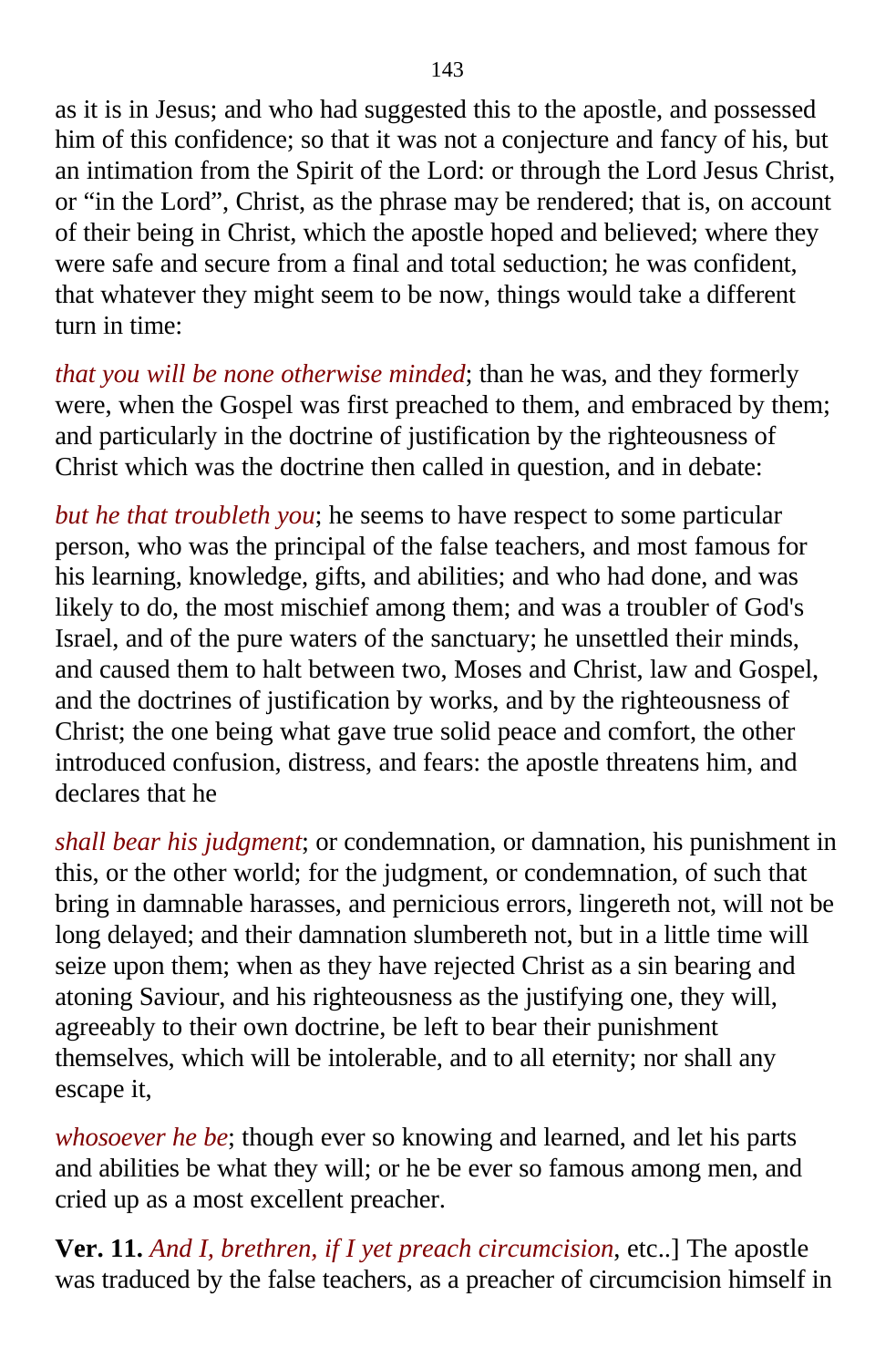as it is in Jesus; and who had suggested this to the apostle, and possessed him of this confidence; so that it was not a conjecture and fancy of his, but an intimation from the Spirit of the Lord: or through the Lord Jesus Christ, or "in the Lord", Christ, as the phrase may be rendered; that is, on account of their being in Christ, which the apostle hoped and believed; where they were safe and secure from a final and total seduction; he was confident, that whatever they might seem to be now, things would take a different turn in time:

*that you will be none otherwise minded*; than he was, and they formerly were, when the Gospel was first preached to them, and embraced by them; and particularly in the doctrine of justification by the righteousness of Christ which was the doctrine then called in question, and in debate:

*but he that troubleth you*; he seems to have respect to some particular person, who was the principal of the false teachers, and most famous for his learning, knowledge, gifts, and abilities; and who had done, and was likely to do, the most mischief among them; and was a troubler of God's Israel, and of the pure waters of the sanctuary; he unsettled their minds, and caused them to halt between two, Moses and Christ, law and Gospel, and the doctrines of justification by works, and by the righteousness of Christ; the one being what gave true solid peace and comfort, the other introduced confusion, distress, and fears: the apostle threatens him, and declares that he

*shall bear his judgment*; or condemnation, or damnation, his punishment in this, or the other world; for the judgment, or condemnation, of such that bring in damnable harasses, and pernicious errors, lingereth not, will not be long delayed; and their damnation slumbereth not, but in a little time will seize upon them; when as they have rejected Christ as a sin bearing and atoning Saviour, and his righteousness as the justifying one, they will, agreeably to their own doctrine, be left to bear their punishment themselves, which will be intolerable, and to all eternity; nor shall any escape it,

*whosoever he be*; though ever so knowing and learned, and let his parts and abilities be what they will; or he be ever so famous among men, and cried up as a most excellent preacher.

**Ver. 11.** *And I, brethren, if I yet preach circumcision*, etc..] The apostle was traduced by the false teachers, as a preacher of circumcision himself in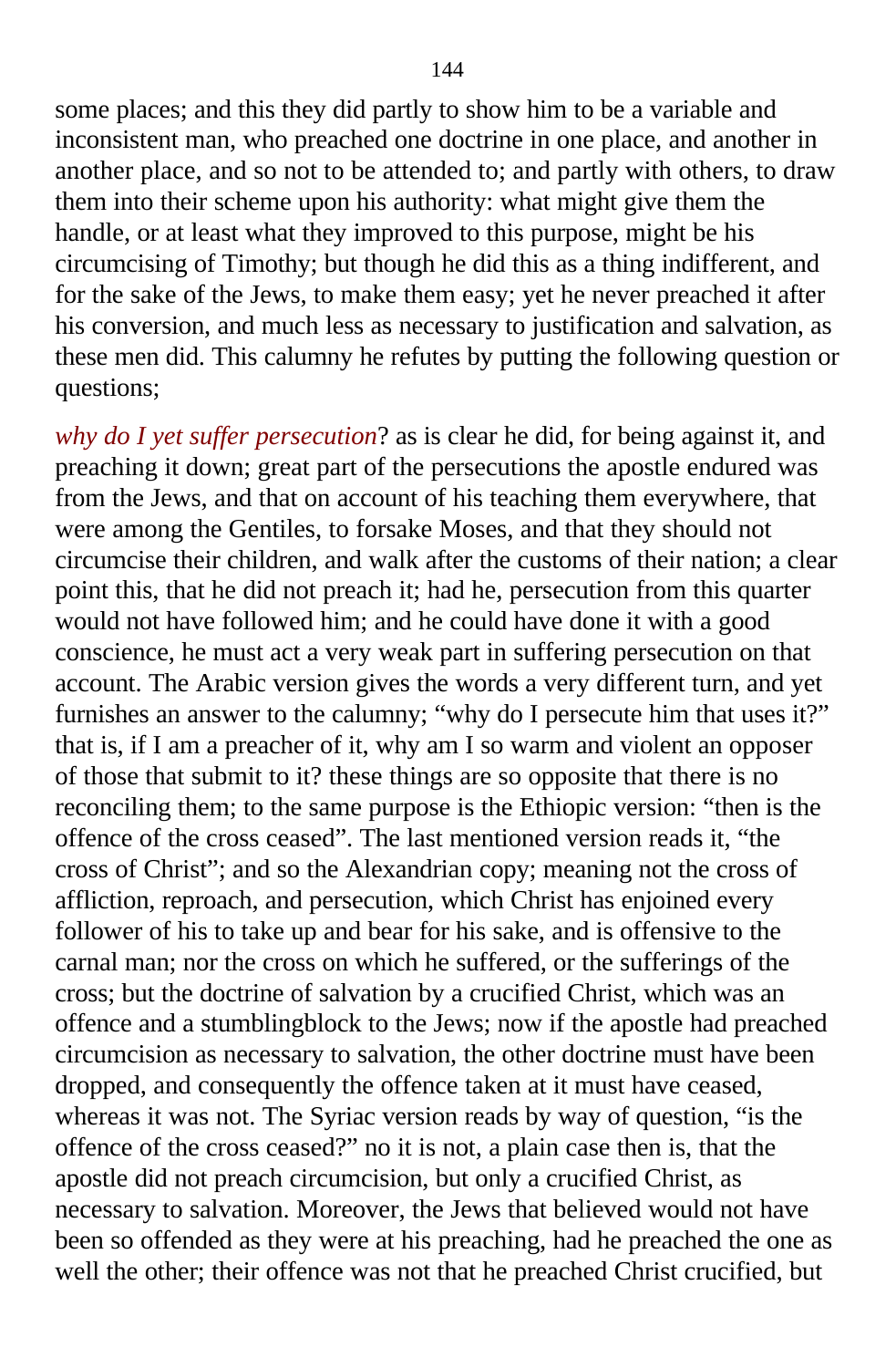some places; and this they did partly to show him to be a variable and inconsistent man, who preached one doctrine in one place, and another in another place, and so not to be attended to; and partly with others, to draw them into their scheme upon his authority: what might give them the handle, or at least what they improved to this purpose, might be his circumcising of Timothy; but though he did this as a thing indifferent, and for the sake of the Jews, to make them easy; yet he never preached it after his conversion, and much less as necessary to justification and salvation, as these men did. This calumny he refutes by putting the following question or questions;

*why do I yet suffer persecution*? as is clear he did, for being against it, and preaching it down; great part of the persecutions the apostle endured was from the Jews, and that on account of his teaching them everywhere, that were among the Gentiles, to forsake Moses, and that they should not circumcise their children, and walk after the customs of their nation; a clear point this, that he did not preach it; had he, persecution from this quarter would not have followed him; and he could have done it with a good conscience, he must act a very weak part in suffering persecution on that account. The Arabic version gives the words a very different turn, and yet furnishes an answer to the calumny; "why do I persecute him that uses it?" that is, if I am a preacher of it, why am I so warm and violent an opposer of those that submit to it? these things are so opposite that there is no reconciling them; to the same purpose is the Ethiopic version: "then is the offence of the cross ceased". The last mentioned version reads it, "the cross of Christ"; and so the Alexandrian copy; meaning not the cross of affliction, reproach, and persecution, which Christ has enjoined every follower of his to take up and bear for his sake, and is offensive to the carnal man; nor the cross on which he suffered, or the sufferings of the cross; but the doctrine of salvation by a crucified Christ, which was an offence and a stumblingblock to the Jews; now if the apostle had preached circumcision as necessary to salvation, the other doctrine must have been dropped, and consequently the offence taken at it must have ceased, whereas it was not. The Syriac version reads by way of question, "is the offence of the cross ceased?" no it is not, a plain case then is, that the apostle did not preach circumcision, but only a crucified Christ, as necessary to salvation. Moreover, the Jews that believed would not have been so offended as they were at his preaching, had he preached the one as well the other; their offence was not that he preached Christ crucified, but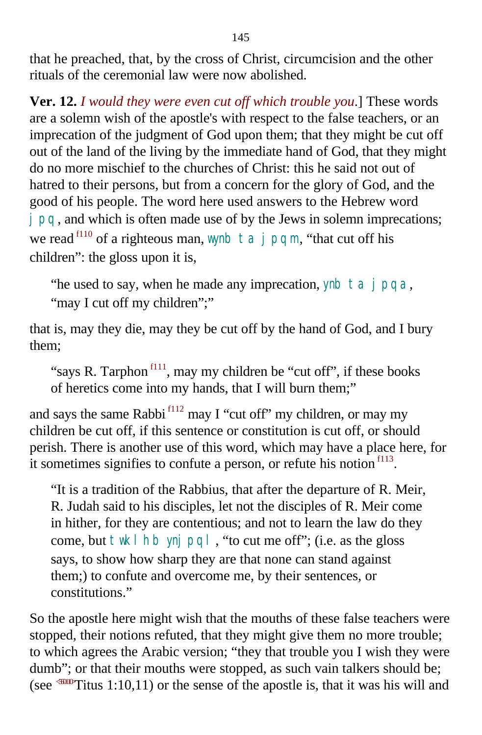that he preached, that, by the cross of Christ, circumcision and the other rituals of the ceremonial law were now abolished.

**Ver. 12.** *I would they were even cut off which trouble you*.] These words are a solemn wish of the apostle's with respect to the false teachers, or an imprecation of the judgment of God upon them; that they might be cut off out of the land of the living by the immediate hand of God, that they might do no more mischief to the churches of Christ: this he said not out of hatred to their persons, but from a concern for the glory of God, and the good of his people. The word here used answers to the Hebrew word j pq, and which is often made use of by the Jews in solemn imprecations; we read [f110] of a righteous man, wynb t a j pqm, "that cut off his children": the gloss upon it is,

> "he used to say, when he made any imprecation, ynb t a j pqa, "may I cut off my children";"

that is, may they die, may they be cut off by the hand of God, and I bury them;

> "says R. Tarphon [f111], may my children be "cut off", if these books of heretics come into my hands, that I will burn them;"

and says the same Rabbi [f112] may I "cut off" my children, or may my children be cut off, if this sentence or constitution is cut off, or should perish. There is another use of this word, which may have a place here, for it sometimes signifies to confute a person, or refute his notion [f113].

> "It is a tradition of the Rabbius, that after the departure of R. Meir, R. Judah said to his disciples, let not the disciples of R. Meir come in hither, for they are contentious; and not to learn the law do they come, but twkl hb ynj pql, "to cut me off"; (i.e. as the gloss says, to show how sharp they are that none can stand against them;) to confute and overcome me, by their sentences, or constitutions."

So the apostle here might wish that the mouths of these false teachers were stopped, their notions refuted, that they might give them no more trouble; to which agrees the Arabic version; "they that trouble you I wish they were dumb"; or that their mouths were stopped, as such vain talkers should be; (see Titus 1:10,11) or the sense of the apostle is, that it was his will and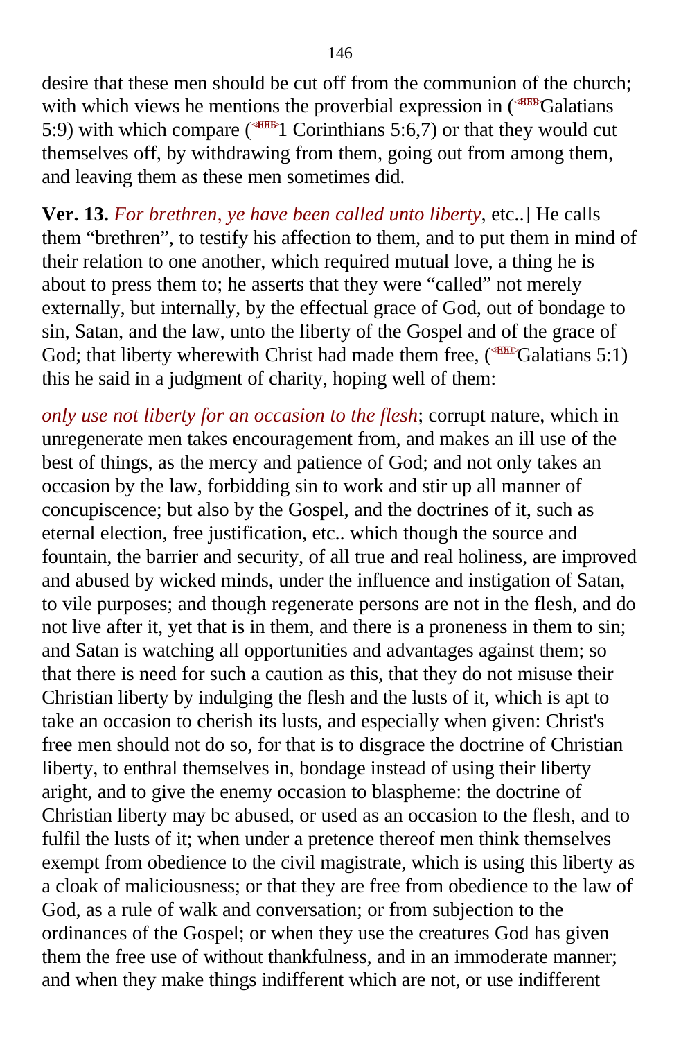desire that these men should be cut off from the communion of the church; with which views he mentions the proverbial expression in (Galatians 5:9) with which compare (1 Corinthians 5:6,7) or that they would cut themselves off, by withdrawing from them, going out from among them, and leaving them as these men sometimes did.

**Ver. 13.** *For brethren, ye have been called unto liberty*, etc..] He calls them "brethren", to testify his affection to them, and to put them in mind of their relation to one another, which required mutual love, a thing he is about to press them to; he asserts that they were "called" not merely externally, but internally, by the effectual grace of God, out of bondage to sin, Satan, and the law, unto the liberty of the Gospel and of the grace of God; that liberty wherewith Christ had made them free, (Galatians 5:1) this he said in a judgment of charity, hoping well of them:

*only use not liberty for an occasion to the flesh*; corrupt nature, which in unregenerate men takes encouragement from, and makes an ill use of the best of things, as the mercy and patience of God; and not only takes an occasion by the law, forbidding sin to work and stir up all manner of concupiscence; but also by the Gospel, and the doctrines of it, such as eternal election, free justification, etc.. which though the source and fountain, the barrier and security, of all true and real holiness, are improved and abused by wicked minds, under the influence and instigation of Satan, to vile purposes; and though regenerate persons are not in the flesh, and do not live after it, yet that is in them, and there is a proneness in them to sin; and Satan is watching all opportunities and advantages against them; so that there is need for such a caution as this, that they do not misuse their Christian liberty by indulging the flesh and the lusts of it, which is apt to take an occasion to cherish its lusts, and especially when given: Christ's free men should not do so, for that is to disgrace the doctrine of Christian liberty, to enthral themselves in, bondage instead of using their liberty aright, and to give the enemy occasion to blaspheme: the doctrine of Christian liberty may bc abused, or used as an occasion to the flesh, and to fulfil the lusts of it; when under a pretence thereof men think themselves exempt from obedience to the civil magistrate, which is using this liberty as a cloak of maliciousness; or that they are free from obedience to the law of God, as a rule of walk and conversation; or from subjection to the ordinances of the Gospel; or when they use the creatures God has given them the free use of without thankfulness, and in an immoderate manner; and when they make things indifferent which are not, or use indifferent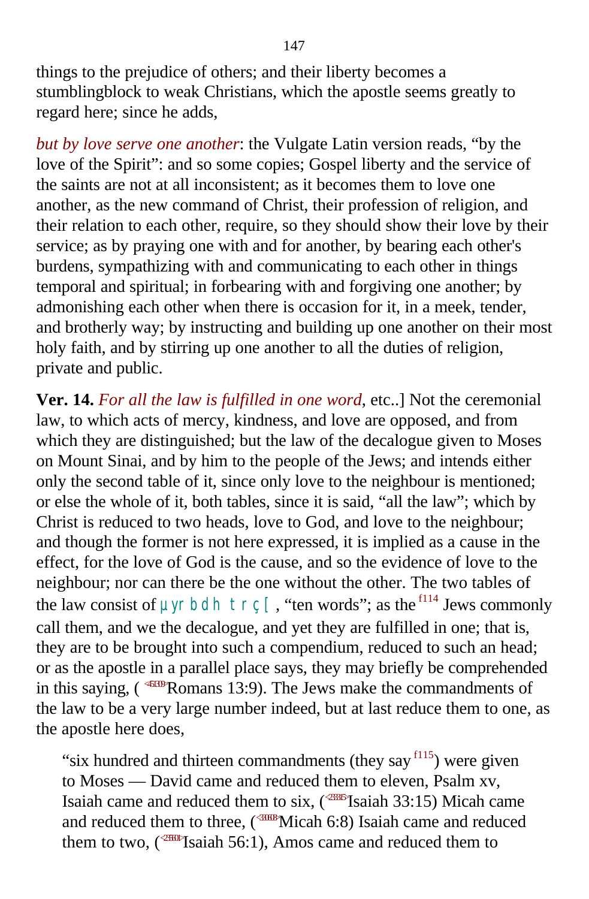things to the prejudice of others; and their liberty becomes a stumblingblock to weak Christians, which the apostle seems greatly to regard here; since he adds,

*but by love serve one another*: the Vulgate Latin version reads, "by the love of the Spirit": and so some copies; Gospel liberty and the service of the saints are not at all inconsistent; as it becomes them to love one another, as the new command of Christ, their profession of religion, and their relation to each other, require, so they should show their love by their service; as by praying one with and for another, by bearing each other's burdens, sympathizing with and communicating to each other in things temporal and spiritual; in forbearing with and forgiving one another; by admonishing each other when there is occasion for it, in a meek, tender, and brotherly way; by instructing and building up one another on their most holy faith, and by stirring up one another to all the duties of religion, private and public.

**Ver. 14.** *For all the law is fulfilled in one word*, etc..] Not the ceremonial law, to which acts of mercy, kindness, and love are opposed, and from which they are distinguished; but the law of the decalogue given to Moses on Mount Sinai, and by him to the people of the Jews; and intends either only the second table of it, since only love to the neighbour is mentioned; or else the whole of it, both tables, since it is said, "all the law"; which by Christ is reduced to two heads, love to God, and love to the neighbour; and though the former is not here expressed, it is implied as a cause in the effect, for the love of God is the cause, and so the evidence of love to the neighbour; nor can there be the one without the other. The two tables of the law consist of µyrbdh trç[, "ten words"; as the [f114] Jews commonly call them, and we the decalogue, and yet they are fulfilled in one; that is, they are to be brought into such a compendium, reduced to such an head; or as the apostle in a parallel place says, they may briefly be comprehended in this saying, (Romans 13:9). The Jews make the commandments of the law to be a very large number indeed, but at last reduce them to one, as the apostle here does,

> "six hundred and thirteen commandments (they say [f115]) were given to Moses — David came and reduced them to eleven, Psalm xv, Isaiah came and reduced them to six, (Isaiah 33:15) Micah came and reduced them to three, (Micah 6:8) Isaiah came and reduced them to two, (Isaiah 56:1), Amos came and reduced them to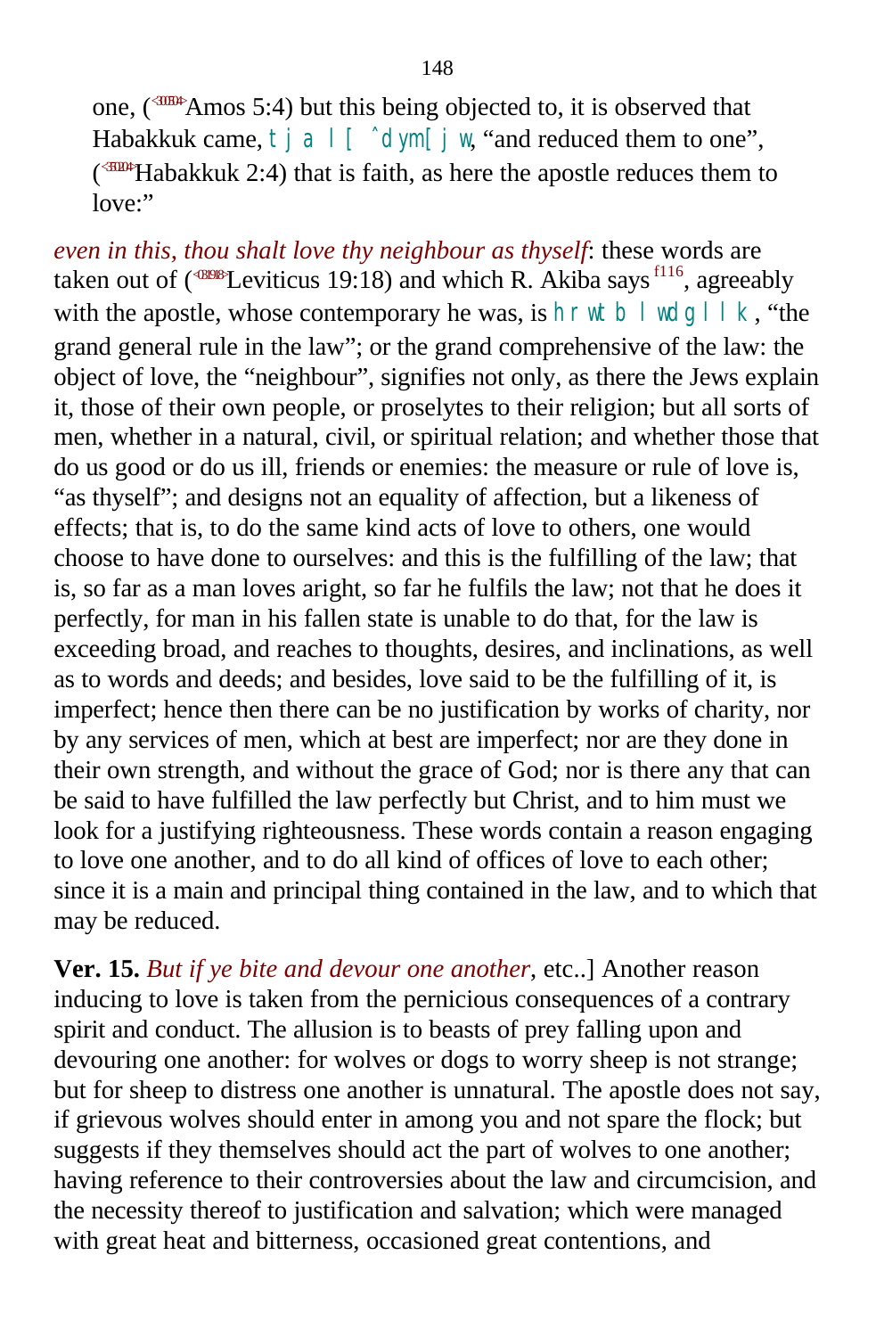one, (<300504>Amos 5:4) but this being objected to, it is observed that Habakkuk came, tjal [ ˆdym[ jw, “and reduced them to one”, (<350204>Habakkuk 2:4) that is faith, as here the apostle reduces them to love:”

*even in this, thou shalt love thy neighbour as thyself*: these words are taken out of (<031918>Leviticus 19:18) and which R. Akiba says[f116], agreeably with the apostle, whose contemporary he was, is hrwtb lwdg llk, “the grand general rule in the law”; or the grand comprehensive of the law: the object of love, the “neighbour”, signifies not only, as there the Jews explain it, those of their own people, or proselytes to their religion; but all sorts of men, whether in a natural, civil, or spiritual relation; and whether those that do us good or do us ill, friends or enemies: the measure or rule of love is, “as thyself”; and designs not an equality of affection, but a likeness of effects; that is, to do the same kind acts of love to others, one would choose to have done to ourselves: and this is the fulfilling of the law; that is, so far as a man loves aright, so far he fulfils the law; not that he does it perfectly, for man in his fallen state is unable to do that, for the law is exceeding broad, and reaches to thoughts, desires, and inclinations, as well as to words and deeds; and besides, love said to be the fulfilling of it, is imperfect; hence then there can be no justification by works of charity, nor by any services of men, which at best are imperfect; nor are they done in their own strength, and without the grace of God; nor is there any that can be said to have fulfilled the law perfectly but Christ, and to him must we look for a justifying righteousness. These words contain a reason engaging to love one another, and to do all kind of offices of love to each other; since it is a main and principal thing contained in the law, and to which that may be reduced.

**Ver. 15.** *But if ye bite and devour one another,* etc..] Another reason inducing to love is taken from the pernicious consequences of a contrary spirit and conduct. The allusion is to beasts of prey falling upon and devouring one another: for wolves or dogs to worry sheep is not strange; but for sheep to distress one another is unnatural. The apostle does not say, if grievous wolves should enter in among you and not spare the flock; but suggests if they themselves should act the part of wolves to one another; having reference to their controversies about the law and circumcision, and the necessity thereof to justification and salvation; which were managed with great heat and bitterness, occasioned great contentions, and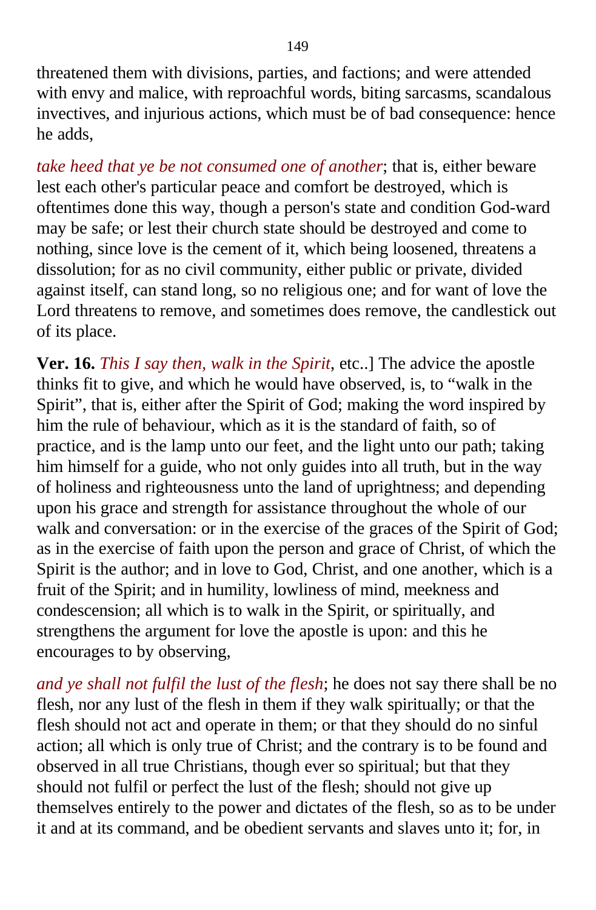threatened them with divisions, parties, and factions; and were attended with envy and malice, with reproachful words, biting sarcasms, scandalous invectives, and injurious actions, which must be of bad consequence: hence he adds,

*take heed that ye be not consumed one of another*; that is, either beware lest each other's particular peace and comfort be destroyed, which is oftentimes done this way, though a person's state and condition God-ward may be safe; or lest their church state should be destroyed and come to nothing, since love is the cement of it, which being loosened, threatens a dissolution; for as no civil community, either public or private, divided against itself, can stand long, so no religious one; and for want of love the Lord threatens to remove, and sometimes does remove, the candlestick out of its place.

**Ver. 16.** *This I say then, walk in the Spirit*, etc..] The advice the apostle thinks fit to give, and which he would have observed, is, to "walk in the Spirit", that is, either after the Spirit of God; making the word inspired by him the rule of behaviour, which as it is the standard of faith, so of practice, and is the lamp unto our feet, and the light unto our path; taking him himself for a guide, who not only guides into all truth, but in the way of holiness and righteousness unto the land of uprightness; and depending upon his grace and strength for assistance throughout the whole of our walk and conversation: or in the exercise of the graces of the Spirit of God; as in the exercise of faith upon the person and grace of Christ, of which the Spirit is the author; and in love to God, Christ, and one another, which is a fruit of the Spirit; and in humility, lowliness of mind, meekness and condescension; all which is to walk in the Spirit, or spiritually, and strengthens the argument for love the apostle is upon: and this he encourages to by observing,

*and ye shall not fulfil the lust of the flesh*; he does not say there shall be no flesh, nor any lust of the flesh in them if they walk spiritually; or that the flesh should not act and operate in them; or that they should do no sinful action; all which is only true of Christ; and the contrary is to be found and observed in all true Christians, though ever so spiritual; but that they should not fulfil or perfect the lust of the flesh; should not give up themselves entirely to the power and dictates of the flesh, so as to be under it and at its command, and be obedient servants and slaves unto it; for, in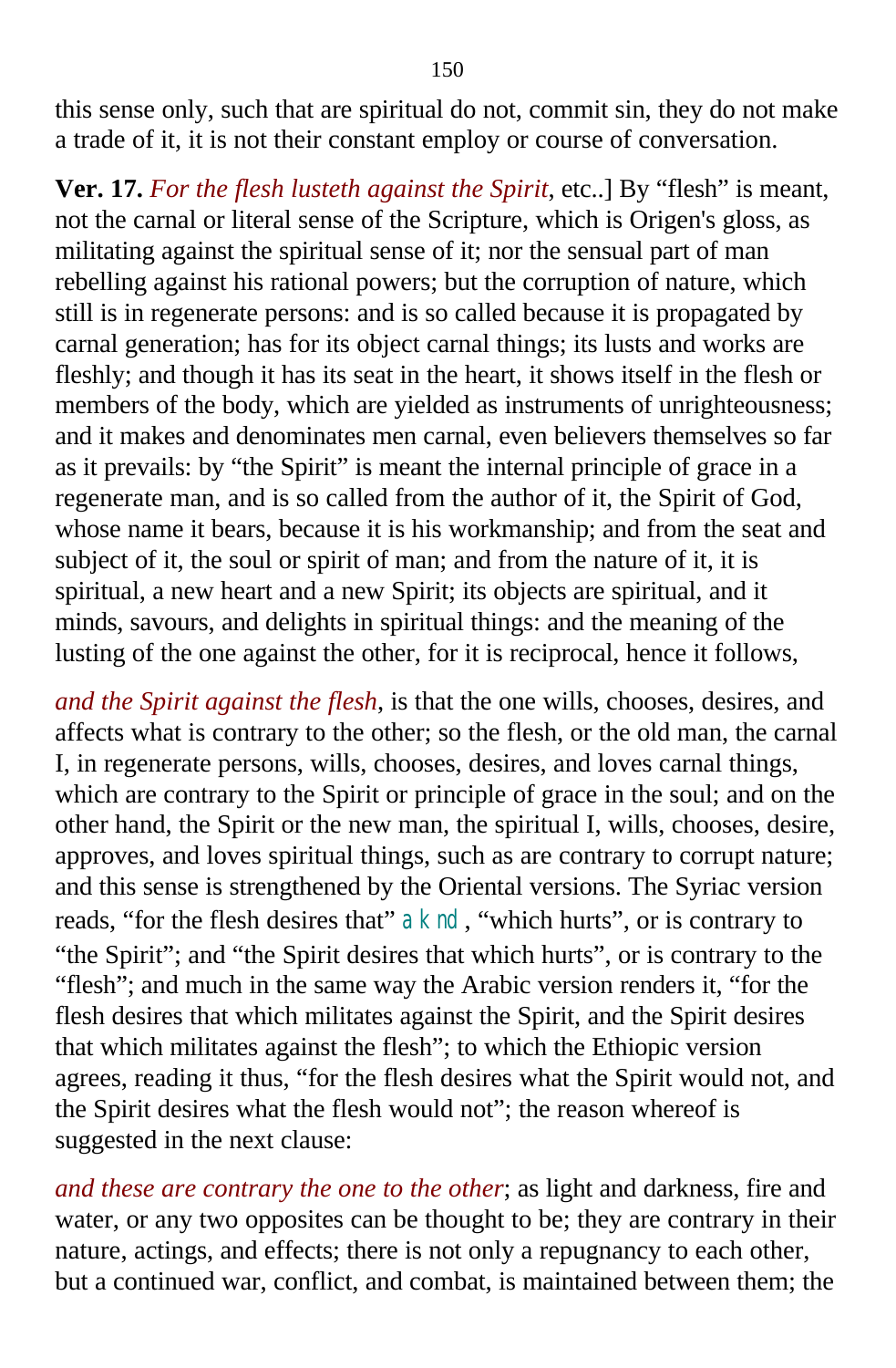this sense only, such that are spiritual do not, commit sin, they do not make a trade of it, it is not their constant employ or course of conversation.

**Ver. 17.** *For the flesh lusteth against the Spirit*, etc..] By "flesh" is meant, not the carnal or literal sense of the Scripture, which is Origen's gloss, as militating against the spiritual sense of it; nor the sensual part of man rebelling against his rational powers; but the corruption of nature, which still is in regenerate persons: and is so called because it is propagated by carnal generation; has for its object carnal things; its lusts and works are fleshly; and though it has its seat in the heart, it shows itself in the flesh or members of the body, which are yielded as instruments of unrighteousness; and it makes and denominates men carnal, even believers themselves so far as it prevails: by "the Spirit" is meant the internal principle of grace in a regenerate man, and is so called from the author of it, the Spirit of God, whose name it bears, because it is his workmanship; and from the seat and subject of it, the soul or spirit of man; and from the nature of it, it is spiritual, a new heart and a new Spirit; its objects are spiritual, and it minds, savours, and delights in spiritual things: and the meaning of the lusting of the one against the other, for it is reciprocal, hence it follows,

*and the Spirit against the flesh*, is that the one wills, chooses, desires, and affects what is contrary to the other; so the flesh, or the old man, the carnal I, in regenerate persons, wills, chooses, desires, and loves carnal things, which are contrary to the Spirit or principle of grace in the soul; and on the other hand, the Spirit or the new man, the spiritual I, wills, chooses, desire, approves, and loves spiritual things, such as are contrary to corrupt nature; and this sense is strengthened by the Oriental versions. The Syriac version reads, "for the flesh desires that" akmd, "which hurts", or is contrary to "the Spirit"; and "the Spirit desires that which hurts", or is contrary to the "flesh"; and much in the same way the Arabic version renders it, "for the flesh desires that which militates against the Spirit, and the Spirit desires that which militates against the flesh"; to which the Ethiopic version agrees, reading it thus, "for the flesh desires what the Spirit would not, and the Spirit desires what the flesh would not"; the reason whereof is suggested in the next clause:

*and these are contrary the one to the other*; as light and darkness, fire and water, or any two opposites can be thought to be; they are contrary in their nature, actings, and effects; there is not only a repugnancy to each other, but a continued war, conflict, and combat, is maintained between them; the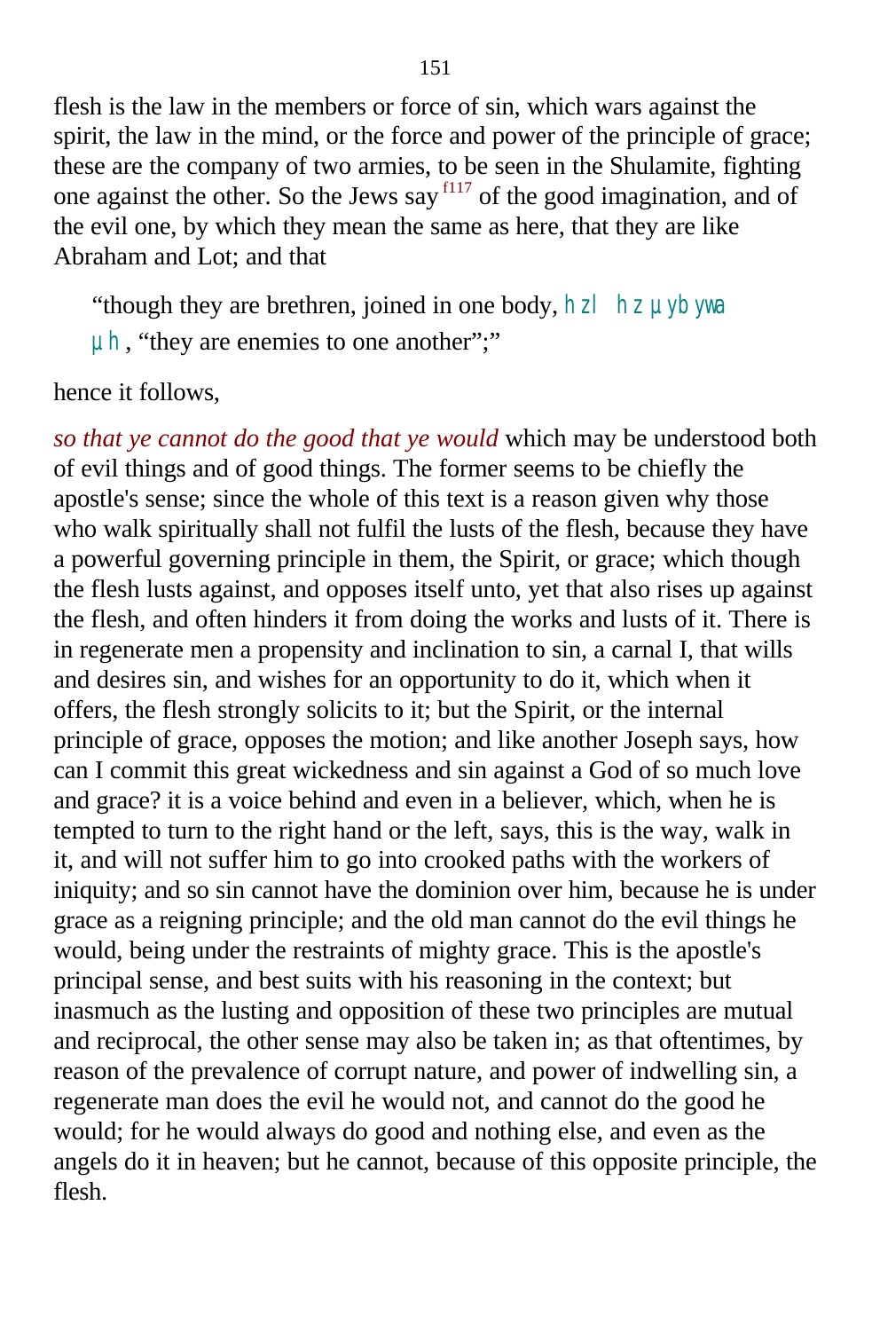flesh is the law in the members or force of sin, which wars against the spirit, the law in the mind, or the force and power of the principle of grace; these are the company of two armies, to be seen in the Shulamite, fighting one against the other. So the Jews say [f117] of the good imagination, and of the evil one, by which they mean the same as here, that they are like Abraham and Lot; and that

> "though they are brethren, joined in one body, hzl hz µybywa µh, "they are enemies to one another";"

hence it follows,

*so that ye cannot do the good that ye would* which may be understood both of evil things and of good things. The former seems to be chiefly the apostle's sense; since the whole of this text is a reason given why those who walk spiritually shall not fulfil the lusts of the flesh, because they have a powerful governing principle in them, the Spirit, or grace; which though the flesh lusts against, and opposes itself unto, yet that also rises up against the flesh, and often hinders it from doing the works and lusts of it. There is in regenerate men a propensity and inclination to sin, a carnal I, that wills and desires sin, and wishes for an opportunity to do it, which when it offers, the flesh strongly solicits to it; but the Spirit, or the internal principle of grace, opposes the motion; and like another Joseph says, how can I commit this great wickedness and sin against a God of so much love and grace? it is a voice behind and even in a believer, which, when he is tempted to turn to the right hand or the left, says, this is the way, walk in it, and will not suffer him to go into crooked paths with the workers of iniquity; and so sin cannot have the dominion over him, because he is under grace as a reigning principle; and the old man cannot do the evil things he would, being under the restraints of mighty grace. This is the apostle's principal sense, and best suits with his reasoning in the context; but inasmuch as the lusting and opposition of these two principles are mutual and reciprocal, the other sense may also be taken in; as that oftentimes, by reason of the prevalence of corrupt nature, and power of indwelling sin, a regenerate man does the evil he would not, and cannot do the good he would; for he would always do good and nothing else, and even as the angels do it in heaven; but he cannot, because of this opposite principle, the flesh.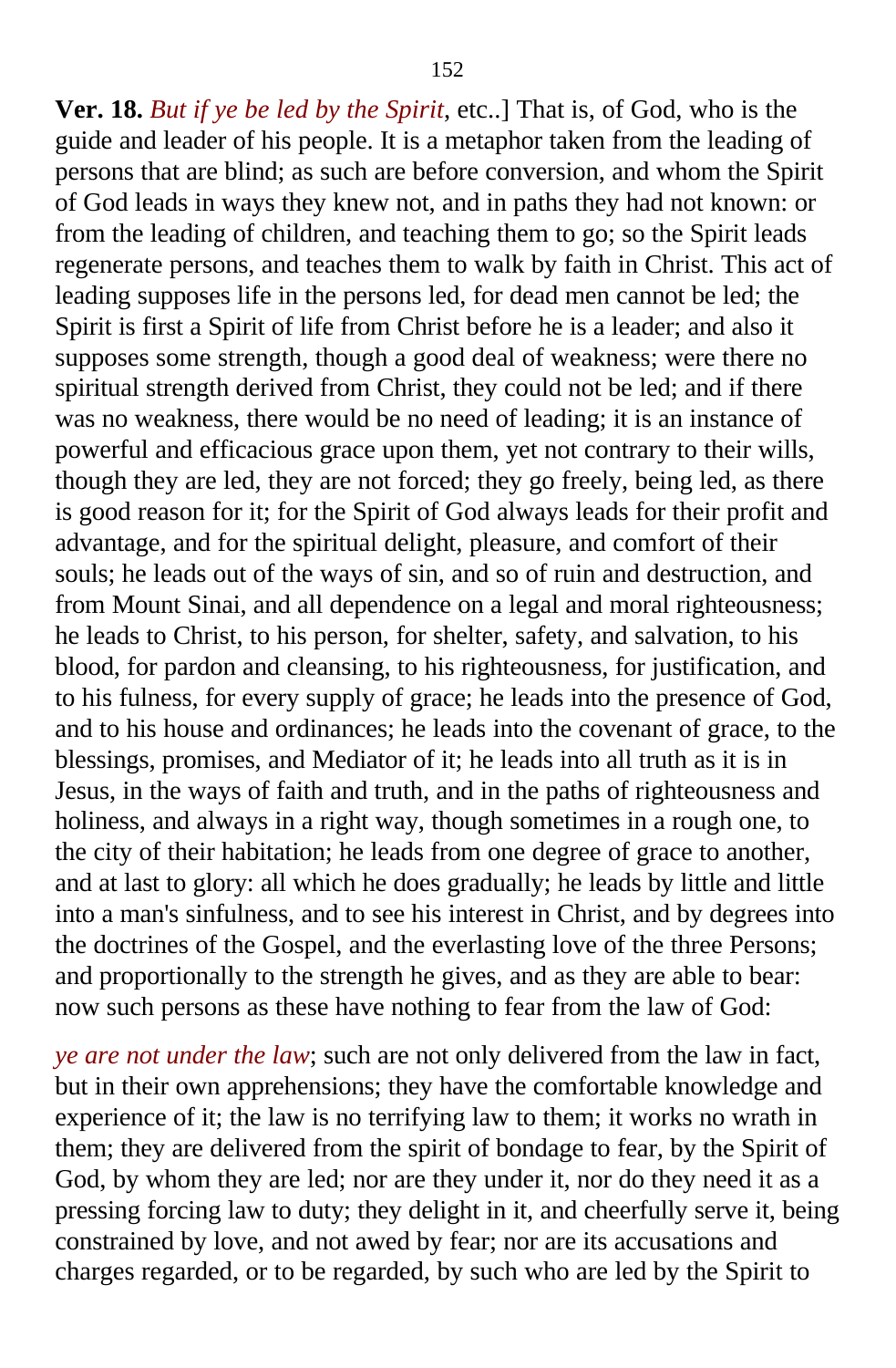**Ver. 18.** *But if ye be led by the Spirit*, etc..] That is, of God, who is the guide and leader of his people. It is a metaphor taken from the leading of persons that are blind; as such are before conversion, and whom the Spirit of God leads in ways they knew not, and in paths they had not known: or from the leading of children, and teaching them to go; so the Spirit leads regenerate persons, and teaches them to walk by faith in Christ. This act of leading supposes life in the persons led, for dead men cannot be led; the Spirit is first a Spirit of life from Christ before he is a leader; and also it supposes some strength, though a good deal of weakness; were there no spiritual strength derived from Christ, they could not be led; and if there was no weakness, there would be no need of leading; it is an instance of powerful and efficacious grace upon them, yet not contrary to their wills, though they are led, they are not forced; they go freely, being led, as there is good reason for it; for the Spirit of God always leads for their profit and advantage, and for the spiritual delight, pleasure, and comfort of their souls; he leads out of the ways of sin, and so of ruin and destruction, and from Mount Sinai, and all dependence on a legal and moral righteousness; he leads to Christ, to his person, for shelter, safety, and salvation, to his blood, for pardon and cleansing, to his righteousness, for justification, and to his fulness, for every supply of grace; he leads into the presence of God, and to his house and ordinances; he leads into the covenant of grace, to the blessings, promises, and Mediator of it; he leads into all truth as it is in Jesus, in the ways of faith and truth, and in the paths of righteousness and holiness, and always in a right way, though sometimes in a rough one, to the city of their habitation; he leads from one degree of grace to another, and at last to glory: all which he does gradually; he leads by little and little into a man's sinfulness, and to see his interest in Christ, and by degrees into the doctrines of the Gospel, and the everlasting love of the three Persons; and proportionally to the strength he gives, and as they are able to bear: now such persons as these have nothing to fear from the law of God:

*ye are not under the law*; such are not only delivered from the law in fact, but in their own apprehensions; they have the comfortable knowledge and experience of it; the law is no terrifying law to them; it works no wrath in them; they are delivered from the spirit of bondage to fear, by the Spirit of God, by whom they are led; nor are they under it, nor do they need it as a pressing forcing law to duty; they delight in it, and cheerfully serve it, being constrained by love, and not awed by fear; nor are its accusations and charges regarded, or to be regarded, by such who are led by the Spirit to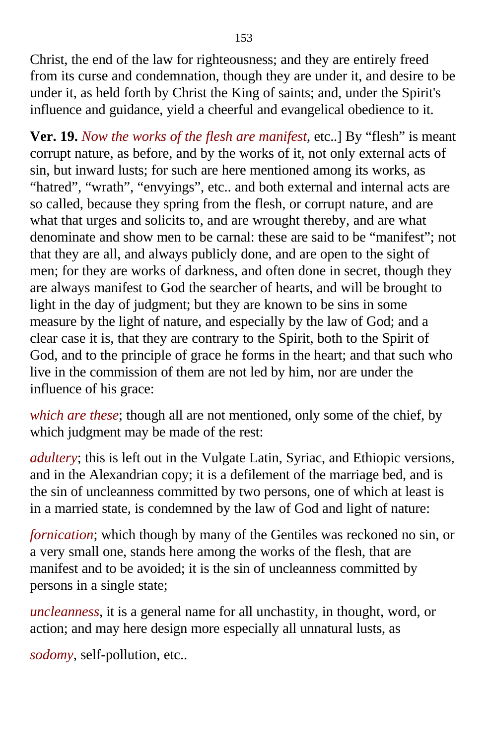Christ, the end of the law for righteousness; and they are entirely freed from its curse and condemnation, though they are under it, and desire to be under it, as held forth by Christ the King of saints; and, under the Spirit's influence and guidance, yield a cheerful and evangelical obedience to it.

**Ver. 19.** *Now the works of the flesh are manifest*, etc..] By "flesh" is meant corrupt nature, as before, and by the works of it, not only external acts of sin, but inward lusts; for such are here mentioned among its works, as "hatred", "wrath", "envyings", etc.. and both external and internal acts are so called, because they spring from the flesh, or corrupt nature, and are what that urges and solicits to, and are wrought thereby, and are what denominate and show men to be carnal: these are said to be "manifest"; not that they are all, and always publicly done, and are open to the sight of men; for they are works of darkness, and often done in secret, though they are always manifest to God the searcher of hearts, and will be brought to light in the day of judgment; but they are known to be sins in some measure by the light of nature, and especially by the law of God; and a clear case it is, that they are contrary to the Spirit, both to the Spirit of God, and to the principle of grace he forms in the heart; and that such who live in the commission of them are not led by him, nor are under the influence of his grace:

*which are these*; though all are not mentioned, only some of the chief, by which judgment may be made of the rest:

*adultery*; this is left out in the Vulgate Latin, Syriac, and Ethiopic versions, and in the Alexandrian copy; it is a defilement of the marriage bed, and is the sin of uncleanness committed by two persons, one of which at least is in a married state, is condemned by the law of God and light of nature:

*fornication*; which though by many of the Gentiles was reckoned no sin, or a very small one, stands here among the works of the flesh, that are manifest and to be avoided; it is the sin of uncleanness committed by persons in a single state;

*uncleanness*, it is a general name for all unchastity, in thought, word, or action; and may here design more especially all unnatural lusts, as

*sodomy*, self-pollution, etc..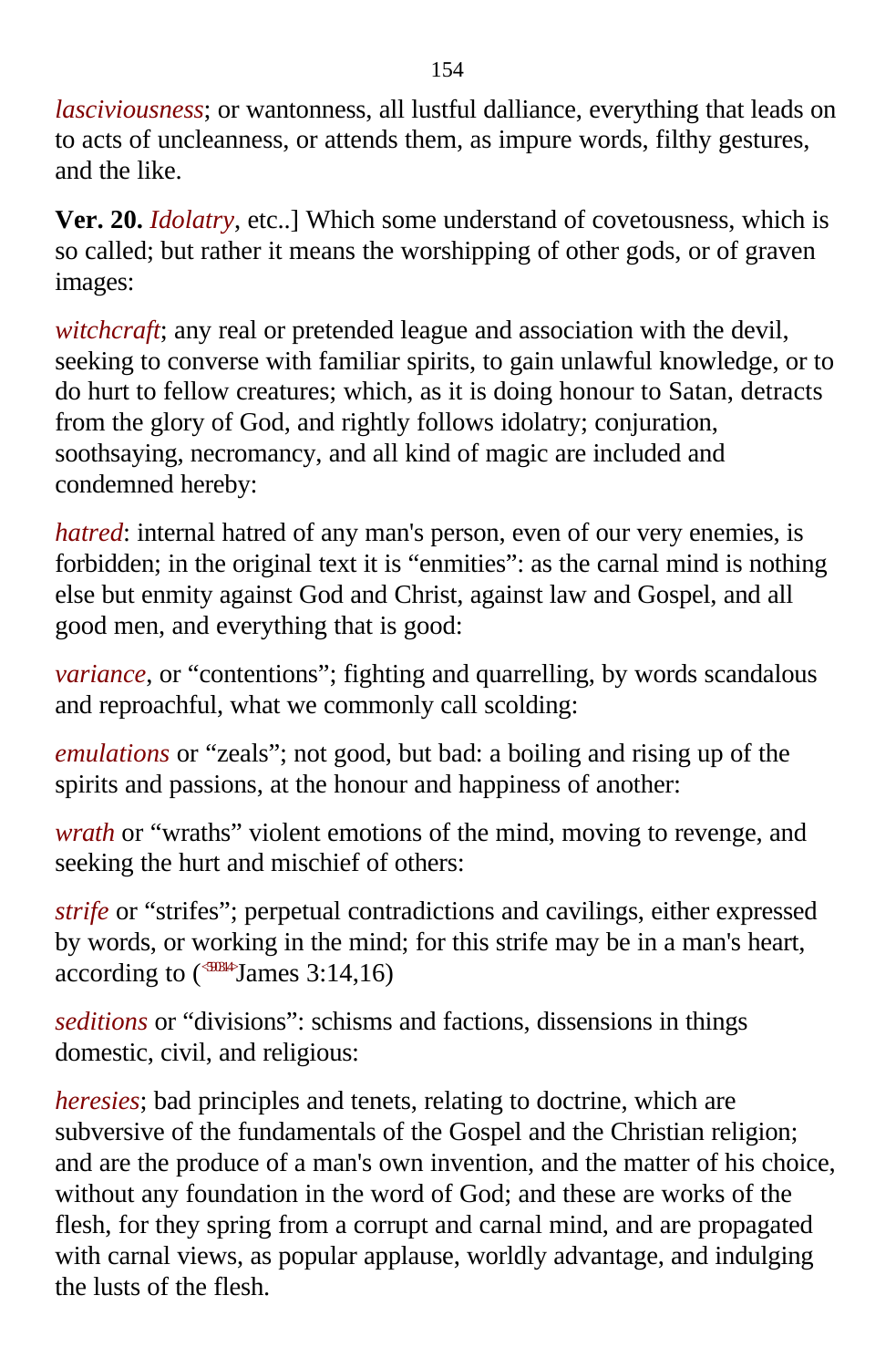*lasciviousness*; or wantonness, all lustful dalliance, everything that leads on to acts of uncleanness, or attends them, as impure words, filthy gestures, and the like.

**Ver. 20.** *Idolatry*, etc..] Which some understand of covetousness, which is so called; but rather it means the worshipping of other gods, or of graven images:

*witchcraft*; any real or pretended league and association with the devil, seeking to converse with familiar spirits, to gain unlawful knowledge, or to do hurt to fellow creatures; which, as it is doing honour to Satan, detracts from the glory of God, and rightly follows idolatry; conjuration, soothsaying, necromancy, and all kind of magic are included and condemned hereby:

*hatred*: internal hatred of any man's person, even of our very enemies, is forbidden; in the original text it is "enmities": as the carnal mind is nothing else but enmity against God and Christ, against law and Gospel, and all good men, and everything that is good:

*variance*, or "contentions"; fighting and quarrelling, by words scandalous and reproachful, what we commonly call scolding:

*emulations* or "zeals"; not good, but bad: a boiling and rising up of the spirits and passions, at the honour and happiness of another:

*wrath* or "wraths" violent emotions of the mind, moving to revenge, and seeking the hurt and mischief of others:

*strife* or "strifes"; perpetual contradictions and cavilings, either expressed by words, or working in the mind; for this strife may be in a man's heart, according to (<590314>James 3:14,16)

*seditions* or "divisions": schisms and factions, dissensions in things domestic, civil, and religious:

*heresies*; bad principles and tenets, relating to doctrine, which are subversive of the fundamentals of the Gospel and the Christian religion; and are the produce of a man's own invention, and the matter of his choice, without any foundation in the word of God; and these are works of the flesh, for they spring from a corrupt and carnal mind, and are propagated with carnal views, as popular applause, worldly advantage, and indulging the lusts of the flesh.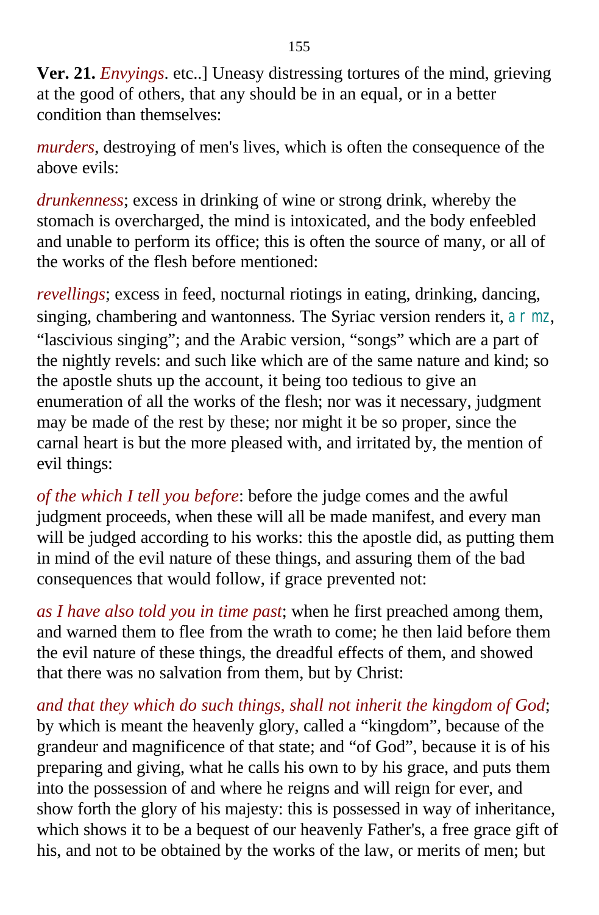**Ver. 21.** *Envyings*. etc..] Uneasy distressing tortures of the mind, grieving at the good of others, that any should be in an equal, or in a better condition than themselves:

*murders*, destroying of men's lives, which is often the consequence of the above evils:

*drunkenness*; excess in drinking of wine or strong drink, whereby the stomach is overcharged, the mind is intoxicated, and the body enfeebled and unable to perform its office; this is often the source of many, or all of the works of the flesh before mentioned:

*revellings*; excess in feed, nocturnal riotings in eating, drinking, dancing, singing, chambering and wantonness. The Syriac version renders it, a r mz, "lascivious singing"; and the Arabic version, "songs" which are a part of the nightly revels: and such like which are of the same nature and kind; so the apostle shuts up the account, it being too tedious to give an enumeration of all the works of the flesh; nor was it necessary, judgment may be made of the rest by these; nor might it be so proper, since the carnal heart is but the more pleased with, and irritated by, the mention of evil things:

*of the which I tell you before*: before the judge comes and the awful judgment proceeds, when these will all be made manifest, and every man will be judged according to his works: this the apostle did, as putting them in mind of the evil nature of these things, and assuring them of the bad consequences that would follow, if grace prevented not:

*as I have also told you in time past*; when he first preached among them, and warned them to flee from the wrath to come; he then laid before them the evil nature of these things, the dreadful effects of them, and showed that there was no salvation from them, but by Christ:

*and that they which do such things, shall not inherit the kingdom of God*; by which is meant the heavenly glory, called a "kingdom", because of the grandeur and magnificence of that state; and "of God", because it is of his preparing and giving, what he calls his own to by his grace, and puts them into the possession of and where he reigns and will reign for ever, and show forth the glory of his majesty: this is possessed in way of inheritance, which shows it to be a bequest of our heavenly Father's, a free grace gift of his, and not to be obtained by the works of the law, or merits of men; but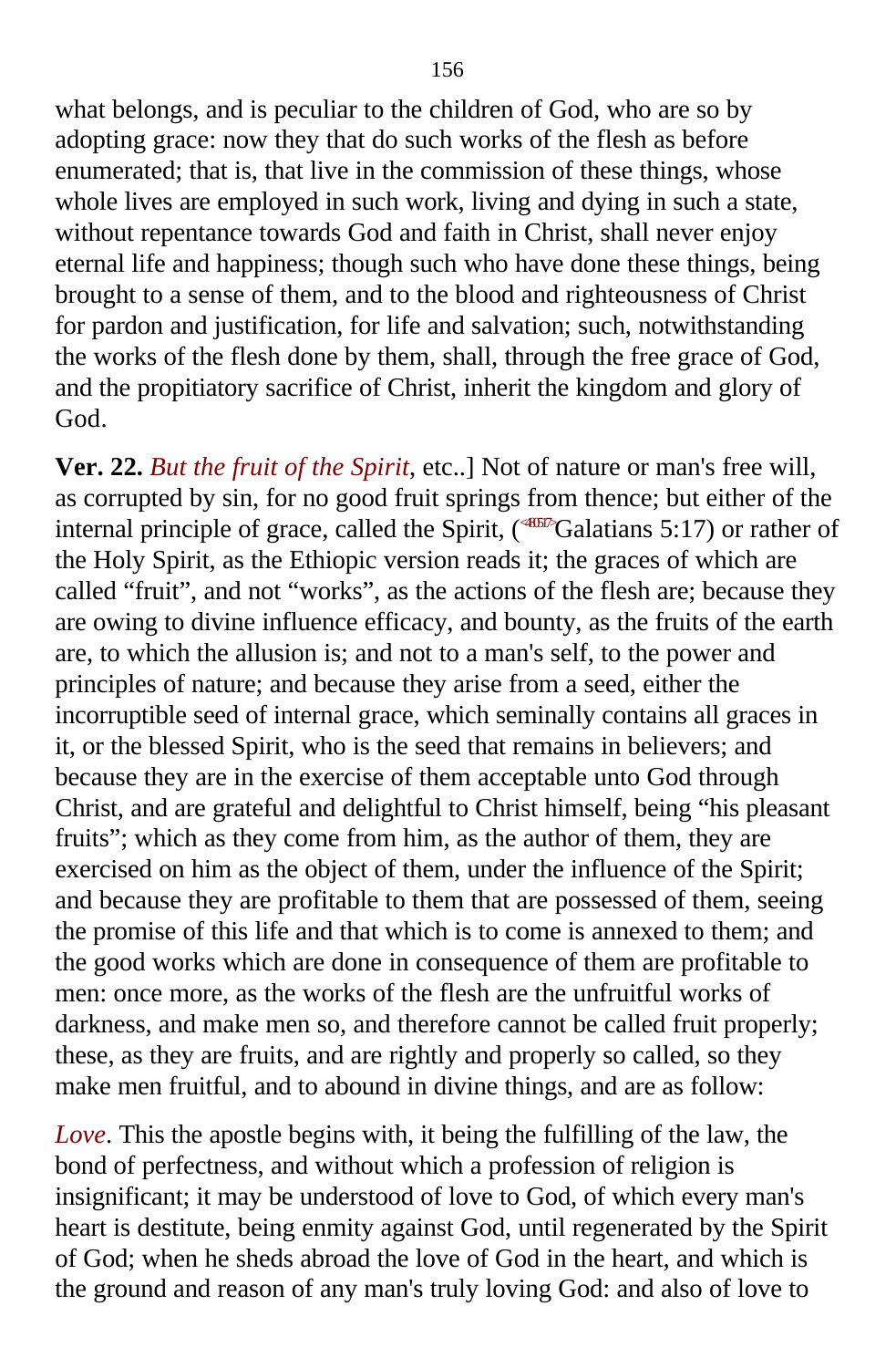what belongs, and is peculiar to the children of God, who are so by adopting grace: now they that do such works of the flesh as before enumerated; that is, that live in the commission of these things, whose whole lives are employed in such work, living and dying in such a state, without repentance towards God and faith in Christ, shall never enjoy eternal life and happiness; though such who have done these things, being brought to a sense of them, and to the blood and righteousness of Christ for pardon and justification, for life and salvation; such, notwithstanding the works of the flesh done by them, shall, through the free grace of God, and the propitiatory sacrifice of Christ, inherit the kingdom and glory of God.

**Ver. 22.** *But the fruit of the Spirit*, etc..] Not of nature or man's free will, as corrupted by sin, for no good fruit springs from thence; but either of the internal principle of grace, called the Spirit, (<480517>Galatians 5:17) or rather of the Holy Spirit, as the Ethiopic version reads it; the graces of which are called "fruit", and not "works", as the actions of the flesh are; because they are owing to divine influence efficacy, and bounty, as the fruits of the earth are, to which the allusion is; and not to a man's self, to the power and principles of nature; and because they arise from a seed, either the incorruptible seed of internal grace, which seminally contains all graces in it, or the blessed Spirit, who is the seed that remains in believers; and because they are in the exercise of them acceptable unto God through Christ, and are grateful and delightful to Christ himself, being "his pleasant fruits"; which as they come from him, as the author of them, they are exercised on him as the object of them, under the influence of the Spirit; and because they are profitable to them that are possessed of them, seeing the promise of this life and that which is to come is annexed to them; and the good works which are done in consequence of them are profitable to men: once more, as the works of the flesh are the unfruitful works of darkness, and make men so, and therefore cannot be called fruit properly; these, as they are fruits, and are rightly and properly so called, so they make men fruitful, and to abound in divine things, and are as follow:

*Love*. This the apostle begins with, it being the fulfilling of the law, the bond of perfectness, and without which a profession of religion is insignificant; it may be understood of love to God, of which every man's heart is destitute, being enmity against God, until regenerated by the Spirit of God; when he sheds abroad the love of God in the heart, and which is the ground and reason of any man's truly loving God: and also of love to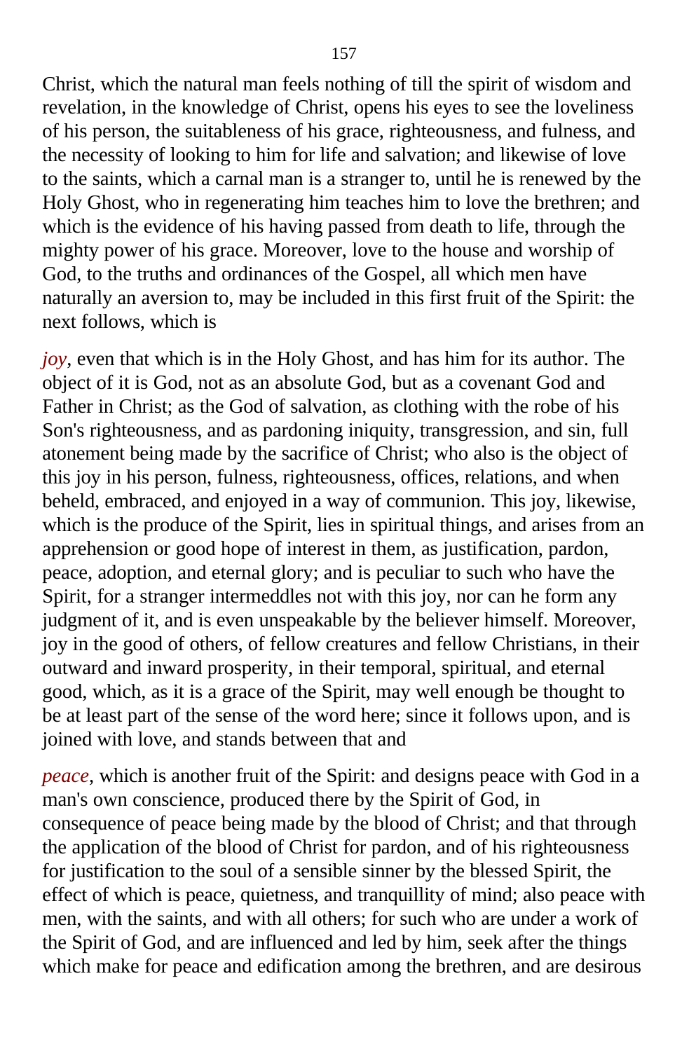Christ, which the natural man feels nothing of till the spirit of wisdom and revelation, in the knowledge of Christ, opens his eyes to see the loveliness of his person, the suitableness of his grace, righteousness, and fulness, and the necessity of looking to him for life and salvation; and likewise of love to the saints, which a carnal man is a stranger to, until he is renewed by the Holy Ghost, who in regenerating him teaches him to love the brethren; and which is the evidence of his having passed from death to life, through the mighty power of his grace. Moreover, love to the house and worship of God, to the truths and ordinances of the Gospel, all which men have naturally an aversion to, may be included in this first fruit of the Spirit: the next follows, which is

*joy*, even that which is in the Holy Ghost, and has him for its author. The object of it is God, not as an absolute God, but as a covenant God and Father in Christ; as the God of salvation, as clothing with the robe of his Son's righteousness, and as pardoning iniquity, transgression, and sin, full atonement being made by the sacrifice of Christ; who also is the object of this joy in his person, fulness, righteousness, offices, relations, and when beheld, embraced, and enjoyed in a way of communion. This joy, likewise, which is the produce of the Spirit, lies in spiritual things, and arises from an apprehension or good hope of interest in them, as justification, pardon, peace, adoption, and eternal glory; and is peculiar to such who have the Spirit, for a stranger intermeddles not with this joy, nor can he form any judgment of it, and is even unspeakable by the believer himself. Moreover, joy in the good of others, of fellow creatures and fellow Christians, in their outward and inward prosperity, in their temporal, spiritual, and eternal good, which, as it is a grace of the Spirit, may well enough be thought to be at least part of the sense of the word here; since it follows upon, and is joined with love, and stands between that and

*peace*, which is another fruit of the Spirit: and designs peace with God in a man's own conscience, produced there by the Spirit of God, in consequence of peace being made by the blood of Christ; and that through the application of the blood of Christ for pardon, and of his righteousness for justification to the soul of a sensible sinner by the blessed Spirit, the effect of which is peace, quietness, and tranquillity of mind; also peace with men, with the saints, and with all others; for such who are under a work of the Spirit of God, and are influenced and led by him, seek after the things which make for peace and edification among the brethren, and are desirous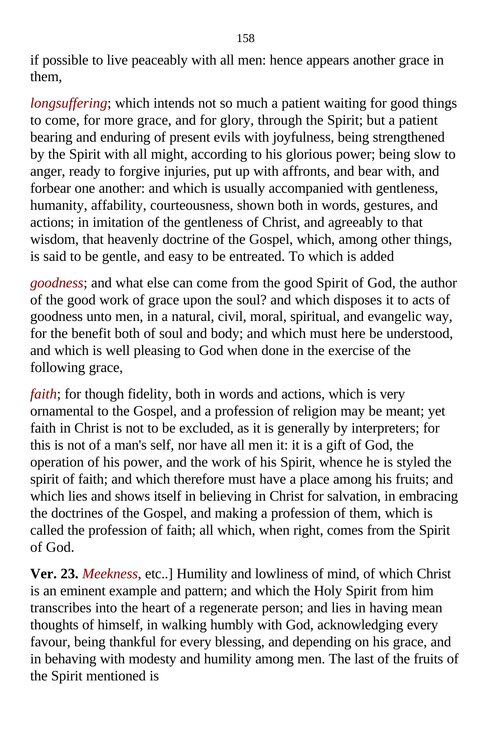if possible to live peaceably with all men: hence appears another grace in them,

*longsuffering*; which intends not so much a patient waiting for good things to come, for more grace, and for glory, through the Spirit; but a patient bearing and enduring of present evils with joyfulness, being strengthened by the Spirit with all might, according to his glorious power; being slow to anger, ready to forgive injuries, put up with affronts, and bear with, and forbear one another: and which is usually accompanied with gentleness, humanity, affability, courteousness, shown both in words, gestures, and actions; in imitation of the gentleness of Christ, and agreeably to that wisdom, that heavenly doctrine of the Gospel, which, among other things, is said to be gentle, and easy to be entreated. To which is added

*goodness*; and what else can come from the good Spirit of God, the author of the good work of grace upon the soul? and which disposes it to acts of goodness unto men, in a natural, civil, moral, spiritual, and evangelic way, for the benefit both of soul and body; and which must here be understood, and which is well pleasing to God when done in the exercise of the following grace,

*faith*; for though fidelity, both in words and actions, which is very ornamental to the Gospel, and a profession of religion may be meant; yet faith in Christ is not to be excluded, as it is generally by interpreters; for this is not of a man's self, nor have all men it: it is a gift of God, the operation of his power, and the work of his Spirit, whence he is styled the spirit of faith; and which therefore must have a place among his fruits; and which lies and shows itself in believing in Christ for salvation, in embracing the doctrines of the Gospel, and making a profession of them, which is called the profession of faith; all which, when right, comes from the Spirit of God.

**Ver. 23.** *Meekness*, etc..] Humility and lowliness of mind, of which Christ is an eminent example and pattern; and which the Holy Spirit from him transcribes into the heart of a regenerate person; and lies in having mean thoughts of himself, in walking humbly with God, acknowledging every favour, being thankful for every blessing, and depending on his grace, and in behaving with modesty and humility among men. The last of the fruits of the Spirit mentioned is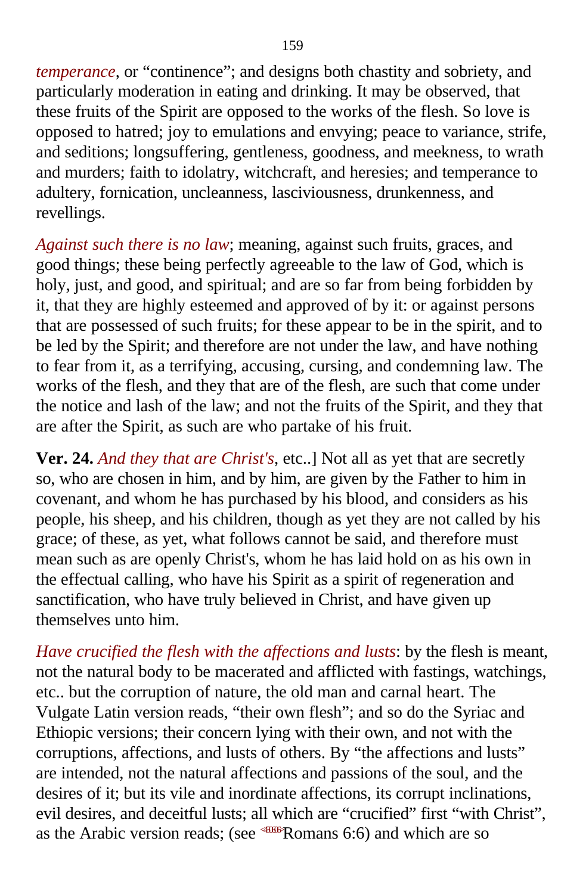*temperance*, or “continence”; and designs both chastity and sobriety, and particularly moderation in eating and drinking. It may be observed, that these fruits of the Spirit are opposed to the works of the flesh. So love is opposed to hatred; joy to emulations and envying; peace to variance, strife, and seditions; longsuffering, gentleness, goodness, and meekness, to wrath and murders; faith to idolatry, witchcraft, and heresies; and temperance to adultery, fornication, uncleanness, lasciviousness, drunkenness, and revellings.

*Against such there is no law*; meaning, against such fruits, graces, and good things; these being perfectly agreeable to the law of God, which is holy, just, and good, and spiritual; and are so far from being forbidden by it, that they are highly esteemed and approved of by it: or against persons that are possessed of such fruits; for these appear to be in the spirit, and to be led by the Spirit; and therefore are not under the law, and have nothing to fear from it, as a terrifying, accusing, cursing, and condemning law. The works of the flesh, and they that are of the flesh, are such that come under the notice and lash of the law; and not the fruits of the Spirit, and they that are after the Spirit, as such are who partake of his fruit.

**Ver. 24.** *And they that are Christ's*, etc..] Not all as yet that are secretly so, who are chosen in him, and by him, are given by the Father to him in covenant, and whom he has purchased by his blood, and considers as his people, his sheep, and his children, though as yet they are not called by his grace; of these, as yet, what follows cannot be said, and therefore must mean such as are openly Christ's, whom he has laid hold on as his own in the effectual calling, who have his Spirit as a spirit of regeneration and sanctification, who have truly believed in Christ, and have given up themselves unto him.

*Have crucified the flesh with the affections and lusts*: by the flesh is meant, not the natural body to be macerated and afflicted with fastings, watchings, etc.. but the corruption of nature, the old man and carnal heart. The Vulgate Latin version reads, “their own flesh”; and so do the Syriac and Ethiopic versions; their concern lying with their own, and not with the corruptions, affections, and lusts of others. By “the affections and lusts” are intended, not the natural affections and passions of the soul, and the desires of it; but its vile and inordinate affections, its corrupt inclinations, evil desires, and deceitful lusts; all which are “crucified” first “with Christ”, as the Arabic version reads; (see Romans 6:6) and which are so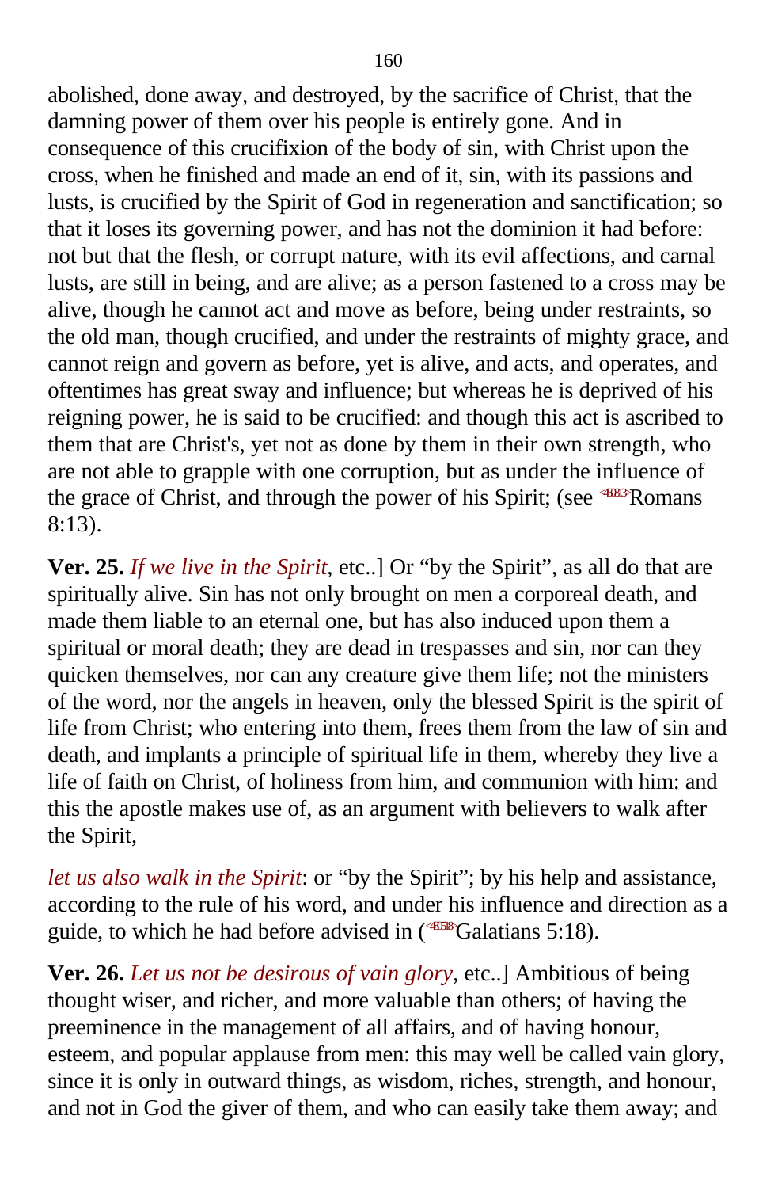abolished, done away, and destroyed, by the sacrifice of Christ, that the damning power of them over his people is entirely gone. And in consequence of this crucifixion of the body of sin, with Christ upon the cross, when he finished and made an end of it, sin, with its passions and lusts, is crucified by the Spirit of God in regeneration and sanctification; so that it loses its governing power, and has not the dominion it had before: not but that the flesh, or corrupt nature, with its evil affections, and carnal lusts, are still in being, and are alive; as a person fastened to a cross may be alive, though he cannot act and move as before, being under restraints, so the old man, though crucified, and under the restraints of mighty grace, and cannot reign and govern as before, yet is alive, and acts, and operates, and oftentimes has great sway and influence; but whereas he is deprived of his reigning power, he is said to be crucified: and though this act is ascribed to them that are Christ's, yet not as done by them in their own strength, who are not able to grapple with one corruption, but as under the influence of the grace of Christ, and through the power of his Spirit; (see <450813>Romans 8:13).

**Ver. 25.** *If we live in the Spirit*, etc..] Or "by the Spirit", as all do that are spiritually alive. Sin has not only brought on men a corporeal death, and made them liable to an eternal one, but has also induced upon them a spiritual or moral death; they are dead in trespasses and sin, nor can they quicken themselves, nor can any creature give them life; not the ministers of the word, nor the angels in heaven, only the blessed Spirit is the spirit of life from Christ; who entering into them, frees them from the law of sin and death, and implants a principle of spiritual life in them, whereby they live a life of faith on Christ, of holiness from him, and communion with him: and this the apostle makes use of, as an argument with believers to walk after the Spirit,

*let us also walk in the Spirit*: or "by the Spirit"; by his help and assistance, according to the rule of his word, and under his influence and direction as a guide, to which he had before advised in (<480518>Galatians 5:18).

**Ver. 26.** *Let us not be desirous of vain glory*, etc..] Ambitious of being thought wiser, and richer, and more valuable than others; of having the preeminence in the management of all affairs, and of having honour, esteem, and popular applause from men: this may well be called vain glory, since it is only in outward things, as wisdom, riches, strength, and honour, and not in God the giver of them, and who can easily take them away; and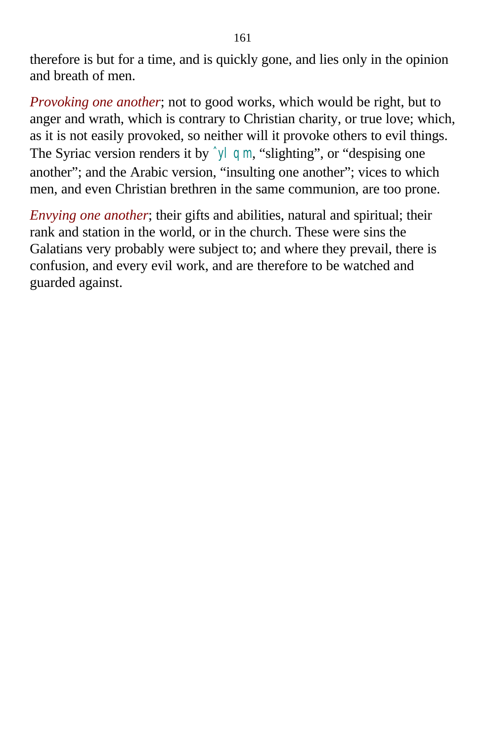therefore is but for a time, and is quickly gone, and lies only in the opinion and breath of men.

*Provoking one another*; not to good works, which would be right, but to anger and wrath, which is contrary to Christian charity, or true love; which, as it is not easily provoked, so neither will it provoke others to evil things. The Syriac version renders it by ˆyl q m, “slighting”, or “despising one another”; and the Arabic version, “insulting one another”; vices to which men, and even Christian brethren in the same communion, are too prone.

*Envying one another*; their gifts and abilities, natural and spiritual; their rank and station in the world, or in the church. These were sins the Galatians very probably were subject to; and where they prevail, there is confusion, and every evil work, and are therefore to be watched and guarded against.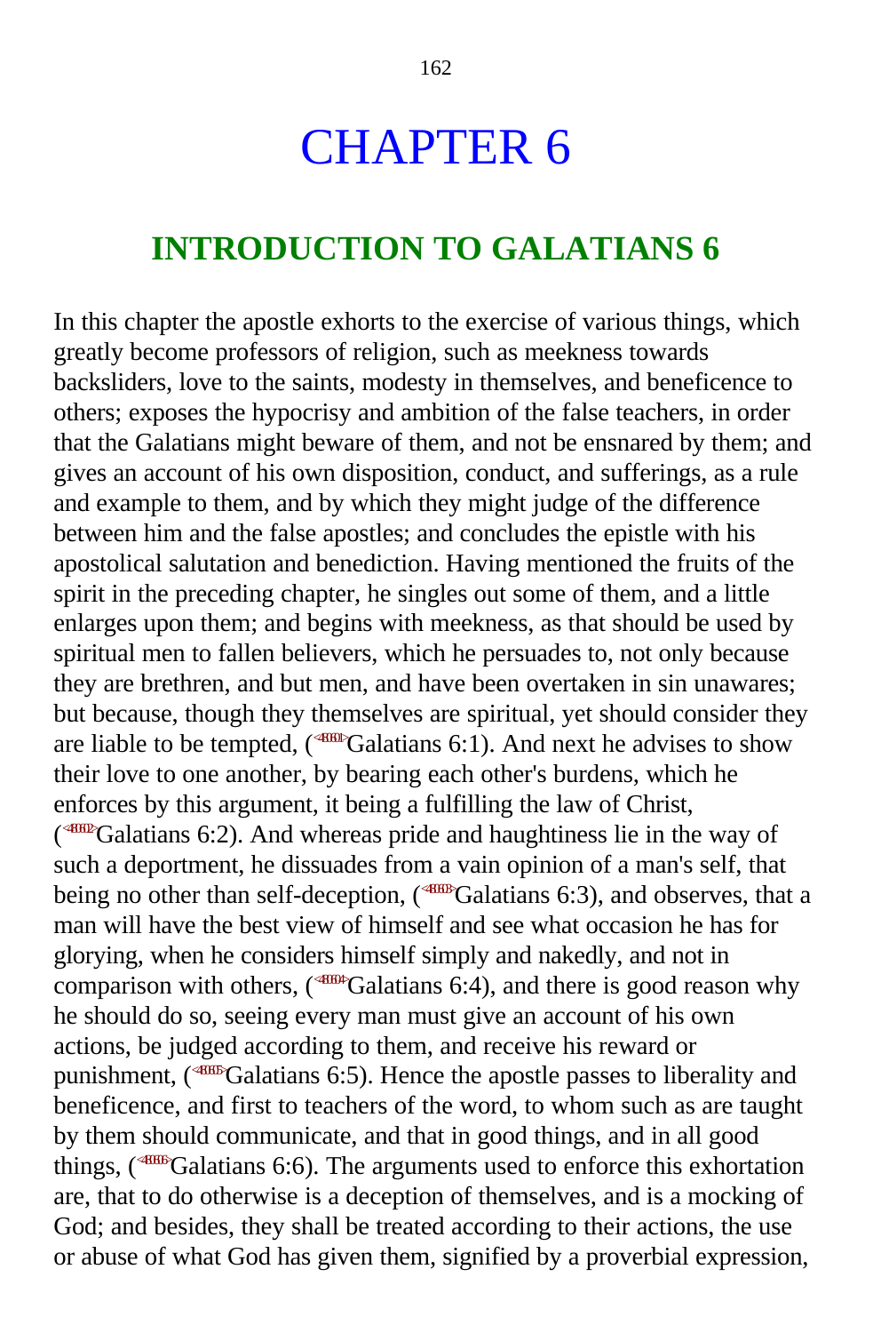# CHAPTER 6

## INTRODUCTION TO GALATIANS 6

In this chapter the apostle exhorts to the exercise of various things, which greatly become professors of religion, such as meekness towards backsliders, love to the saints, modesty in themselves, and beneficence to others; exposes the hypocrisy and ambition of the false teachers, in order that the Galatians might beware of them, and not be ensnared by them; and gives an account of his own disposition, conduct, and sufferings, as a rule and example to them, and by which they might judge of the difference between him and the false apostles; and concludes the epistle with his apostolical salutation and benediction. Having mentioned the fruits of the spirit in the preceding chapter, he singles out some of them, and a little enlarges upon them; and begins with meekness, as that should be used by spiritual men to fallen believers, which he persuades to, not only because they are brethren, and but men, and have been overtaken in sin unawares; but because, though they themselves are spiritual, yet should consider they are liable to be tempted, (<480601>Galatians 6:1). And next he advises to show their love to one another, by bearing each other's burdens, which he enforces by this argument, it being a fulfilling the law of Christ, (<480602>Galatians 6:2). And whereas pride and haughtiness lie in the way of such a deportment, he dissuades from a vain opinion of a man's self, that being no other than self-deception, (<480603>Galatians 6:3), and observes, that a man will have the best view of himself and see what occasion he has for glorying, when he considers himself simply and nakedly, and not in comparison with others, (<480604>Galatians 6:4), and there is good reason why he should do so, seeing every man must give an account of his own actions, be judged according to them, and receive his reward or punishment, (<480605>Galatians 6:5). Hence the apostle passes to liberality and beneficence, and first to teachers of the word, to whom such as are taught by them should communicate, and that in good things, and in all good things, (<480606>Galatians 6:6). The arguments used to enforce this exhortation are, that to do otherwise is a deception of themselves, and is a mocking of God; and besides, they shall be treated according to their actions, the use or abuse of what God has given them, signified by a proverbial expression,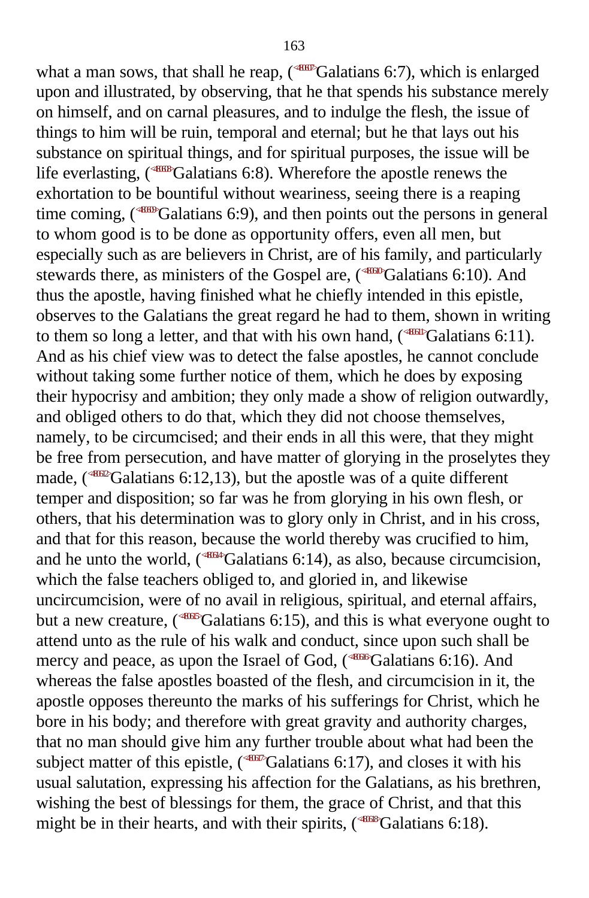what a man sows, that shall he reap, (<480607>Galatians 6:7), which is enlarged upon and illustrated, by observing, that he that spends his substance merely on himself, and on carnal pleasures, and to indulge the flesh, the issue of things to him will be ruin, temporal and eternal; but he that lays out his substance on spiritual things, and for spiritual purposes, the issue will be life everlasting, (<480608>Galatians 6:8). Wherefore the apostle renews the exhortation to be bountiful without weariness, seeing there is a reaping time coming, (<480609>Galatians 6:9), and then points out the persons in general to whom good is to be done as opportunity offers, even all men, but especially such as are believers in Christ, are of his family, and particularly stewards there, as ministers of the Gospel are, (<480610>Galatians 6:10). And thus the apostle, having finished what he chiefly intended in this epistle, observes to the Galatians the great regard he had to them, shown in writing to them so long a letter, and that with his own hand, (<480611>Galatians 6:11). And as his chief view was to detect the false apostles, he cannot conclude without taking some further notice of them, which he does by exposing their hypocrisy and ambition; they only made a show of religion outwardly, and obliged others to do that, which they did not choose themselves, namely, to be circumcised; and their ends in all this were, that they might be free from persecution, and have matter of glorying in the proselytes they made, (<480612>Galatians 6:12,13), but the apostle was of a quite different temper and disposition; so far was he from glorying in his own flesh, or others, that his determination was to glory only in Christ, and in his cross, and that for this reason, because the world thereby was crucified to him, and he unto the world, (<480614>Galatians 6:14), as also, because circumcision, which the false teachers obliged to, and gloried in, and likewise uncircumcision, were of no avail in religious, spiritual, and eternal affairs, but a new creature, (<480615>Galatians 6:15), and this is what everyone ought to attend unto as the rule of his walk and conduct, since upon such shall be mercy and peace, as upon the Israel of God, (<480616>Galatians 6:16). And whereas the false apostles boasted of the flesh, and circumcision in it, the apostle opposes thereunto the marks of his sufferings for Christ, which he bore in his body; and therefore with great gravity and authority charges, that no man should give him any further trouble about what had been the subject matter of this epistle, (<480617>Galatians 6:17), and closes it with his usual salutation, expressing his affection for the Galatians, as his brethren, wishing the best of blessings for them, the grace of Christ, and that this might be in their hearts, and with their spirits, (<480618>Galatians 6:18).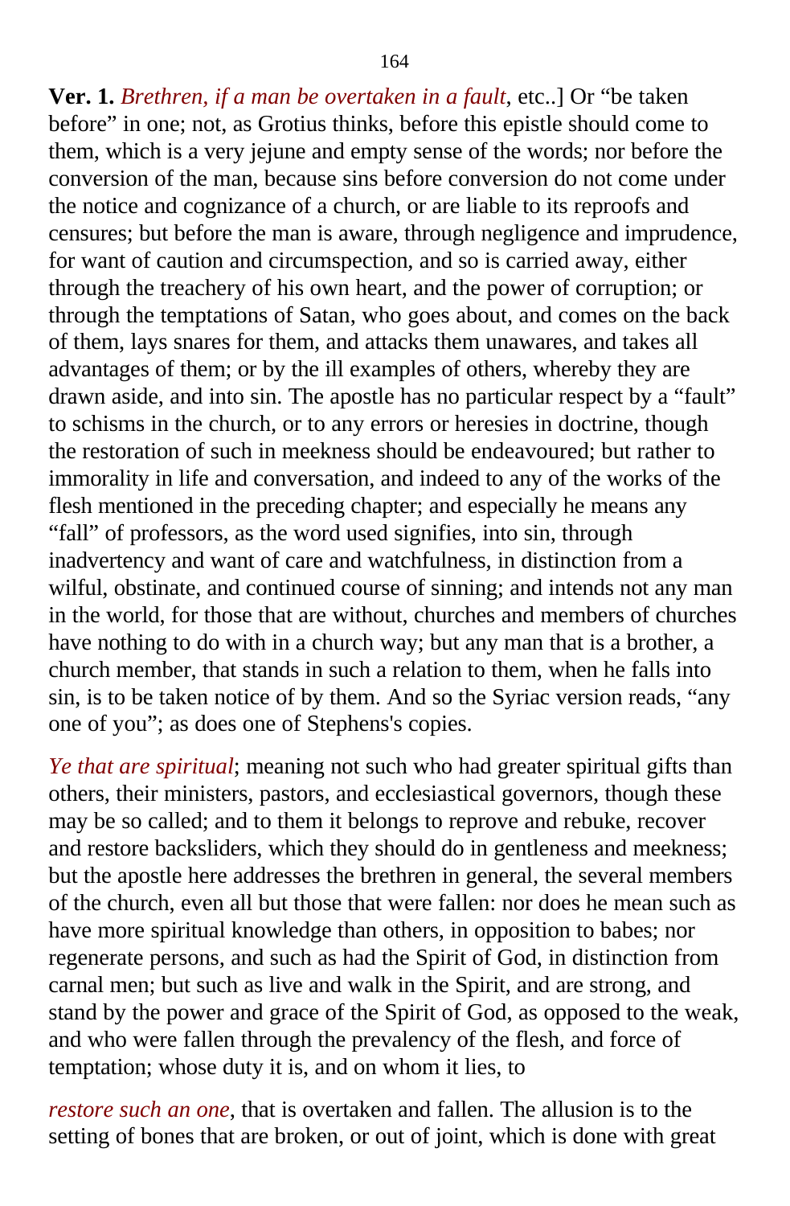**Ver. 1.** *Brethren, if a man be overtaken in a fault*, etc..] Or “be taken before” in one; not, as Grotius thinks, before this epistle should come to them, which is a very jejune and empty sense of the words; nor before the conversion of the man, because sins before conversion do not come under the notice and cognizance of a church, or are liable to its reproofs and censures; but before the man is aware, through negligence and imprudence, for want of caution and circumspection, and so is carried away, either through the treachery of his own heart, and the power of corruption; or through the temptations of Satan, who goes about, and comes on the back of them, lays snares for them, and attacks them unawares, and takes all advantages of them; or by the ill examples of others, whereby they are drawn aside, and into sin. The apostle has no particular respect by a “fault” to schisms in the church, or to any errors or heresies in doctrine, though the restoration of such in meekness should be endeavoured; but rather to immorality in life and conversation, and indeed to any of the works of the flesh mentioned in the preceding chapter; and especially he means any “fall” of professors, as the word used signifies, into sin, through inadvertency and want of care and watchfulness, in distinction from a wilful, obstinate, and continued course of sinning; and intends not any man in the world, for those that are without, churches and members of churches have nothing to do with in a church way; but any man that is a brother, a church member, that stands in such a relation to them, when he falls into sin, is to be taken notice of by them. And so the Syriac version reads, “any one of you”; as does one of Stephens's copies.

*Ye that are spiritual*; meaning not such who had greater spiritual gifts than others, their ministers, pastors, and ecclesiastical governors, though these may be so called; and to them it belongs to reprove and rebuke, recover and restore backsliders, which they should do in gentleness and meekness; but the apostle here addresses the brethren in general, the several members of the church, even all but those that were fallen: nor does he mean such as have more spiritual knowledge than others, in opposition to babes; nor regenerate persons, and such as had the Spirit of God, in distinction from carnal men; but such as live and walk in the Spirit, and are strong, and stand by the power and grace of the Spirit of God, as opposed to the weak, and who were fallen through the prevalency of the flesh, and force of temptation; whose duty it is, and on whom it lies, to

*restore such an one*, that is overtaken and fallen. The allusion is to the setting of bones that are broken, or out of joint, which is done with great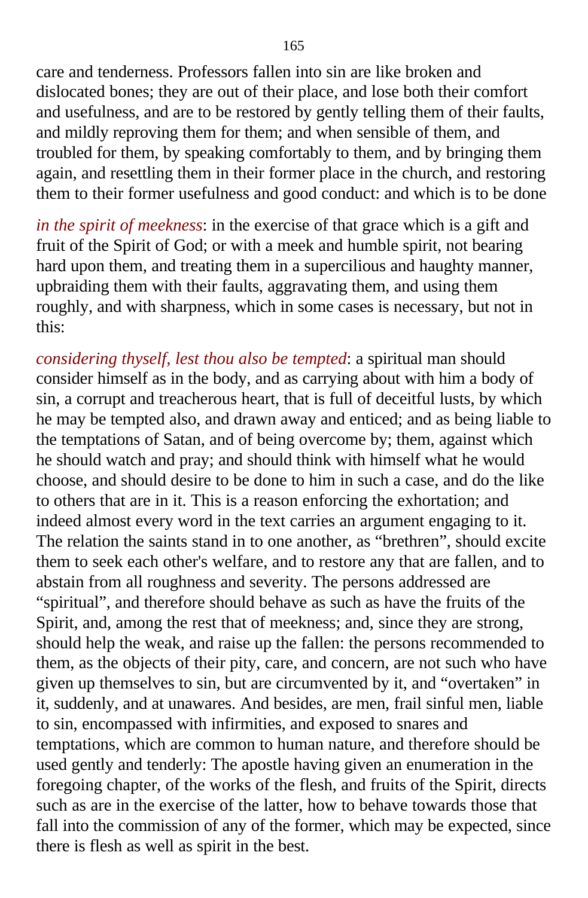care and tenderness. Professors fallen into sin are like broken and dislocated bones; they are out of their place, and lose both their comfort and usefulness, and are to be restored by gently telling them of their faults, and mildly reproving them for them; and when sensible of them, and troubled for them, by speaking comfortably to them, and by bringing them again, and resettling them in their former place in the church, and restoring them to their former usefulness and good conduct: and which is to be done

*in the spirit of meekness*: in the exercise of that grace which is a gift and fruit of the Spirit of God; or with a meek and humble spirit, not bearing hard upon them, and treating them in a supercilious and haughty manner, upbraiding them with their faults, aggravating them, and using them roughly, and with sharpness, which in some cases is necessary, but not in this:

*considering thyself, lest thou also be tempted*: a spiritual man should consider himself as in the body, and as carrying about with him a body of sin, a corrupt and treacherous heart, that is full of deceitful lusts, by which he may be tempted also, and drawn away and enticed; and as being liable to the temptations of Satan, and of being overcome by; them, against which he should watch and pray; and should think with himself what he would choose, and should desire to be done to him in such a case, and do the like to others that are in it. This is a reason enforcing the exhortation; and indeed almost every word in the text carries an argument engaging to it. The relation the saints stand in to one another, as “brethren”, should excite them to seek each other's welfare, and to restore any that are fallen, and to abstain from all roughness and severity. The persons addressed are “spiritual”, and therefore should behave as such as have the fruits of the Spirit, and, among the rest that of meekness; and, since they are strong, should help the weak, and raise up the fallen: the persons recommended to them, as the objects of their pity, care, and concern, are not such who have given up themselves to sin, but are circumvented by it, and “overtaken” in it, suddenly, and at unawares. And besides, are men, frail sinful men, liable to sin, encompassed with infirmities, and exposed to snares and temptations, which are common to human nature, and therefore should be used gently and tenderly: The apostle having given an enumeration in the foregoing chapter, of the works of the flesh, and fruits of the Spirit, directs such as are in the exercise of the latter, how to behave towards those that fall into the commission of any of the former, which may be expected, since there is flesh as well as spirit in the best.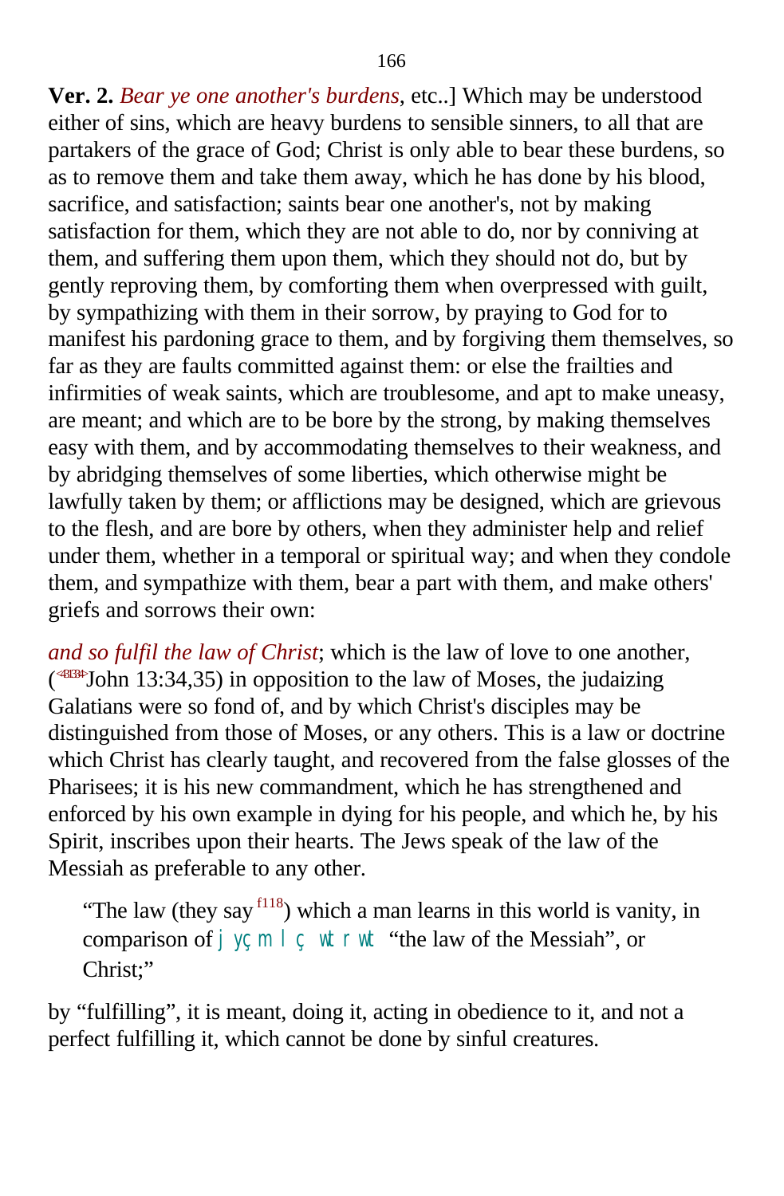**Ver. 2.** *Bear ye one another's burdens*, etc..] Which may be understood either of sins, which are heavy burdens to sensible sinners, to all that are partakers of the grace of God; Christ is only able to bear these burdens, so as to remove them and take them away, which he has done by his blood, sacrifice, and satisfaction; saints bear one another's, not by making satisfaction for them, which they are not able to do, nor by conniving at them, and suffering them upon them, which they should not do, but by gently reproving them, by comforting them when overpressed with guilt, by sympathizing with them in their sorrow, by praying to God for to manifest his pardoning grace to them, and by forgiving them themselves, so far as they are faults committed against them: or else the frailties and infirmities of weak saints, which are troublesome, and apt to make uneasy, are meant; and which are to be bore by the strong, by making themselves easy with them, and by accommodating themselves to their weakness, and by abridging themselves of some liberties, which otherwise might be lawfully taken by them; or afflictions may be designed, which are grievous to the flesh, and are bore by others, when they administer help and relief under them, whether in a temporal or spiritual way; and when they condole them, and sympathize with them, bear a part with them, and make others' griefs and sorrows their own:

*and so fulfil the law of Christ*; which is the law of love to one another, (<431334>John 13:34,35) in opposition to the law of Moses, the judaizing Galatians were so fond of, and by which Christ's disciples may be distinguished from those of Moses, or any others. This is a law or doctrine which Christ has clearly taught, and recovered from the false glosses of the Pharisees; it is his new commandment, which he has strengthened and enforced by his own example in dying for his people, and which he, by his Spirit, inscribes upon their hearts. The Jews speak of the law of the Messiah as preferable to any other.

> "The law (they say [f118]) which a man learns in this world is vanity, in comparison of j yçm l ç wtrwt "the law of the Messiah", or Christ;"

by "fulfilling", it is meant, doing it, acting in obedience to it, and not a perfect fulfilling it, which cannot be done by sinful creatures.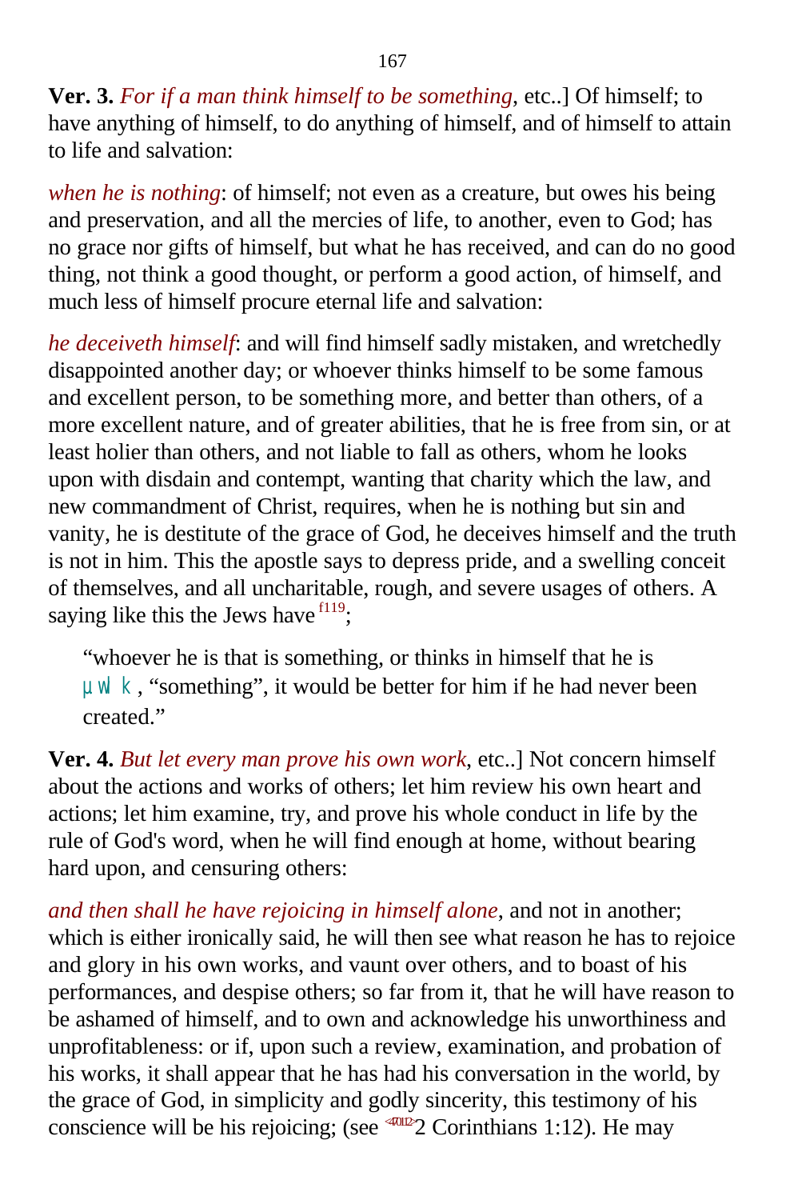**Ver. 3.** *For if a man think himself to be something*, etc..] Of himself; to have anything of himself, to do anything of himself, and of himself to attain to life and salvation:

*when he is nothing*: of himself; not even as a creature, but owes his being and preservation, and all the mercies of life, to another, even to God; has no grace nor gifts of himself, but what he has received, and can do no good thing, not think a good thought, or perform a good action, of himself, and much less of himself procure eternal life and salvation:

*he deceiveth himself*: and will find himself sadly mistaken, and wretchedly disappointed another day; or whoever thinks himself to be some famous and excellent person, to be something more, and better than others, of a more excellent nature, and of greater abilities, that he is free from sin, or at least holier than others, and not liable to fall as others, whom he looks upon with disdain and contempt, wanting that charity which the law, and new commandment of Christ, requires, when he is nothing but sin and vanity, he is destitute of the grace of God, he deceives himself and the truth is not in him. This the apostle says to depress pride, and a swelling conceit of themselves, and all uncharitable, rough, and severe usages of others. A saying like this the Jews have [f119];

> "whoever he is that is something, or thinks in himself that he is µWlk, "something", it would be better for him if he had never been created."

**Ver. 4.** *But let every man prove his own work*, etc..] Not concern himself about the actions and works of others; let him review his own heart and actions; let him examine, try, and prove his whole conduct in life by the rule of God's word, when he will find enough at home, without bearing hard upon, and censuring others:

*and then shall he have rejoicing in himself alone*, and not in another; which is either ironically said, he will then see what reason he has to rejoice and glory in his own works, and vaunt over others, and to boast of his performances, and despise others; so far from it, that he will have reason to be ashamed of himself, and to own and acknowledge his unworthiness and unprofitableness: or if, upon such a review, examination, and probation of his works, it shall appear that he has had his conversation in the world, by the grace of God, in simplicity and godly sincerity, this testimony of his conscience will be his rejoicing; (see <470112>2 Corinthians 1:12). He may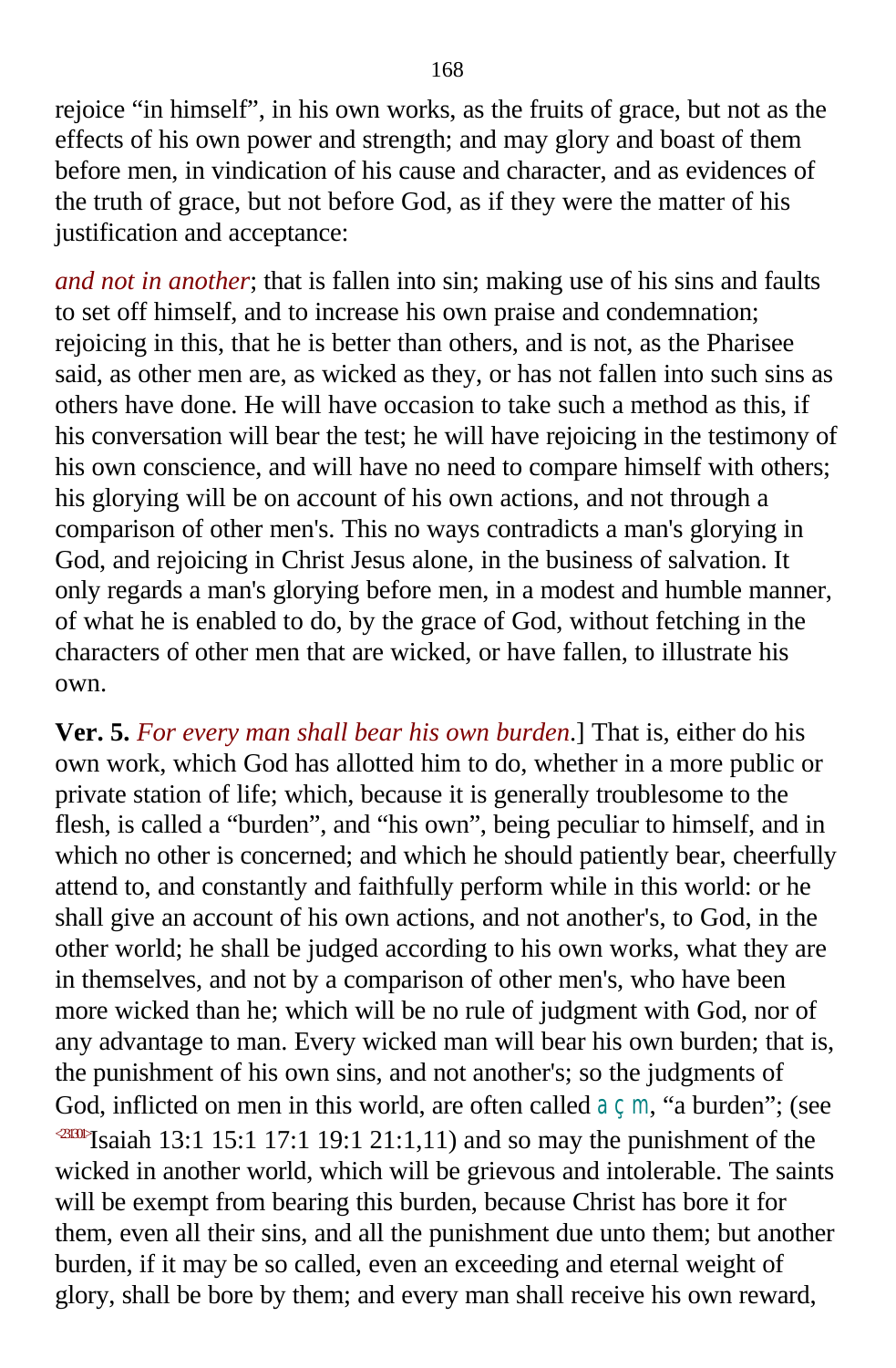rejoice “in himself”, in his own works, as the fruits of grace, but not as the effects of his own power and strength; and may glory and boast of them before men, in vindication of his cause and character, and as evidences of the truth of grace, but not before God, as if they were the matter of his justification and acceptance:

*and not in another*; that is fallen into sin; making use of his sins and faults to set off himself, and to increase his own praise and condemnation; rejoicing in this, that he is better than others, and is not, as the Pharisee said, as other men are, as wicked as they, or has not fallen into such sins as others have done. He will have occasion to take such a method as this, if his conversation will bear the test; he will have rejoicing in the testimony of his own conscience, and will have no need to compare himself with others; his glorying will be on account of his own actions, and not through a comparison of other men's. This no ways contradicts a man's glorying in God, and rejoicing in Christ Jesus alone, in the business of salvation. It only regards a man's glorying before men, in a modest and humble manner, of what he is enabled to do, by the grace of God, without fetching in the characters of other men that are wicked, or have fallen, to illustrate his own.

**Ver. 5.** *For every man shall bear his own burden*.] That is, either do his own work, which God has allotted him to do, whether in a more public or private station of life; which, because it is generally troublesome to the flesh, is called a “burden”, and “his own”, being peculiar to himself, and in which no other is concerned; and which he should patiently bear, cheerfully attend to, and constantly and faithfully perform while in this world: or he shall give an account of his own actions, and not another's, to God, in the other world; he shall be judged according to his own works, what they are in themselves, and not by a comparison of other men's, who have been more wicked than he; which will be no rule of judgment with God, nor of any advantage to man. Every wicked man will bear his own burden; that is, the punishment of his own sins, and not another's; so the judgments of God, inflicted on men in this world, are often called a ç m, “a burden”; (see Isaiah 13:1 15:1 17:1 19:1 21:1,11) and so may the punishment of the wicked in another world, which will be grievous and intolerable. The saints will be exempt from bearing this burden, because Christ has bore it for them, even all their sins, and all the punishment due unto them; but another burden, if it may be so called, even an exceeding and eternal weight of glory, shall be bore by them; and every man shall receive his own reward,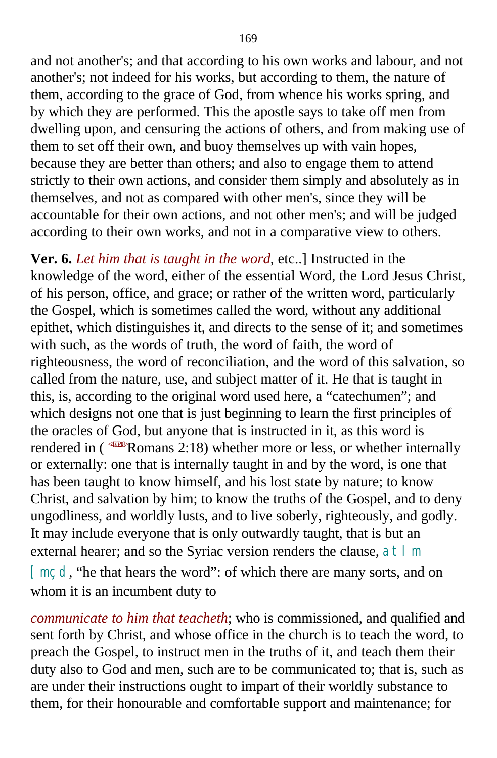and not another's; and that according to his own works and labour, and not another's; not indeed for his works, but according to them, the nature of them, according to the grace of God, from whence his works spring, and by which they are performed. This the apostle says to take off men from dwelling upon, and censuring the actions of others, and from making use of them to set off their own, and buoy themselves up with vain hopes, because they are better than others; and also to engage them to attend strictly to their own actions, and consider them simply and absolutely as in themselves, and not as compared with other men's, since they will be accountable for their own actions, and not other men's; and will be judged according to their own works, and not in a comparative view to others.

**Ver. 6.** *Let him that is taught in the word*, etc..] Instructed in the knowledge of the word, either of the essential Word, the Lord Jesus Christ, of his person, office, and grace; or rather of the written word, particularly the Gospel, which is sometimes called the word, without any additional epithet, which distinguishes it, and directs to the sense of it; and sometimes with such, as the words of truth, the word of faith, the word of righteousness, the word of reconciliation, and the word of this salvation, so called from the nature, use, and subject matter of it. He that is taught in this, is, according to the original word used here, a "catechumen"; and which designs not one that is just beginning to learn the first principles of the oracles of God, but anyone that is instructed in it, as this word is rendered in ( <450218>Romans 2:18) whether more or less, or whether internally or externally: one that is internally taught in and by the word, is one that has been taught to know himself, and his lost state by nature; to know Christ, and salvation by him; to know the truths of the Gospel, and to deny ungodliness, and worldly lusts, and to live soberly, righteously, and godly. It may include everyone that is only outwardly taught, that is but an external hearer; and so the Syriac version renders the clause, atlm [mçd, "he that hears the word": of which there are many sorts, and on whom it is an incumbent duty to

*communicate to him that teacheth*; who is commissioned, and qualified and sent forth by Christ, and whose office in the church is to teach the word, to preach the Gospel, to instruct men in the truths of it, and teach them their duty also to God and men, such are to be communicated to; that is, such as are under their instructions ought to impart of their worldly substance to them, for their honourable and comfortable support and maintenance; for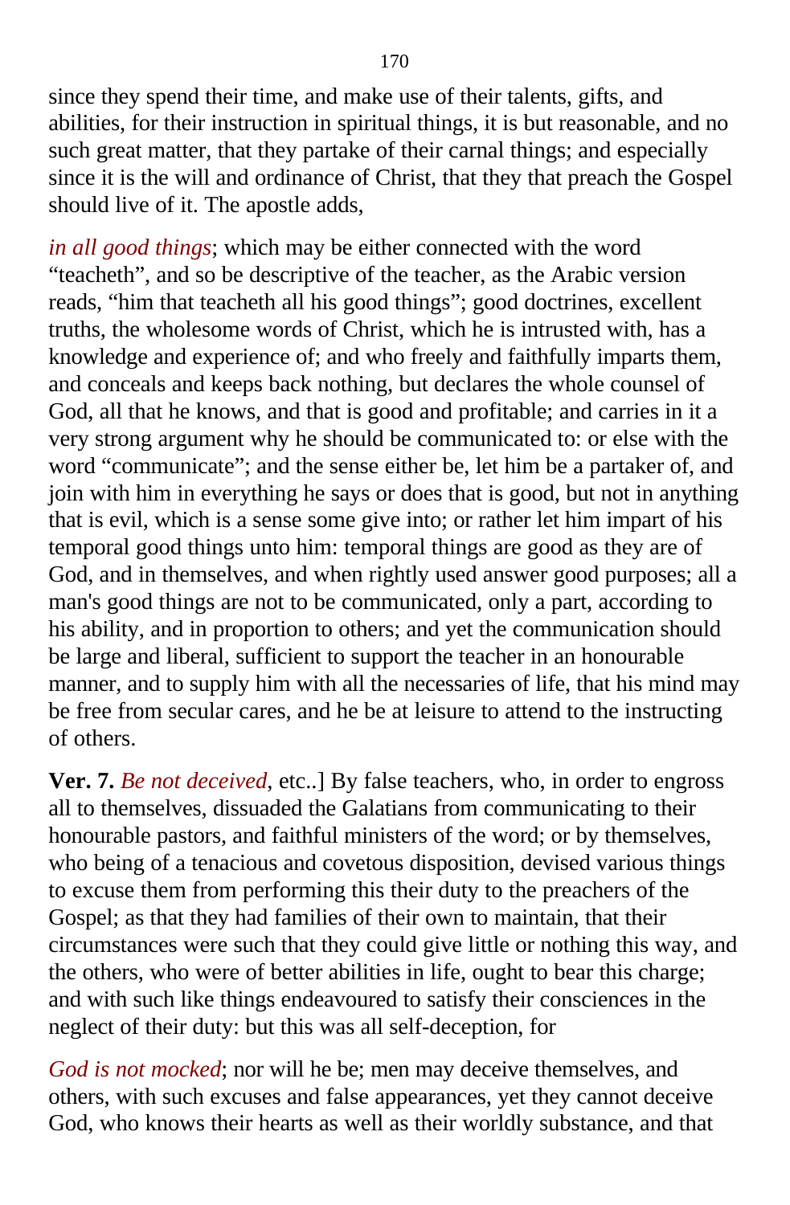since they spend their time, and make use of their talents, gifts, and abilities, for their instruction in spiritual things, it is but reasonable, and no such great matter, that they partake of their carnal things; and especially since it is the will and ordinance of Christ, that they that preach the Gospel should live of it. The apostle adds,

*in all good things*; which may be either connected with the word “teacheth”, and so be descriptive of the teacher, as the Arabic version reads, “him that teacheth all his good things”; good doctrines, excellent truths, the wholesome words of Christ, which he is intrusted with, has a knowledge and experience of; and who freely and faithfully imparts them, and conceals and keeps back nothing, but declares the whole counsel of God, all that he knows, and that is good and profitable; and carries in it a very strong argument why he should be communicated to: or else with the word “communicate”; and the sense either be, let him be a partaker of, and join with him in everything he says or does that is good, but not in anything that is evil, which is a sense some give into; or rather let him impart of his temporal good things unto him: temporal things are good as they are of God, and in themselves, and when rightly used answer good purposes; all a man's good things are not to be communicated, only a part, according to his ability, and in proportion to others; and yet the communication should be large and liberal, sufficient to support the teacher in an honourable manner, and to supply him with all the necessaries of life, that his mind may be free from secular cares, and he be at leisure to attend to the instructing of others.

**Ver. 7.** *Be not deceived*, etc..] By false teachers, who, in order to engross all to themselves, dissuaded the Galatians from communicating to their honourable pastors, and faithful ministers of the word; or by themselves, who being of a tenacious and covetous disposition, devised various things to excuse them from performing this their duty to the preachers of the Gospel; as that they had families of their own to maintain, that their circumstances were such that they could give little or nothing this way, and the others, who were of better abilities in life, ought to bear this charge; and with such like things endeavoured to satisfy their consciences in the neglect of their duty: but this was all self-deception, for

*God is not mocked*; nor will he be; men may deceive themselves, and others, with such excuses and false appearances, yet they cannot deceive God, who knows their hearts as well as their worldly substance, and that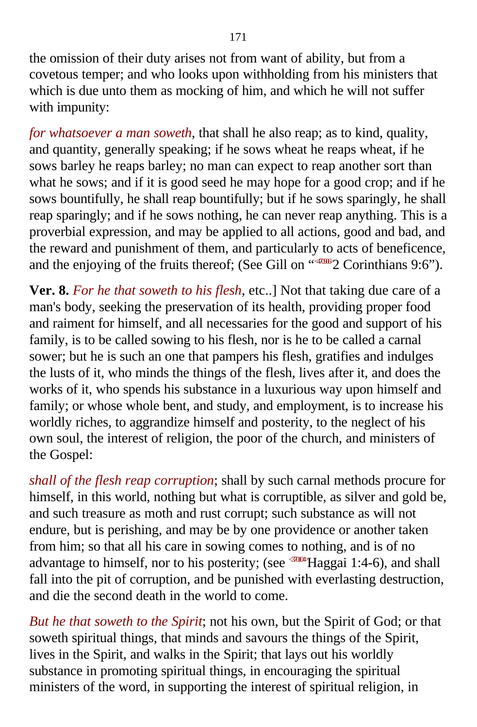the omission of their duty arises not from want of ability, but from a covetous temper; and who looks upon withholding from his ministers that which is due unto them as mocking of him, and which he will not suffer with impunity:

*for whatsoever a man soweth*, that shall he also reap; as to kind, quality, and quantity, generally speaking; if he sows wheat he reaps wheat, if he sows barley he reaps barley; no man can expect to reap another sort than what he sows; and if it is good seed he may hope for a good crop; and if he sows bountifully, he shall reap bountifully; but if he sows sparingly, he shall reap sparingly; and if he sows nothing, he can never reap anything. This is a proverbial expression, and may be applied to all actions, good and bad, and the reward and punishment of them, and particularly to acts of beneficence, and the enjoying of the fruits thereof; (See Gill on "<470906>2 Corinthians 9:6").

**Ver. 8.** *For he that soweth to his flesh*, etc..] Not that taking due care of a man's body, seeking the preservation of its health, providing proper food and raiment for himself, and all necessaries for the good and support of his family, is to be called sowing to his flesh, nor is he to be called a carnal sower; but he is such an one that pampers his flesh, gratifies and indulges the lusts of it, who minds the things of the flesh, lives after it, and does the works of it, who spends his substance in a luxurious way upon himself and family; or whose whole bent, and study, and employment, is to increase his worldly riches, to aggrandize himself and posterity, to the neglect of his own soul, the interest of religion, the poor of the church, and ministers of the Gospel:

*shall of the flesh reap corruption*; shall by such carnal methods procure for himself, in this world, nothing but what is corruptible, as silver and gold be, and such treasure as moth and rust corrupt; such substance as will not endure, but is perishing, and may be by one providence or another taken from him; so that all his care in sowing comes to nothing, and is of no advantage to himself, nor to his posterity; (see <370104>Haggai 1:4-6), and shall fall into the pit of corruption, and be punished with everlasting destruction, and die the second death in the world to come.

*But he that soweth to the Spirit*; not his own, but the Spirit of God; or that soweth spiritual things, that minds and savours the things of the Spirit, lives in the Spirit, and walks in the Spirit; that lays out his worldly substance in promoting spiritual things, in encouraging the spiritual ministers of the word, in supporting the interest of spiritual religion, in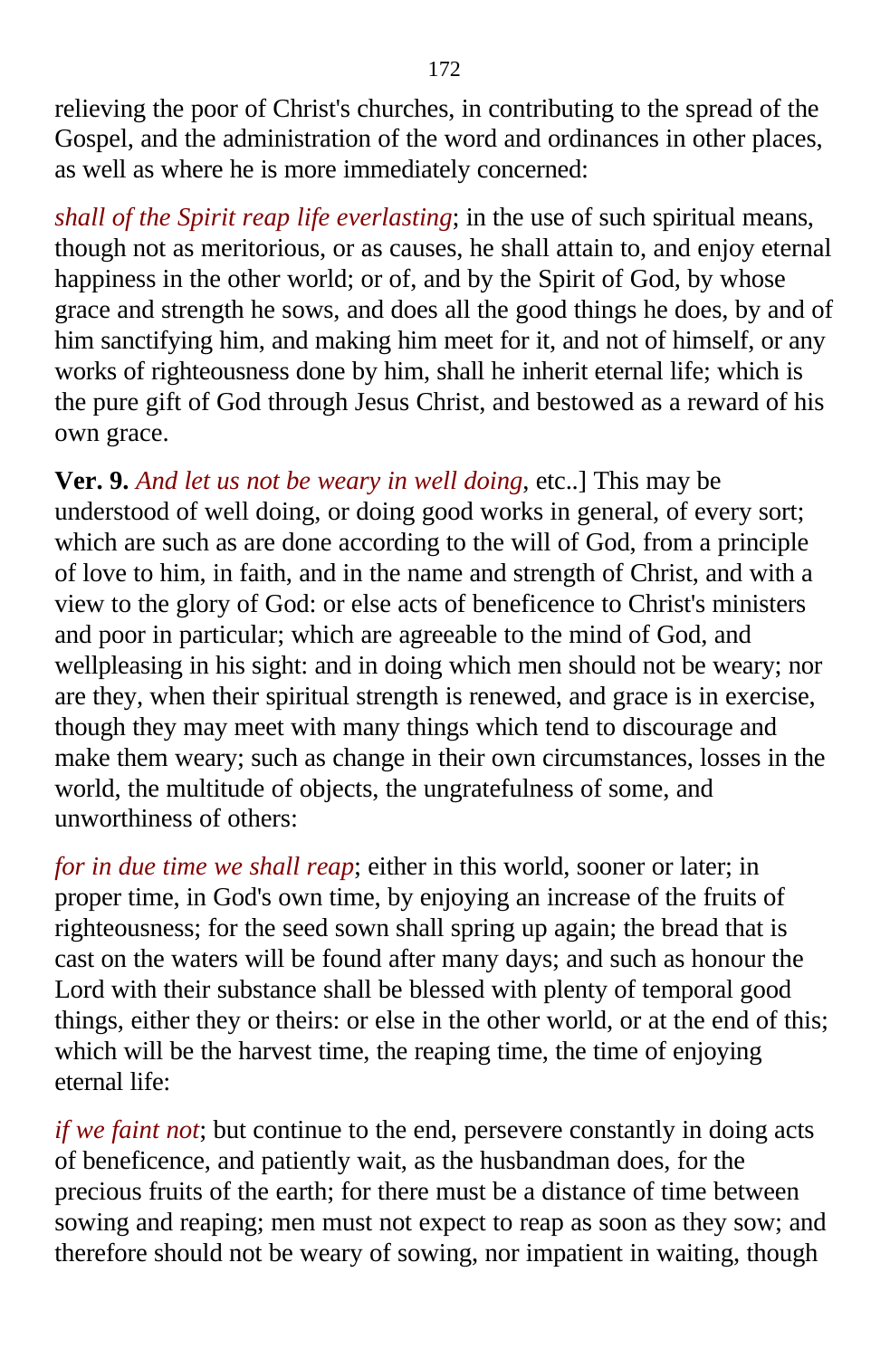relieving the poor of Christ's churches, in contributing to the spread of the Gospel, and the administration of the word and ordinances in other places, as well as where he is more immediately concerned:

*shall of the Spirit reap life everlasting*; in the use of such spiritual means, though not as meritorious, or as causes, he shall attain to, and enjoy eternal happiness in the other world; or of, and by the Spirit of God, by whose grace and strength he sows, and does all the good things he does, by and of him sanctifying him, and making him meet for it, and not of himself, or any works of righteousness done by him, shall he inherit eternal life; which is the pure gift of God through Jesus Christ, and bestowed as a reward of his own grace.

**Ver. 9.** *And let us not be weary in well doing*, etc..] This may be understood of well doing, or doing good works in general, of every sort; which are such as are done according to the will of God, from a principle of love to him, in faith, and in the name and strength of Christ, and with a view to the glory of God: or else acts of beneficence to Christ's ministers and poor in particular; which are agreeable to the mind of God, and wellpleasing in his sight: and in doing which men should not be weary; nor are they, when their spiritual strength is renewed, and grace is in exercise, though they may meet with many things which tend to discourage and make them weary; such as change in their own circumstances, losses in the world, the multitude of objects, the ungratefulness of some, and unworthiness of others:

*for in due time we shall reap*; either in this world, sooner or later; in proper time, in God's own time, by enjoying an increase of the fruits of righteousness; for the seed sown shall spring up again; the bread that is cast on the waters will be found after many days; and such as honour the Lord with their substance shall be blessed with plenty of temporal good things, either they or theirs: or else in the other world, or at the end of this; which will be the harvest time, the reaping time, the time of enjoying eternal life:

*if we faint not*; but continue to the end, persevere constantly in doing acts of beneficence, and patiently wait, as the husbandman does, for the precious fruits of the earth; for there must be a distance of time between sowing and reaping; men must not expect to reap as soon as they sow; and therefore should not be weary of sowing, nor impatient in waiting, though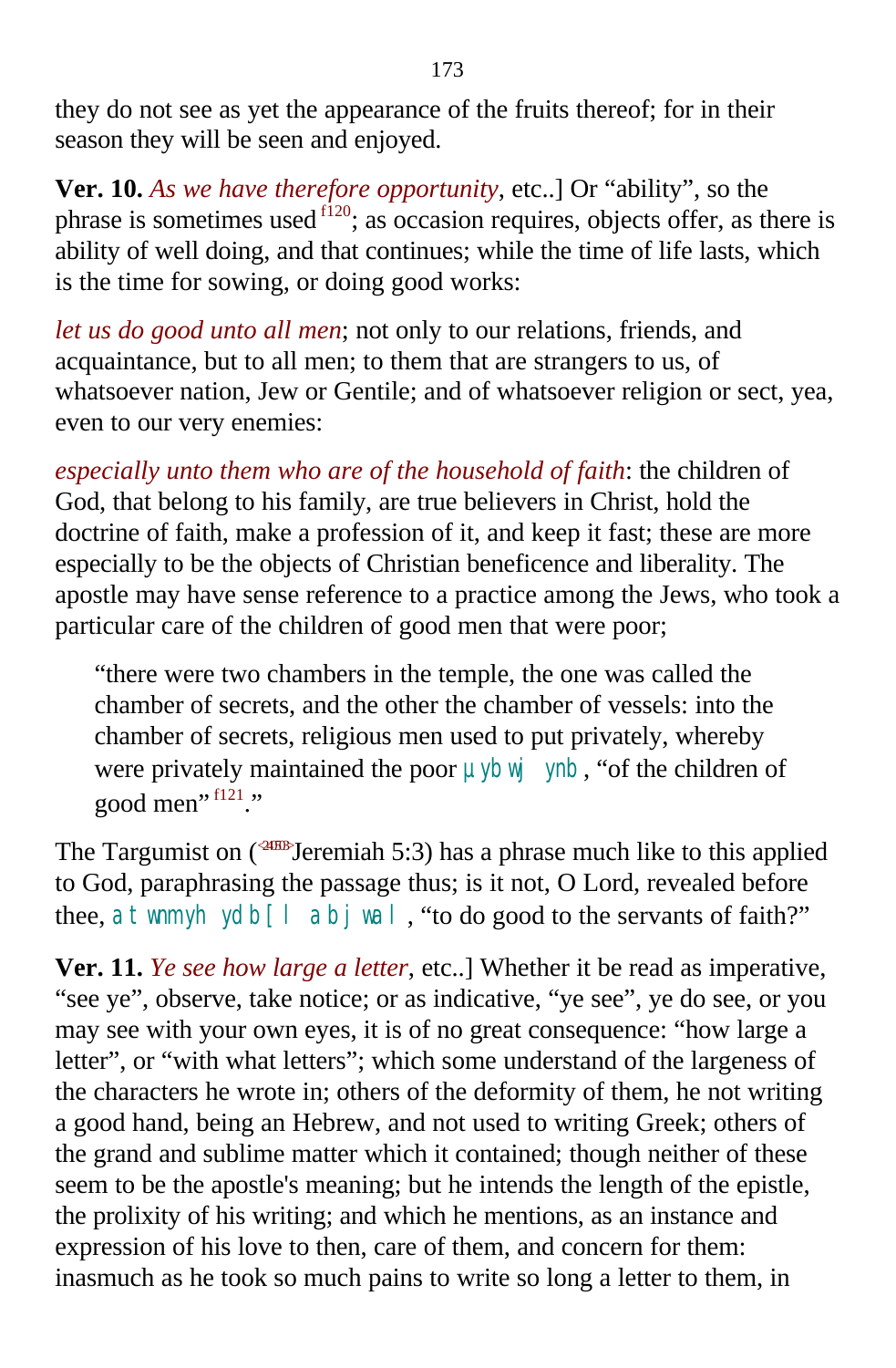they do not see as yet the appearance of the fruits thereof; for in their season they will be seen and enjoyed.

**Ver. 10.** *As we have therefore opportunity*, etc..] Or "ability", so the phrase is sometimes used [f120]; as occasion requires, objects offer, as there is ability of well doing, and that continues; while the time of life lasts, which is the time for sowing, or doing good works:

*let us do good unto all men*; not only to our relations, friends, and acquaintance, but to all men; to them that are strangers to us, of whatsoever nation, Jew or Gentile; and of whatsoever religion or sect, yea, even to our very enemies:

*especially unto them who are of the household of faith*: the children of God, that belong to his family, are true believers in Christ, hold the doctrine of faith, make a profession of it, and keep it fast; these are more especially to be the objects of Christian beneficence and liberality. The apostle may have sense reference to a practice among the Jews, who took a particular care of the children of good men that were poor;

> "there were two chambers in the temple, the one was called the chamber of secrets, and the other the chamber of vessels: into the chamber of secrets, religious men used to put privately, whereby were privately maintained the poor µybwf ynb, "of the children of good men" [f121]."

The Targumist on (<240503>Jeremiah 5:3) has a phrase much like to this applied to God, paraphrasing the passage thus; is it not, O Lord, revealed before thee, atwnmyh ydb[l abfwal, "to do good to the servants of faith?"

**Ver. 11.** *Ye see how large a letter*, etc..] Whether it be read as imperative, "see ye", observe, take notice; or as indicative, "ye see", ye do see, or you may see with your own eyes, it is of no great consequence: "how large a letter", or "with what letters"; which some understand of the largeness of the characters he wrote in; others of the deformity of them, he not writing a good hand, being an Hebrew, and not used to writing Greek; others of the grand and sublime matter which it contained; though neither of these seem to be the apostle's meaning; but he intends the length of the epistle, the prolixity of his writing; and which he mentions, as an instance and expression of his love to then, care of them, and concern for them: inasmuch as he took so much pains to write so long a letter to them, in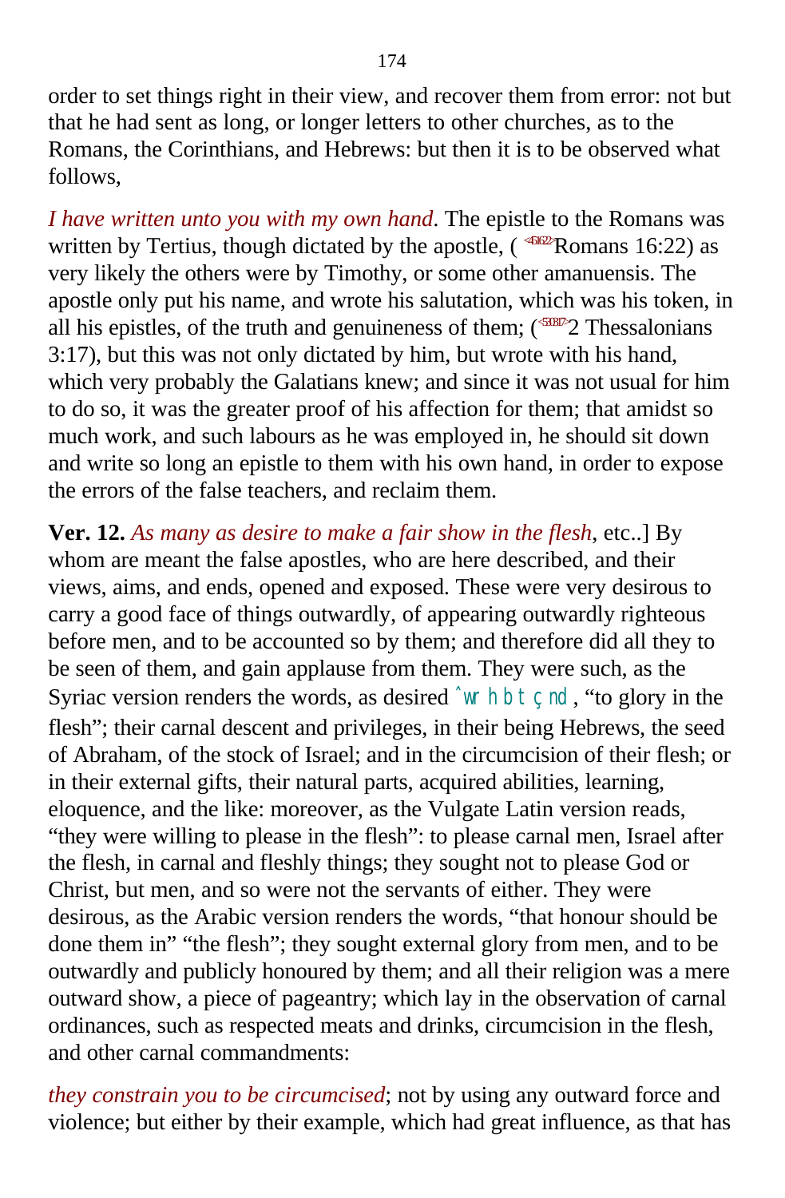order to set things right in their view, and recover them from error: not but that he had sent as long, or longer letters to other churches, as to the Romans, the Corinthians, and Hebrews: but then it is to be observed what follows,

*I have written unto you with my own hand*. The epistle to the Romans was written by Tertius, though dictated by the apostle, ( <451622>Romans 16:22) as very likely the others were by Timothy, or some other amanuensis. The apostle only put his name, and wrote his salutation, which was his token, in all his epistles, of the truth and genuineness of them; (<530317>2 Thessalonians 3:17), but this was not only dictated by him, but wrote with his hand, which very probably the Galatians knew; and since it was not usual for him to do so, it was the greater proof of his affection for them; that amidst so much work, and such labours as he was employed in, he should sit down and write so long an epistle to them with his own hand, in order to expose the errors of the false teachers, and reclaim them.

**Ver. 12.** *As many as desire to make a fair show in the flesh*, etc..] By whom are meant the false apostles, who are here described, and their views, aims, and ends, opened and exposed. These were very desirous to carry a good face of things outwardly, of appearing outwardly righteous before men, and to be accounted so by them; and therefore did all they to be seen of them, and gain applause from them. They were such, as the Syriac version renders the words, as desired ˆwrhbtçnd, “to glory in the flesh”; their carnal descent and privileges, in their being Hebrews, the seed of Abraham, of the stock of Israel; and in the circumcision of their flesh; or in their external gifts, their natural parts, acquired abilities, learning, eloquence, and the like: moreover, as the Vulgate Latin version reads, “they were willing to please in the flesh”: to please carnal men, Israel after the flesh, in carnal and fleshly things; they sought not to please God or Christ, but men, and so were not the servants of either. They were desirous, as the Arabic version renders the words, “that honour should be done them in” “the flesh”; they sought external glory from men, and to be outwardly and publicly honoured by them; and all their religion was a mere outward show, a piece of pageantry; which lay in the observation of carnal ordinances, such as respected meats and drinks, circumcision in the flesh, and other carnal commandments:

*they constrain you to be circumcised*; not by using any outward force and violence; but either by their example, which had great influence, as that has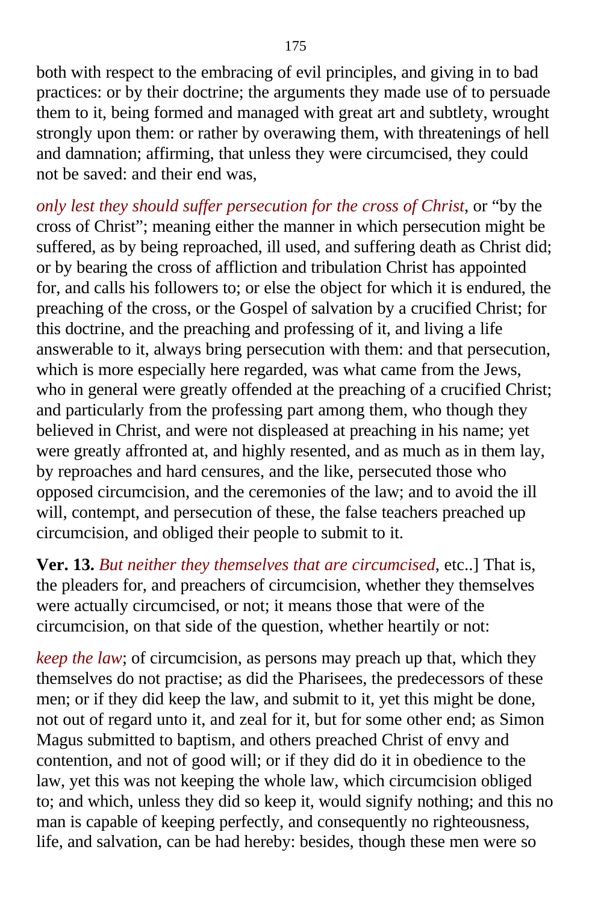both with respect to the embracing of evil principles, and giving in to bad practices: or by their doctrine; the arguments they made use of to persuade them to it, being formed and managed with great art and subtlety, wrought strongly upon them: or rather by overawing them, with threatenings of hell and damnation; affirming, that unless they were circumcised, they could not be saved: and their end was,

*only lest they should suffer persecution for the cross of Christ*, or "by the cross of Christ"; meaning either the manner in which persecution might be suffered, as by being reproached, ill used, and suffering death as Christ did; or by bearing the cross of affliction and tribulation Christ has appointed for, and calls his followers to; or else the object for which it is endured, the preaching of the cross, or the Gospel of salvation by a crucified Christ; for this doctrine, and the preaching and professing of it, and living a life answerable to it, always bring persecution with them: and that persecution, which is more especially here regarded, was what came from the Jews, who in general were greatly offended at the preaching of a crucified Christ; and particularly from the professing part among them, who though they believed in Christ, and were not displeased at preaching in his name; yet were greatly affronted at, and highly resented, and as much as in them lay, by reproaches and hard censures, and the like, persecuted those who opposed circumcision, and the ceremonies of the law; and to avoid the ill will, contempt, and persecution of these, the false teachers preached up circumcision, and obliged their people to submit to it.

**Ver. 13.** *But neither they themselves that are circumcised*, etc..] That is, the pleaders for, and preachers of circumcision, whether they themselves were actually circumcised, or not; it means those that were of the circumcision, on that side of the question, whether heartily or not:

*keep the law*; of circumcision, as persons may preach up that, which they themselves do not practise; as did the Pharisees, the predecessors of these men; or if they did keep the law, and submit to it, yet this might be done, not out of regard unto it, and zeal for it, but for some other end; as Simon Magus submitted to baptism, and others preached Christ of envy and contention, and not of good will; or if they did do it in obedience to the law, yet this was not keeping the whole law, which circumcision obliged to; and which, unless they did so keep it, would signify nothing; and this no man is capable of keeping perfectly, and consequently no righteousness, life, and salvation, can be had hereby: besides, though these men were so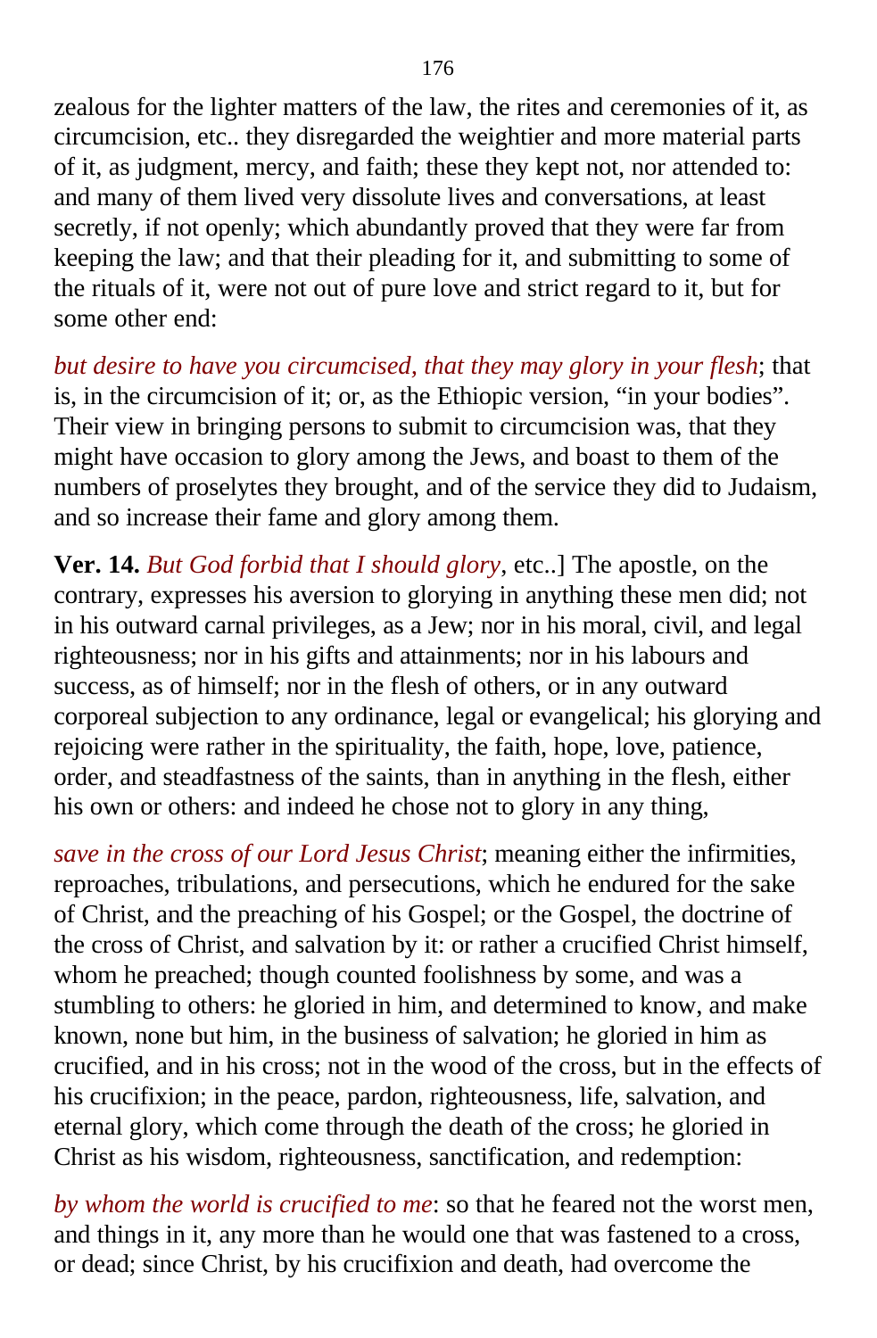zealous for the lighter matters of the law, the rites and ceremonies of it, as circumcision, etc.. they disregarded the weightier and more material parts of it, as judgment, mercy, and faith; these they kept not, nor attended to: and many of them lived very dissolute lives and conversations, at least secretly, if not openly; which abundantly proved that they were far from keeping the law; and that their pleading for it, and submitting to some of the rituals of it, were not out of pure love and strict regard to it, but for some other end:

*but desire to have you circumcised, that they may glory in your flesh*; that is, in the circumcision of it; or, as the Ethiopic version, "in your bodies". Their view in bringing persons to submit to circumcision was, that they might have occasion to glory among the Jews, and boast to them of the numbers of proselytes they brought, and of the service they did to Judaism, and so increase their fame and glory among them.

**Ver. 14.** *But God forbid that I should glory*, etc..] The apostle, on the contrary, expresses his aversion to glorying in anything these men did; not in his outward carnal privileges, as a Jew; nor in his moral, civil, and legal righteousness; nor in his gifts and attainments; nor in his labours and success, as of himself; nor in the flesh of others, or in any outward corporeal subjection to any ordinance, legal or evangelical; his glorying and rejoicing were rather in the spirituality, the faith, hope, love, patience, order, and steadfastness of the saints, than in anything in the flesh, either his own or others: and indeed he chose not to glory in any thing,

*save in the cross of our Lord Jesus Christ*; meaning either the infirmities, reproaches, tribulations, and persecutions, which he endured for the sake of Christ, and the preaching of his Gospel; or the Gospel, the doctrine of the cross of Christ, and salvation by it: or rather a crucified Christ himself, whom he preached; though counted foolishness by some, and was a stumbling to others: he gloried in him, and determined to know, and make known, none but him, in the business of salvation; he gloried in him as crucified, and in his cross; not in the wood of the cross, but in the effects of his crucifixion; in the peace, pardon, righteousness, life, salvation, and eternal glory, which come through the death of the cross; he gloried in Christ as his wisdom, righteousness, sanctification, and redemption:

*by whom the world is crucified to me*: so that he feared not the worst men, and things in it, any more than he would one that was fastened to a cross, or dead; since Christ, by his crucifixion and death, had overcome the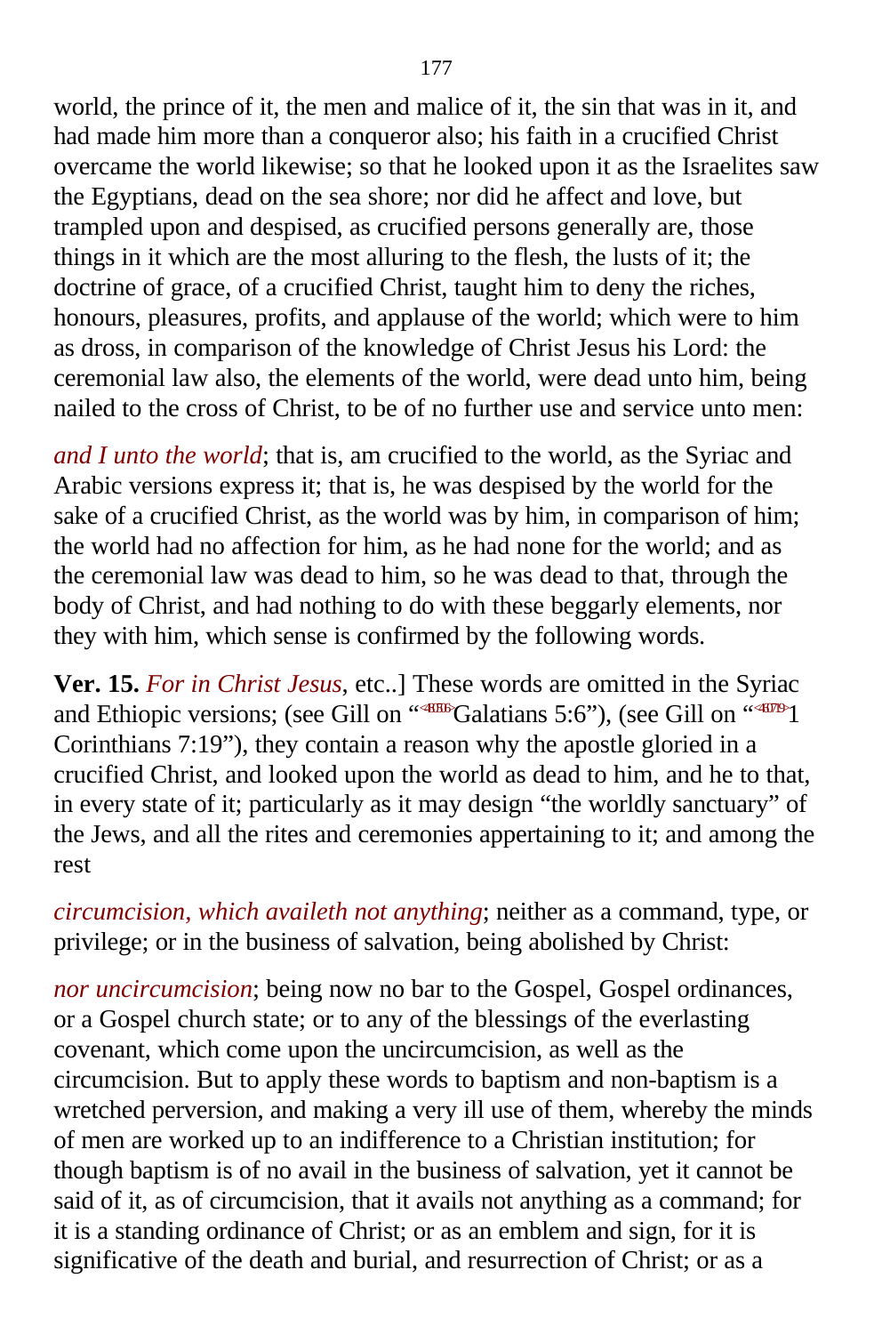world, the prince of it, the men and malice of it, the sin that was in it, and had made him more than a conqueror also; his faith in a crucified Christ overcame the world likewise; so that he looked upon it as the Israelites saw the Egyptians, dead on the sea shore; nor did he affect and love, but trampled upon and despised, as crucified persons generally are, those things in it which are the most alluring to the flesh, the lusts of it; the doctrine of grace, of a crucified Christ, taught him to deny the riches, honours, pleasures, profits, and applause of the world; which were to him as dross, in comparison of the knowledge of Christ Jesus his Lord: the ceremonial law also, the elements of the world, were dead unto him, being nailed to the cross of Christ, to be of no further use and service unto men:

*and I unto the world*; that is, am crucified to the world, as the Syriac and Arabic versions express it; that is, he was despised by the world for the sake of a crucified Christ, as the world was by him, in comparison of him; the world had no affection for him, as he had none for the world; and as the ceremonial law was dead to him, so he was dead to that, through the body of Christ, and had nothing to do with these beggarly elements, nor they with him, which sense is confirmed by the following words.

**Ver. 15.** *For in Christ Jesus*, etc..] These words are omitted in the Syriac and Ethiopic versions; (see Gill on "<480506>Galatians 5:6"), (see Gill on "<460719>1 Corinthians 7:19"), they contain a reason why the apostle gloried in a crucified Christ, and looked upon the world as dead to him, and he to that, in every state of it; particularly as it may design "the worldly sanctuary" of the Jews, and all the rites and ceremonies appertaining to it; and among the rest

*circumcision, which availeth not anything*; neither as a command, type, or privilege; or in the business of salvation, being abolished by Christ:

*nor uncircumcision*; being now no bar to the Gospel, Gospel ordinances, or a Gospel church state; or to any of the blessings of the everlasting covenant, which come upon the uncircumcision, as well as the circumcision. But to apply these words to baptism and non-baptism is a wretched perversion, and making a very ill use of them, whereby the minds of men are worked up to an indifference to a Christian institution; for though baptism is of no avail in the business of salvation, yet it cannot be said of it, as of circumcision, that it avails not anything as a command; for it is a standing ordinance of Christ; or as an emblem and sign, for it is significative of the death and burial, and resurrection of Christ; or as a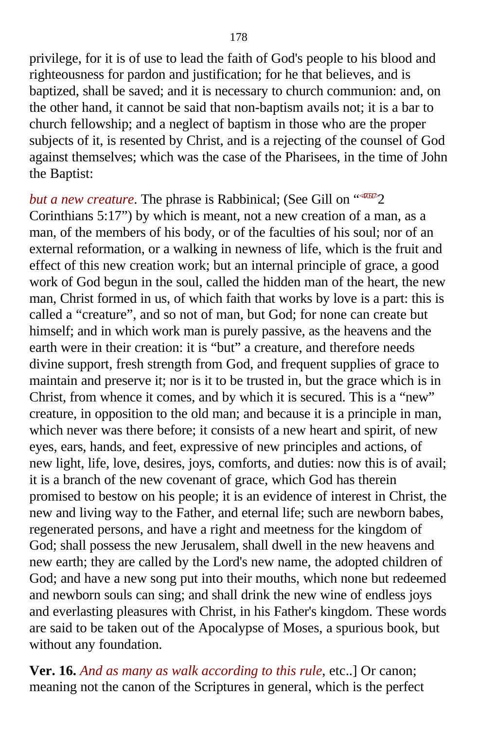privilege, for it is of use to lead the faith of God's people to his blood and righteousness for pardon and justification; for he that believes, and is baptized, shall be saved; and it is necessary to church communion: and, on the other hand, it cannot be said that non-baptism avails not; it is a bar to church fellowship; and a neglect of baptism in those who are the proper subjects of it, is resented by Christ, and is a rejecting of the counsel of God against themselves; which was the case of the Pharisees, in the time of John the Baptist:

*but a new creature*. The phrase is Rabbinical; (See Gill on "<470517>2 Corinthians 5:17") by which is meant, not a new creation of a man, as a man, of the members of his body, or of the faculties of his soul; nor of an external reformation, or a walking in newness of life, which is the fruit and effect of this new creation work; but an internal principle of grace, a good work of God begun in the soul, called the hidden man of the heart, the new man, Christ formed in us, of which faith that works by love is a part: this is called a "creature", and so not of man, but God; for none can create but himself; and in which work man is purely passive, as the heavens and the earth were in their creation: it is "but" a creature, and therefore needs divine support, fresh strength from God, and frequent supplies of grace to maintain and preserve it; nor is it to be trusted in, but the grace which is in Christ, from whence it comes, and by which it is secured. This is a "new" creature, in opposition to the old man; and because it is a principle in man, which never was there before; it consists of a new heart and spirit, of new eyes, ears, hands, and feet, expressive of new principles and actions, of new light, life, love, desires, joys, comforts, and duties: now this is of avail; it is a branch of the new covenant of grace, which God has therein promised to bestow on his people; it is an evidence of interest in Christ, the new and living way to the Father, and eternal life; such are newborn babes, regenerated persons, and have a right and meetness for the kingdom of God; shall possess the new Jerusalem, shall dwell in the new heavens and new earth; they are called by the Lord's new name, the adopted children of God; and have a new song put into their mouths, which none but redeemed and newborn souls can sing; and shall drink the new wine of endless joys and everlasting pleasures with Christ, in his Father's kingdom. These words are said to be taken out of the Apocalypse of Moses, a spurious book, but without any foundation.

**Ver. 16.** *And as many as walk according to this rule*, etc..] Or canon; meaning not the canon of the Scriptures in general, which is the perfect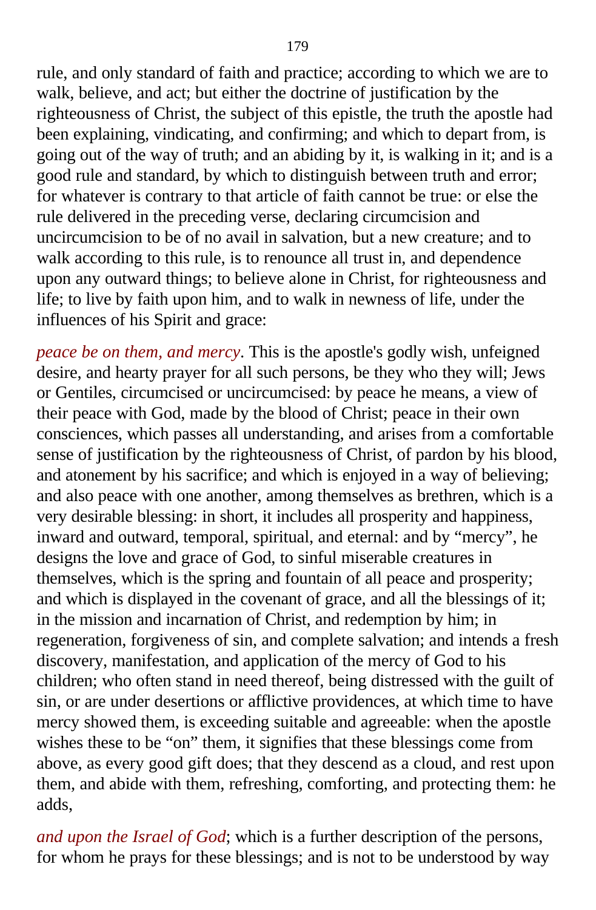rule, and only standard of faith and practice; according to which we are to walk, believe, and act; but either the doctrine of justification by the righteousness of Christ, the subject of this epistle, the truth the apostle had been explaining, vindicating, and confirming; and which to depart from, is going out of the way of truth; and an abiding by it, is walking in it; and is a good rule and standard, by which to distinguish between truth and error; for whatever is contrary to that article of faith cannot be true: or else the rule delivered in the preceding verse, declaring circumcision and uncircumcision to be of no avail in salvation, but a new creature; and to walk according to this rule, is to renounce all trust in, and dependence upon any outward things; to believe alone in Christ, for righteousness and life; to live by faith upon him, and to walk in newness of life, under the influences of his Spirit and grace:

*peace be on them, and mercy*. This is the apostle's godly wish, unfeigned desire, and hearty prayer for all such persons, be they who they will; Jews or Gentiles, circumcised or uncircumcised: by peace he means, a view of their peace with God, made by the blood of Christ; peace in their own consciences, which passes all understanding, and arises from a comfortable sense of justification by the righteousness of Christ, of pardon by his blood, and atonement by his sacrifice; and which is enjoyed in a way of believing; and also peace with one another, among themselves as brethren, which is a very desirable blessing: in short, it includes all prosperity and happiness, inward and outward, temporal, spiritual, and eternal: and by "mercy", he designs the love and grace of God, to sinful miserable creatures in themselves, which is the spring and fountain of all peace and prosperity; and which is displayed in the covenant of grace, and all the blessings of it; in the mission and incarnation of Christ, and redemption by him; in regeneration, forgiveness of sin, and complete salvation; and intends a fresh discovery, manifestation, and application of the mercy of God to his children; who often stand in need thereof, being distressed with the guilt of sin, or are under desertions or afflictive providences, at which time to have mercy showed them, is exceeding suitable and agreeable: when the apostle wishes these to be "on" them, it signifies that these blessings come from above, as every good gift does; that they descend as a cloud, and rest upon them, and abide with them, refreshing, comforting, and protecting them: he adds,

*and upon the Israel of God*; which is a further description of the persons, for whom he prays for these blessings; and is not to be understood by way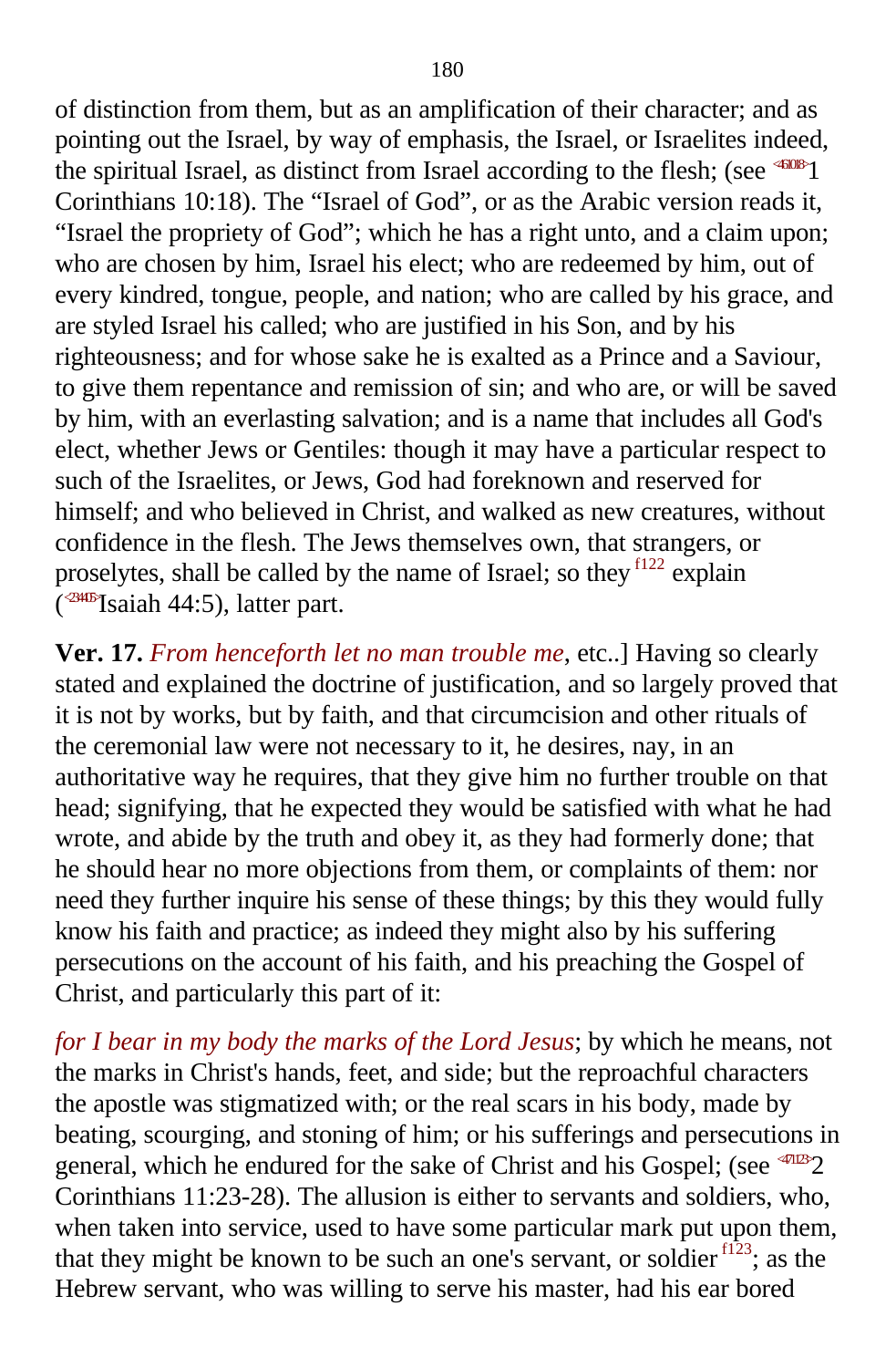of distinction from them, but as an amplification of their character; and as pointing out the Israel, by way of emphasis, the Israel, or Israelites indeed, the spiritual Israel, as distinct from Israel according to the flesh; (see 1 Corinthians 10:18). The "Israel of God", or as the Arabic version reads it, "Israel the propriety of God"; which he has a right unto, and a claim upon; who are chosen by him, Israel his elect; who are redeemed by him, out of every kindred, tongue, people, and nation; who are called by his grace, and are styled Israel his called; who are justified in his Son, and by his righteousness; and for whose sake he is exalted as a Prince and a Saviour, to give them repentance and remission of sin; and who are, or will be saved by him, with an everlasting salvation; and is a name that includes all God's elect, whether Jews or Gentiles: though it may have a particular respect to such of the Israelites, or Jews, God had foreknown and reserved for himself; and who believed in Christ, and walked as new creatures, without confidence in the flesh. The Jews themselves own, that strangers, or proselytes, shall be called by the name of Israel; so they [f122] explain (Isaiah 44:5), latter part.

**Ver. 17.** *From henceforth let no man trouble me*, etc..] Having so clearly stated and explained the doctrine of justification, and so largely proved that it is not by works, but by faith, and that circumcision and other rituals of the ceremonial law were not necessary to it, he desires, nay, in an authoritative way he requires, that they give him no further trouble on that head; signifying, that he expected they would be satisfied with what he had wrote, and abide by the truth and obey it, as they had formerly done; that he should hear no more objections from them, or complaints of them: nor need they further inquire his sense of these things; by this they would fully know his faith and practice; as indeed they might also by his suffering persecutions on the account of his faith, and his preaching the Gospel of Christ, and particularly this part of it:

*for I bear in my body the marks of the Lord Jesus*; by which he means, not the marks in Christ's hands, feet, and side; but the reproachful characters the apostle was stigmatized with; or the real scars in his body, made by beating, scourging, and stoning of him; or his sufferings and persecutions in general, which he endured for the sake of Christ and his Gospel; (see 2 Corinthians 11:23-28). The allusion is either to servants and soldiers, who, when taken into service, used to have some particular mark put upon them, that they might be known to be such an one's servant, or soldier [f123]; as the Hebrew servant, who was willing to serve his master, had his ear bored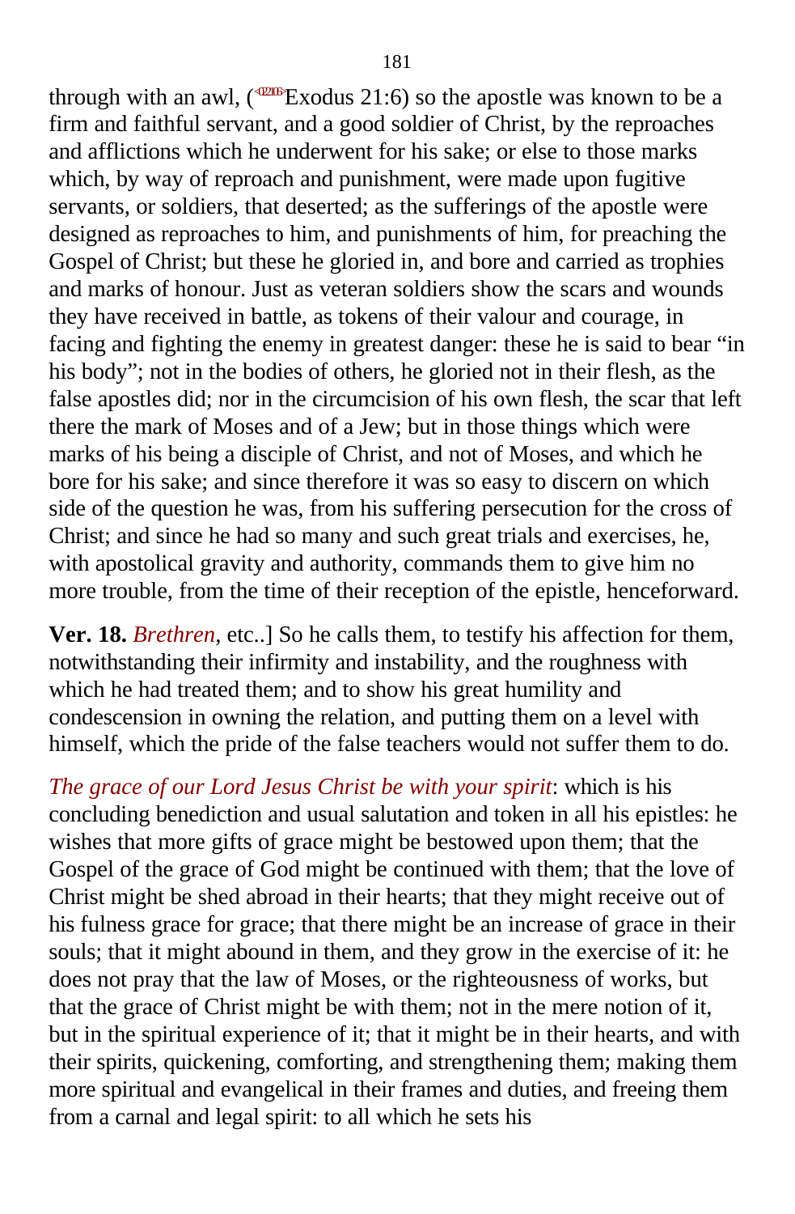through with an awl, (<0210>Exodus 21:6) so the apostle was known to be a firm and faithful servant, and a good soldier of Christ, by the reproaches and afflictions which he underwent for his sake; or else to those marks which, by way of reproach and punishment, were made upon fugitive servants, or soldiers, that deserted; as the sufferings of the apostle were designed as reproaches to him, and punishments of him, for preaching the Gospel of Christ; but these he gloried in, and bore and carried as trophies and marks of honour. Just as veteran soldiers show the scars and wounds they have received in battle, as tokens of their valour and courage, in facing and fighting the enemy in greatest danger: these he is said to bear "in his body"; not in the bodies of others, he gloried not in their flesh, as the false apostles did; nor in the circumcision of his own flesh, the scar that left there the mark of Moses and of a Jew; but in those things which were marks of his being a disciple of Christ, and not of Moses, and which he bore for his sake; and since therefore it was so easy to discern on which side of the question he was, from his suffering persecution for the cross of Christ; and since he had so many and such great trials and exercises, he, with apostolical gravity and authority, commands them to give him no more trouble, from the time of their reception of the epistle, henceforward.

**Ver. 18.** *Brethren*, etc..] So he calls them, to testify his affection for them, notwithstanding their infirmity and instability, and the roughness with which he had treated them; and to show his great humility and condescension in owning the relation, and putting them on a level with himself, which the pride of the false teachers would not suffer them to do.

*The grace of our Lord Jesus Christ be with your spirit*: which is his concluding benediction and usual salutation and token in all his epistles: he wishes that more gifts of grace might be bestowed upon them; that the Gospel of the grace of God might be continued with them; that the love of Christ might be shed abroad in their hearts; that they might receive out of his fulness grace for grace; that there might be an increase of grace in their souls; that it might abound in them, and they grow in the exercise of it: he does not pray that the law of Moses, or the righteousness of works, but that the grace of Christ might be with them; not in the mere notion of it, but in the spiritual experience of it; that it might be in their hearts, and with their spirits, quickening, comforting, and strengthening them; making them more spiritual and evangelical in their frames and duties, and freeing them from a carnal and legal spirit: to all which he sets his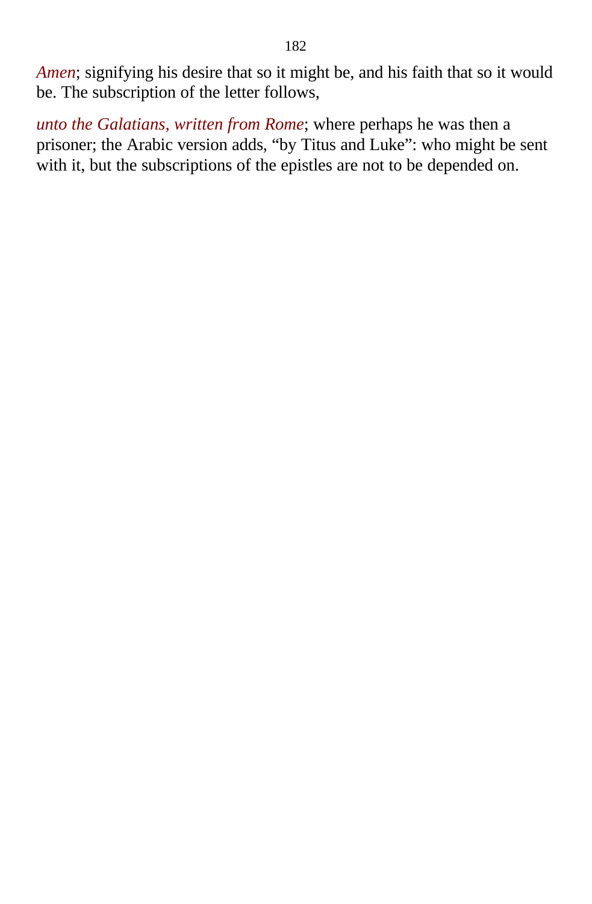*Amen*; signifying his desire that so it might be, and his faith that so it would be. The subscription of the letter follows,

*unto the Galatians, written from Rome*; where perhaps he was then a prisoner; the Arabic version adds, "by Titus and Luke": who might be sent with it, but the subscriptions of the epistles are not to be depended on.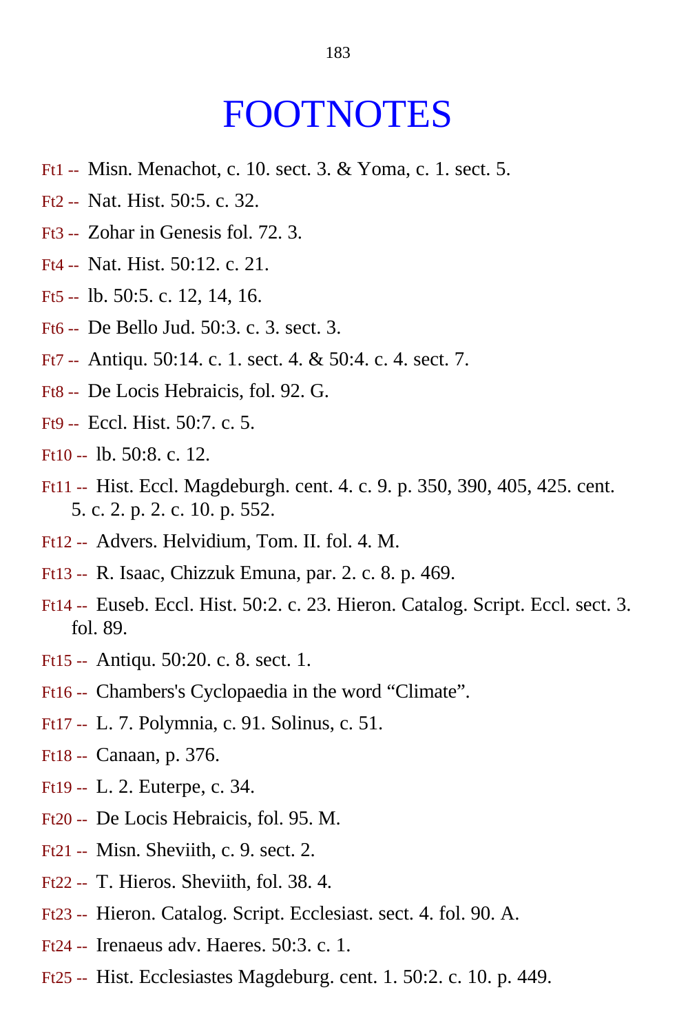# FOOTNOTES

Ft1 -- Misn. Menachot, c. 10. sect. 3. & Yoma, c. 1. sect. 5.

Ft2 -- Nat. Hist. 50:5. c. 32.

Ft3 -- Zohar in Genesis fol. 72. 3.

Ft4 -- Nat. Hist. 50:12. c. 21.

Ft5 -- lb. 50:5. c. 12, 14, 16.

Ft6 -- De Bello Jud. 50:3. c. 3. sect. 3.

Ft7 -- Antiqu. 50:14. c. 1. sect. 4. & 50:4. c. 4. sect. 7.

Ft8 -- De Locis Hebraicis, fol. 92. G.

Ft9 -- Eccl. Hist. 50:7. c. 5.

Ft10 -- lb. 50:8. c. 12.

Ft11 -- Hist. Eccl. Magdeburgh. cent. 4. c. 9. p. 350, 390, 405, 425. cent. 5. c. 2. p. 2. c. 10. p. 552.

Ft12 -- Advers. Helvidium, Tom. II. fol. 4. M.

Ft13 -- R. Isaac, Chizzuk Emuna, par. 2. c. 8. p. 469.

Ft14 -- Euseb. Eccl. Hist. 50:2. c. 23. Hieron. Catalog. Script. Eccl. sect. 3. fol. 89.

Ft15 -- Antiqu. 50:20. c. 8. sect. 1.

Ft16 -- Chambers's Cyclopaedia in the word “Climate”.

Ft17 -- L. 7. Polymnia, c. 91. Solinus, c. 51.

Ft18 -- Canaan, p. 376.

Ft19 -- L. 2. Euterpe, c. 34.

Ft20 -- De Locis Hebraicis, fol. 95. M.

Ft21 -- Misn. Sheviith, c. 9. sect. 2.

Ft22 -- T. Hieros. Sheviith, fol. 38. 4.

Ft23 -- Hieron. Catalog. Script. Ecclesiast. sect. 4. fol. 90. A.

Ft24 -- Irenaeus adv. Haeres. 50:3. c. 1.

Ft25 -- Hist. Ecclesiastes Magdeburg. cent. 1. 50:2. c. 10. p. 449.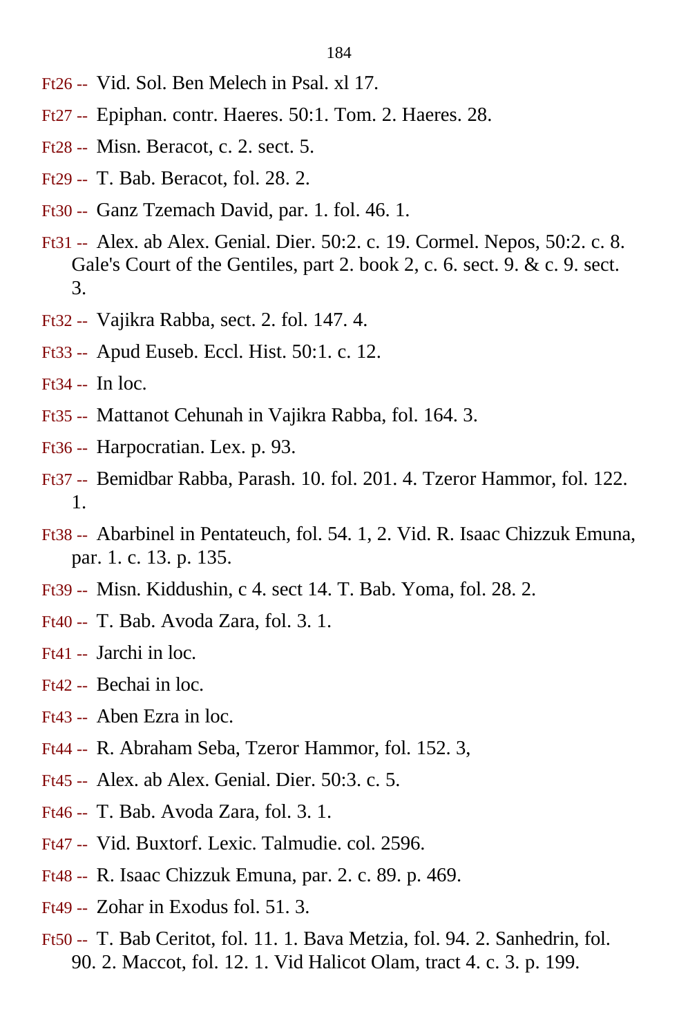Ft26 -- Vid. Sol. Ben Melech in Psal. xl 17.

Ft27 -- Epiphan. contr. Haeres. 50:1. Tom. 2. Haeres. 28.

Ft28 -- Misn. Beracot, c. 2. sect. 5.

Ft29 -- T. Bab. Beracot, fol. 28. 2.

Ft30 -- Ganz Tzemach David, par. 1. fol. 46. 1.

Ft31 -- Alex. ab Alex. Genial. Dier. 50:2. c. 19. Cormel. Nepos, 50:2. c. 8. Gale's Court of the Gentiles, part 2. book 2, c. 6. sect. 9. & c. 9. sect. 3.

Ft32 -- Vajikra Rabba, sect. 2. fol. 147. 4.

Ft33 -- Apud Euseb. Eccl. Hist. 50:1. c. 12.

Ft34 -- In loc.

Ft35 -- Mattanot Cehunah in Vajikra Rabba, fol. 164. 3.

Ft36 -- Harpocratian. Lex. p. 93.

Ft37 -- Bemidbar Rabba, Parash. 10. fol. 201. 4. Tzeror Hammor, fol. 122. 1.

Ft38 -- Abarbinel in Pentateuch, fol. 54. 1, 2. Vid. R. Isaac Chizzuk Emuna, par. 1. c. 13. p. 135.

Ft39 -- Misn. Kiddushin, c 4. sect 14. T. Bab. Yoma, fol. 28. 2.

Ft40 -- T. Bab. Avoda Zara, fol. 3. 1.

Ft41 -- Jarchi in loc.

Ft42 -- Bechai in loc.

Ft43 -- Aben Ezra in loc.

Ft44 -- R. Abraham Seba, Tzeror Hammor, fol. 152. 3,

Ft45 -- Alex. ab Alex. Genial. Dier. 50:3. c. 5.

Ft46 -- T. Bab. Avoda Zara, fol. 3. 1.

Ft47 -- Vid. Buxtorf. Lexic. Talmudie. col. 2596.

Ft48 -- R. Isaac Chizzuk Emuna, par. 2. c. 89. p. 469.

Ft49 -- Zohar in Exodus fol. 51. 3.

Ft50 -- T. Bab Ceritot, fol. 11. 1. Bava Metzia, fol. 94. 2. Sanhedrin, fol. 90. 2. Maccot, fol. 12. 1. Vid Halicot Olam, tract 4. c. 3. p. 199.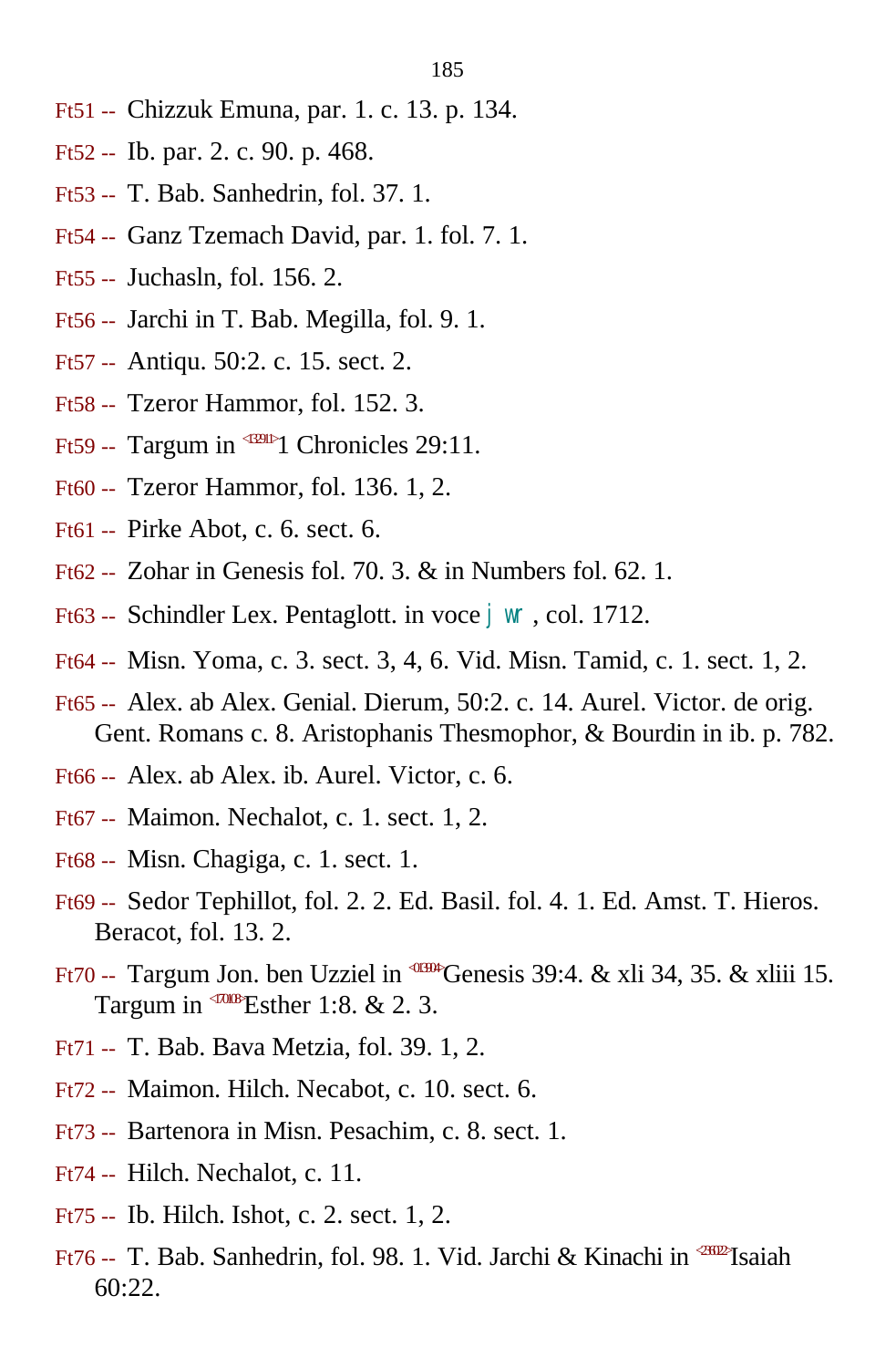Ft51 -- Chizzuk Emuna, par. 1. c. 13. p. 134.

Ft52 -- Ib. par. 2. c. 90. p. 468.

Ft53 -- T. Bab. Sanhedrin, fol. 37. 1.

Ft54 -- Ganz Tzemach David, par. 1. fol. 7. 1.

Ft55 -- Juchasln, fol. 156. 2.

Ft56 -- Jarchi in T. Bab. Megilla, fol. 9. 1.

Ft57 -- Antiqu. 50:2. c. 15. sect. 2.

Ft58 -- Tzeror Hammor, fol. 152. 3.

Ft59 -- Targum in <132911>1 Chronicles 29:11.

Ft60 -- Tzeror Hammor, fol. 136. 1, 2.

Ft61 -- Pirke Abot, c. 6. sect. 6.

Ft62 -- Zohar in Genesis fol. 70. 3. & in Numbers fol. 62. 1.

Ft63 -- Schindler Lex. Pentaglott. in voce j wr , col. 1712.

Ft64 -- Misn. Yoma, c. 3. sect. 3, 4, 6. Vid. Misn. Tamid, c. 1. sect. 1, 2.

Ft65 -- Alex. ab Alex. Genial. Dierum, 50:2. c. 14. Aurel. Victor. de orig. Gent. Romans c. 8. Aristophanis Thesmophor, & Bourdin in ib. p. 782.

Ft66 -- Alex. ab Alex. ib. Aurel. Victor, c. 6.

Ft67 -- Maimon. Nechalot, c. 1. sect. 1, 2.

Ft68 -- Misn. Chagiga, c. 1. sect. 1.

Ft69 -- Sedor Tephillot, fol. 2. 2. Ed. Basil. fol. 4. 1. Ed. Amst. T. Hieros. Beracot, fol. 13. 2.

Ft70 -- Targum Jon. ben Uzziel in <013904>Genesis 39:4. & xli 34, 35. & xliii 15. Targum in <170108>Esther 1:8. & 2. 3.

Ft71 -- T. Bab. Bava Metzia, fol. 39. 1, 2.

Ft72 -- Maimon. Hilch. Necabot, c. 10. sect. 6.

Ft73 -- Bartenora in Misn. Pesachim, c. 8. sect. 1.

Ft74 -- Hilch. Nechalot, c. 11.

Ft75 -- Ib. Hilch. Ishot, c. 2. sect. 1, 2.

Ft76 -- T. Bab. Sanhedrin, fol. 98. 1. Vid. Jarchi & Kinachi in <236022>Isaiah 60:22.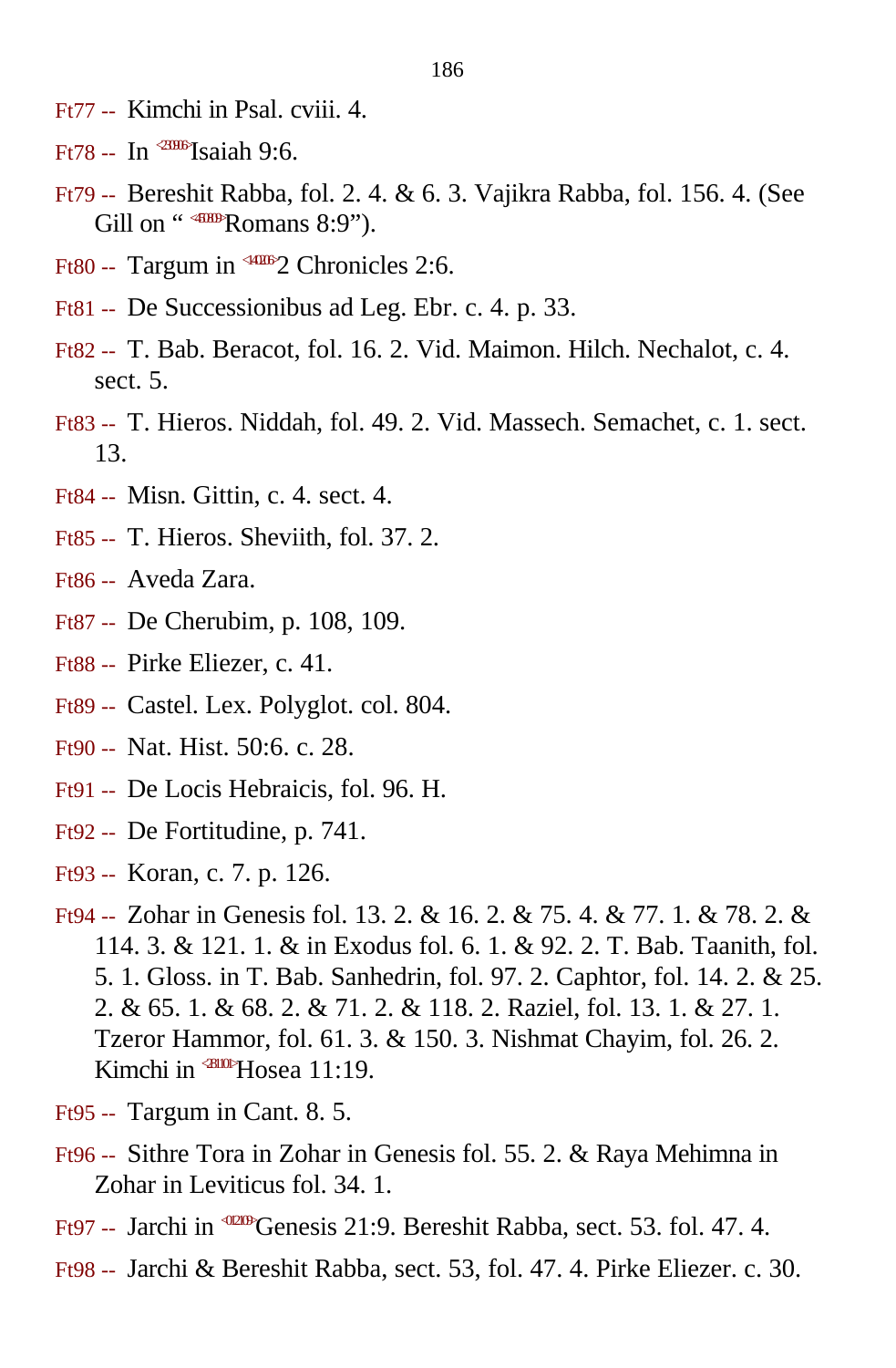Ft77 -- Kimchi in Psal. cviii. 4.

Ft78 -- In <230906>Isaiah 9:6.

Ft79 -- Bereshit Rabba, fol. 2. 4. & 6. 3. Vajikra Rabba, fol. 156. 4. (See Gill on " <450809>Romans 8:9").

Ft80 -- Targum in <140206>2 Chronicles 2:6.

Ft81 -- De Successionibus ad Leg. Ebr. c. 4. p. 33.

Ft82 -- T. Bab. Beracot, fol. 16. 2. Vid. Maimon. Hilch. Nechalot, c. 4. sect. 5.

Ft83 -- T. Hieros. Niddah, fol. 49. 2. Vid. Massech. Semachet, c. 1. sect. 13.

Ft84 -- Misn. Gittin, c. 4. sect. 4.

Ft85 -- T. Hieros. Sheviith, fol. 37. 2.

Ft86 -- Aveda Zara.

Ft87 -- De Cherubim, p. 108, 109.

Ft88 -- Pirke Eliezer, c. 41.

Ft89 -- Castel. Lex. Polyglot. col. 804.

Ft90 -- Nat. Hist. 50:6. c. 28.

Ft91 -- De Locis Hebraicis, fol. 96. H.

Ft92 -- De Fortitudine, p. 741.

Ft93 -- Koran, c. 7. p. 126.

Ft94 -- Zohar in Genesis fol. 13. 2. & 16. 2. & 75. 4. & 77. 1. & 78. 2. & 114. 3. & 121. 1. & in Exodus fol. 6. 1. & 92. 2. T. Bab. Taanith, fol. 5. 1. Gloss. in T. Bab. Sanhedrin, fol. 97. 2. Caphtor, fol. 14. 2. & 25. 2. & 65. 1. & 68. 2. & 71. 2. & 118. 2. Raziel, fol. 13. 1. & 27. 1. Tzeror Hammor, fol. 61. 3. & 150. 3. Nishmat Chayim, fol. 26. 2. Kimchi in <281101>Hosea 11:19.

Ft95 -- Targum in Cant. 8. 5.

Ft96 -- Sithre Tora in Zohar in Genesis fol. 55. 2. & Raya Mehimna in Zohar in Leviticus fol. 34. 1.

Ft97 -- Jarchi in <012109>Genesis 21:9. Bereshit Rabba, sect. 53. fol. 47. 4.

Ft98 -- Jarchi & Bereshit Rabba, sect. 53, fol. 47. 4. Pirke Eliezer. c. 30.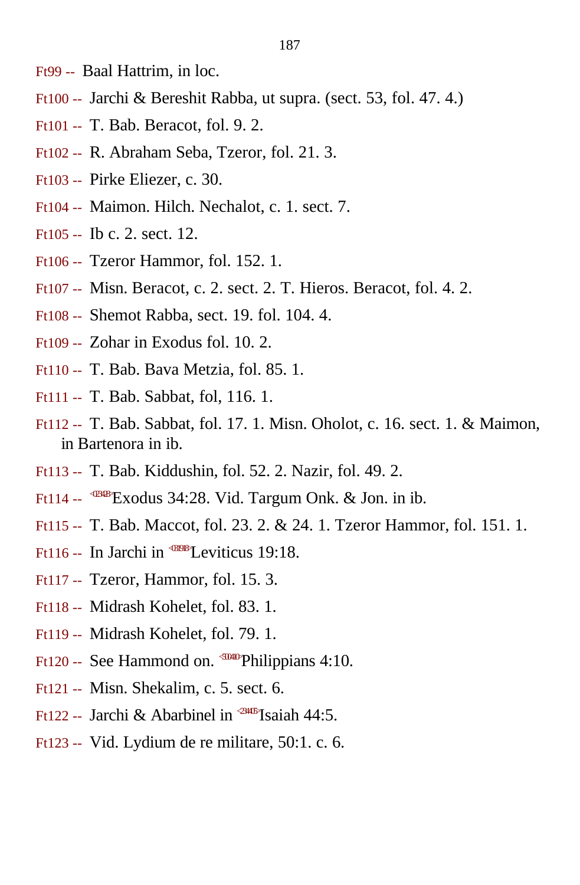Ft99 -- Baal Hattrim, in loc.

Ft100 -- Jarchi & Bereshit Rabba, ut supra. (sect. 53, fol. 47. 4.)

Ft101 -- T. Bab. Beracot, fol. 9. 2.

Ft102 -- R. Abraham Seba, Tzeror, fol. 21. 3.

Ft103 -- Pirke Eliezer, c. 30.

Ft104 -- Maimon. Hilch. Nechalot, c. 1. sect. 7.

Ft105 -- Ib c. 2. sect. 12.

Ft106 -- Tzeror Hammor, fol. 152. 1.

Ft107 -- Misn. Beracot, c. 2. sect. 2. T. Hieros. Beracot, fol. 4. 2.

Ft108 -- Shemot Rabba, sect. 19. fol. 104. 4.

Ft109 -- Zohar in Exodus fol. 10. 2.

Ft110 -- T. Bab. Bava Metzia, fol. 85. 1.

Ft111 -- T. Bab. Sabbat, fol, 116. 1.

Ft112 -- T. Bab. Sabbat, fol. 17. 1. Misn. Oholot, c. 16. sect. 1. & Maimon, in Bartenora in ib.

Ft113 -- T. Bab. Kiddushin, fol. 52. 2. Nazir, fol. 49. 2.

Ft114 -- <023428>Exodus 34:28. Vid. Targum Onk. & Jon. in ib.

Ft115 -- T. Bab. Maccot, fol. 23. 2. & 24. 1. Tzeror Hammor, fol. 151. 1.

Ft116 -- In Jarchi in <031918>Leviticus 19:18.

Ft117 -- Tzeror, Hammor, fol. 15. 3.

Ft118 -- Midrash Kohelet, fol. 83. 1.

Ft119 -- Midrash Kohelet, fol. 79. 1.

Ft120 -- See Hammond on. <500410>Philippians 4:10.

Ft121 -- Misn. Shekalim, c. 5. sect. 6.

Ft122 -- Jarchi & Abarbinel in <234405>Isaiah 44:5.

Ft123 -- Vid. Lydium de re militare, 50:1. c. 6.